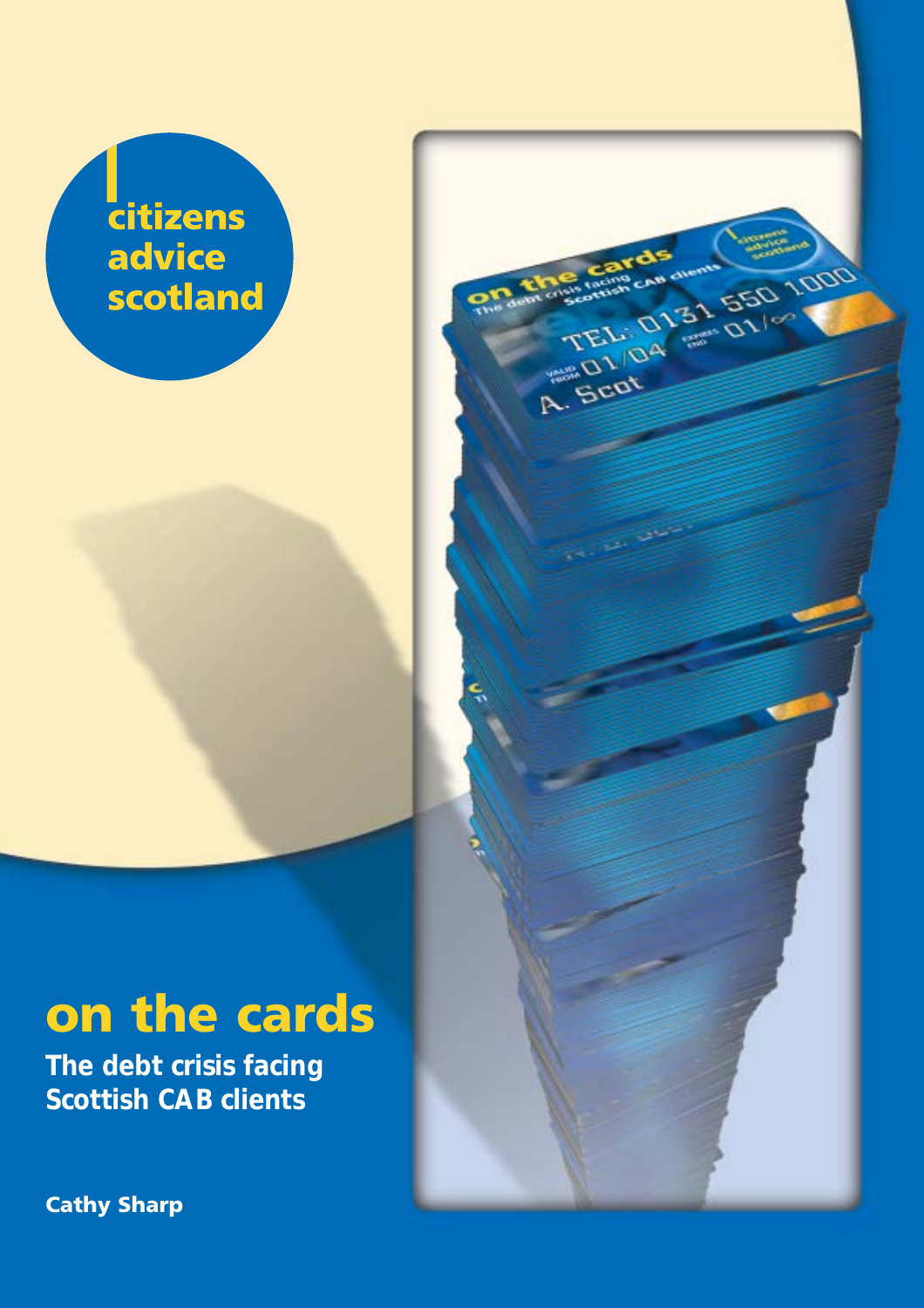citizens advice scotland

# on the cards

## The debt crisis facing Scottish CAB clients

**Cathy Sharp**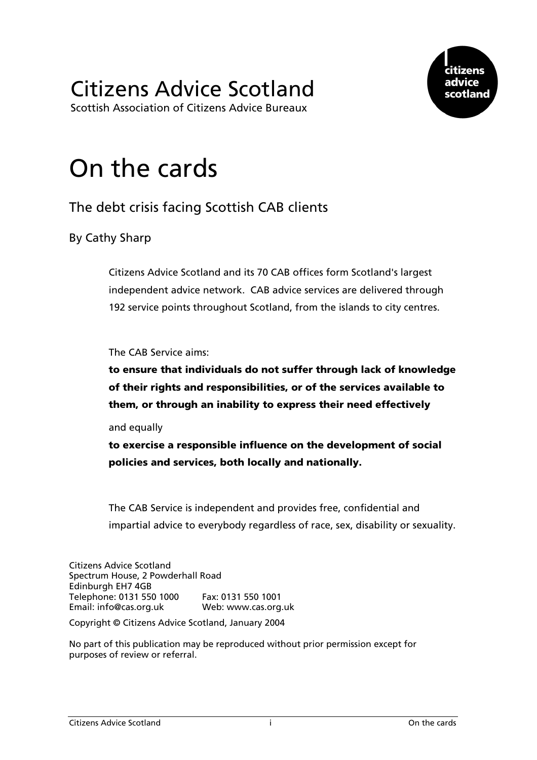# Citizens Advice Scotland

Scottish Association of Citizens Advice Bureaux

citizens advice scotland

# On the cards

## The debt crisis facing Scottish CAB clients

By Cathy Sharp

Citizens Advice Scotland and its 70 CAB offices form Scotland's largest independent advice network. CAB advice services are delivered through 192 service points throughout Scotland, from the islands to city centres.

The CAB Service aims:

**to ensure that individuals do not suffer through lack of knowledge of their rights and responsibilities, or of the services available to them, or through an inability to express their need effectively**

and equally

**to exercise a responsible influence on the development of social policies and services, both locally and nationally.**

The CAB Service is independent and provides free, confidential and impartial advice to everybody regardless of race, sex, disability or sexuality.

Citizens Advice Scotland
Spectrum House, 2 Powderhall Road
Edinburgh EH7 4GB
Telephone: 0131 550 1000 Fax: 0131 550 1001
Email: info@cas.org.uk Web: www.cas.org.uk

Copyright © Citizens Advice Scotland, January 2004

No part of this publication may be reproduced without prior permission except for purposes of review or referral.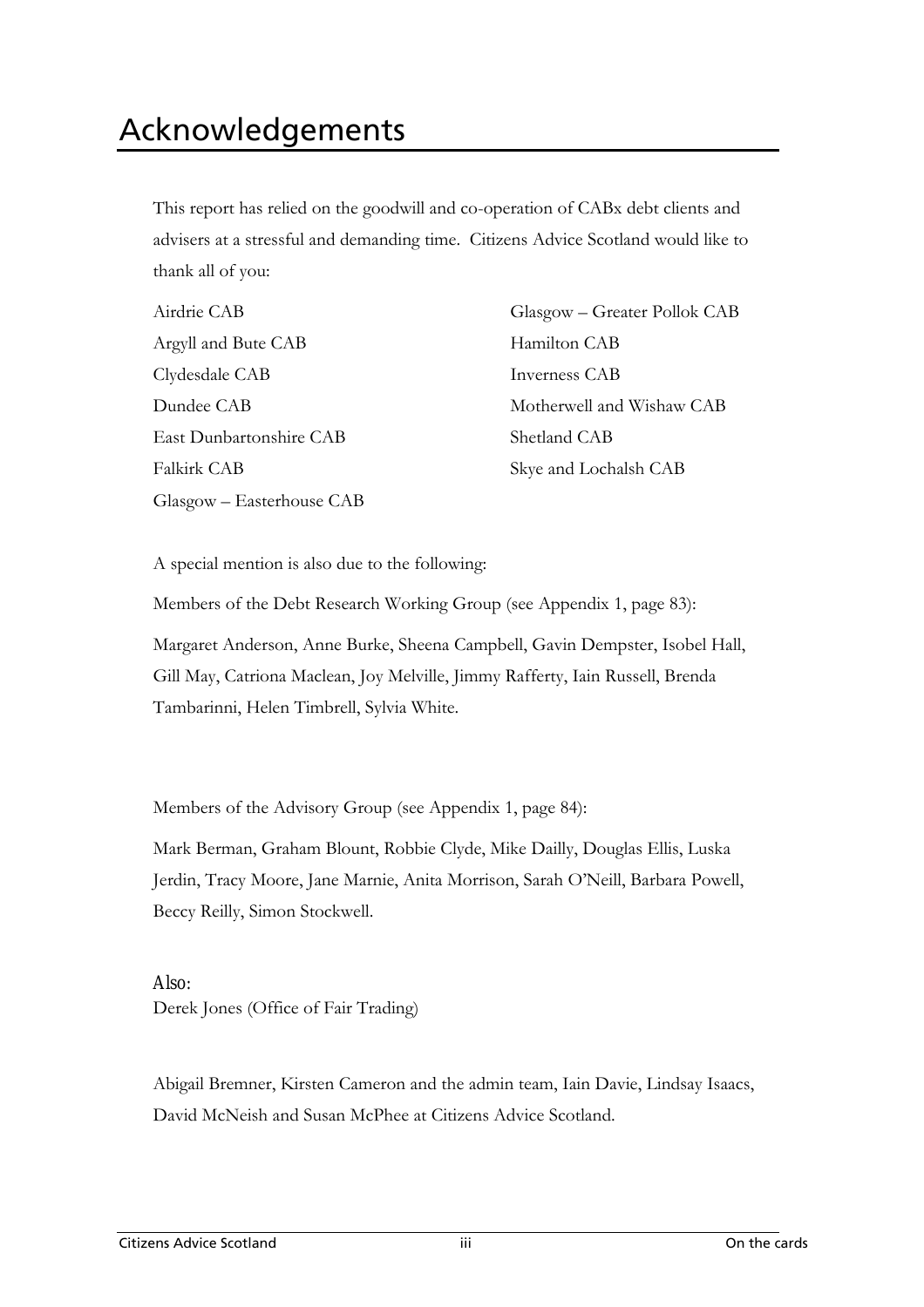# Acknowledgements

This report has relied on the goodwill and co-operation of CABx debt clients and advisers at a stressful and demanding time. Citizens Advice Scotland would like to thank all of you:

Airdrie CAB
Argyll and Bute CAB
Clydesdale CAB
Dundee CAB
East Dunbartonshire CAB
Falkirk CAB
Glasgow – Easterhouse CAB
Glasgow – Greater Pollok CAB
Hamilton CAB
Inverness CAB
Motherwell and Wishaw CAB
Shetland CAB
Skye and Lochalsh CAB

A special mention is also due to the following:

Members of the Debt Research Working Group (see Appendix 1, page 83):

Margaret Anderson, Anne Burke, Sheena Campbell, Gavin Dempster, Isobel Hall, Gill May, Catriona Maclean, Joy Melville, Jimmy Rafferty, Iain Russell, Brenda Tambarinni, Helen Timbrell, Sylvia White.

Members of the Advisory Group (see Appendix 1, page 84):

Mark Berman, Graham Blount, Robbie Clyde, Mike Dailly, Douglas Ellis, Luska Jerdin, Tracy Moore, Jane Marnie, Anita Morrison, Sarah O'Neill, Barbara Powell, Beccy Reilly, Simon Stockwell.

Also:
Derek Jones (Office of Fair Trading)

Abigail Bremner, Kirsten Cameron and the admin team, Iain Davie, Lindsay Isaacs, David McNeish and Susan McPhee at Citizens Advice Scotland.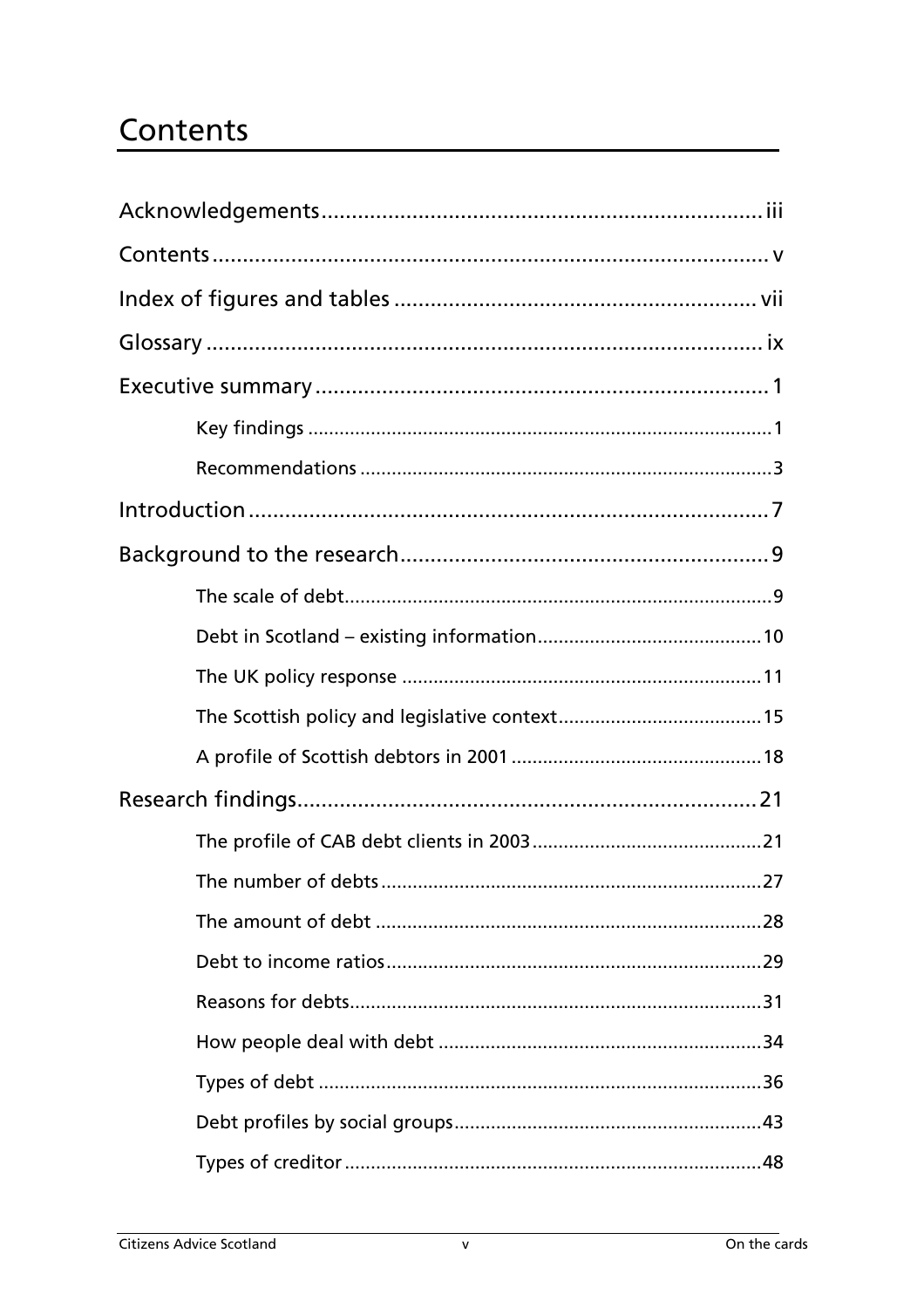# Contents

Acknowledgements ........................................................................ iii

Contents ........................................................................................ v

Index of figures and tables .......................................................... vii

Glossary ........................................................................................ ix

Executive summary ........................................................................ 1

- Key findings ........................................................................................ 1
- Recommendations ................................................................................ 3

Introduction ..................................................................................... 7

Background to the research ............................................................ 9

- The scale of debt .................................................................................. 9
- Debt in Scotland – existing information ............................................ 10
- The UK policy response ...................................................................... 11
- The Scottish policy and legislative context ....................................... 15
- A profile of Scottish debtors in 2001 ................................................. 18

Research findings ........................................................................... 21

- The profile of CAB debt clients in 2003 ............................................ 21
- The number of debts .......................................................................... 27
- The amount of debt ........................................................................... 28
- Debt to income ratios ........................................................................ 29
- Reasons for debts ............................................................................... 31
- How people deal with debt ............................................................... 34
- Types of debt ...................................................................................... 36
- Debt profiles by social groups ........................................................... 43
- Types of creditor ................................................................................ 48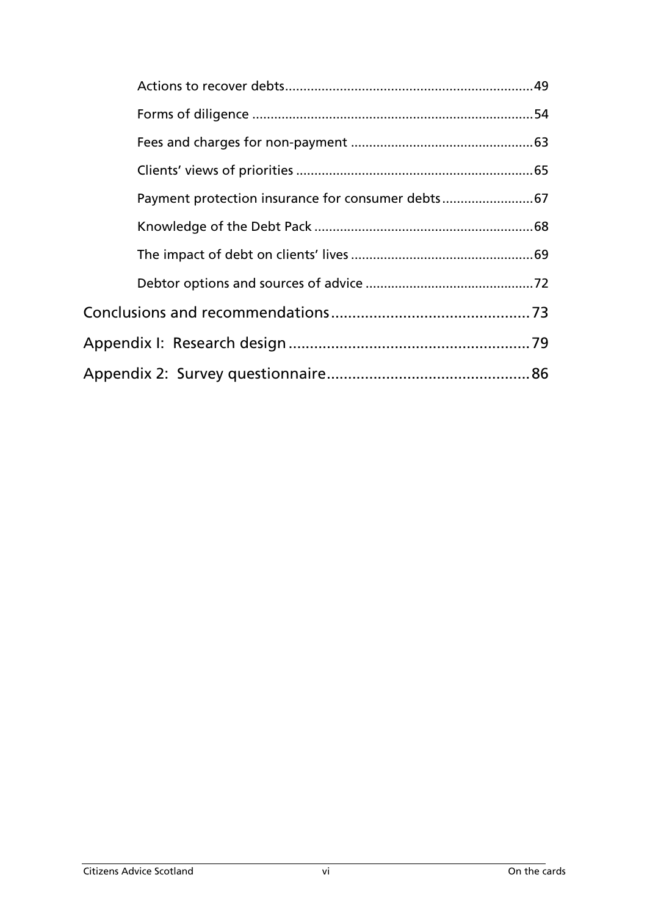Actions to recover debts.....49

Forms of diligence.....54

Fees and charges for non-payment.....63

Clients' views of priorities.....65

Payment protection insurance for consumer debts.....67

Knowledge of the Debt Pack.....68

The impact of debt on clients' lives.....69

Debtor options and sources of advice.....72

Conclusions and recommendations.....73

Appendix I: Research design.....79

Appendix 2: Survey questionnaire.....86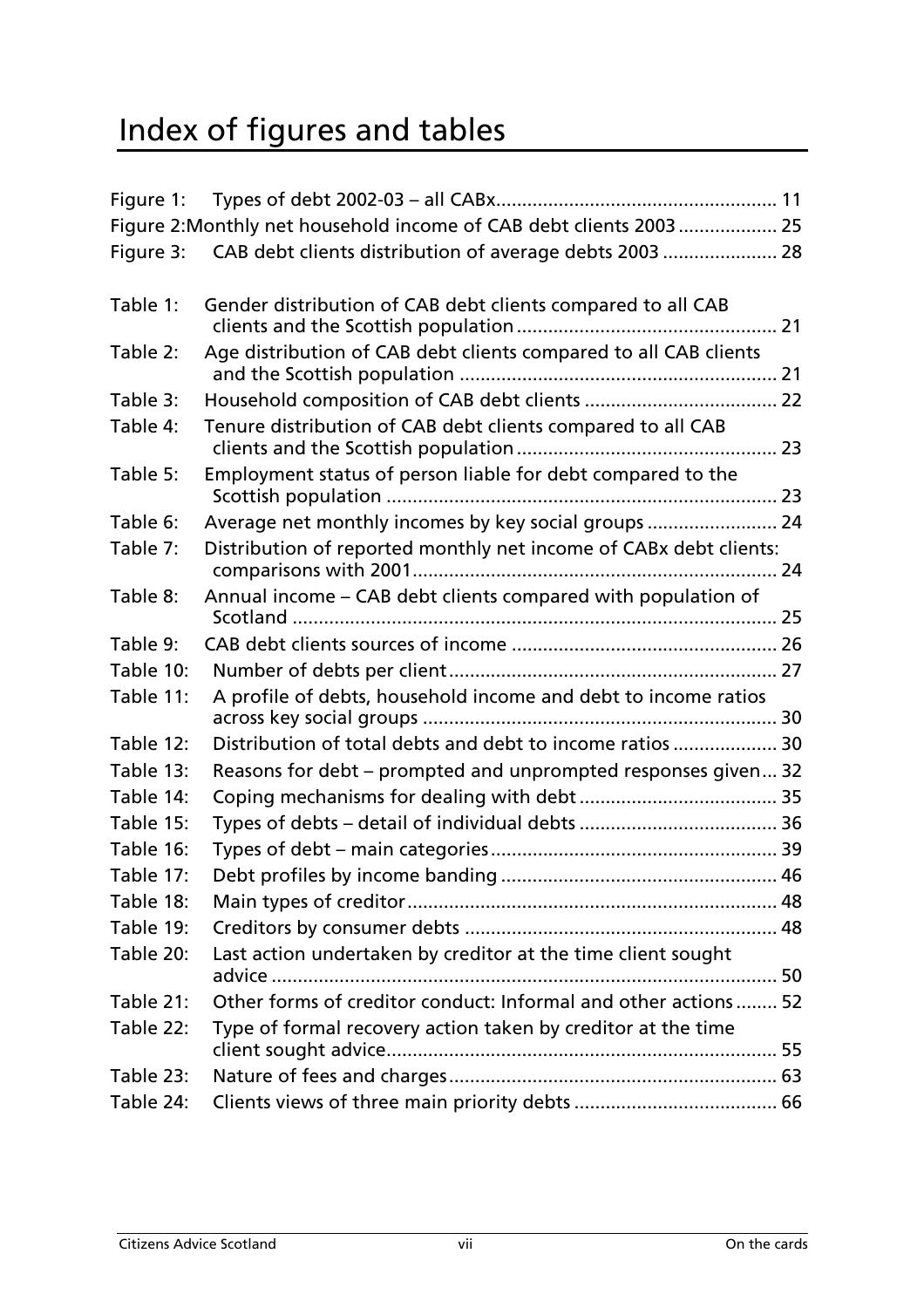# Index of figures and tables

Figure 1: Types of debt 2002-03 – all CABx ..................................................... 11
Figure 2: Monthly net household income of CAB debt clients 2003 .................. 25
Figure 3: CAB debt clients distribution of average debts 2003 ...................... 28

Table 1: Gender distribution of CAB debt clients compared to all CAB clients and the Scottish population ................................................. 21
Table 2: Age distribution of CAB debt clients compared to all CAB clients and the Scottish population ............................................................ 21
Table 3: Household composition of CAB debt clients .................................... 22
Table 4: Tenure distribution of CAB debt clients compared to all CAB clients and the Scottish population ................................................. 23
Table 5: Employment status of person liable for debt compared to the Scottish population .......................................................................... 23
Table 6: Average net monthly incomes by key social groups ......................... 24
Table 7: Distribution of reported monthly net income of CABx debt clients: comparisons with 2001 ..................................................................... 24
Table 8: Annual income – CAB debt clients compared with population of Scotland ............................................................................................. 25
Table 9: CAB debt clients sources of income .................................................. 26
Table 10: Number of debts per client ............................................................... 27
Table 11: A profile of debts, household income and debt to income ratios across key social groups ................................................................... 30
Table 12: Distribution of total debts and debt to income ratios .................... 30
Table 13: Reasons for debt – prompted and unprompted responses given... 32
Table 14: Coping mechanisms for dealing with debt ..................................... 35
Table 15: Types of debts – detail of individual debts ..................................... 36
Table 16: Types of debt – main categories ...................................................... 39
Table 17: Debt profiles by income banding .................................................... 46
Table 18: Main types of creditor ...................................................................... 48
Table 19: Creditors by consumer debts ........................................................... 48
Table 20: Last action undertaken by creditor at the time client sought advice ................................................................................................ 50
Table 21: Other forms of creditor conduct: Informal and other actions ........ 52
Table 22: Type of formal recovery action taken by creditor at the time client sought advice ........................................................................... 55
Table 23: Nature of fees and charges .............................................................. 63
Table 24: Clients views of three main priority debts ...................................... 66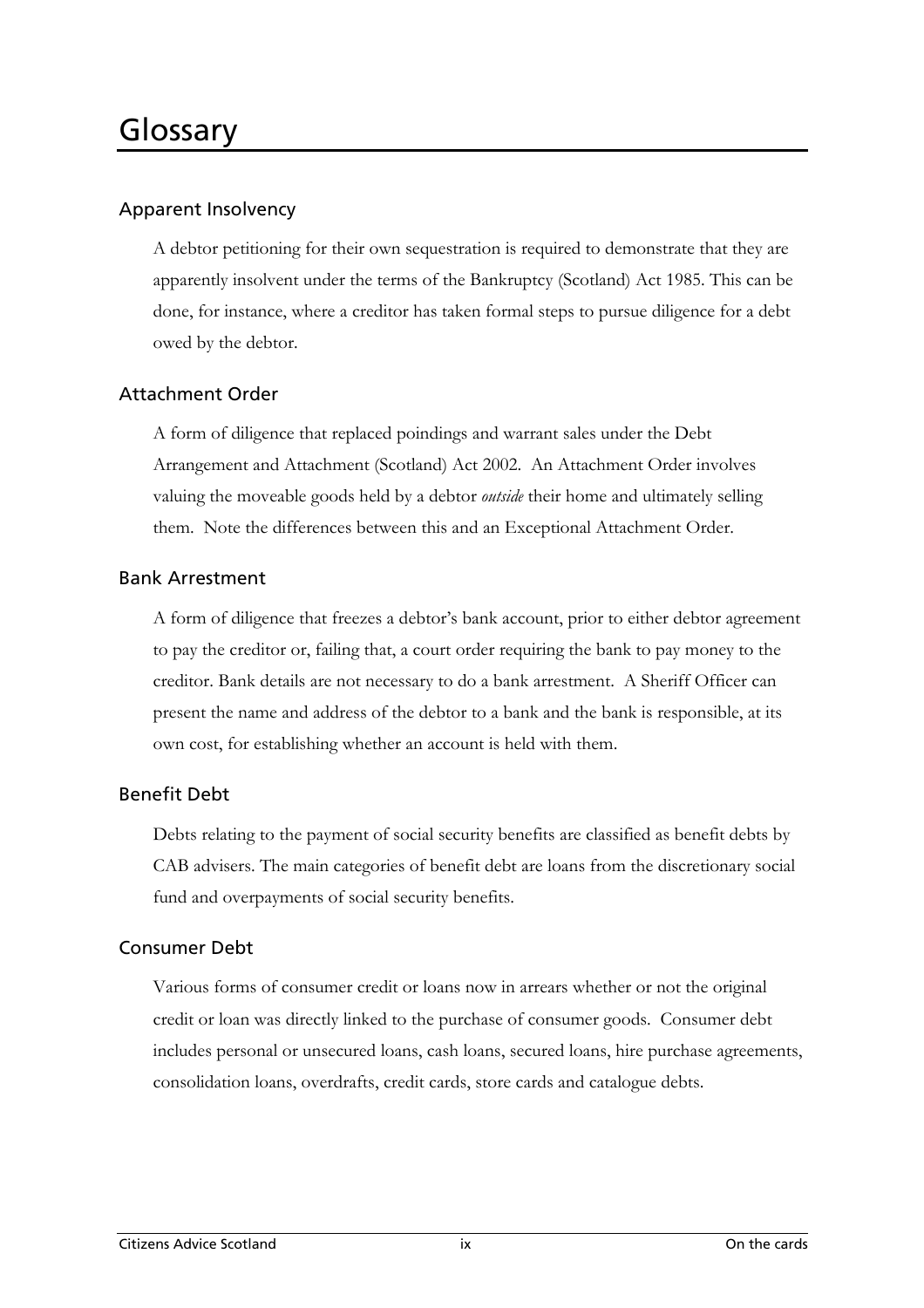# Glossary

## Apparent Insolvency

A debtor petitioning for their own sequestration is required to demonstrate that they are apparently insolvent under the terms of the Bankruptcy (Scotland) Act 1985. This can be done, for instance, where a creditor has taken formal steps to pursue diligence for a debt owed by the debtor.

## Attachment Order

A form of diligence that replaced poindings and warrant sales under the Debt Arrangement and Attachment (Scotland) Act 2002. An Attachment Order involves valuing the moveable goods held by a debtor *outside* their home and ultimately selling them. Note the differences between this and an Exceptional Attachment Order.

## Bank Arrestment

A form of diligence that freezes a debtor's bank account, prior to either debtor agreement to pay the creditor or, failing that, a court order requiring the bank to pay money to the creditor. Bank details are not necessary to do a bank arrestment. A Sheriff Officer can present the name and address of the debtor to a bank and the bank is responsible, at its own cost, for establishing whether an account is held with them.

## Benefit Debt

Debts relating to the payment of social security benefits are classified as benefit debts by CAB advisers. The main categories of benefit debt are loans from the discretionary social fund and overpayments of social security benefits.

## Consumer Debt

Various forms of consumer credit or loans now in arrears whether or not the original credit or loan was directly linked to the purchase of consumer goods. Consumer debt includes personal or unsecured loans, cash loans, secured loans, hire purchase agreements, consolidation loans, overdrafts, credit cards, store cards and catalogue debts.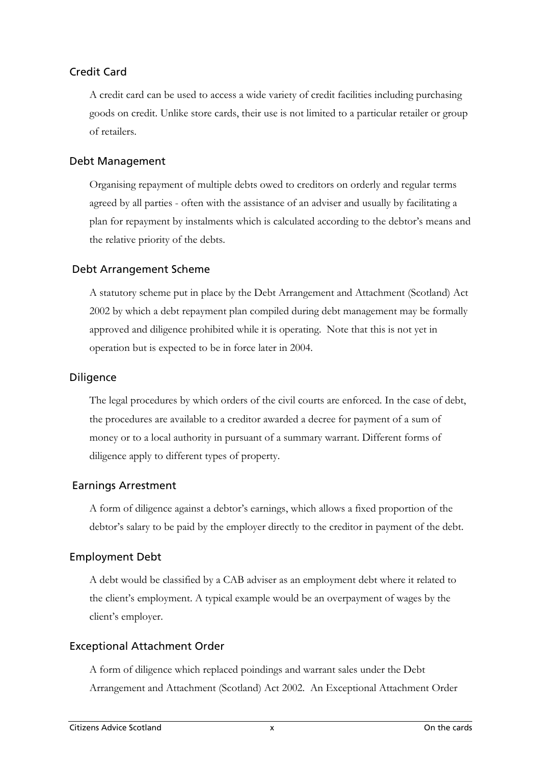### Credit Card

A credit card can be used to access a wide variety of credit facilities including purchasing goods on credit. Unlike store cards, their use is not limited to a particular retailer or group of retailers.

### Debt Management

Organising repayment of multiple debts owed to creditors on orderly and regular terms agreed by all parties - often with the assistance of an adviser and usually by facilitating a plan for repayment by instalments which is calculated according to the debtor's means and the relative priority of the debts.

### Debt Arrangement Scheme

A statutory scheme put in place by the Debt Arrangement and Attachment (Scotland) Act 2002 by which a debt repayment plan compiled during debt management may be formally approved and diligence prohibited while it is operating. Note that this is not yet in operation but is expected to be in force later in 2004.

### Diligence

The legal procedures by which orders of the civil courts are enforced. In the case of debt, the procedures are available to a creditor awarded a decree for payment of a sum of money or to a local authority in pursuant of a summary warrant. Different forms of diligence apply to different types of property.

### Earnings Arrestment

A form of diligence against a debtor's earnings, which allows a fixed proportion of the debtor's salary to be paid by the employer directly to the creditor in payment of the debt.

### Employment Debt

A debt would be classified by a CAB adviser as an employment debt where it related to the client's employment. A typical example would be an overpayment of wages by the client's employer.

### Exceptional Attachment Order

A form of diligence which replaced poindings and warrant sales under the Debt Arrangement and Attachment (Scotland) Act 2002. An Exceptional Attachment Order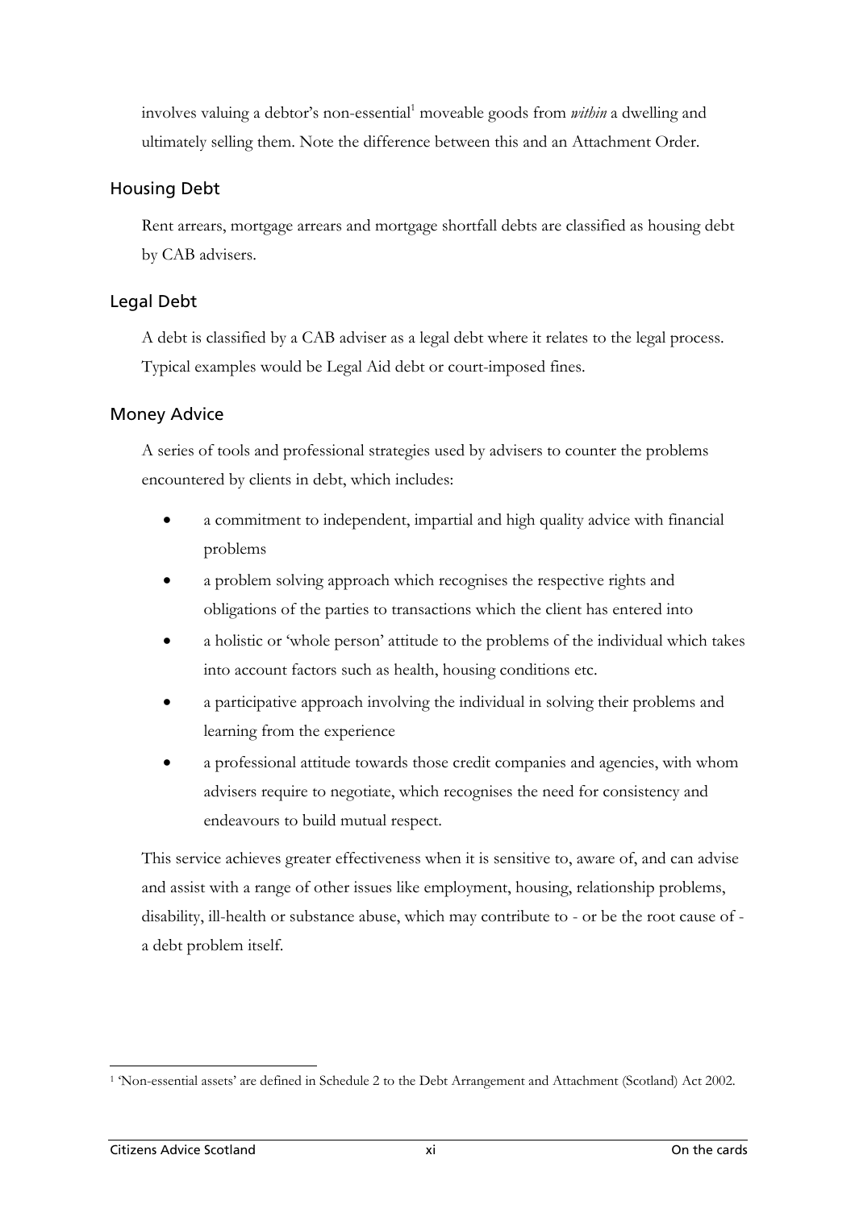involves valuing a debtor's non-essential[1] moveable goods from *within* a dwelling and ultimately selling them. Note the difference between this and an Attachment Order.

### Housing Debt

Rent arrears, mortgage arrears and mortgage shortfall debts are classified as housing debt by CAB advisers.

### Legal Debt

A debt is classified by a CAB adviser as a legal debt where it relates to the legal process. Typical examples would be Legal Aid debt or court-imposed fines.

### Money Advice

A series of tools and professional strategies used by advisers to counter the problems encountered by clients in debt, which includes:

- a commitment to independent, impartial and high quality advice with financial problems
- a problem solving approach which recognises the respective rights and obligations of the parties to transactions which the client has entered into
- a holistic or 'whole person' attitude to the problems of the individual which takes into account factors such as health, housing conditions etc.
- a participative approach involving the individual in solving their problems and learning from the experience
- a professional attitude towards those credit companies and agencies, with whom advisers require to negotiate, which recognises the need for consistency and endeavours to build mutual respect.

This service achieves greater effectiveness when it is sensitive to, aware of, and can advise and assist with a range of other issues like employment, housing, relationship problems, disability, ill-health or substance abuse, which may contribute to - or be the root cause of - a debt problem itself.

[1] 'Non-essential assets' are defined in Schedule 2 to the Debt Arrangement and Attachment (Scotland) Act 2002.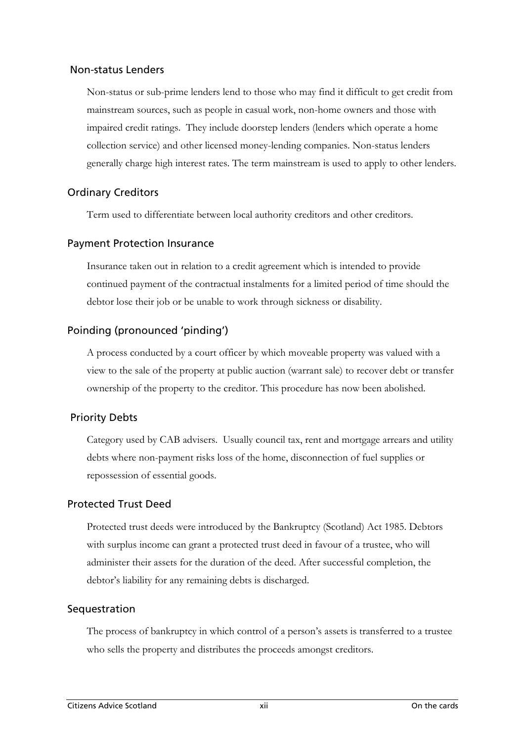### Non-status Lenders

Non-status or sub-prime lenders lend to those who may find it difficult to get credit from mainstream sources, such as people in casual work, non-home owners and those with impaired credit ratings. They include doorstep lenders (lenders which operate a home collection service) and other licensed money-lending companies. Non-status lenders generally charge high interest rates. The term mainstream is used to apply to other lenders.

### Ordinary Creditors

Term used to differentiate between local authority creditors and other creditors.

### Payment Protection Insurance

Insurance taken out in relation to a credit agreement which is intended to provide continued payment of the contractual instalments for a limited period of time should the debtor lose their job or be unable to work through sickness or disability.

### Poinding (pronounced 'pinding')

A process conducted by a court officer by which moveable property was valued with a view to the sale of the property at public auction (warrant sale) to recover debt or transfer ownership of the property to the creditor. This procedure has now been abolished.

### Priority Debts

Category used by CAB advisers. Usually council tax, rent and mortgage arrears and utility debts where non-payment risks loss of the home, disconnection of fuel supplies or repossession of essential goods.

### Protected Trust Deed

Protected trust deeds were introduced by the Bankruptcy (Scotland) Act 1985. Debtors with surplus income can grant a protected trust deed in favour of a trustee, who will administer their assets for the duration of the deed. After successful completion, the debtor's liability for any remaining debts is discharged.

### Sequestration

The process of bankruptcy in which control of a person's assets is transferred to a trustee who sells the property and distributes the proceeds amongst creditors.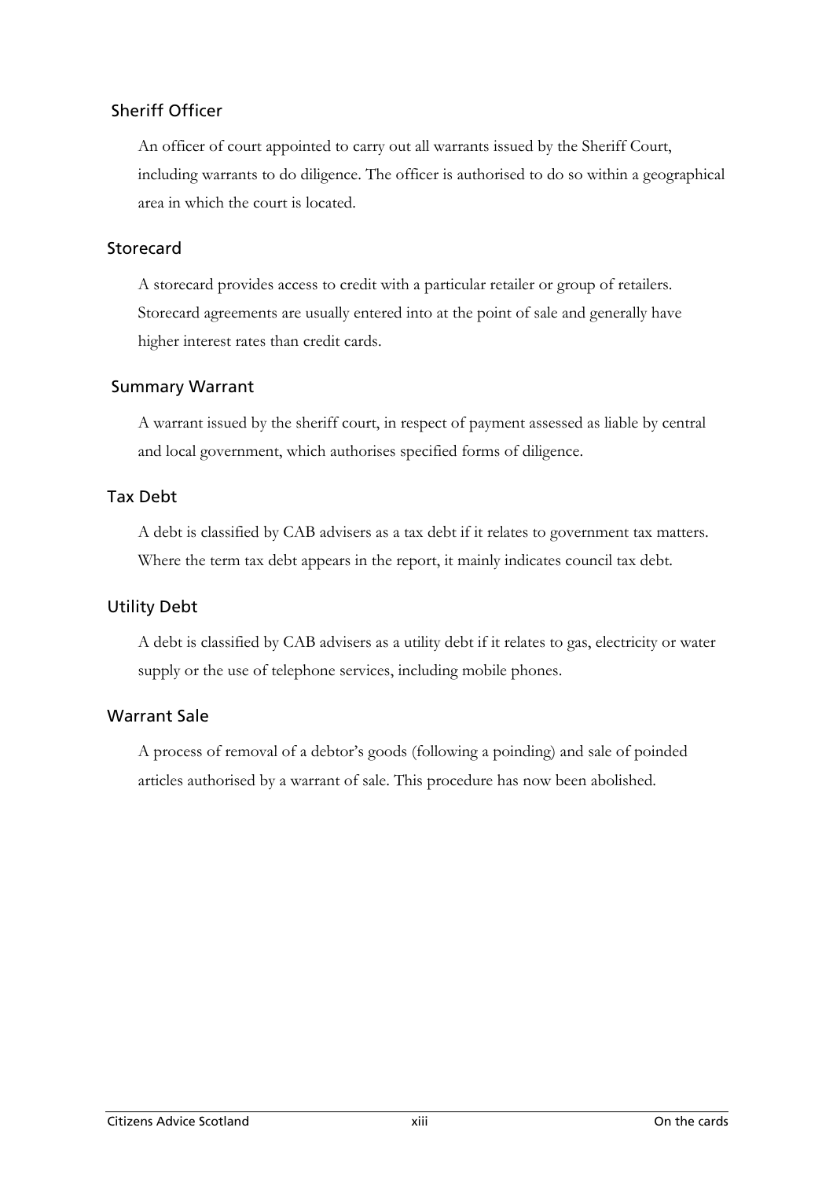### Sheriff Officer

An officer of court appointed to carry out all warrants issued by the Sheriff Court, including warrants to do diligence. The officer is authorised to do so within a geographical area in which the court is located.

### Storecard

A storecard provides access to credit with a particular retailer or group of retailers. Storecard agreements are usually entered into at the point of sale and generally have higher interest rates than credit cards.

### Summary Warrant

A warrant issued by the sheriff court, in respect of payment assessed as liable by central and local government, which authorises specified forms of diligence.

### Tax Debt

A debt is classified by CAB advisers as a tax debt if it relates to government tax matters. Where the term tax debt appears in the report, it mainly indicates council tax debt.

### Utility Debt

A debt is classified by CAB advisers as a utility debt if it relates to gas, electricity or water supply or the use of telephone services, including mobile phones.

### Warrant Sale

A process of removal of a debtor's goods (following a poinding) and sale of poinded articles authorised by a warrant of sale. This procedure has now been abolished.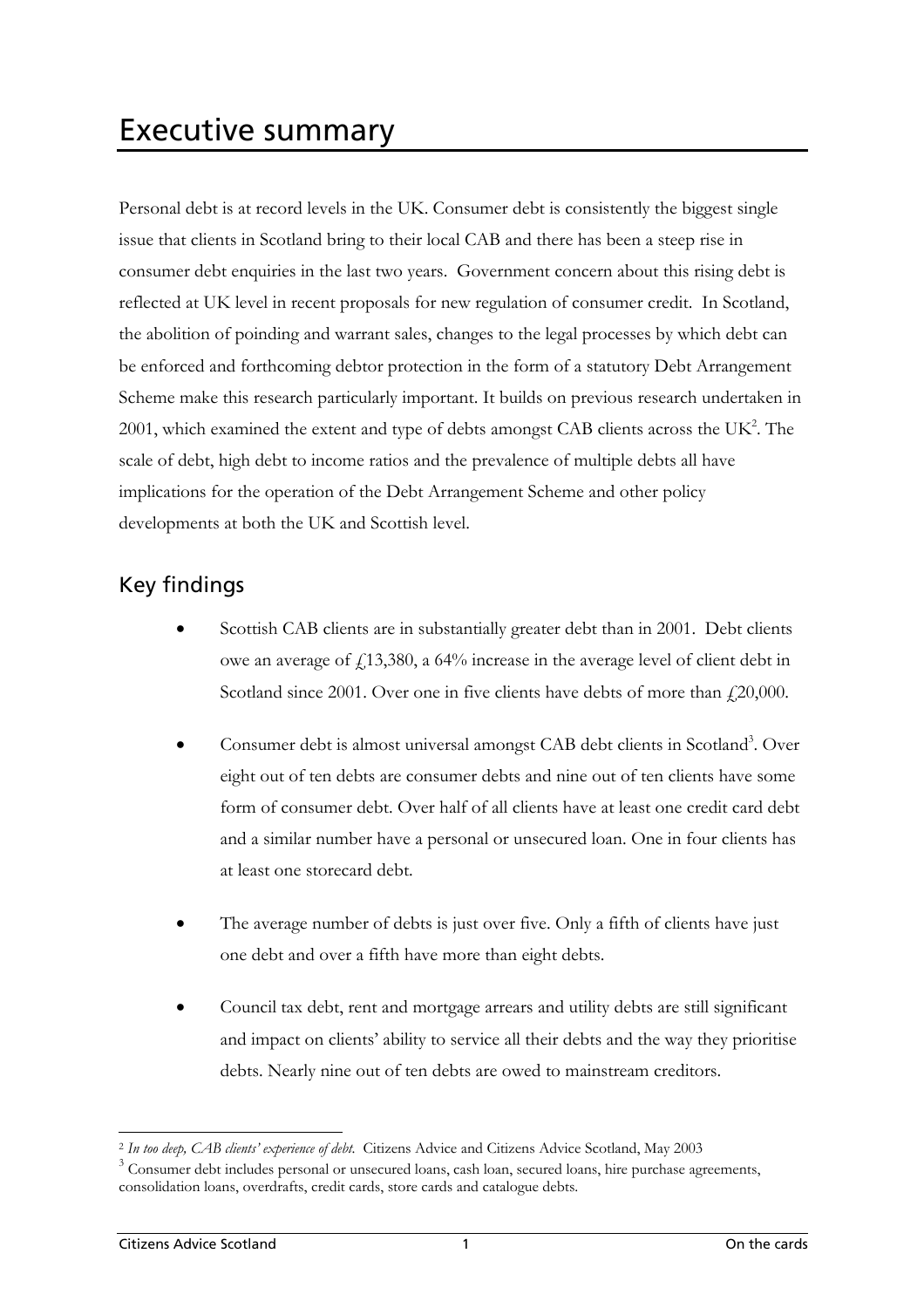# Executive summary

Personal debt is at record levels in the UK. Consumer debt is consistently the biggest single issue that clients in Scotland bring to their local CAB and there has been a steep rise in consumer debt enquiries in the last two years. Government concern about this rising debt is reflected at UK level in recent proposals for new regulation of consumer credit. In Scotland, the abolition of poinding and warrant sales, changes to the legal processes by which debt can be enforced and forthcoming debtor protection in the form of a statutory Debt Arrangement Scheme make this research particularly important. It builds on previous research undertaken in 2001, which examined the extent and type of debts amongst CAB clients across the UK[2]. The scale of debt, high debt to income ratios and the prevalence of multiple debts all have implications for the operation of the Debt Arrangement Scheme and other policy developments at both the UK and Scottish level.

## Key findings

- Scottish CAB clients are in substantially greater debt than in 2001. Debt clients owe an average of £13,380, a 64% increase in the average level of client debt in Scotland since 2001. Over one in five clients have debts of more than £20,000.

- Consumer debt is almost universal amongst CAB debt clients in Scotland[3]. Over eight out of ten debts are consumer debts and nine out of ten clients have some form of consumer debt. Over half of all clients have at least one credit card debt and a similar number have a personal or unsecured loan. One in four clients has at least one storecard debt.

- The average number of debts is just over five. Only a fifth of clients have just one debt and over a fifth have more than eight debts.

- Council tax debt, rent and mortgage arrears and utility debts are still significant and impact on clients' ability to service all their debts and the way they prioritise debts. Nearly nine out of ten debts are owed to mainstream creditors.

---

[2] *In too deep, CAB clients' experience of debt.* Citizens Advice and Citizens Advice Scotland, May 2003

[3] Consumer debt includes personal or unsecured loans, cash loan, secured loans, hire purchase agreements, consolidation loans, overdrafts, credit cards, store cards and catalogue debts.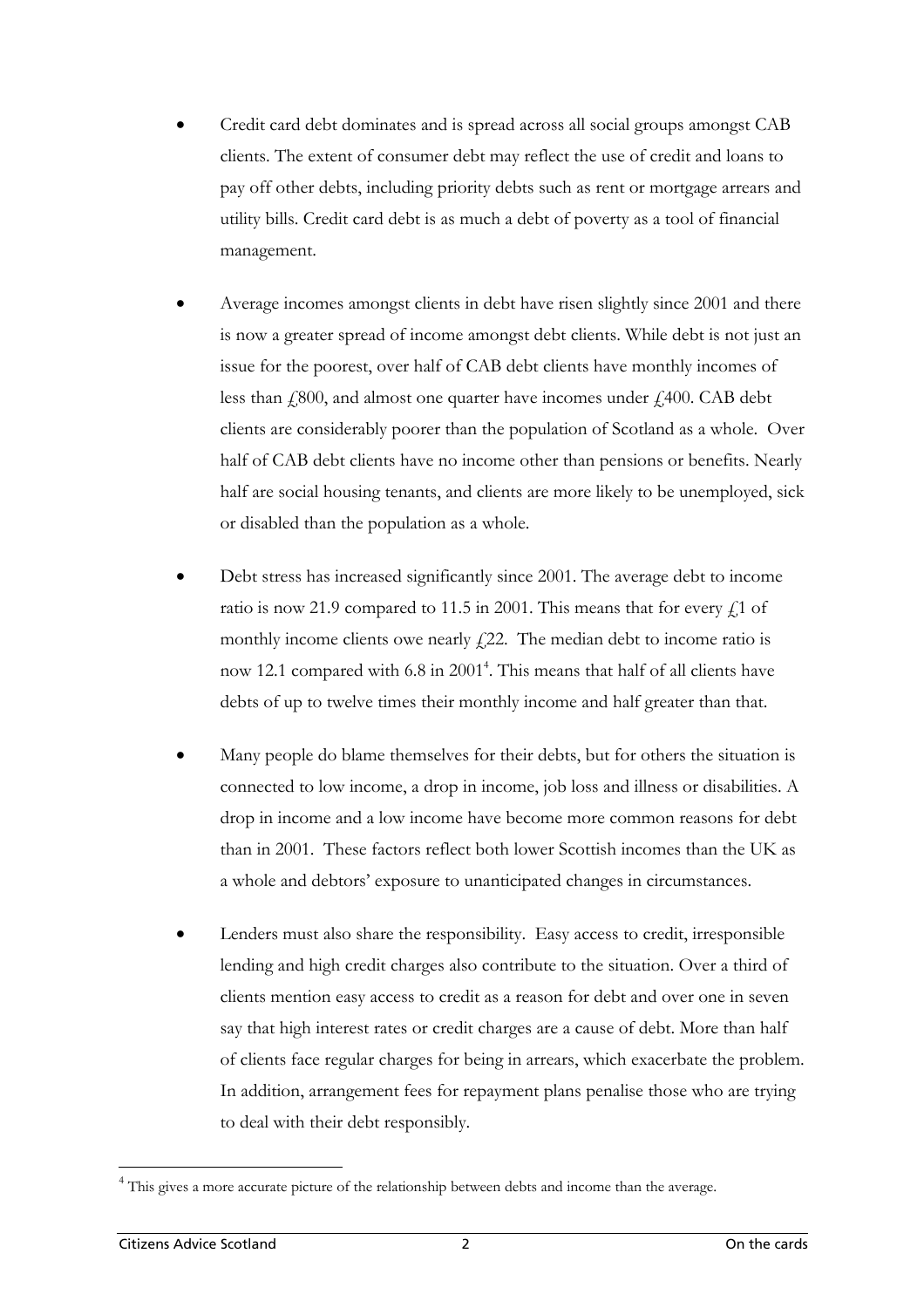- Credit card debt dominates and is spread across all social groups amongst CAB clients. The extent of consumer debt may reflect the use of credit and loans to pay off other debts, including priority debts such as rent or mortgage arrears and utility bills. Credit card debt is as much a debt of poverty as a tool of financial management.

- Average incomes amongst clients in debt have risen slightly since 2001 and there is now a greater spread of income amongst debt clients. While debt is not just an issue for the poorest, over half of CAB debt clients have monthly incomes of less than £800, and almost one quarter have incomes under £400. CAB debt clients are considerably poorer than the population of Scotland as a whole. Over half of CAB debt clients have no income other than pensions or benefits. Nearly half are social housing tenants, and clients are more likely to be unemployed, sick or disabled than the population as a whole.

- Debt stress has increased significantly since 2001. The average debt to income ratio is now 21.9 compared to 11.5 in 2001. This means that for every £1 of monthly income clients owe nearly £22. The median debt to income ratio is now 12.1 compared with 6.8 in 2001[4]. This means that half of all clients have debts of up to twelve times their monthly income and half greater than that.

- Many people do blame themselves for their debts, but for others the situation is connected to low income, a drop in income, job loss and illness or disabilities. A drop in income and a low income have become more common reasons for debt than in 2001. These factors reflect both lower Scottish incomes than the UK as a whole and debtors' exposure to unanticipated changes in circumstances.

- Lenders must also share the responsibility. Easy access to credit, irresponsible lending and high credit charges also contribute to the situation. Over a third of clients mention easy access to credit as a reason for debt and over one in seven say that high interest rates or credit charges are a cause of debt. More than half of clients face regular charges for being in arrears, which exacerbate the problem. In addition, arrangement fees for repayment plans penalise those who are trying to deal with their debt responsibly.

[4] This gives a more accurate picture of the relationship between debts and income than the average.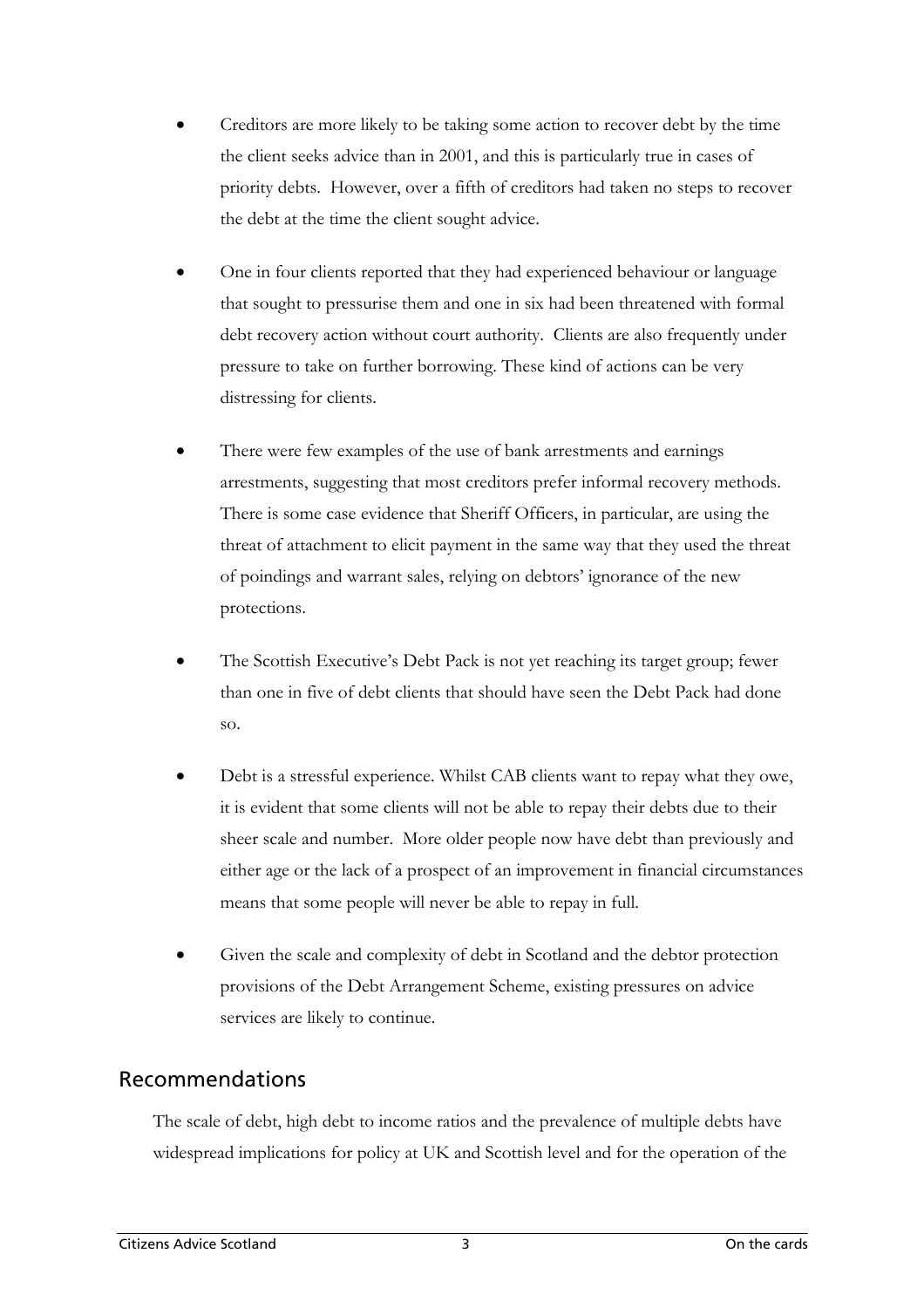- Creditors are more likely to be taking some action to recover debt by the time the client seeks advice than in 2001, and this is particularly true in cases of priority debts. However, over a fifth of creditors had taken no steps to recover the debt at the time the client sought advice.

- One in four clients reported that they had experienced behaviour or language that sought to pressurise them and one in six had been threatened with formal debt recovery action without court authority. Clients are also frequently under pressure to take on further borrowing. These kind of actions can be very distressing for clients.

- There were few examples of the use of bank arrestments and earnings arrestments, suggesting that most creditors prefer informal recovery methods. There is some case evidence that Sheriff Officers, in particular, are using the threat of attachment to elicit payment in the same way that they used the threat of poindings and warrant sales, relying on debtors' ignorance of the new protections.

- The Scottish Executive's Debt Pack is not yet reaching its target group; fewer than one in five of debt clients that should have seen the Debt Pack had done so.

- Debt is a stressful experience. Whilst CAB clients want to repay what they owe, it is evident that some clients will not be able to repay their debts due to their sheer scale and number. More older people now have debt than previously and either age or the lack of a prospect of an improvement in financial circumstances means that some people will never be able to repay in full.

- Given the scale and complexity of debt in Scotland and the debtor protection provisions of the Debt Arrangement Scheme, existing pressures on advice services are likely to continue.

## Recommendations

The scale of debt, high debt to income ratios and the prevalence of multiple debts have widespread implications for policy at UK and Scottish level and for the operation of the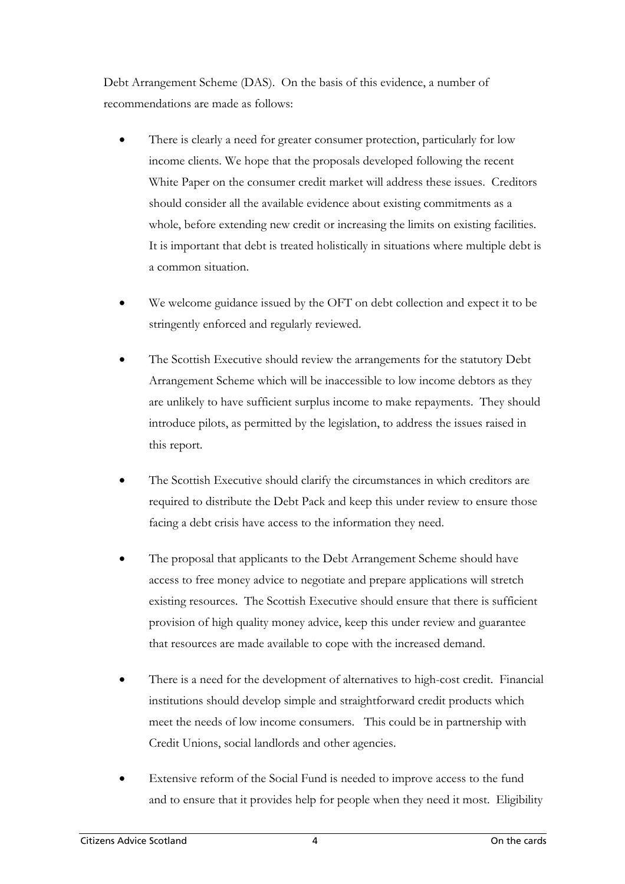Debt Arrangement Scheme (DAS). On the basis of this evidence, a number of recommendations are made as follows:

- There is clearly a need for greater consumer protection, particularly for low income clients. We hope that the proposals developed following the recent White Paper on the consumer credit market will address these issues. Creditors should consider all the available evidence about existing commitments as a whole, before extending new credit or increasing the limits on existing facilities. It is important that debt is treated holistically in situations where multiple debt is a common situation.

- We welcome guidance issued by the OFT on debt collection and expect it to be stringently enforced and regularly reviewed.

- The Scottish Executive should review the arrangements for the statutory Debt Arrangement Scheme which will be inaccessible to low income debtors as they are unlikely to have sufficient surplus income to make repayments. They should introduce pilots, as permitted by the legislation, to address the issues raised in this report.

- The Scottish Executive should clarify the circumstances in which creditors are required to distribute the Debt Pack and keep this under review to ensure those facing a debt crisis have access to the information they need.

- The proposal that applicants to the Debt Arrangement Scheme should have access to free money advice to negotiate and prepare applications will stretch existing resources. The Scottish Executive should ensure that there is sufficient provision of high quality money advice, keep this under review and guarantee that resources are made available to cope with the increased demand.

- There is a need for the development of alternatives to high-cost credit. Financial institutions should develop simple and straightforward credit products which meet the needs of low income consumers. This could be in partnership with Credit Unions, social landlords and other agencies.

- Extensive reform of the Social Fund is needed to improve access to the fund and to ensure that it provides help for people when they need it most. Eligibility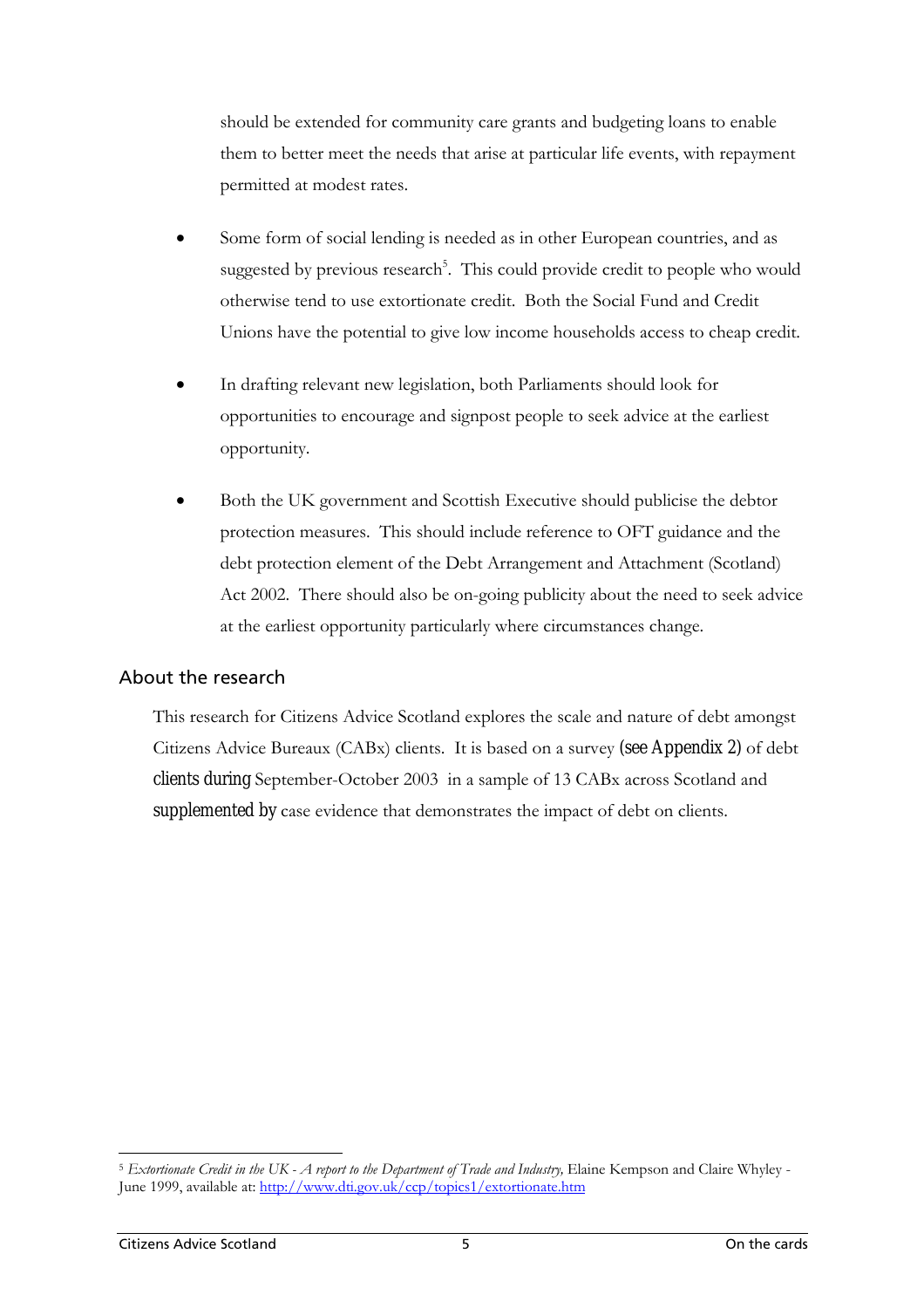should be extended for community care grants and budgeting loans to enable them to better meet the needs that arise at particular life events, with repayment permitted at modest rates.

- Some form of social lending is needed as in other European countries, and as suggested by previous research[5]. This could provide credit to people who would otherwise tend to use extortionate credit. Both the Social Fund and Credit Unions have the potential to give low income households access to cheap credit.

- In drafting relevant new legislation, both Parliaments should look for opportunities to encourage and signpost people to seek advice at the earliest opportunity.

- Both the UK government and Scottish Executive should publicise the debtor protection measures. This should include reference to OFT guidance and the debt protection element of the Debt Arrangement and Attachment (Scotland) Act 2002. There should also be on-going publicity about the need to seek advice at the earliest opportunity particularly where circumstances change.

## About the research

This research for Citizens Advice Scotland explores the scale and nature of debt amongst Citizens Advice Bureaux (CABx) clients. It is based on a survey (see Appendix 2) of debt clients during September-October 2003 in a sample of 13 CABx across Scotland and supplemented by case evidence that demonstrates the impact of debt on clients.

---

[5] *Extortionate Credit in the UK - A report to the Department of Trade and Industry,* Elaine Kempson and Claire Whyley - June 1999, available at: http://www.dti.gov.uk/ccp/topics1/extortionate.htm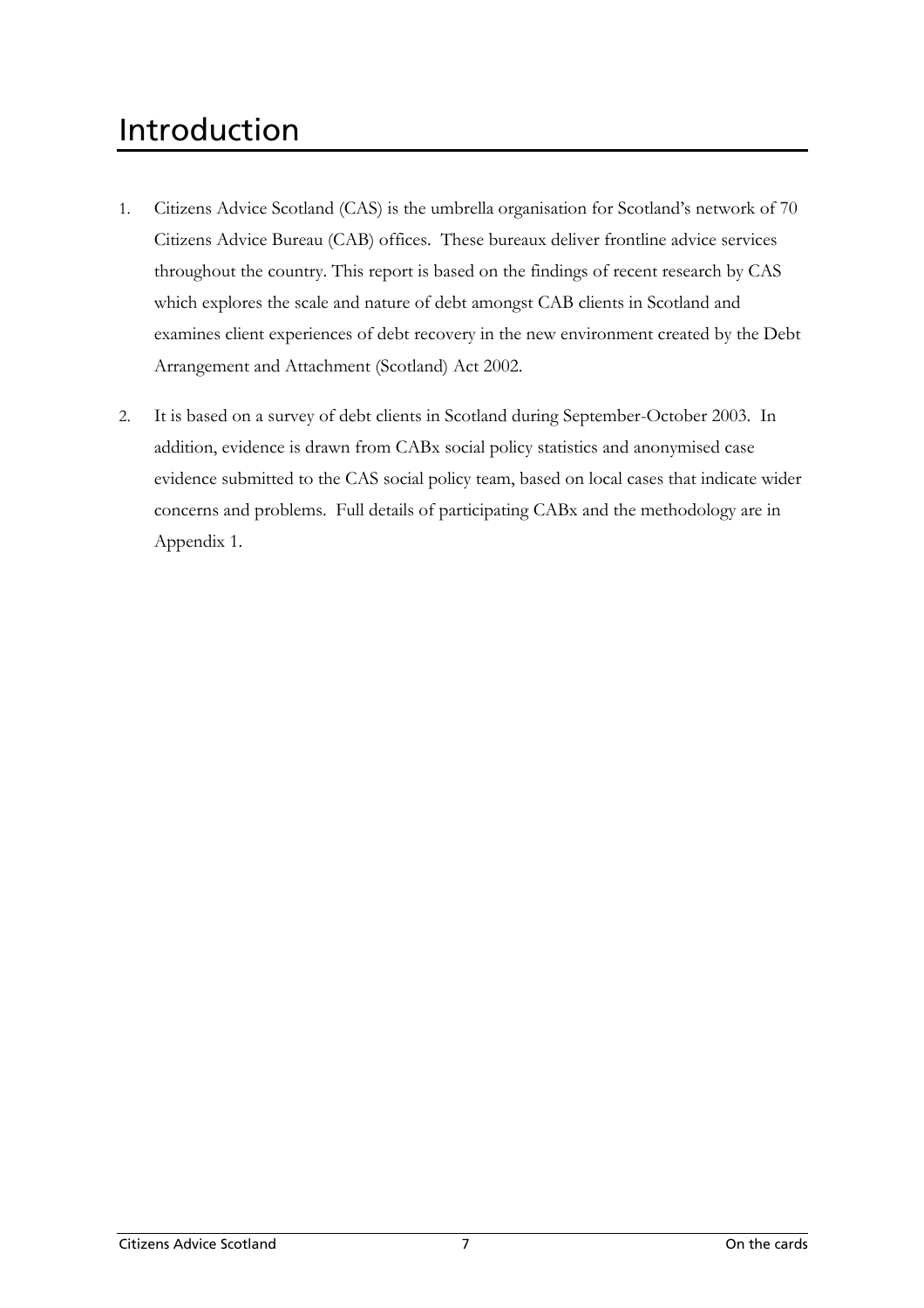# Introduction

1. Citizens Advice Scotland (CAS) is the umbrella organisation for Scotland's network of 70 Citizens Advice Bureau (CAB) offices. These bureaux deliver frontline advice services throughout the country. This report is based on the findings of recent research by CAS which explores the scale and nature of debt amongst CAB clients in Scotland and examines client experiences of debt recovery in the new environment created by the Debt Arrangement and Attachment (Scotland) Act 2002.

2. It is based on a survey of debt clients in Scotland during September-October 2003. In addition, evidence is drawn from CABx social policy statistics and anonymised case evidence submitted to the CAS social policy team, based on local cases that indicate wider concerns and problems. Full details of participating CABx and the methodology are in Appendix 1.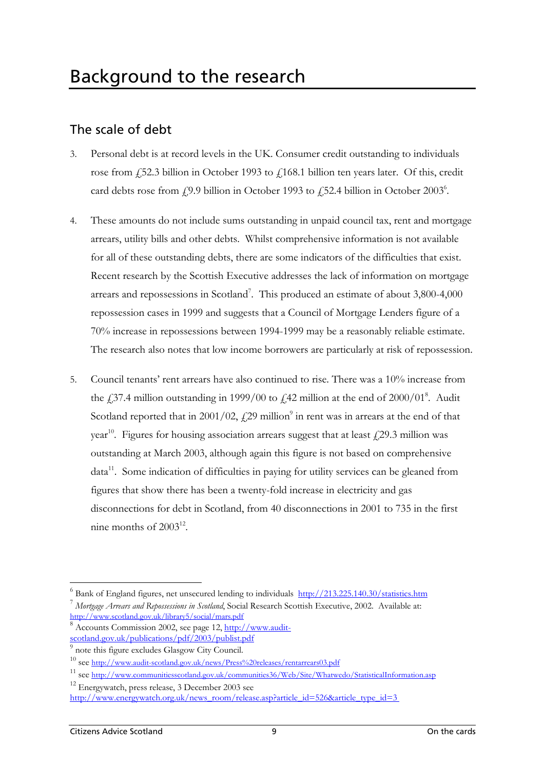# Background to the research

## The scale of debt

3. Personal debt is at record levels in the UK. Consumer credit outstanding to individuals rose from £52.3 billion in October 1993 to £168.1 billion ten years later. Of this, credit card debts rose from £9.9 billion in October 1993 to £52.4 billion in October 2003[6].

4. These amounts do not include sums outstanding in unpaid council tax, rent and mortgage arrears, utility bills and other debts. Whilst comprehensive information is not available for all of these outstanding debts, there are some indicators of the difficulties that exist. Recent research by the Scottish Executive addresses the lack of information on mortgage arrears and repossessions in Scotland[7]. This produced an estimate of about 3,800-4,000 repossession cases in 1999 and suggests that a Council of Mortgage Lenders figure of a 70% increase in repossessions between 1994-1999 may be a reasonably reliable estimate. The research also notes that low income borrowers are particularly at risk of repossession.

5. Council tenants' rent arrears have also continued to rise. There was a 10% increase from the £37.4 million outstanding in 1999/00 to £42 million at the end of 2000/01[8]. Audit Scotland reported that in 2001/02, £29 million[9] in rent was in arrears at the end of that year[10]. Figures for housing association arrears suggest that at least £29.3 million was outstanding at March 2003, although again this figure is not based on comprehensive data[11]. Some indication of difficulties in paying for utility services can be gleaned from figures that show there has been a twenty-fold increase in electricity and gas disconnections for debt in Scotland, from 40 disconnections in 2001 to 735 in the first nine months of 2003[12].

---

[6] Bank of England figures, net unsecured lending to individuals http://213.225.140.30/statistics.htm

[7] *Mortgage Arrears and Repossessions in Scotland*, Social Research Scottish Executive, 2002. Available at: http://www.scotland.gov.uk/library5/social/mars.pdf

[8] Accounts Commission 2002, see page 12, http://www.audit-scotland.gov.uk/publications/pdf/2003/publist.pdf

[9] note this figure excludes Glasgow City Council.

[10] see http://www.audit-scotland.gov.uk/news/Press%20releases/rentarrears03.pdf

[11] see http://www.communitiesscotland.gov.uk/communities36/Web/Site/Whatwedo/StatisticalInformation.asp

[12] Energywatch, press release, 3 December 2003 see http://www.energywatch.org.uk/news_room/release.asp?article_id=526&article_type_id=3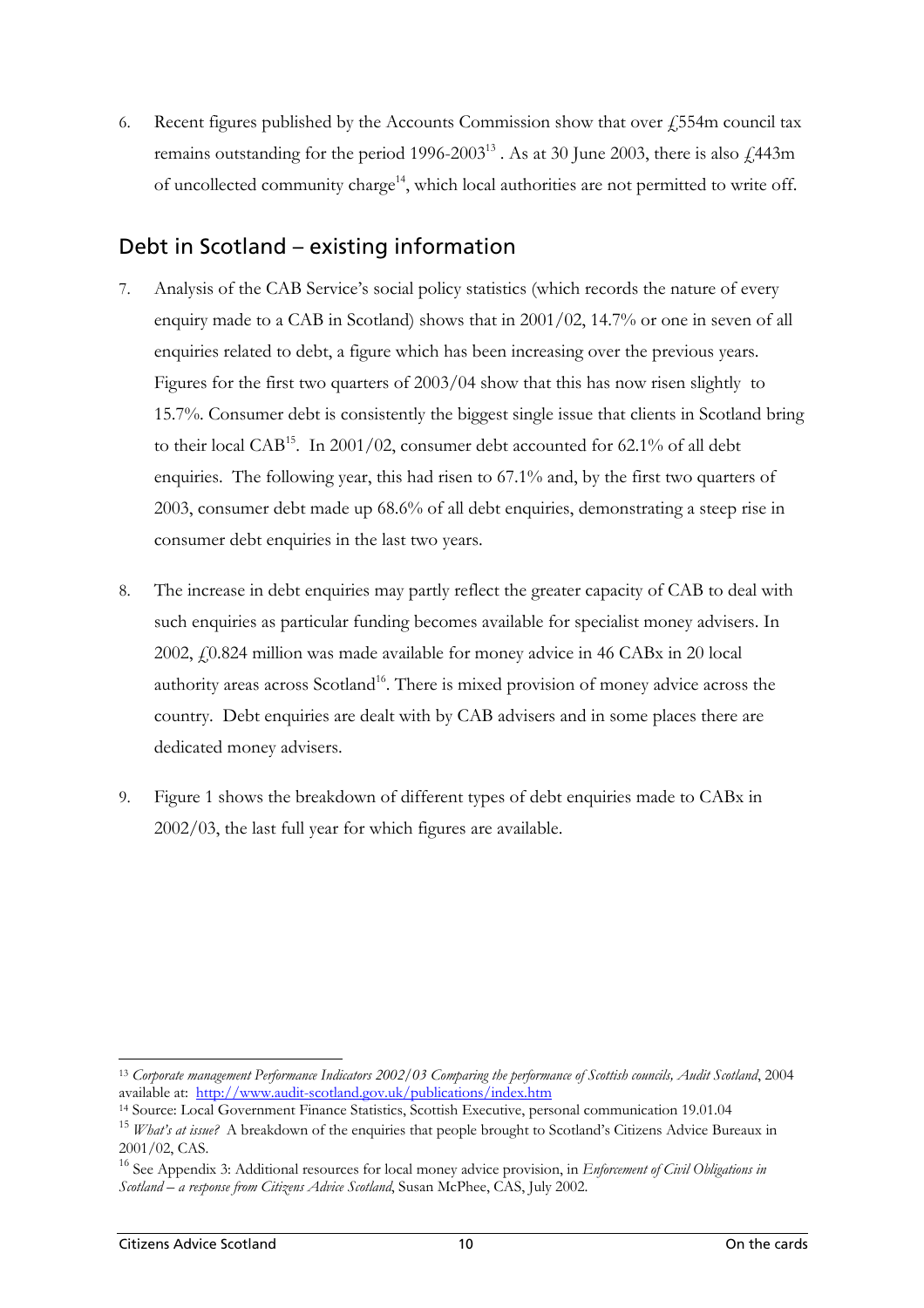6. Recent figures published by the Accounts Commission show that over £554m council tax remains outstanding for the period 1996-2003[13] . As at 30 June 2003, there is also £443m of uncollected community charge[14], which local authorities are not permitted to write off.

## Debt in Scotland – existing information

7. Analysis of the CAB Service's social policy statistics (which records the nature of every enquiry made to a CAB in Scotland) shows that in 2001/02, 14.7% or one in seven of all enquiries related to debt, a figure which has been increasing over the previous years. Figures for the first two quarters of 2003/04 show that this has now risen slightly to 15.7%. Consumer debt is consistently the biggest single issue that clients in Scotland bring to their local CAB[15]. In 2001/02, consumer debt accounted for 62.1% of all debt enquiries. The following year, this had risen to 67.1% and, by the first two quarters of 2003, consumer debt made up 68.6% of all debt enquiries, demonstrating a steep rise in consumer debt enquiries in the last two years.

8. The increase in debt enquiries may partly reflect the greater capacity of CAB to deal with such enquiries as particular funding becomes available for specialist money advisers. In 2002, £0.824 million was made available for money advice in 46 CABx in 20 local authority areas across Scotland[16]. There is mixed provision of money advice across the country. Debt enquiries are dealt with by CAB advisers and in some places there are dedicated money advisers.

9. Figure 1 shows the breakdown of different types of debt enquiries made to CABx in 2002/03, the last full year for which figures are available.

---

[13] *Corporate management Performance Indicators 2002/03 Comparing the performance of Scottish councils, Audit Scotland*, 2004 available at: http://www.audit-scotland.gov.uk/publications/index.htm

[14] Source: Local Government Finance Statistics, Scottish Executive, personal communication 19.01.04

[15] *What's at issue?* A breakdown of the enquiries that people brought to Scotland's Citizens Advice Bureaux in 2001/02, CAS.

[16] See Appendix 3: Additional resources for local money advice provision, in *Enforcement of Civil Obligations in Scotland – a response from Citizens Advice Scotland*, Susan McPhee, CAS, July 2002.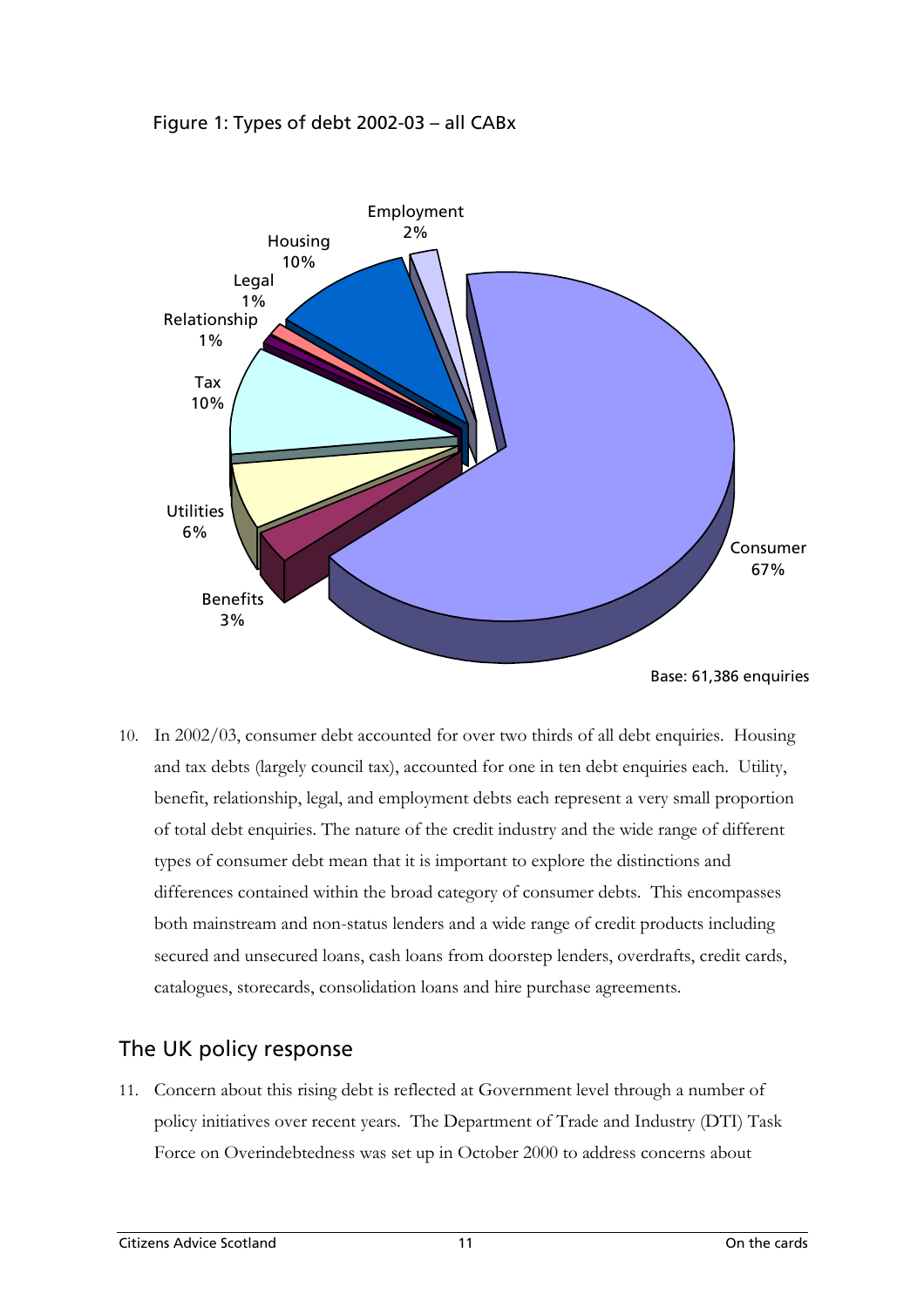Figure 1: Types of debt 2002-03 – all CABx

Base: 61,386 enquiries

10. In 2002/03, consumer debt accounted for over two thirds of all debt enquiries. Housing and tax debts (largely council tax), accounted for one in ten debt enquiries each. Utility, benefit, relationship, legal, and employment debts each represent a very small proportion of total debt enquiries. The nature of the credit industry and the wide range of different types of consumer debt mean that it is important to explore the distinctions and differences contained within the broad category of consumer debts. This encompasses both mainstream and non-status lenders and a wide range of credit products including secured and unsecured loans, cash loans from doorstep lenders, overdrafts, credit cards, catalogues, storecards, consolidation loans and hire purchase agreements.

## The UK policy response

11. Concern about this rising debt is reflected at Government level through a number of policy initiatives over recent years. The Department of Trade and Industry (DTI) Task Force on Overindebtedness was set up in October 2000 to address concerns about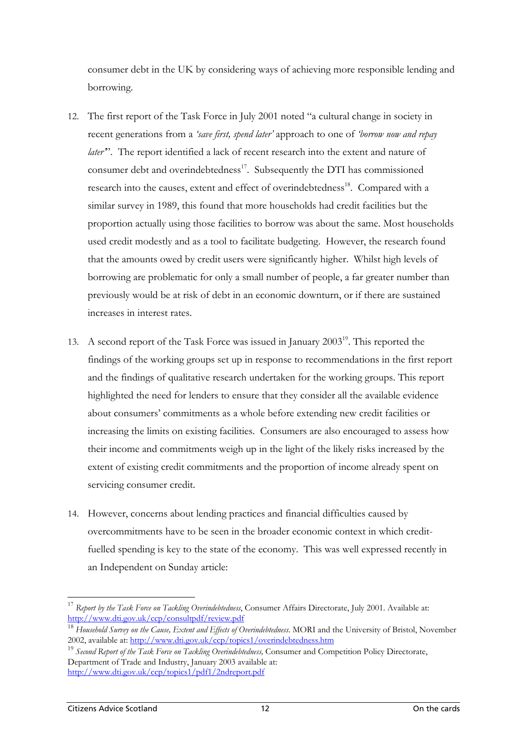consumer debt in the UK by considering ways of achieving more responsible lending and borrowing.

12. The first report of the Task Force in July 2001 noted "a cultural change in society in recent generations from a *'save first, spend later'* approach to one of *'borrow now and repay later'*". The report identified a lack of recent research into the extent and nature of consumer debt and overindebtedness[17]. Subsequently the DTI has commissioned research into the causes, extent and effect of overindebtedness[18]. Compared with a similar survey in 1989, this found that more households had credit facilities but the proportion actually using those facilities to borrow was about the same. Most households used credit modestly and as a tool to facilitate budgeting. However, the research found that the amounts owed by credit users were significantly higher. Whilst high levels of borrowing are problematic for only a small number of people, a far greater number than previously would be at risk of debt in an economic downturn, or if there are sustained increases in interest rates.

13. A second report of the Task Force was issued in January 2003[19]. This reported the findings of the working groups set up in response to recommendations in the first report and the findings of qualitative research undertaken for the working groups. This report highlighted the need for lenders to ensure that they consider all the available evidence about consumers' commitments as a whole before extending new credit facilities or increasing the limits on existing facilities. Consumers are also encouraged to assess how their income and commitments weigh up in the light of the likely risks increased by the extent of existing credit commitments and the proportion of income already spent on servicing consumer credit.

14. However, concerns about lending practices and financial difficulties caused by overcommitments have to be seen in the broader economic context in which credit-fuelled spending is key to the state of the economy. This was well expressed recently in an Independent on Sunday article:

---

[17] *Report by the Task Force on Tackling Overindebtedness*, Consumer Affairs Directorate, July 2001. Available at: http://www.dti.gov.uk/ccp/consultpdf/review.pdf

[18] *Household Survey on the Cause, Extent and Effects of Overindebtedness*. MORI and the University of Bristol, November 2002, available at: http://www.dti.gov.uk/ccp/topics1/overindebtedness.htm

[19] *Second Report of the Task Force on Tackling Overindebtedness,* Consumer and Competition Policy Directorate, Department of Trade and Industry, January 2003 available at: http://www.dti.gov.uk/ccp/topics1/pdf1/2ndreport.pdf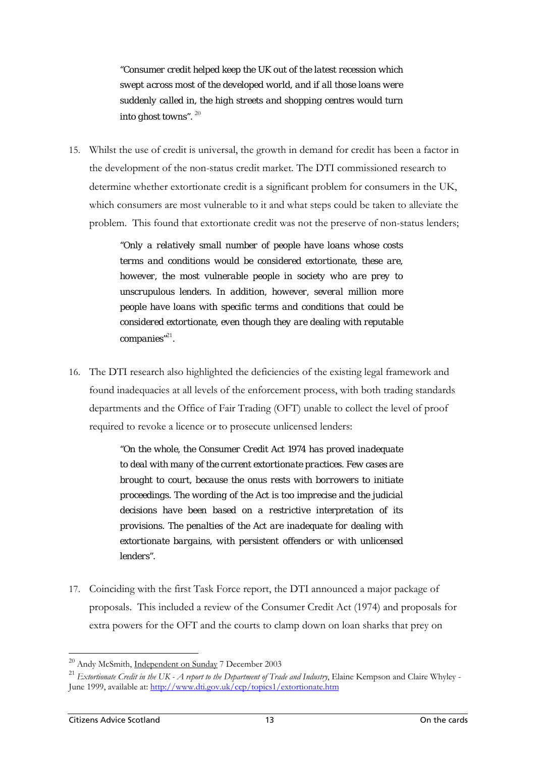> *"Consumer credit helped keep the UK out of the latest recession which swept across most of the developed world, and if all those loans were suddenly called in, the high streets and shopping centres would turn into ghost towns".* [20]

15. Whilst the use of credit is universal, the growth in demand for credit has been a factor in the development of the non-status credit market. The DTI commissioned research to determine whether extortionate credit is a significant problem for consumers in the UK, which consumers are most vulnerable to it and what steps could be taken to alleviate the problem. This found that extortionate credit was not the preserve of non-status lenders;

> *"Only a relatively small number of people have loans whose costs terms and conditions would be considered extortionate, these are, however, the most vulnerable people in society who are prey to unscrupulous lenders. In addition, however, several million more people have loans with specific terms and conditions that could be considered extortionate, even though they are dealing with reputable companies"*[21].

16. The DTI research also highlighted the deficiencies of the existing legal framework and found inadequacies at all levels of the enforcement process, with both trading standards departments and the Office of Fair Trading (OFT) unable to collect the level of proof required to revoke a licence or to prosecute unlicensed lenders:

> *"On the whole, the Consumer Credit Act 1974 has proved inadequate to deal with many of the current extortionate practices. Few cases are brought to court, because the onus rests with borrowers to initiate proceedings. The wording of the Act is too imprecise and the judicial decisions have been based on a restrictive interpretation of its provisions. The penalties of the Act are inadequate for dealing with extortionate bargains, with persistent offenders or with unlicensed lenders".*

17. Coinciding with the first Task Force report, the DTI announced a major package of proposals. This included a review of the Consumer Credit Act (1974) and proposals for extra powers for the OFT and the courts to clamp down on loan sharks that prey on

---

[20] Andy McSmith, Independent on Sunday 7 December 2003

[21] *Extortionate Credit in the UK - A report to the Department of Trade and Industry*, Elaine Kempson and Claire Whyley - June 1999, available at: http://www.dti.gov.uk/ccp/topics1/extortionate.htm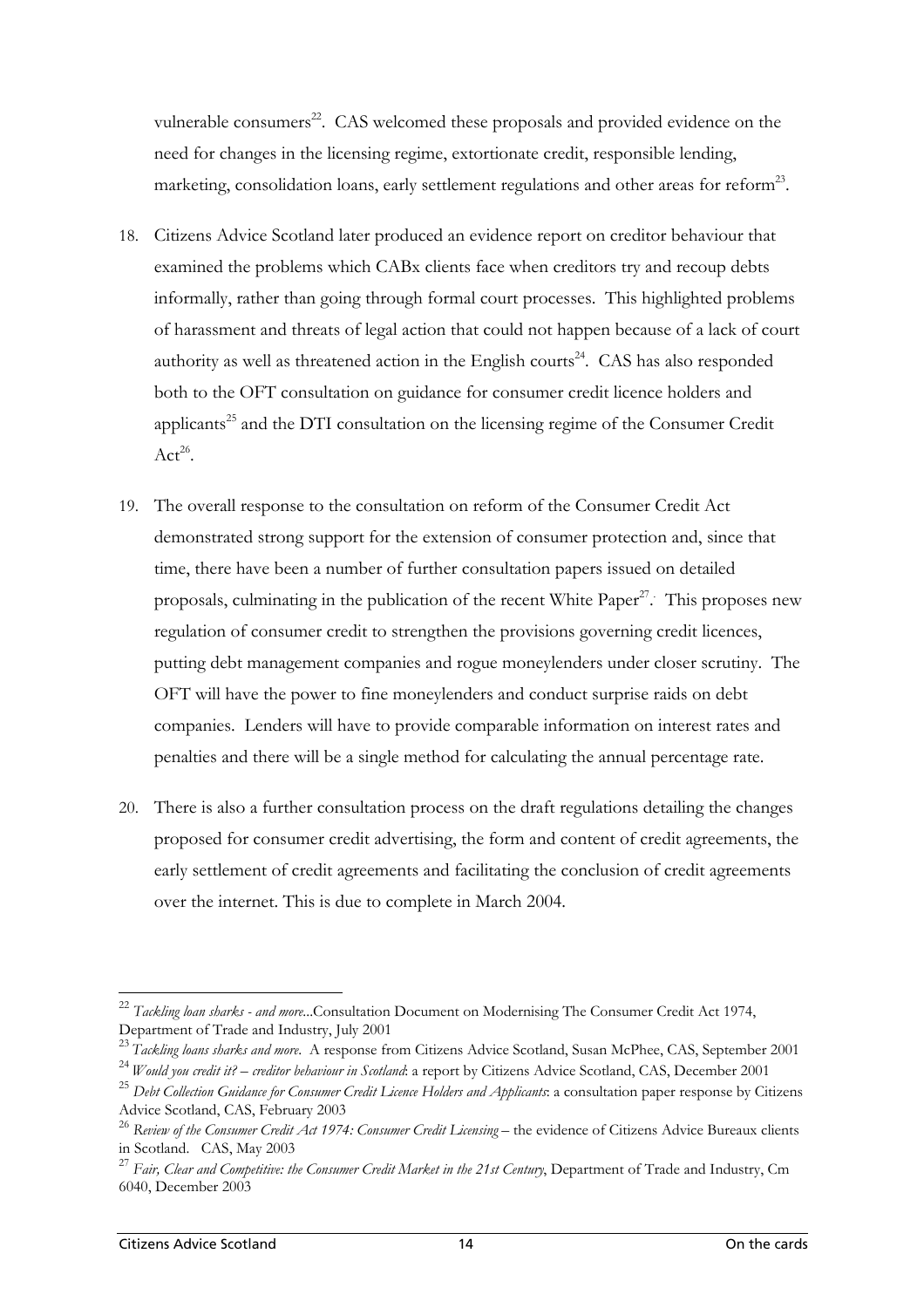vulnerable consumers[22]. CAS welcomed these proposals and provided evidence on the need for changes in the licensing regime, extortionate credit, responsible lending, marketing, consolidation loans, early settlement regulations and other areas for reform[23].

18. Citizens Advice Scotland later produced an evidence report on creditor behaviour that examined the problems which CABx clients face when creditors try and recoup debts informally, rather than going through formal court processes. This highlighted problems of harassment and threats of legal action that could not happen because of a lack of court authority as well as threatened action in the English courts[24]. CAS has also responded both to the OFT consultation on guidance for consumer credit licence holders and applicants[25] and the DTI consultation on the licensing regime of the Consumer Credit Act[26].

19. The overall response to the consultation on reform of the Consumer Credit Act demonstrated strong support for the extension of consumer protection and, since that time, there have been a number of further consultation papers issued on detailed proposals, culminating in the publication of the recent White Paper[27]. This proposes new regulation of consumer credit to strengthen the provisions governing credit licences, putting debt management companies and rogue moneylenders under closer scrutiny. The OFT will have the power to fine moneylenders and conduct surprise raids on debt companies. Lenders will have to provide comparable information on interest rates and penalties and there will be a single method for calculating the annual percentage rate.

20. There is also a further consultation process on the draft regulations detailing the changes proposed for consumer credit advertising, the form and content of credit agreements, the early settlement of credit agreements and facilitating the conclusion of credit agreements over the internet. This is due to complete in March 2004.

---

[22] *Tackling loan sharks - and more*...Consultation Document on Modernising The Consumer Credit Act 1974, Department of Trade and Industry, July 2001

[23] *Tackling loans sharks and more*. A response from Citizens Advice Scotland, Susan McPhee, CAS, September 2001

[24] *Would you credit it? – creditor behaviour in Scotland*: a report by Citizens Advice Scotland, CAS, December 2001

[25] *Debt Collection Guidance for Consumer Credit Licence Holders and Applicants*: a consultation paper response by Citizens Advice Scotland, CAS, February 2003

[26] *Review of the Consumer Credit Act 1974: Consumer Credit Licensing* – the evidence of Citizens Advice Bureaux clients in Scotland. CAS, May 2003

[27] *Fair, Clear and Competitive: the Consumer Credit Market in the 21st Century*, Department of Trade and Industry, Cm 6040, December 2003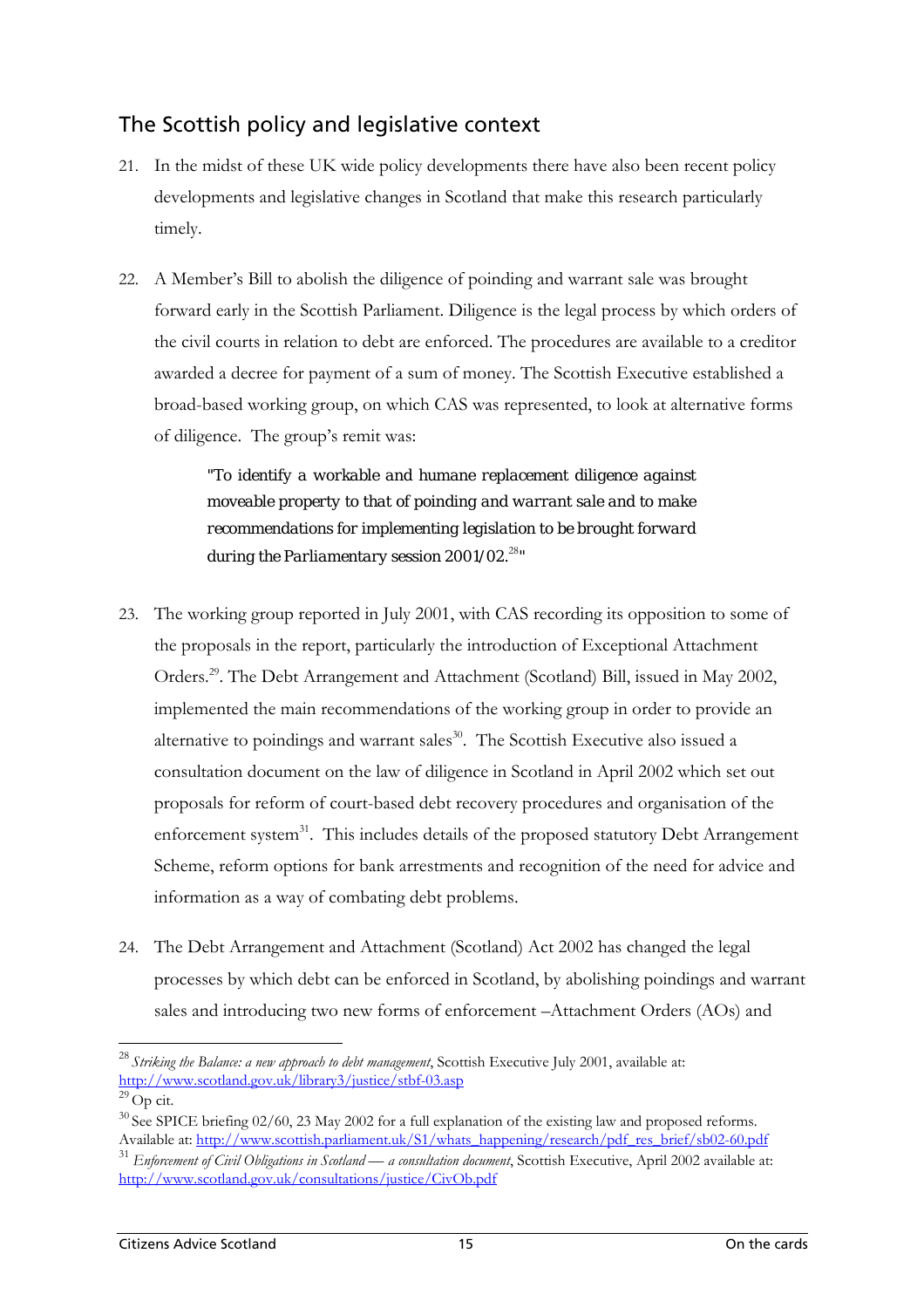## The Scottish policy and legislative context

21. In the midst of these UK wide policy developments there have also been recent policy developments and legislative changes in Scotland that make this research particularly timely.

22. A Member's Bill to abolish the diligence of poinding and warrant sale was brought forward early in the Scottish Parliament. Diligence is the legal process by which orders of the civil courts in relation to debt are enforced. The procedures are available to a creditor awarded a decree for payment of a sum of money. The Scottish Executive established a broad-based working group, on which CAS was represented, to look at alternative forms of diligence. The group's remit was:

    > *"To identify a workable and humane replacement diligence against moveable property to that of poinding and warrant sale and to make recommendations for implementing legislation to be brought forward during the Parliamentary session 2001/02.*[28]*"*

23. The working group reported in July 2001, with CAS recording its opposition to some of the proposals in the report, particularly the introduction of Exceptional Attachment Orders.[29]. The Debt Arrangement and Attachment (Scotland) Bill, issued in May 2002, implemented the main recommendations of the working group in order to provide an alternative to poindings and warrant sales[30]. The Scottish Executive also issued a consultation document on the law of diligence in Scotland in April 2002 which set out proposals for reform of court-based debt recovery procedures and organisation of the enforcement system[31]. This includes details of the proposed statutory Debt Arrangement Scheme, reform options for bank arrestments and recognition of the need for advice and information as a way of combating debt problems.

24. The Debt Arrangement and Attachment (Scotland) Act 2002 has changed the legal processes by which debt can be enforced in Scotland, by abolishing poindings and warrant sales and introducing two new forms of enforcement –Attachment Orders (AOs) and

---

[28] *Striking the Balance: a new approach to debt management*, Scottish Executive July 2001, available at: http://www.scotland.gov.uk/library3/justice/stbf-03.asp

[29] Op cit.

[30] See SPICE briefing 02/60, 23 May 2002 for a full explanation of the existing law and proposed reforms. Available at: http://www.scottish.parliament.uk/S1/whats_happening/research/pdf_res_brief/sb02-60.pdf

[31] *Enforcement of Civil Obligations in Scotland — a consultation document*, Scottish Executive, April 2002 available at: http://www.scotland.gov.uk/consultations/justice/CivOb.pdf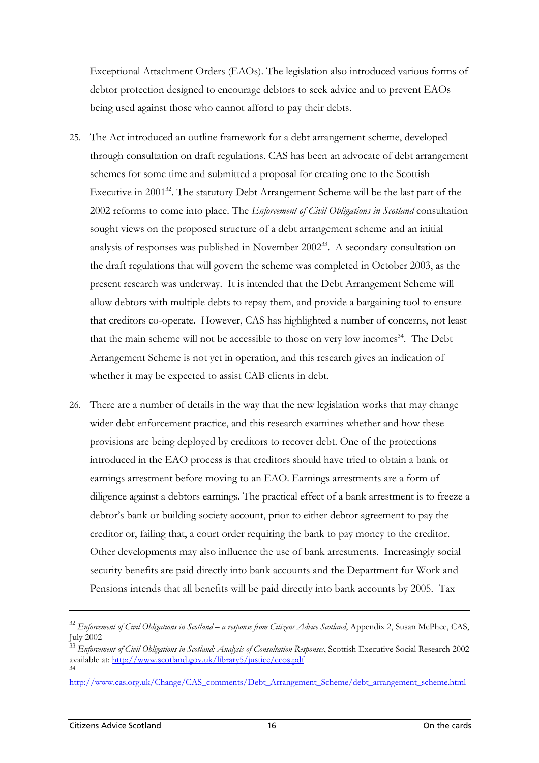Exceptional Attachment Orders (EAOs). The legislation also introduced various forms of debtor protection designed to encourage debtors to seek advice and to prevent EAOs being used against those who cannot afford to pay their debts.

25. The Act introduced an outline framework for a debt arrangement scheme, developed through consultation on draft regulations. CAS has been an advocate of debt arrangement schemes for some time and submitted a proposal for creating one to the Scottish Executive in 2001[32]. The statutory Debt Arrangement Scheme will be the last part of the 2002 reforms to come into place. The *Enforcement of Civil Obligations in Scotland* consultation sought views on the proposed structure of a debt arrangement scheme and an initial analysis of responses was published in November 2002[33]. A secondary consultation on the draft regulations that will govern the scheme was completed in October 2003, as the present research was underway. It is intended that the Debt Arrangement Scheme will allow debtors with multiple debts to repay them, and provide a bargaining tool to ensure that creditors co-operate. However, CAS has highlighted a number of concerns, not least that the main scheme will not be accessible to those on very low incomes[34]. The Debt Arrangement Scheme is not yet in operation, and this research gives an indication of whether it may be expected to assist CAB clients in debt.

26. There are a number of details in the way that the new legislation works that may change wider debt enforcement practice, and this research examines whether and how these provisions are being deployed by creditors to recover debt. One of the protections introduced in the EAO process is that creditors should have tried to obtain a bank or earnings arrestment before moving to an EAO. Earnings arrestments are a form of diligence against a debtors earnings. The practical effect of a bank arrestment is to freeze a debtor's bank or building society account, prior to either debtor agreement to pay the creditor or, failing that, a court order requiring the bank to pay money to the creditor. Other developments may also influence the use of bank arrestments. Increasingly social security benefits are paid directly into bank accounts and the Department for Work and Pensions intends that all benefits will be paid directly into bank accounts by 2005. Tax

---

[32] *Enforcement of Civil Obligations in Scotland – a response from Citizens Advice Scotland*, Appendix 2, Susan McPhee, CAS, July 2002

[33] *Enforcement of Civil Obligations in Scotland: Analysis of Consultation Responses*, Scottish Executive Social Research 2002 available at: http://www.scotland.gov.uk/library5/justice/ecos.pdf

[34] http://www.cas.org.uk/Change/CAS_comments/Debt_Arrangement_Scheme/debt_arrangement_scheme.html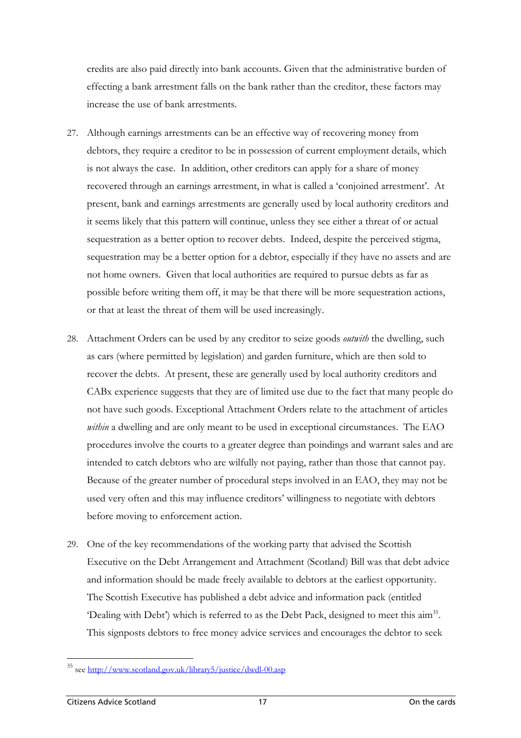credits are also paid directly into bank accounts. Given that the administrative burden of effecting a bank arrestment falls on the bank rather than the creditor, these factors may increase the use of bank arrestments.

27. Although earnings arrestments can be an effective way of recovering money from debtors, they require a creditor to be in possession of current employment details, which is not always the case. In addition, other creditors can apply for a share of money recovered through an earnings arrestment, in what is called a 'conjoined arrestment'. At present, bank and earnings arrestments are generally used by local authority creditors and it seems likely that this pattern will continue, unless they see either a threat of or actual sequestration as a better option to recover debts. Indeed, despite the perceived stigma, sequestration may be a better option for a debtor, especially if they have no assets and are not home owners. Given that local authorities are required to pursue debts as far as possible before writing them off, it may be that there will be more sequestration actions, or that at least the threat of them will be used increasingly.

28. Attachment Orders can be used by any creditor to seize goods *outwith* the dwelling, such as cars (where permitted by legislation) and garden furniture, which are then sold to recover the debts. At present, these are generally used by local authority creditors and CABx experience suggests that they are of limited use due to the fact that many people do not have such goods. Exceptional Attachment Orders relate to the attachment of articles *within* a dwelling and are only meant to be used in exceptional circumstances. The EAO procedures involve the courts to a greater degree than poindings and warrant sales and are intended to catch debtors who are wilfully not paying, rather than those that cannot pay. Because of the greater number of procedural steps involved in an EAO, they may not be used very often and this may influence creditors' willingness to negotiate with debtors before moving to enforcement action.

29. One of the key recommendations of the working party that advised the Scottish Executive on the Debt Arrangement and Attachment (Scotland) Bill was that debt advice and information should be made freely available to debtors at the earliest opportunity. The Scottish Executive has published a debt advice and information pack (entitled 'Dealing with Debt') which is referred to as the Debt Pack, designed to meet this aim[35]. This signposts debtors to free money advice services and encourages the debtor to seek

[35] see http://www.scotland.gov.uk/library5/justice/dwdl-00.asp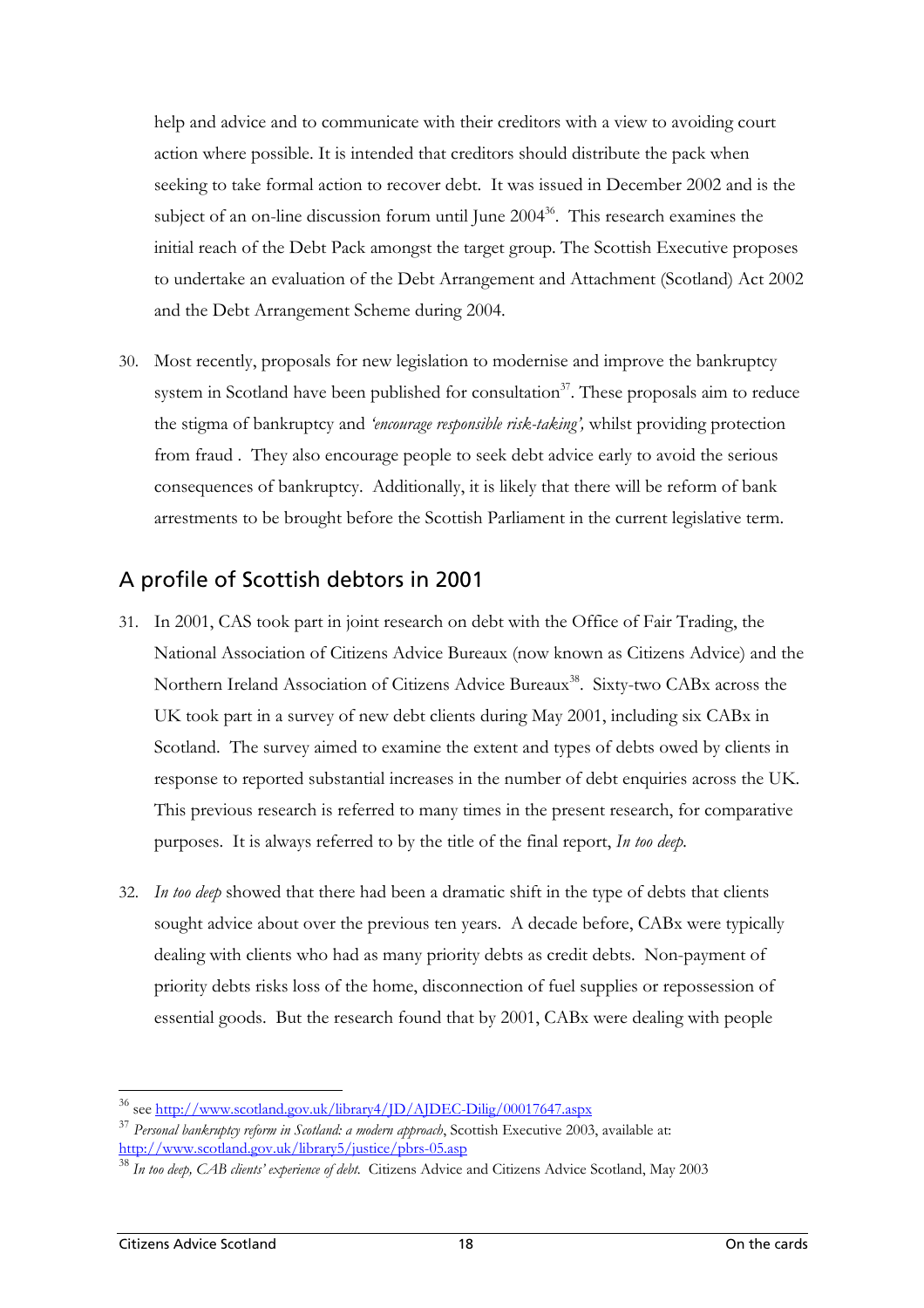help and advice and to communicate with their creditors with a view to avoiding court action where possible. It is intended that creditors should distribute the pack when seeking to take formal action to recover debt. It was issued in December 2002 and is the subject of an on-line discussion forum until June 2004[36]. This research examines the initial reach of the Debt Pack amongst the target group. The Scottish Executive proposes to undertake an evaluation of the Debt Arrangement and Attachment (Scotland) Act 2002 and the Debt Arrangement Scheme during 2004.

30. Most recently, proposals for new legislation to modernise and improve the bankruptcy system in Scotland have been published for consultation[37]. These proposals aim to reduce the stigma of bankruptcy and *'encourage responsible risk-taking',* whilst providing protection from fraud . They also encourage people to seek debt advice early to avoid the serious consequences of bankruptcy. Additionally, it is likely that there will be reform of bank arrestments to be brought before the Scottish Parliament in the current legislative term.

## A profile of Scottish debtors in 2001

31. In 2001, CAS took part in joint research on debt with the Office of Fair Trading, the National Association of Citizens Advice Bureaux (now known as Citizens Advice) and the Northern Ireland Association of Citizens Advice Bureaux[38]. Sixty-two CABx across the UK took part in a survey of new debt clients during May 2001, including six CABx in Scotland. The survey aimed to examine the extent and types of debts owed by clients in response to reported substantial increases in the number of debt enquiries across the UK. This previous research is referred to many times in the present research, for comparative purposes. It is always referred to by the title of the final report, *In too deep.*

32. *In too deep* showed that there had been a dramatic shift in the type of debts that clients sought advice about over the previous ten years. A decade before, CABx were typically dealing with clients who had as many priority debts as credit debts. Non-payment of priority debts risks loss of the home, disconnection of fuel supplies or repossession of essential goods. But the research found that by 2001, CABx were dealing with people

---

[36] see http://www.scotland.gov.uk/library4/JD/AJDEC-Dilig/00017647.aspx

[37] *Personal bankruptcy reform in Scotland: a modern approach*, Scottish Executive 2003, available at: http://www.scotland.gov.uk/library5/justice/pbrs-05.asp

[38] *In too deep, CAB clients' experience of debt.* Citizens Advice and Citizens Advice Scotland, May 2003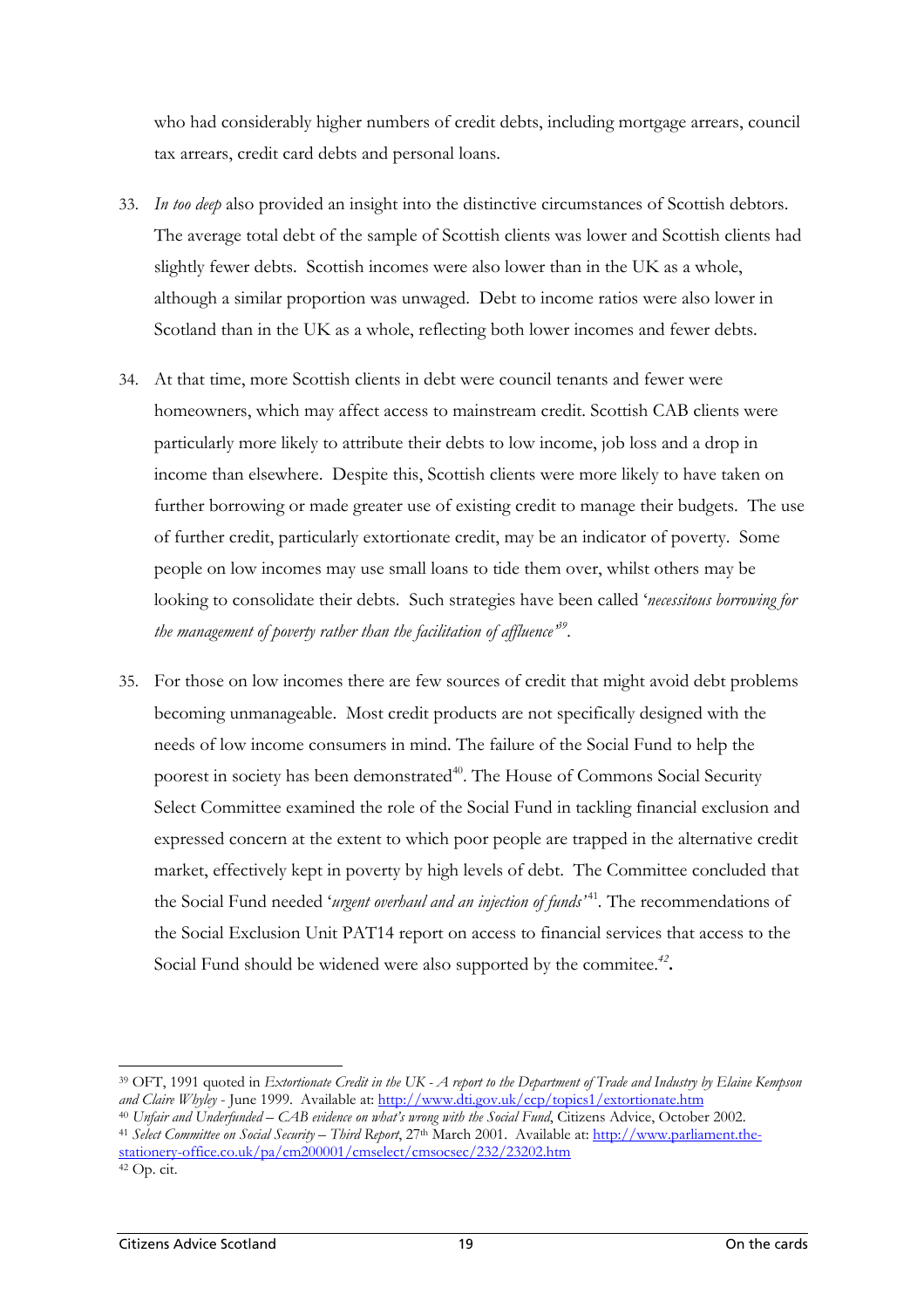who had considerably higher numbers of credit debts, including mortgage arrears, council tax arrears, credit card debts and personal loans.

33. *In too deep* also provided an insight into the distinctive circumstances of Scottish debtors. The average total debt of the sample of Scottish clients was lower and Scottish clients had slightly fewer debts. Scottish incomes were also lower than in the UK as a whole, although a similar proportion was unwaged. Debt to income ratios were also lower in Scotland than in the UK as a whole, reflecting both lower incomes and fewer debts.

34. At that time, more Scottish clients in debt were council tenants and fewer were homeowners, which may affect access to mainstream credit. Scottish CAB clients were particularly more likely to attribute their debts to low income, job loss and a drop in income than elsewhere. Despite this, Scottish clients were more likely to have taken on further borrowing or made greater use of existing credit to manage their budgets. The use of further credit, particularly extortionate credit, may be an indicator of poverty. Some people on low incomes may use small loans to tide them over, whilst others may be looking to consolidate their debts. Such strategies have been called '*necessitous borrowing for the management of poverty rather than the facilitation of affluence*'[39].

35. For those on low incomes there are few sources of credit that might avoid debt problems becoming unmanageable. Most credit products are not specifically designed with the needs of low income consumers in mind. The failure of the Social Fund to help the poorest in society has been demonstrated[40]. The House of Commons Social Security Select Committee examined the role of the Social Fund in tackling financial exclusion and expressed concern at the extent to which poor people are trapped in the alternative credit market, effectively kept in poverty by high levels of debt. The Committee concluded that the Social Fund needed '*urgent overhaul and an injection of funds*'[41]. The recommendations of the Social Exclusion Unit PAT14 report on access to financial services that access to the Social Fund should be widened were also supported by the commitee.[42].

---

[39] OFT, 1991 quoted in *Extortionate Credit in the UK - A report to the Department of Trade and Industry by Elaine Kempson and Claire Whyley* - June 1999. Available at: http://www.dti.gov.uk/ccp/topics1/extortionate.htm

[40] *Unfair and Underfunded – CAB evidence on what's wrong with the Social Fund*, Citizens Advice, October 2002.

[41] *Select Committee on Social Security – Third Report*, 27th March 2001. Available at: http://www.parliament.the-stationery-office.co.uk/pa/cm200001/cmselect/cmsocsec/232/23202.htm

[42] Op. cit.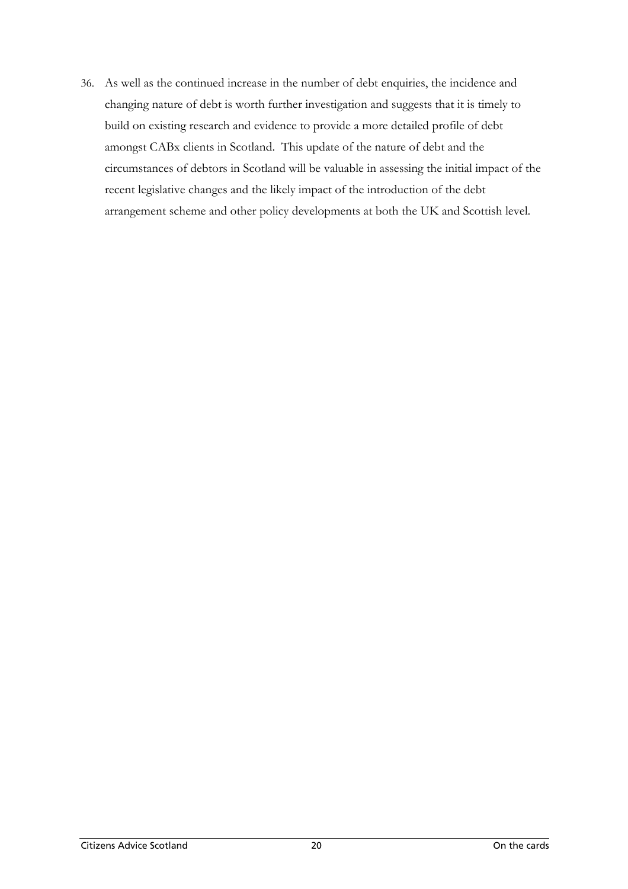36. As well as the continued increase in the number of debt enquiries, the incidence and changing nature of debt is worth further investigation and suggests that it is timely to build on existing research and evidence to provide a more detailed profile of debt amongst CABx clients in Scotland. This update of the nature of debt and the circumstances of debtors in Scotland will be valuable in assessing the initial impact of the recent legislative changes and the likely impact of the introduction of the debt arrangement scheme and other policy developments at both the UK and Scottish level.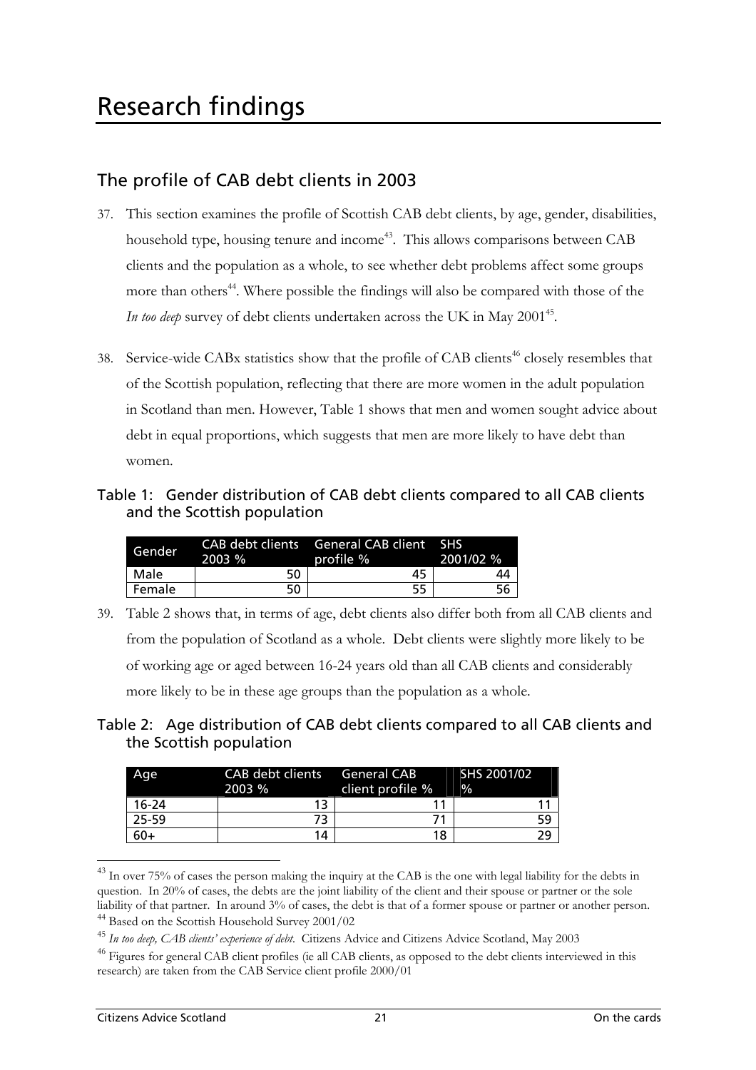# Research findings

## The profile of CAB debt clients in 2003

37. This section examines the profile of Scottish CAB debt clients, by age, gender, disabilities, household type, housing tenure and income[43]. This allows comparisons between CAB clients and the population as a whole, to see whether debt problems affect some groups more than others[44]. Where possible the findings will also be compared with those of the *In too deep* survey of debt clients undertaken across the UK in May 2001[45].

38. Service-wide CABx statistics show that the profile of CAB clients[46] closely resembles that of the Scottish population, reflecting that there are more women in the adult population in Scotland than men. However, Table 1 shows that men and women sought advice about debt in equal proportions, which suggests that men are more likely to have debt than women.

### Table 1: Gender distribution of CAB debt clients compared to all CAB clients and the Scottish population

| Gender | CAB debt clients 2003 % | General CAB client profile % | SHS 2001/02 % |
|---|---|---|---|
| Male | 50 | 45 | 44 |
| Female | 50 | 55 | 56 |

39. Table 2 shows that, in terms of age, debt clients also differ both from all CAB clients and from the population of Scotland as a whole. Debt clients were slightly more likely to be of working age or aged between 16-24 years old than all CAB clients and considerably more likely to be in these age groups than the population as a whole.

### Table 2: Age distribution of CAB debt clients compared to all CAB clients and the Scottish population

| Age | CAB debt clients 2003 % | General CAB client profile % | SHS 2001/02 % |
|---|---|---|---|
| 16-24 | 13 | 11 | 11 |
| 25-59 | 73 | 71 | 59 |
| 60+ | 14 | 18 | 29 |

---

[43] In over 75% of cases the person making the inquiry at the CAB is the one with legal liability for the debts in question. In 20% of cases, the debts are the joint liability of the client and their spouse or partner or the sole liability of that partner. In around 3% of cases, the debt is that of a former spouse or partner or another person.

[44] Based on the Scottish Household Survey 2001/02

[45] *In too deep, CAB clients' experience of debt*. Citizens Advice and Citizens Advice Scotland, May 2003

[46] Figures for general CAB client profiles (ie all CAB clients, as opposed to the debt clients interviewed in this research) are taken from the CAB Service client profile 2000/01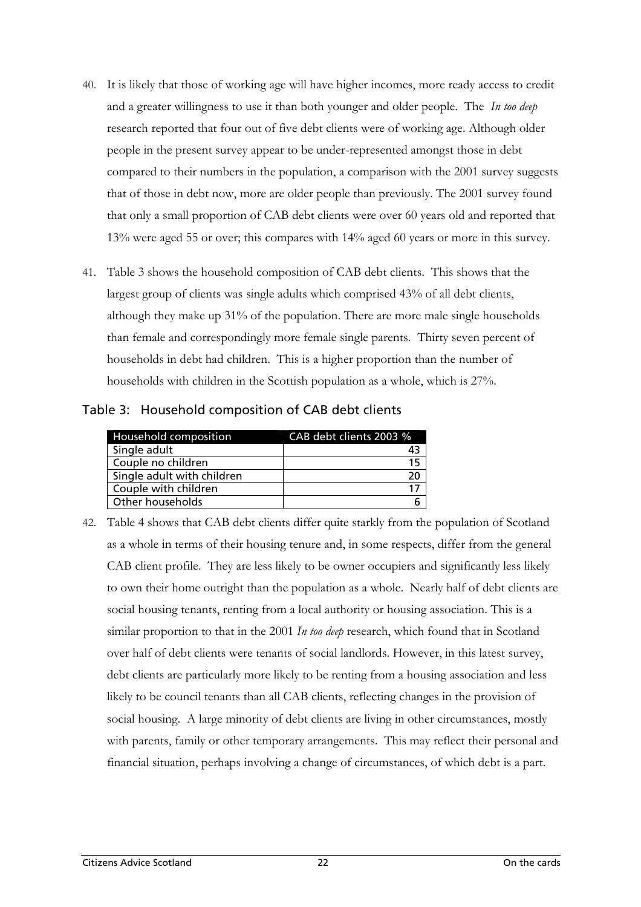40. It is likely that those of working age will have higher incomes, more ready access to credit and a greater willingness to use it than both younger and older people. The *In too deep* research reported that four out of five debt clients were of working age. Although older people in the present survey appear to be under-represented amongst those in debt compared to their numbers in the population, a comparison with the 2001 survey suggests that of those in debt now, more are older people than previously. The 2001 survey found that only a small proportion of CAB debt clients were over 60 years old and reported that 13% were aged 55 or over; this compares with 14% aged 60 years or more in this survey.

41. Table 3 shows the household composition of CAB debt clients. This shows that the largest group of clients was single adults which comprised 43% of all debt clients, although they make up 31% of the population. There are more male single households than female and correspondingly more female single parents. Thirty seven percent of households in debt had children. This is a higher proportion than the number of households with children in the Scottish population as a whole, which is 27%.

### Table 3: Household composition of CAB debt clients

| Household composition | CAB debt clients 2003 % |
|---|---|
| Single adult | 43 |
| Couple no children | 15 |
| Single adult with children | 20 |
| Couple with children | 17 |
| Other households | 6 |

42. Table 4 shows that CAB debt clients differ quite starkly from the population of Scotland as a whole in terms of their housing tenure and, in some respects, differ from the general CAB client profile. They are less likely to be owner occupiers and significantly less likely to own their home outright than the population as a whole. Nearly half of debt clients are social housing tenants, renting from a local authority or housing association. This is a similar proportion to that in the 2001 *In too deep* research, which found that in Scotland over half of debt clients were tenants of social landlords. However, in this latest survey, debt clients are particularly more likely to be renting from a housing association and less likely to be council tenants than all CAB clients, reflecting changes in the provision of social housing. A large minority of debt clients are living in other circumstances, mostly with parents, family or other temporary arrangements. This may reflect their personal and financial situation, perhaps involving a change of circumstances, of which debt is a part.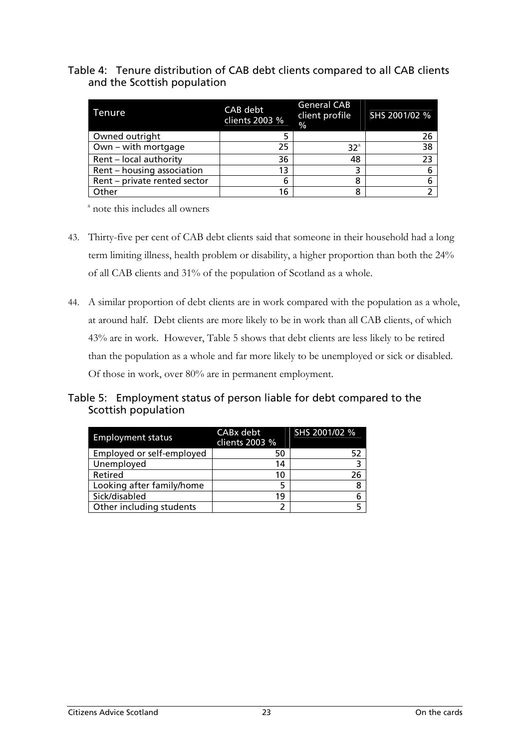Table 4: Tenure distribution of CAB debt clients compared to all CAB clients and the Scottish population

| Tenure | CAB debt clients 2003 % | General CAB client profile % | SHS 2001/02 % |
|---|---|---|---|
| Owned outright | 5 | | 26 |
| Own – with mortgage | 25 | 32[a] | 38 |
| Rent – local authority | 36 | 48 | 23 |
| Rent – housing association | 13 | 3 | 6 |
| Rent – private rented sector | 6 | 8 | 6 |
| Other | 16 | 8 | 2 |

[a] note this includes all owners

43. Thirty-five per cent of CAB debt clients said that someone in their household had a long term limiting illness, health problem or disability, a higher proportion than both the 24% of all CAB clients and 31% of the population of Scotland as a whole.

44. A similar proportion of debt clients are in work compared with the population as a whole, at around half. Debt clients are more likely to be in work than all CAB clients, of which 43% are in work. However, Table 5 shows that debt clients are less likely to be retired than the population as a whole and far more likely to be unemployed or sick or disabled. Of those in work, over 80% are in permanent employment.

Table 5: Employment status of person liable for debt compared to the Scottish population

| Employment status | CABx debt clients 2003 % | SHS 2001/02 % |
|---|---|---|
| Employed or self-employed | 50 | 52 |
| Unemployed | 14 | 3 |
| Retired | 10 | 26 |
| Looking after family/home | 5 | 8 |
| Sick/disabled | 19 | 6 |
| Other including students | 2 | 5 |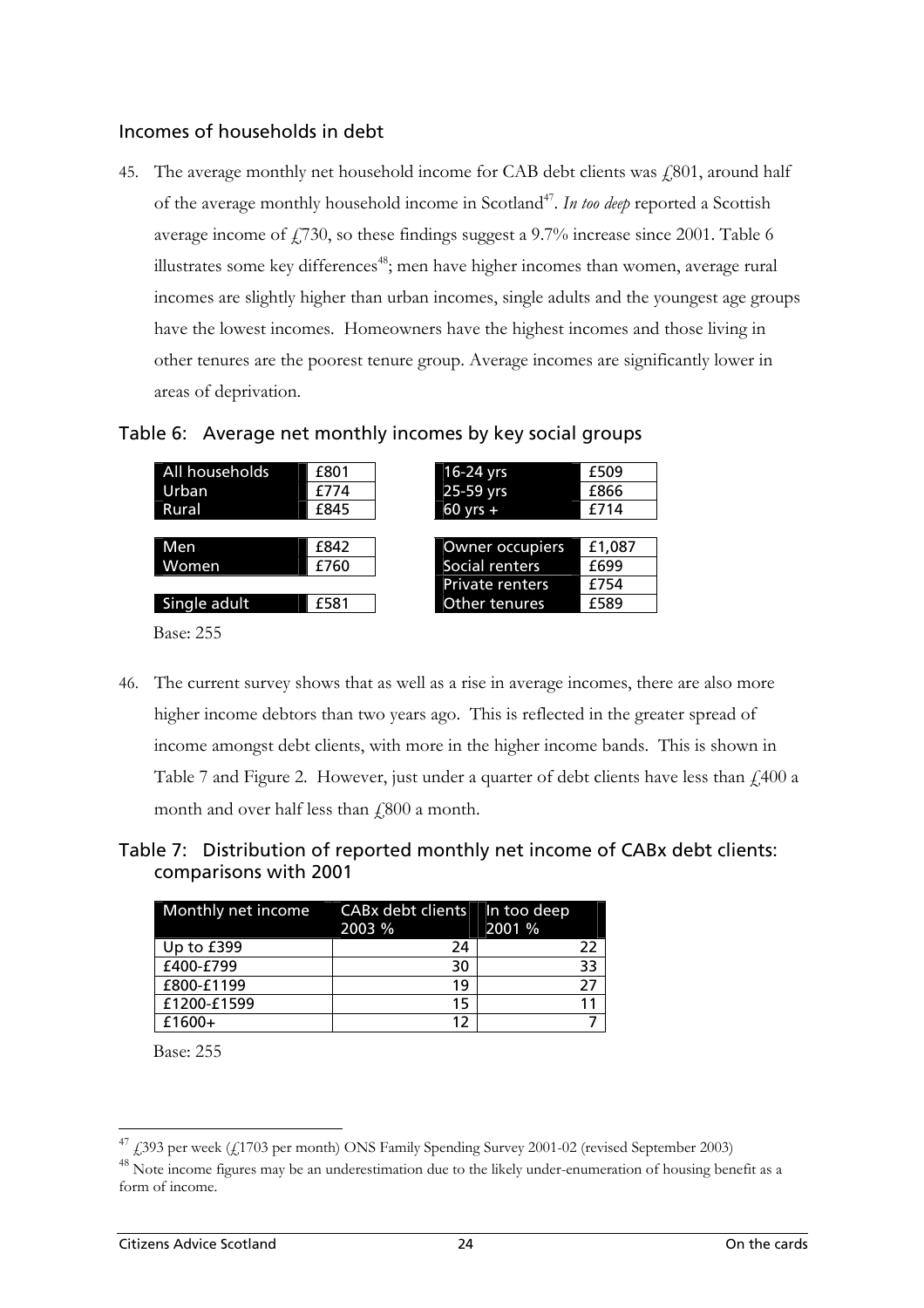## Incomes of households in debt

45. The average monthly net household income for CAB debt clients was £801, around half of the average monthly household income in Scotland[47]. *In too deep* reported a Scottish average income of £730, so these findings suggest a 9.7% increase since 2001. Table 6 illustrates some key differences[48]; men have higher incomes than women, average rural incomes are slightly higher than urban incomes, single adults and the youngest age groups have the lowest incomes. Homeowners have the highest incomes and those living in other tenures are the poorest tenure group. Average incomes are significantly lower in areas of deprivation.

### Table 6: Average net monthly incomes by key social groups

| | |
|---|---|
| All households | £801 |
| Urban | £774 |
| Rural | £845 |
| Men | £842 |
| Women | £760 |
| Single adult | £581 |
| 16-24 yrs | £509 |
| 25-59 yrs | £866 |
| 60 yrs + | £714 |
| Owner occupiers | £1,087 |
| Social renters | £699 |
| Private renters | £754 |
| Other tenures | £589 |

Base: 255

46. The current survey shows that as well as a rise in average incomes, there are also more higher income debtors than two years ago. This is reflected in the greater spread of income amongst debt clients, with more in the higher income bands. This is shown in Table 7 and Figure 2. However, just under a quarter of debt clients have less than £400 a month and over half less than £800 a month.

### Table 7: Distribution of reported monthly net income of CABx debt clients: comparisons with 2001

| Monthly net income | CABx debt clients 2003 % | In too deep 2001 % |
|---|---|---|
| Up to £399 | 24 | 22 |
| £400-£799 | 30 | 33 |
| £800-£1199 | 19 | 27 |
| £1200-£1599 | 15 | 11 |
| £1600+ | 12 | 7 |

Base: 255

[47] £393 per week (£1703 per month) ONS Family Spending Survey 2001-02 (revised September 2003)

[48] Note income figures may be an underestimation due to the likely under-enumeration of housing benefit as a form of income.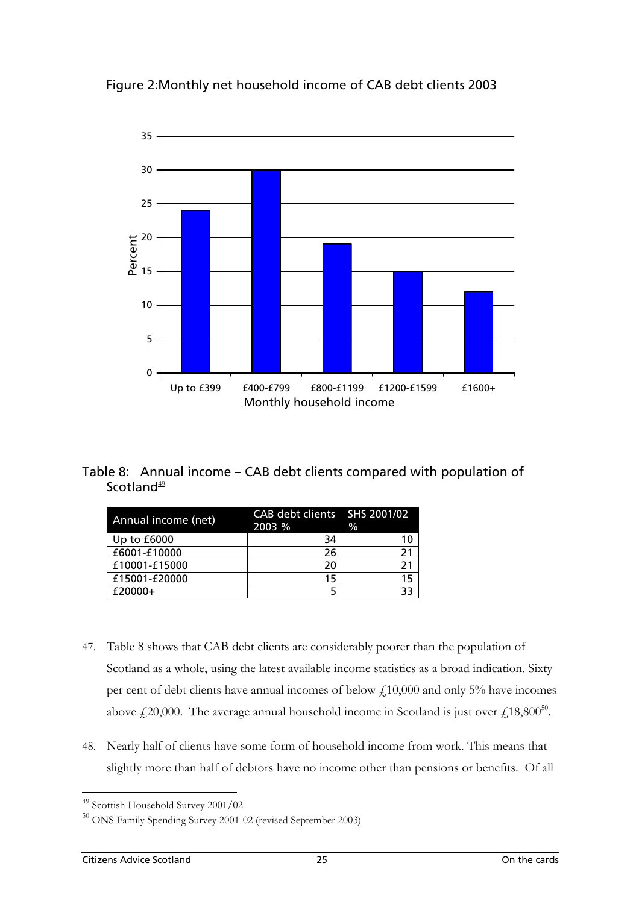Figure 2:Monthly net household income of CAB debt clients 2003

Table 8: Annual income – CAB debt clients compared with population of Scotland[49]

| Annual income (net) | CAB debt clients 2003 % | SHS 2001/02 % |
|---|---|---|
| Up to £6000 | 34 | 10 |
| £6001-£10000 | 26 | 21 |
| £10001-£15000 | 20 | 21 |
| £15001-£20000 | 15 | 15 |
| £20000+ | 5 | 33 |

47. Table 8 shows that CAB debt clients are considerably poorer than the population of Scotland as a whole, using the latest available income statistics as a broad indication. Sixty per cent of debt clients have annual incomes of below £10,000 and only 5% have incomes above £20,000. The average annual household income in Scotland is just over £18,800[50].

48. Nearly half of clients have some form of household income from work. This means that slightly more than half of debtors have no income other than pensions or benefits. Of all

[49] Scottish Household Survey 2001/02

[50] ONS Family Spending Survey 2001-02 (revised September 2003)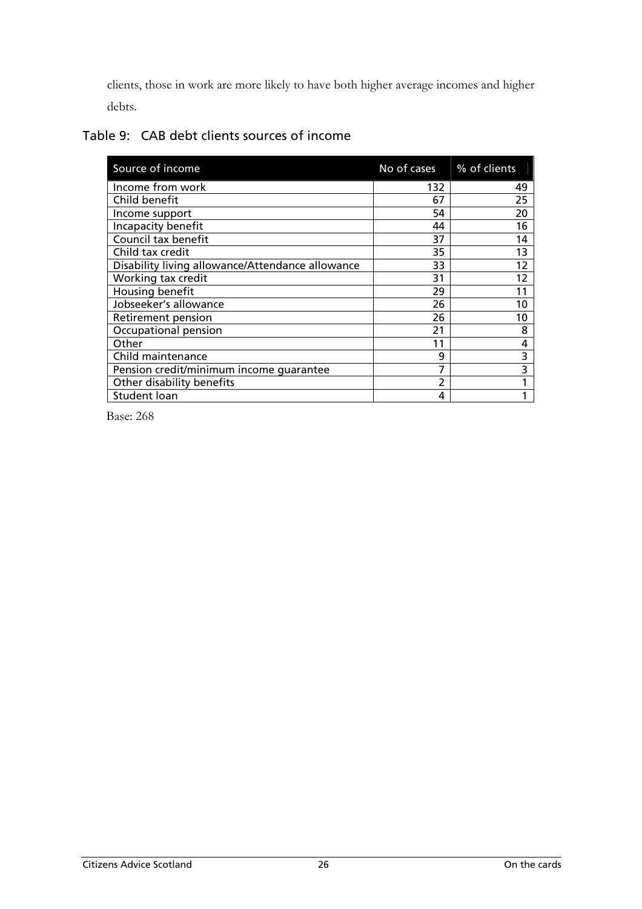clients, those in work are more likely to have both higher average incomes and higher debts.

### Table 9: CAB debt clients sources of income

| Source of income | No of cases | % of clients |
|---|---|---|
| Income from work | 132 | 49 |
| Child benefit | 67 | 25 |
| Income support | 54 | 20 |
| Incapacity benefit | 44 | 16 |
| Council tax benefit | 37 | 14 |
| Child tax credit | 35 | 13 |
| Disability living allowance/Attendance allowance | 33 | 12 |
| Working tax credit | 31 | 12 |
| Housing benefit | 29 | 11 |
| Jobseeker's allowance | 26 | 10 |
| Retirement pension | 26 | 10 |
| Occupational pension | 21 | 8 |
| Other | 11 | 4 |
| Child maintenance | 9 | 3 |
| Pension credit/minimum income guarantee | 7 | 3 |
| Other disability benefits | 2 | 1 |
| Student loan | 4 | 1 |

Base: 268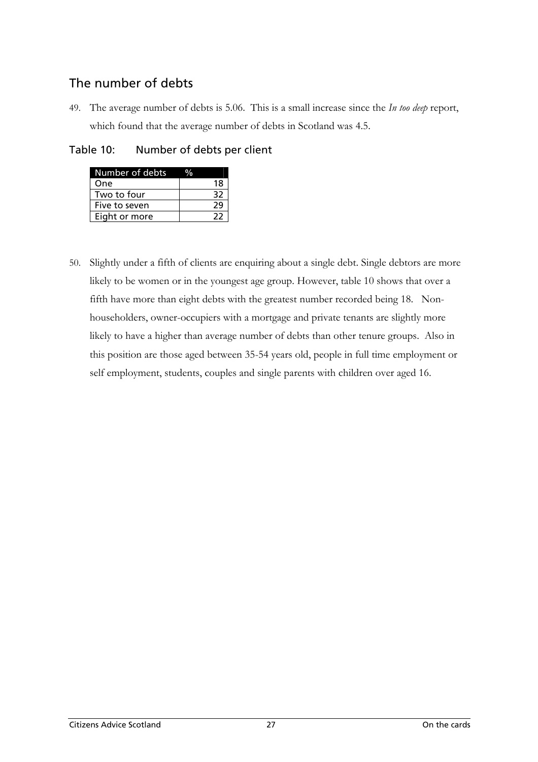## The number of debts

49. The average number of debts is 5.06. This is a small increase since the *In too deep* report, which found that the average number of debts in Scotland was 4.5.

### Table 10: Number of debts per client

| Number of debts | % |
|---|---|
| One | 18 |
| Two to four | 32 |
| Five to seven | 29 |
| Eight or more | 22 |

50. Slightly under a fifth of clients are enquiring about a single debt. Single debtors are more likely to be women or in the youngest age group. However, table 10 shows that over a fifth have more than eight debts with the greatest number recorded being 18. Non-householders, owner-occupiers with a mortgage and private tenants are slightly more likely to have a higher than average number of debts than other tenure groups. Also in this position are those aged between 35-54 years old, people in full time employment or self employment, students, couples and single parents with children over aged 16.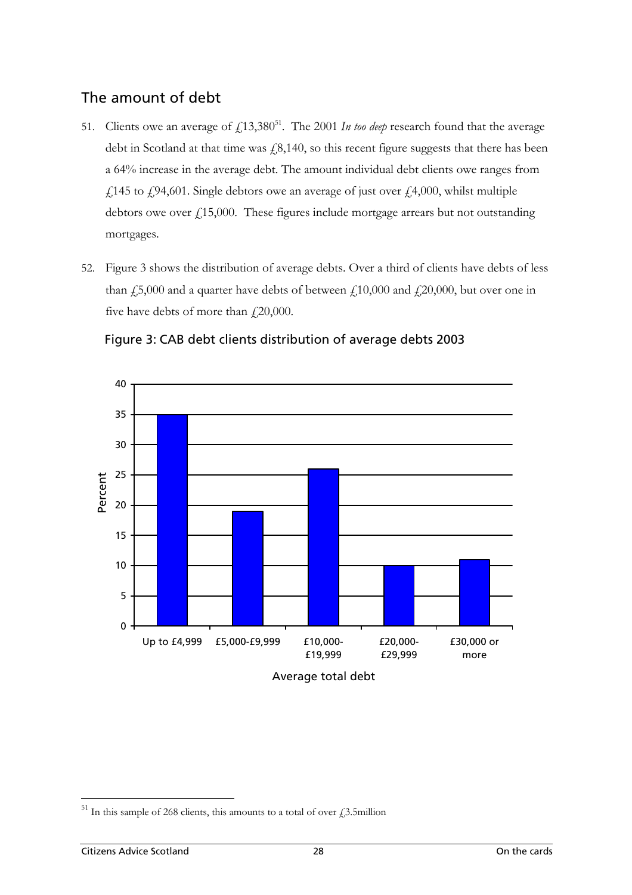## The amount of debt

51. Clients owe an average of £13,380[51]. The 2001 *In too deep* research found that the average debt in Scotland at that time was £8,140, so this recent figure suggests that there has been a 64% increase in the average debt. The amount individual debt clients owe ranges from £145 to £94,601. Single debtors owe an average of just over £4,000, whilst multiple debtors owe over £15,000. These figures include mortgage arrears but not outstanding mortgages.

52. Figure 3 shows the distribution of average debts. Over a third of clients have debts of less than £5,000 and a quarter have debts of between £10,000 and £20,000, but over one in five have debts of more than £20,000.

Figure 3: CAB debt clients distribution of average debts 2003

| Average total debt | Percent |
|---|---|
| Up to £4,999 | 35 |
| £5,000-£9,999 | 19 |
| £10,000-£19,999 | 26 |
| £20,000-£29,999 | 10 |
| £30,000 or more | 11 |

[51] In this sample of 268 clients, this amounts to a total of over £3.5million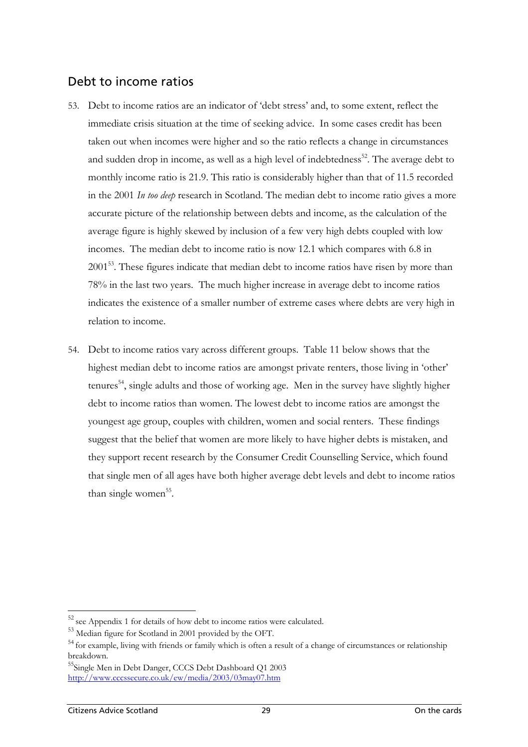## Debt to income ratios

53. Debt to income ratios are an indicator of 'debt stress' and, to some extent, reflect the immediate crisis situation at the time of seeking advice. In some cases credit has been taken out when incomes were higher and so the ratio reflects a change in circumstances and sudden drop in income, as well as a high level of indebtedness[52]. The average debt to monthly income ratio is 21.9. This ratio is considerably higher than that of 11.5 recorded in the 2001 *In too deep* research in Scotland. The median debt to income ratio gives a more accurate picture of the relationship between debts and income, as the calculation of the average figure is highly skewed by inclusion of a few very high debts coupled with low incomes. The median debt to income ratio is now 12.1 which compares with 6.8 in 2001[53]. These figures indicate that median debt to income ratios have risen by more than 78% in the last two years. The much higher increase in average debt to income ratios indicates the existence of a smaller number of extreme cases where debts are very high in relation to income.

54. Debt to income ratios vary across different groups. Table 11 below shows that the highest median debt to income ratios are amongst private renters, those living in 'other' tenures[54], single adults and those of working age. Men in the survey have slightly higher debt to income ratios than women. The lowest debt to income ratios are amongst the youngest age group, couples with children, women and social renters. These findings suggest that the belief that women are more likely to have higher debts is mistaken, and they support recent research by the Consumer Credit Counselling Service, which found that single men of all ages have both higher average debt levels and debt to income ratios than single women[55].

---

[52] see Appendix 1 for details of how debt to income ratios were calculated.

[53] Median figure for Scotland in 2001 provided by the OFT.

[54] for example, living with friends or family which is often a result of a change of circumstances or relationship breakdown.

[55] Single Men in Debt Danger, CCCS Debt Dashboard Q1 2003 http://www.cccssecure.co.uk/ew/media/2003/03may07.htm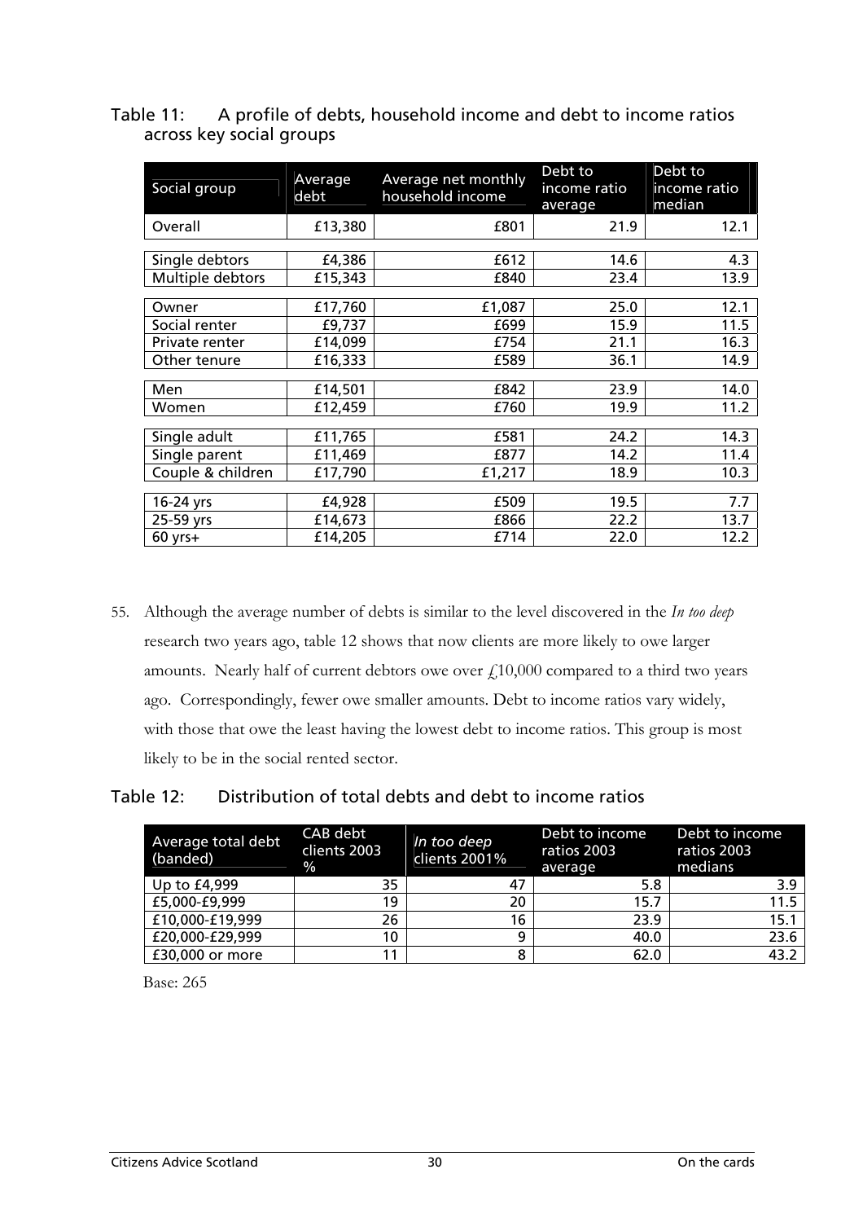Table 11: A profile of debts, household income and debt to income ratios across key social groups

| Social group | Average debt | Average net monthly household income | Debt to income ratio average | Debt to income ratio median |
|---|---|---|---|---|
| Overall | £13,380 | £801 | 21.9 | 12.1 |
| Single debtors | £4,386 | £612 | 14.6 | 4.3 |
| Multiple debtors | £15,343 | £840 | 23.4 | 13.9 |
| Owner | £17,760 | £1,087 | 25.0 | 12.1 |
| Social renter | £9,737 | £699 | 15.9 | 11.5 |
| Private renter | £14,099 | £754 | 21.1 | 16.3 |
| Other tenure | £16,333 | £589 | 36.1 | 14.9 |
| Men | £14,501 | £842 | 23.9 | 14.0 |
| Women | £12,459 | £760 | 19.9 | 11.2 |
| Single adult | £11,765 | £581 | 24.2 | 14.3 |
| Single parent | £11,469 | £877 | 14.2 | 11.4 |
| Couple & children | £17,790 | £1,217 | 18.9 | 10.3 |
| 16-24 yrs | £4,928 | £509 | 19.5 | 7.7 |
| 25-59 yrs | £14,673 | £866 | 22.2 | 13.7 |
| 60 yrs+ | £14,205 | £714 | 22.0 | 12.2 |

55. Although the average number of debts is similar to the level discovered in the *In too deep* research two years ago, table 12 shows that now clients are more likely to owe larger amounts. Nearly half of current debtors owe over £10,000 compared to a third two years ago. Correspondingly, fewer owe smaller amounts. Debt to income ratios vary widely, with those that owe the least having the lowest debt to income ratios. This group is most likely to be in the social rented sector.

Table 12: Distribution of total debts and debt to income ratios

| Average total debt (banded) | CAB debt clients 2003 % | *In too deep* clients 2001% | Debt to income ratios 2003 average | Debt to income ratios 2003 medians |
|---|---|---|---|---|
| Up to £4,999 | 35 | 47 | 5.8 | 3.9 |
| £5,000-£9,999 | 19 | 20 | 15.7 | 11.5 |
| £10,000-£19,999 | 26 | 16 | 23.9 | 15.1 |
| £20,000-£29,999 | 10 | 9 | 40.0 | 23.6 |
| £30,000 or more | 11 | 8 | 62.0 | 43.2 |

Base: 265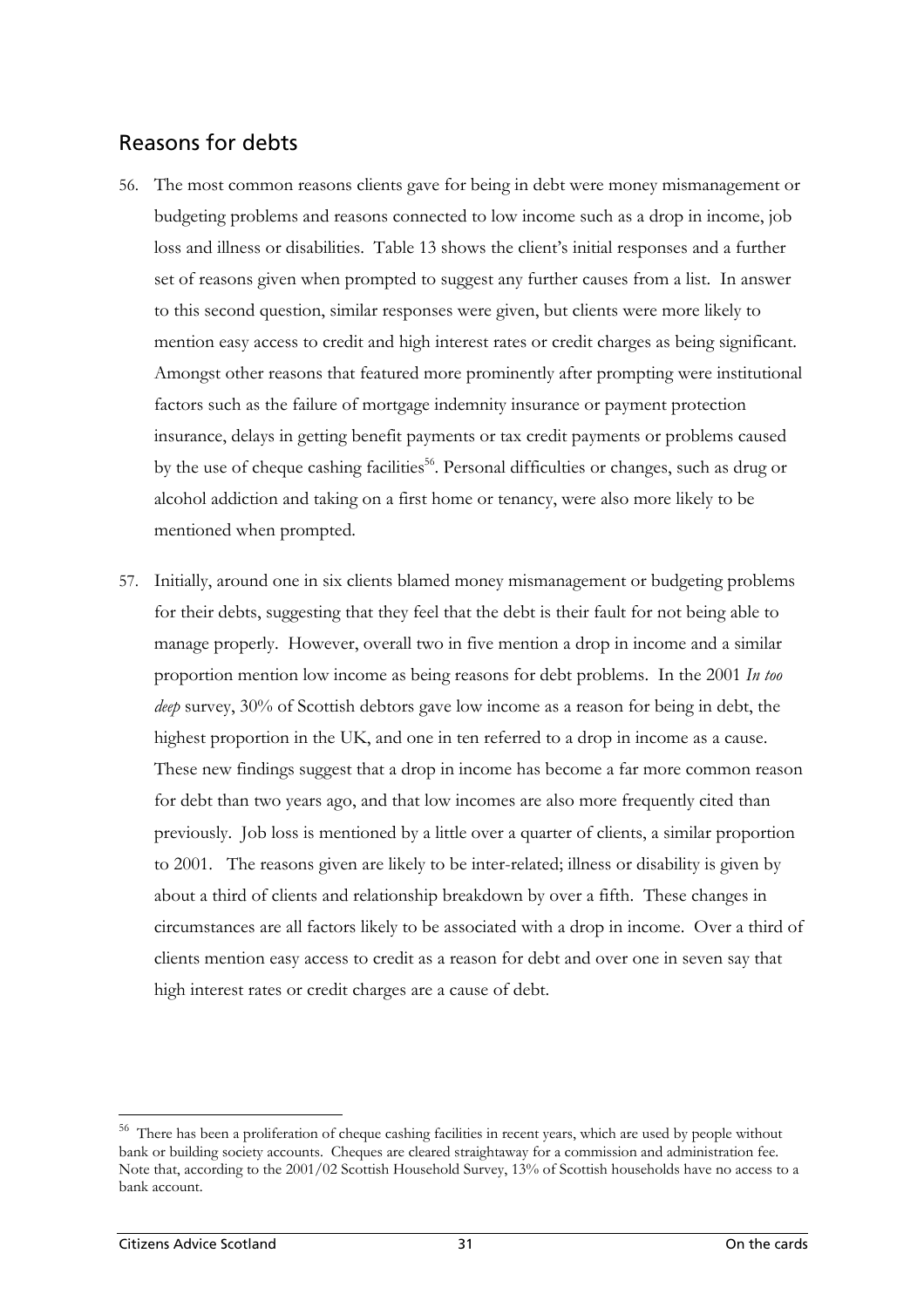## Reasons for debts

56. The most common reasons clients gave for being in debt were money mismanagement or budgeting problems and reasons connected to low income such as a drop in income, job loss and illness or disabilities. Table 13 shows the client's initial responses and a further set of reasons given when prompted to suggest any further causes from a list. In answer to this second question, similar responses were given, but clients were more likely to mention easy access to credit and high interest rates or credit charges as being significant. Amongst other reasons that featured more prominently after prompting were institutional factors such as the failure of mortgage indemnity insurance or payment protection insurance, delays in getting benefit payments or tax credit payments or problems caused by the use of cheque cashing facilities[56]. Personal difficulties or changes, such as drug or alcohol addiction and taking on a first home or tenancy, were also more likely to be mentioned when prompted.

57. Initially, around one in six clients blamed money mismanagement or budgeting problems for their debts, suggesting that they feel that the debt is their fault for not being able to manage properly. However, overall two in five mention a drop in income and a similar proportion mention low income as being reasons for debt problems. In the 2001 *In too deep* survey, 30% of Scottish debtors gave low income as a reason for being in debt, the highest proportion in the UK, and one in ten referred to a drop in income as a cause. These new findings suggest that a drop in income has become a far more common reason for debt than two years ago, and that low incomes are also more frequently cited than previously. Job loss is mentioned by a little over a quarter of clients, a similar proportion to 2001. The reasons given are likely to be inter-related; illness or disability is given by about a third of clients and relationship breakdown by over a fifth. These changes in circumstances are all factors likely to be associated with a drop in income. Over a third of clients mention easy access to credit as a reason for debt and over one in seven say that high interest rates or credit charges are a cause of debt.

---

[56] There has been a proliferation of cheque cashing facilities in recent years, which are used by people without bank or building society accounts. Cheques are cleared straightaway for a commission and administration fee. Note that, according to the 2001/02 Scottish Household Survey, 13% of Scottish households have no access to a bank account.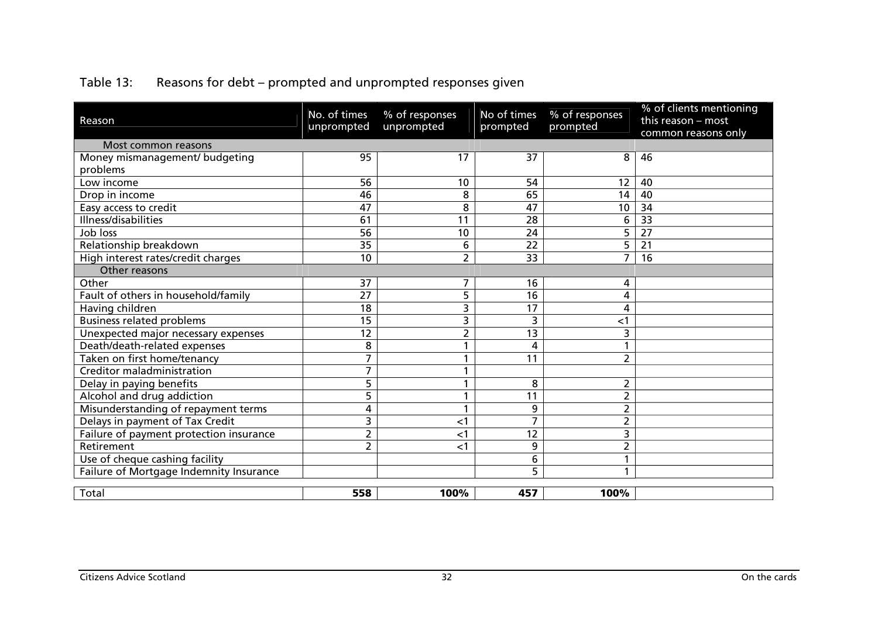Table 13: Reasons for debt – prompted and unprompted responses given

| Reason | No. of times unprompted | % of responses unprompted | No of times prompted | % of responses prompted | % of clients mentioning this reason – most common reasons only |
|---|---|---|---|---|---|
| Most common reasons | | | | | |
| Money mismanagement/ budgeting problems | 95 | 17 | 37 | 8 | 46 |
| Low income | 56 | 10 | 54 | 12 | 40 |
| Drop in income | 46 | 8 | 65 | 14 | 40 |
| Easy access to credit | 47 | 8 | 47 | 10 | 34 |
| Illness/disabilities | 61 | 11 | 28 | 6 | 33 |
| Job loss | 56 | 10 | 24 | 5 | 27 |
| Relationship breakdown | 35 | 6 | 22 | 5 | 21 |
| High interest rates/credit charges | 10 | 2 | 33 | 7 | 16 |
| Other reasons | | | | | |
| Other | 37 | 7 | 16 | 4 | |
| Fault of others in household/family | 27 | 5 | 16 | 4 | |
| Having children | 18 | 3 | 17 | 4 | |
| Business related problems | 15 | 3 | 3 | <1 | |
| Unexpected major necessary expenses | 12 | 2 | 13 | 3 | |
| Death/death-related expenses | 8 | 1 | 4 | 1 | |
| Taken on first home/tenancy | 7 | 1 | 11 | 2 | |
| Creditor maladministration | 7 | 1 | | | |
| Delay in paying benefits | 5 | 1 | 8 | 2 | |
| Alcohol and drug addiction | 5 | 1 | 11 | 2 | |
| Misunderstanding of repayment terms | 4 | 1 | 9 | 2 | |
| Delays in payment of Tax Credit | 3 | <1 | 7 | 2 | |
| Failure of payment protection insurance | 2 | <1 | 12 | 3 | |
| Retirement | 2 | <1 | 9 | 2 | |
| Use of cheque cashing facility | | | 6 | 1 | |
| Failure of Mortgage Indemnity Insurance | | | 5 | 1 | |
| Total | **558** | **100%** | **457** | **100%** | |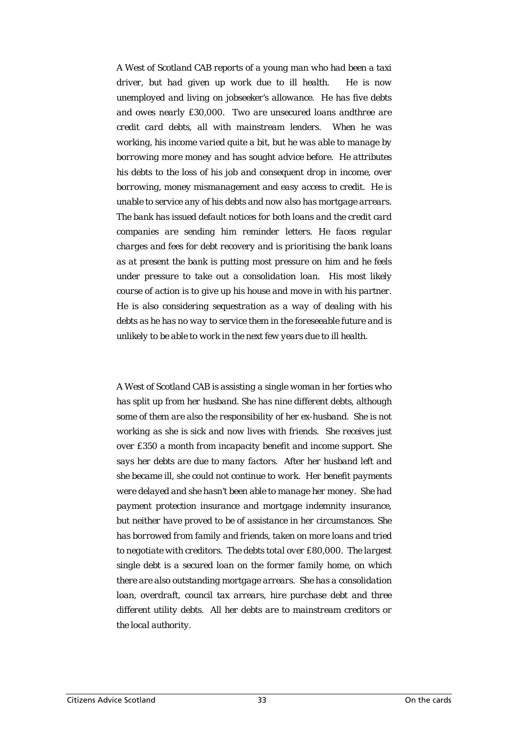*A West of Scotland CAB reports of a young man who had been a taxi driver, but had given up work due to ill health. He is now unemployed and living on jobseeker's allowance. He has five debts and owes nearly £30,000. Two are unsecured loans andthree are credit card debts, all with mainstream lenders. When he was working, his income varied quite a bit, but he was able to manage by borrowing more money and has sought advice before. He attributes his debts to the loss of his job and consequent drop in income, over borrowing, money mismanagement and easy access to credit. He is unable to service any of his debts and now also has mortgage arrears. The bank has issued default notices for both loans and the credit card companies are sending him reminder letters. He faces regular charges and fees for debt recovery and is prioritising the bank loans as at present the bank is putting most pressure on him and he feels under pressure to take out a consolidation loan. His most likely course of action is to give up his house and move in with his partner. He is also considering sequestration as a way of dealing with his debts as he has no way to service them in the foreseeable future and is unlikely to be able to work in the next few years due to ill health.*

*A West of Scotland CAB is assisting a single woman in her forties who has split up from her husband. She has nine different debts, although some of them are also the responsibility of her ex-husband. She is not working as she is sick and now lives with friends. She receives just over £350 a month from incapacity benefit and income support. She says her debts are due to many factors. After her husband left and she became ill, she could not continue to work. Her benefit payments were delayed and she hasn't been able to manage her money. She had payment protection insurance and mortgage indemnity insurance, but neither have proved to be of assistance in her circumstances. She has borrowed from family and friends, taken on more loans and tried to negotiate with creditors. The debts total over £80,000. The largest single debt is a secured loan on the former family home, on which there are also outstanding mortgage arrears. She has a consolidation loan, overdraft, council tax arrears, hire purchase debt and three different utility debts. All her debts are to mainstream creditors or the local authority.*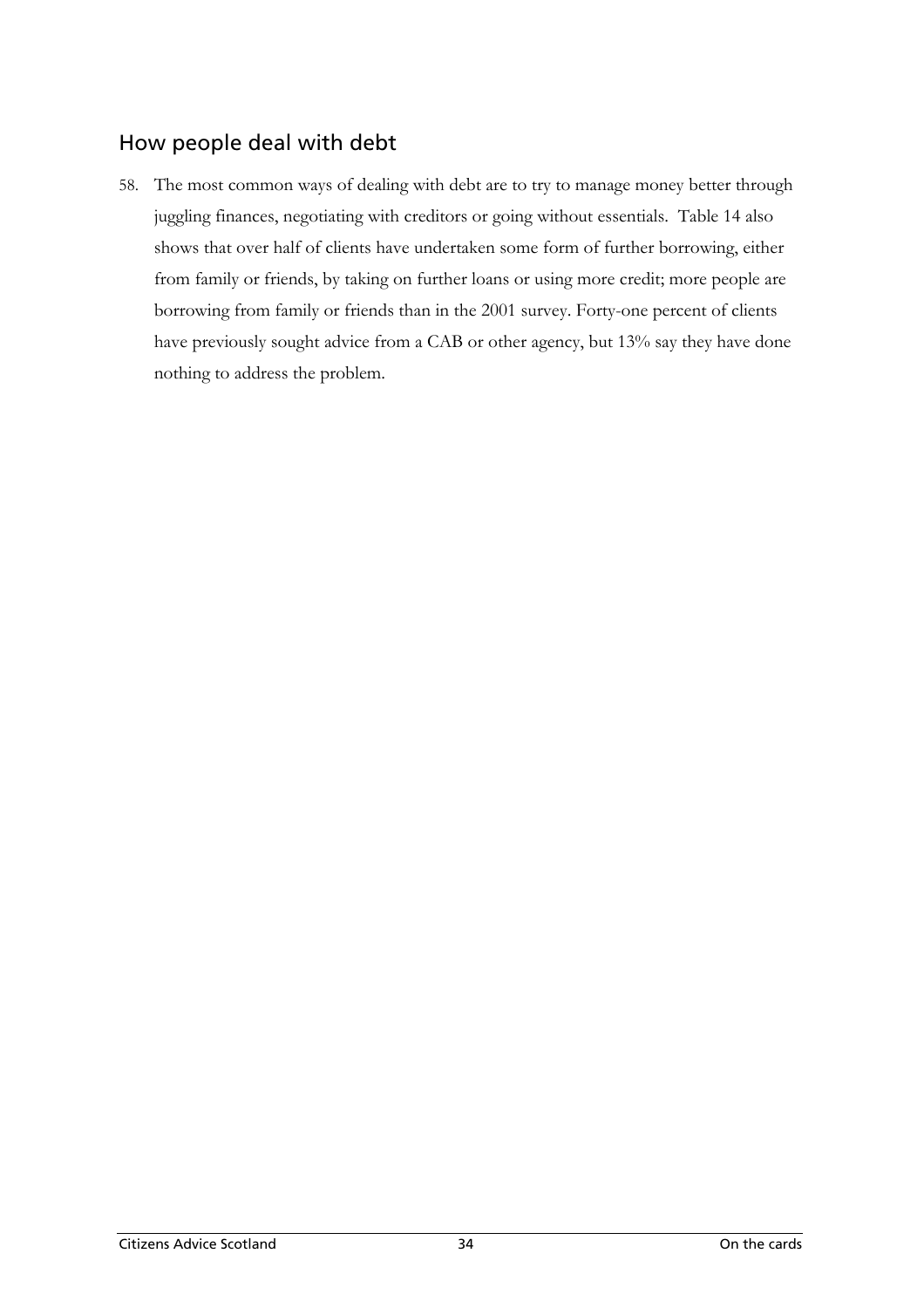## How people deal with debt

58. The most common ways of dealing with debt are to try to manage money better through juggling finances, negotiating with creditors or going without essentials. Table 14 also shows that over half of clients have undertaken some form of further borrowing, either from family or friends, by taking on further loans or using more credit; more people are borrowing from family or friends than in the 2001 survey. Forty-one percent of clients have previously sought advice from a CAB or other agency, but 13% say they have done nothing to address the problem.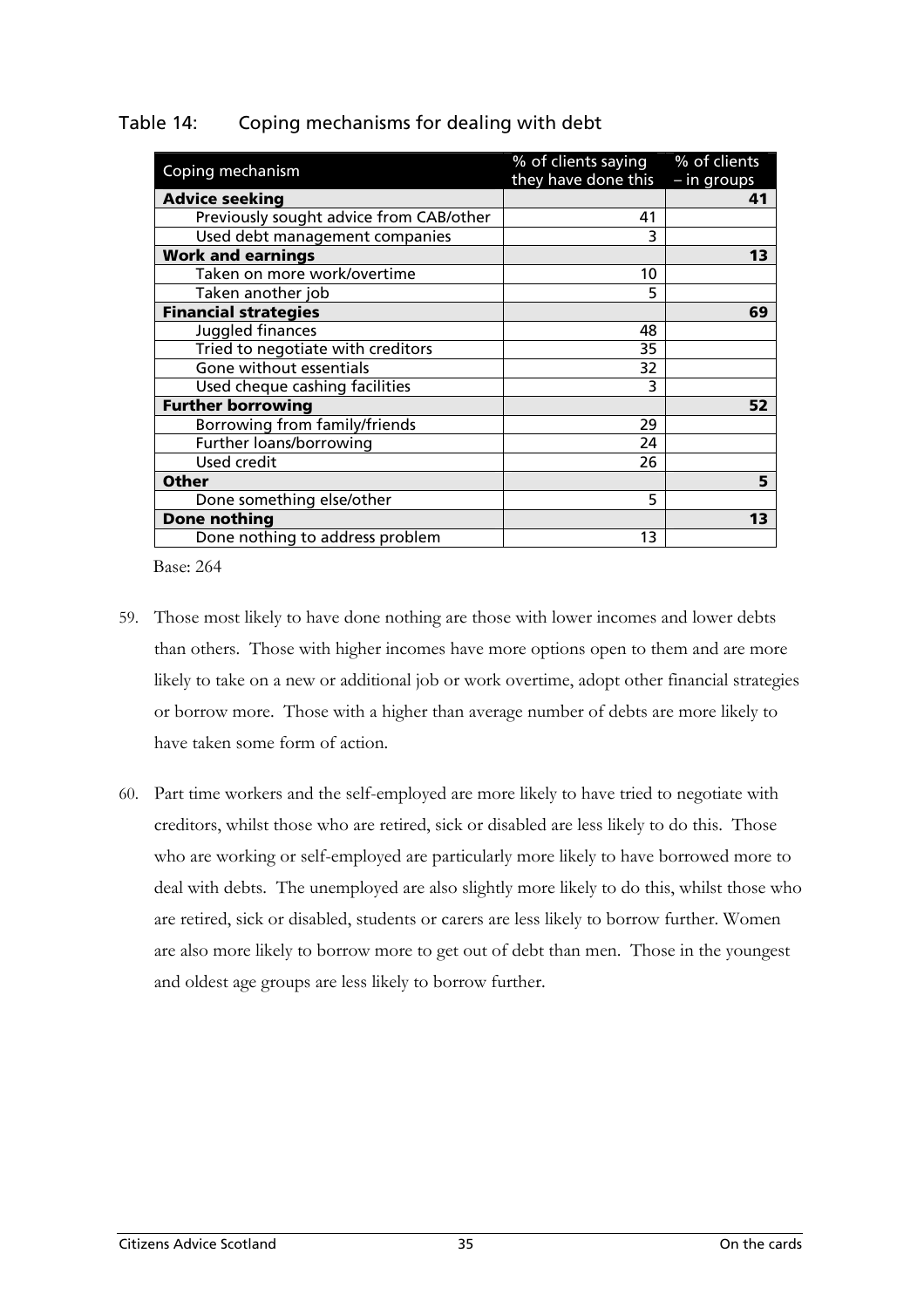Table 14: Coping mechanisms for dealing with debt

| Coping mechanism | % of clients saying they have done this | % of clients – in groups |
|---|---|---|
| **Advice seeking** | | **41** |
| Previously sought advice from CAB/other | 41 | |
| Used debt management companies | 3 | |
| **Work and earnings** | | **13** |
| Taken on more work/overtime | 10 | |
| Taken another job | 5 | |
| **Financial strategies** | | **69** |
| Juggled finances | 48 | |
| Tried to negotiate with creditors | 35 | |
| Gone without essentials | 32 | |
| Used cheque cashing facilities | 3 | |
| **Further borrowing** | | **52** |
| Borrowing from family/friends | 29 | |
| Further loans/borrowing | 24 | |
| Used credit | 26 | |
| **Other** | | **5** |
| Done something else/other | 5 | |
| **Done nothing** | | **13** |
| Done nothing to address problem | 13 | |

Base: 264

59. Those most likely to have done nothing are those with lower incomes and lower debts than others. Those with higher incomes have more options open to them and are more likely to take on a new or additional job or work overtime, adopt other financial strategies or borrow more. Those with a higher than average number of debts are more likely to have taken some form of action.

60. Part time workers and the self-employed are more likely to have tried to negotiate with creditors, whilst those who are retired, sick or disabled are less likely to do this. Those who are working or self-employed are particularly more likely to have borrowed more to deal with debts. The unemployed are also slightly more likely to do this, whilst those who are retired, sick or disabled, students or carers are less likely to borrow further. Women are also more likely to borrow more to get out of debt than men. Those in the youngest and oldest age groups are less likely to borrow further.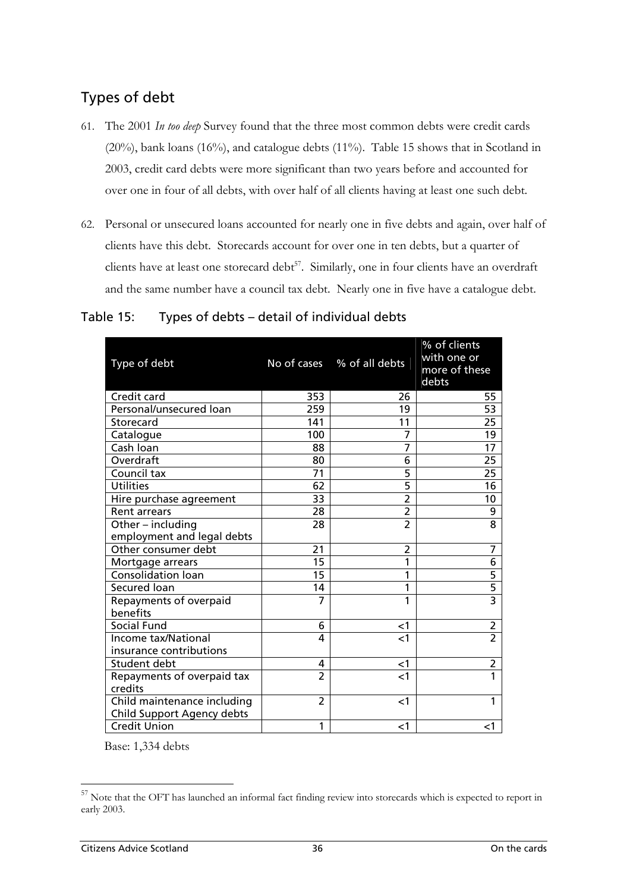## Types of debt

61. The 2001 *In too deep* Survey found that the three most common debts were credit cards (20%), bank loans (16%), and catalogue debts (11%). Table 15 shows that in Scotland in 2003, credit card debts were more significant than two years before and accounted for over one in four of all debts, with over half of all clients having at least one such debt.

62. Personal or unsecured loans accounted for nearly one in five debts and again, over half of clients have this debt. Storecards account for over one in ten debts, but a quarter of clients have at least one storecard debt[57]. Similarly, one in four clients have an overdraft and the same number have a council tax debt. Nearly one in five have a catalogue debt.

### Table 15: Types of debts – detail of individual debts

| Type of debt | No of cases | % of all debts | % of clients with one or more of these debts |
|---|---|---|---|
| Credit card | 353 | 26 | 55 |
| Personal/unsecured loan | 259 | 19 | 53 |
| Storecard | 141 | 11 | 25 |
| Catalogue | 100 | 7 | 19 |
| Cash loan | 88 | 7 | 17 |
| Overdraft | 80 | 6 | 25 |
| Council tax | 71 | 5 | 25 |
| Utilities | 62 | 5 | 16 |
| Hire purchase agreement | 33 | 2 | 10 |
| Rent arrears | 28 | 2 | 9 |
| Other – including employment and legal debts | 28 | 2 | 8 |
| Other consumer debt | 21 | 2 | 7 |
| Mortgage arrears | 15 | 1 | 6 |
| Consolidation loan | 15 | 1 | 5 |
| Secured loan | 14 | 1 | 5 |
| Repayments of overpaid benefits | 7 | 1 | 3 |
| Social Fund | 6 | <1 | 2 |
| Income tax/National insurance contributions | 4 | <1 | 2 |
| Student debt | 4 | <1 | 2 |
| Repayments of overpaid tax credits | 2 | <1 | 1 |
| Child maintenance including Child Support Agency debts | 2 | <1 | 1 |
| Credit Union | 1 | <1 | <1 |

Base: 1,334 debts

---

[57] Note that the OFT has launched an informal fact finding review into storecards which is expected to report in early 2003.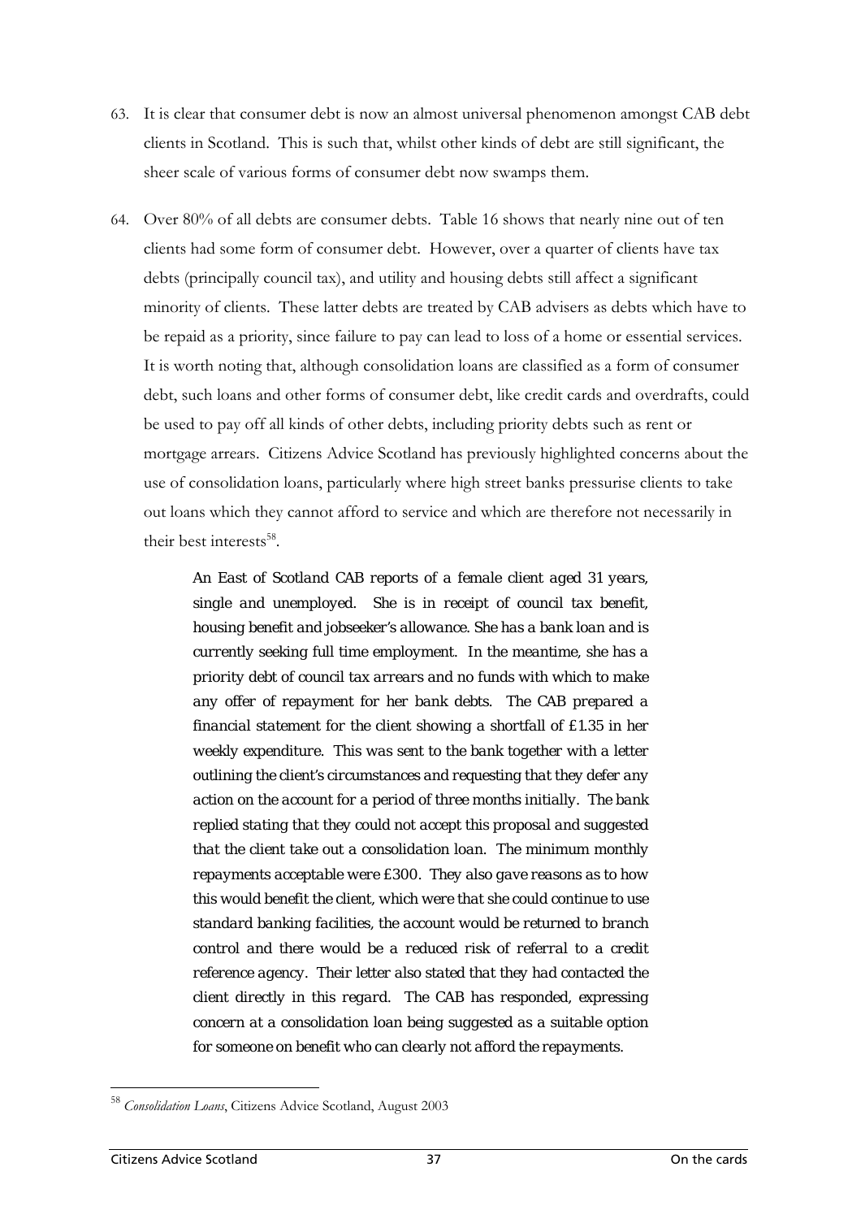63. It is clear that consumer debt is now an almost universal phenomenon amongst CAB debt clients in Scotland. This is such that, whilst other kinds of debt are still significant, the sheer scale of various forms of consumer debt now swamps them.

64. Over 80% of all debts are consumer debts. Table 16 shows that nearly nine out of ten clients had some form of consumer debt. However, over a quarter of clients have tax debts (principally council tax), and utility and housing debts still affect a significant minority of clients. These latter debts are treated by CAB advisers as debts which have to be repaid as a priority, since failure to pay can lead to loss of a home or essential services. It is worth noting that, although consolidation loans are classified as a form of consumer debt, such loans and other forms of consumer debt, like credit cards and overdrafts, could be used to pay off all kinds of other debts, including priority debts such as rent or mortgage arrears. Citizens Advice Scotland has previously highlighted concerns about the use of consolidation loans, particularly where high street banks pressurise clients to take out loans which they cannot afford to service and which are therefore not necessarily in their best interests[58].

> *An East of Scotland CAB reports of a female client aged 31 years, single and unemployed. She is in receipt of council tax benefit, housing benefit and jobseeker's allowance. She has a bank loan and is currently seeking full time employment. In the meantime, she has a priority debt of council tax arrears and no funds with which to make any offer of repayment for her bank debts. The CAB prepared a financial statement for the client showing a shortfall of £1.35 in her weekly expenditure. This was sent to the bank together with a letter outlining the client's circumstances and requesting that they defer any action on the account for a period of three months initially. The bank replied stating that they could not accept this proposal and suggested that the client take out a consolidation loan. The minimum monthly repayments acceptable were £300. They also gave reasons as to how this would benefit the client, which were that she could continue to use standard banking facilities, the account would be returned to branch control and there would be a reduced risk of referral to a credit reference agency. Their letter also stated that they had contacted the client directly in this regard. The CAB has responded, expressing concern at a consolidation loan being suggested as a suitable option for someone on benefit who can clearly not afford the repayments.*

[58] *Consolidation Loans*, Citizens Advice Scotland, August 2003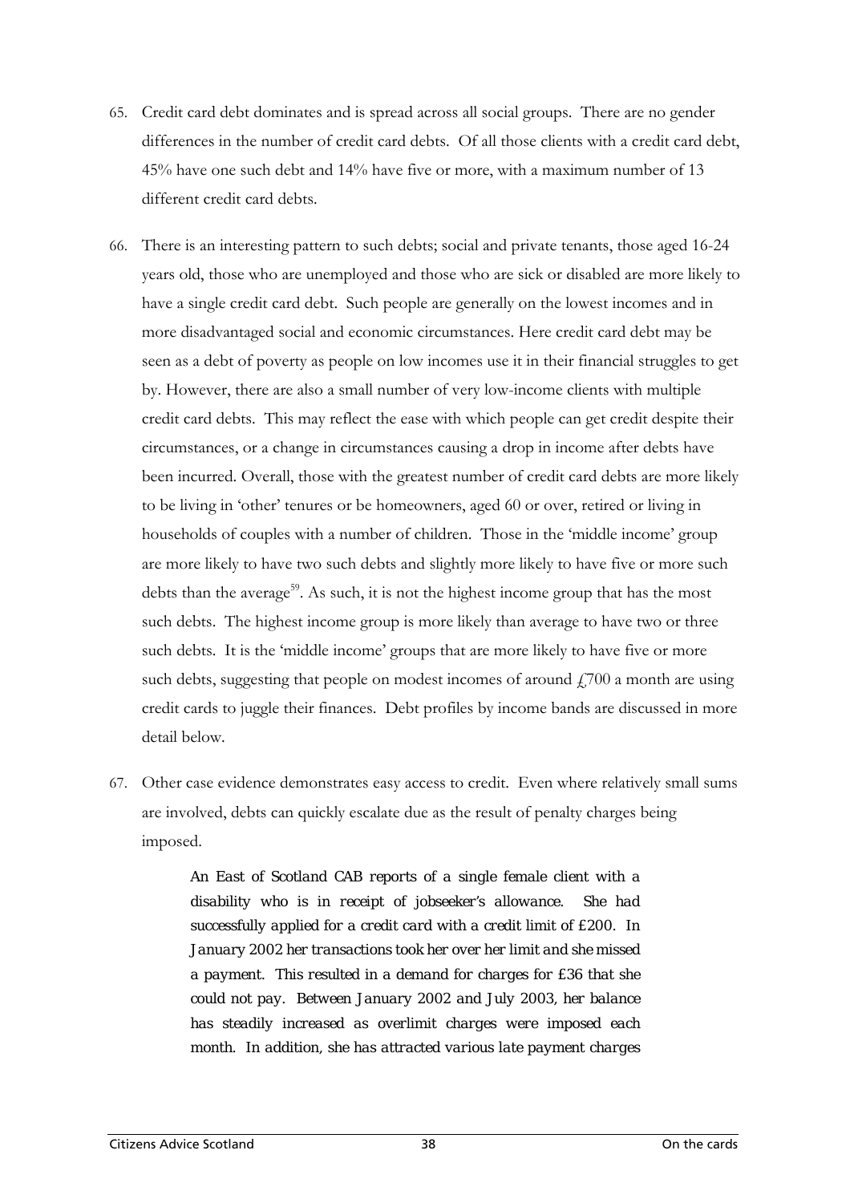65. Credit card debt dominates and is spread across all social groups. There are no gender differences in the number of credit card debts. Of all those clients with a credit card debt, 45% have one such debt and 14% have five or more, with a maximum number of 13 different credit card debts.

66. There is an interesting pattern to such debts; social and private tenants, those aged 16-24 years old, those who are unemployed and those who are sick or disabled are more likely to have a single credit card debt. Such people are generally on the lowest incomes and in more disadvantaged social and economic circumstances. Here credit card debt may be seen as a debt of poverty as people on low incomes use it in their financial struggles to get by. However, there are also a small number of very low-income clients with multiple credit card debts. This may reflect the ease with which people can get credit despite their circumstances, or a change in circumstances causing a drop in income after debts have been incurred. Overall, those with the greatest number of credit card debts are more likely to be living in 'other' tenures or be homeowners, aged 60 or over, retired or living in households of couples with a number of children. Those in the 'middle income' group are more likely to have two such debts and slightly more likely to have five or more such debts than the average[59]. As such, it is not the highest income group that has the most such debts. The highest income group is more likely than average to have two or three such debts. It is the 'middle income' groups that are more likely to have five or more such debts, suggesting that people on modest incomes of around £700 a month are using credit cards to juggle their finances. Debt profiles by income bands are discussed in more detail below.

67. Other case evidence demonstrates easy access to credit. Even where relatively small sums are involved, debts can quickly escalate due as the result of penalty charges being imposed.

> *An East of Scotland CAB reports of a single female client with a disability who is in receipt of jobseeker's allowance. She had successfully applied for a credit card with a credit limit of £200. In January 2002 her transactions took her over her limit and she missed a payment. This resulted in a demand for charges for £36 that she could not pay. Between January 2002 and July 2003, her balance has steadily increased as overlimit charges were imposed each month. In addition, she has attracted various late payment charges*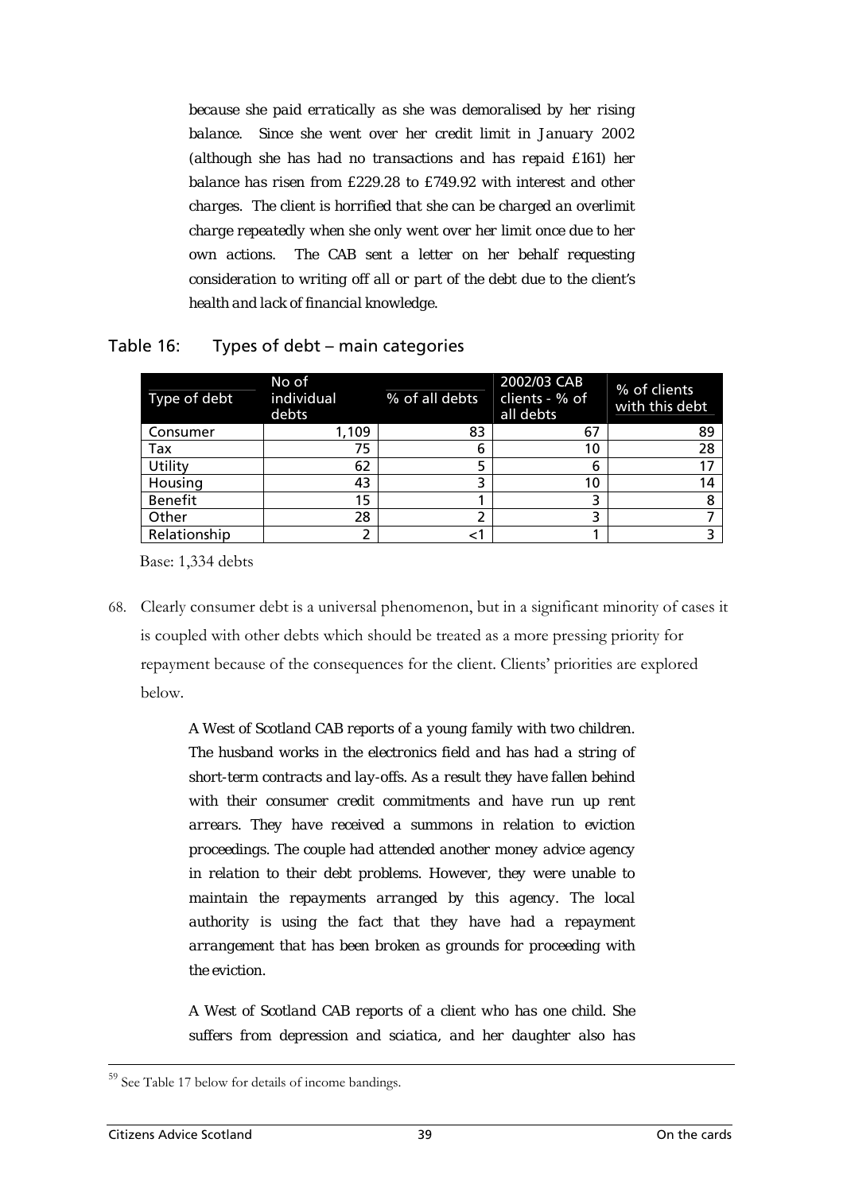*because she paid erratically as she was demoralised by her rising balance. Since she went over her credit limit in January 2002 (although she has had no transactions and has repaid £161) her balance has risen from £229.28 to £749.92 with interest and other charges. The client is horrified that she can be charged an overlimit charge repeatedly when she only went over her limit once due to her own actions. The CAB sent a letter on her behalf requesting consideration to writing off all or part of the debt due to the client's health and lack of financial knowledge.*

### Table 16: Types of debt – main categories

| Type of debt | No of individual debts | % of all debts | 2002/03 CAB clients - % of all debts | % of clients with this debt |
|---|---|---|---|---|
| Consumer | 1,109 | 83 | 67 | 89 |
| Tax | 75 | 6 | 10 | 28 |
| Utility | 62 | 5 | 6 | 17 |
| Housing | 43 | 3 | 10 | 14 |
| Benefit | 15 | 1 | 3 | 8 |
| Other | 28 | 2 | 3 | 7 |
| Relationship | 2 | <1 | 1 | 3 |

Base: 1,334 debts

68. Clearly consumer debt is a universal phenomenon, but in a significant minority of cases it is coupled with other debts which should be treated as a more pressing priority for repayment because of the consequences for the client. Clients' priorities are explored below.

*A West of Scotland CAB reports of a young family with two children. The husband works in the electronics field and has had a string of short-term contracts and lay-offs. As a result they have fallen behind with their consumer credit commitments and have run up rent arrears. They have received a summons in relation to eviction proceedings. The couple had attended another money advice agency in relation to their debt problems. However, they were unable to maintain the repayments arranged by this agency. The local authority is using the fact that they have had a repayment arrangement that has been broken as grounds for proceeding with the eviction.*

*A West of Scotland CAB reports of a client who has one child. She suffers from depression and sciatica, and her daughter also has*

[59] See Table 17 below for details of income bandings.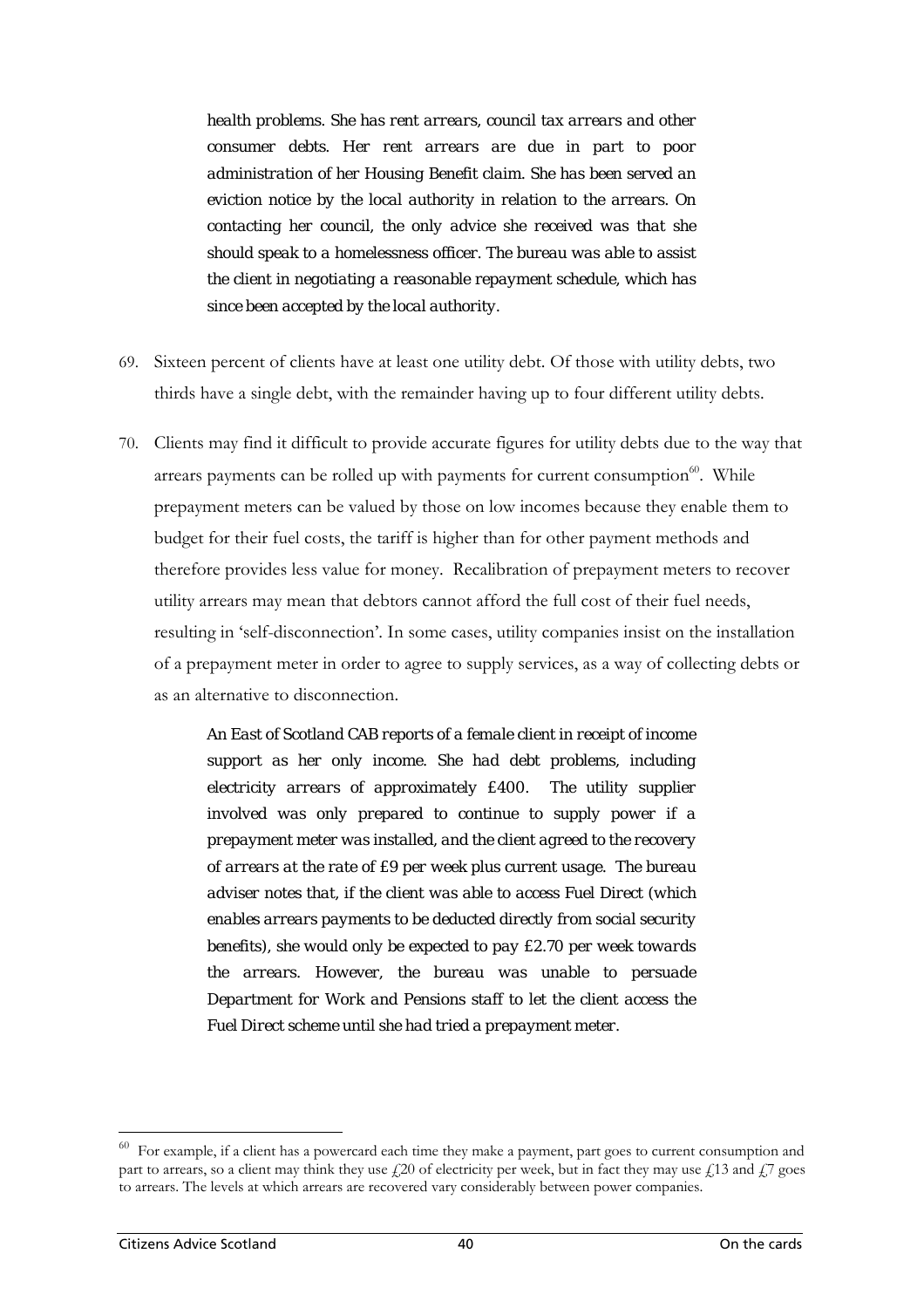*health problems. She has rent arrears, council tax arrears and other consumer debts. Her rent arrears are due in part to poor administration of her Housing Benefit claim. She has been served an eviction notice by the local authority in relation to the arrears. On contacting her council, the only advice she received was that she should speak to a homelessness officer. The bureau was able to assist the client in negotiating a reasonable repayment schedule, which has since been accepted by the local authority.*

69. Sixteen percent of clients have at least one utility debt. Of those with utility debts, two thirds have a single debt, with the remainder having up to four different utility debts.

70. Clients may find it difficult to provide accurate figures for utility debts due to the way that arrears payments can be rolled up with payments for current consumption[60]. While prepayment meters can be valued by those on low incomes because they enable them to budget for their fuel costs, the tariff is higher than for other payment methods and therefore provides less value for money. Recalibration of prepayment meters to recover utility arrears may mean that debtors cannot afford the full cost of their fuel needs, resulting in 'self-disconnection'. In some cases, utility companies insist on the installation of a prepayment meter in order to agree to supply services, as a way of collecting debts or as an alternative to disconnection.

*An East of Scotland CAB reports of a female client in receipt of income support as her only income. She had debt problems, including electricity arrears of approximately £400. The utility supplier involved was only prepared to continue to supply power if a prepayment meter was installed, and the client agreed to the recovery of arrears at the rate of £9 per week plus current usage. The bureau adviser notes that, if the client was able to access Fuel Direct (which enables arrears payments to be deducted directly from social security benefits), she would only be expected to pay £2.70 per week towards the arrears. However, the bureau was unable to persuade Department for Work and Pensions staff to let the client access the Fuel Direct scheme until she had tried a prepayment meter.*

[60] For example, if a client has a powercard each time they make a payment, part goes to current consumption and part to arrears, so a client may think they use £20 of electricity per week, but in fact they may use £13 and £7 goes to arrears. The levels at which arrears are recovered vary considerably between power companies.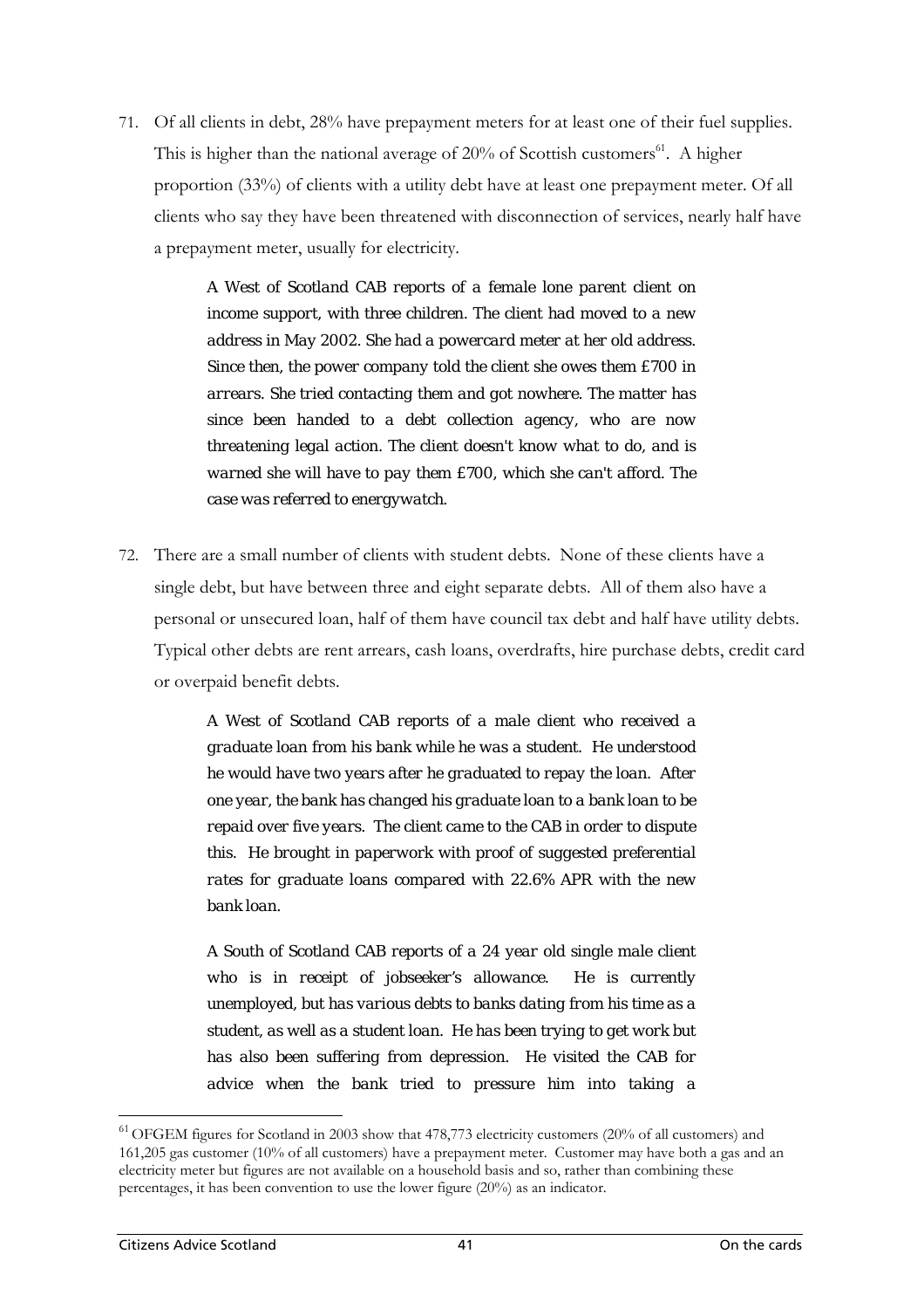71. Of all clients in debt, 28% have prepayment meters for at least one of their fuel supplies. This is higher than the national average of 20% of Scottish customers[61]. A higher proportion (33%) of clients with a utility debt have at least one prepayment meter. Of all clients who say they have been threatened with disconnection of services, nearly half have a prepayment meter, usually for electricity.

> *A West of Scotland CAB reports of a female lone parent client on income support, with three children. The client had moved to a new address in May 2002. She had a powercard meter at her old address. Since then, the power company told the client she owes them £700 in arrears. She tried contacting them and got nowhere. The matter has since been handed to a debt collection agency, who are now threatening legal action. The client doesn't know what to do, and is warned she will have to pay them £700, which she can't afford. The case was referred to energywatch.*

72. There are a small number of clients with student debts. None of these clients have a single debt, but have between three and eight separate debts. All of them also have a personal or unsecured loan, half of them have council tax debt and half have utility debts. Typical other debts are rent arrears, cash loans, overdrafts, hire purchase debts, credit card or overpaid benefit debts.

> *A West of Scotland CAB reports of a male client who received a graduate loan from his bank while he was a student. He understood he would have two years after he graduated to repay the loan. After one year, the bank has changed his graduate loan to a bank loan to be repaid over five years. The client came to the CAB in order to dispute this. He brought in paperwork with proof of suggested preferential rates for graduate loans compared with 22.6% APR with the new bank loan.*

> *A South of Scotland CAB reports of a 24 year old single male client who is in receipt of jobseeker's allowance. He is currently unemployed, but has various debts to banks dating from his time as a student, as well as a student loan. He has been trying to get work but has also been suffering from depression. He visited the CAB for advice when the bank tried to pressure him into taking a*

---

[61] OFGEM figures for Scotland in 2003 show that 478,773 electricity customers (20% of all customers) and 161,205 gas customer (10% of all customers) have a prepayment meter. Customer may have both a gas and an electricity meter but figures are not available on a household basis and so, rather than combining these percentages, it has been convention to use the lower figure (20%) as an indicator.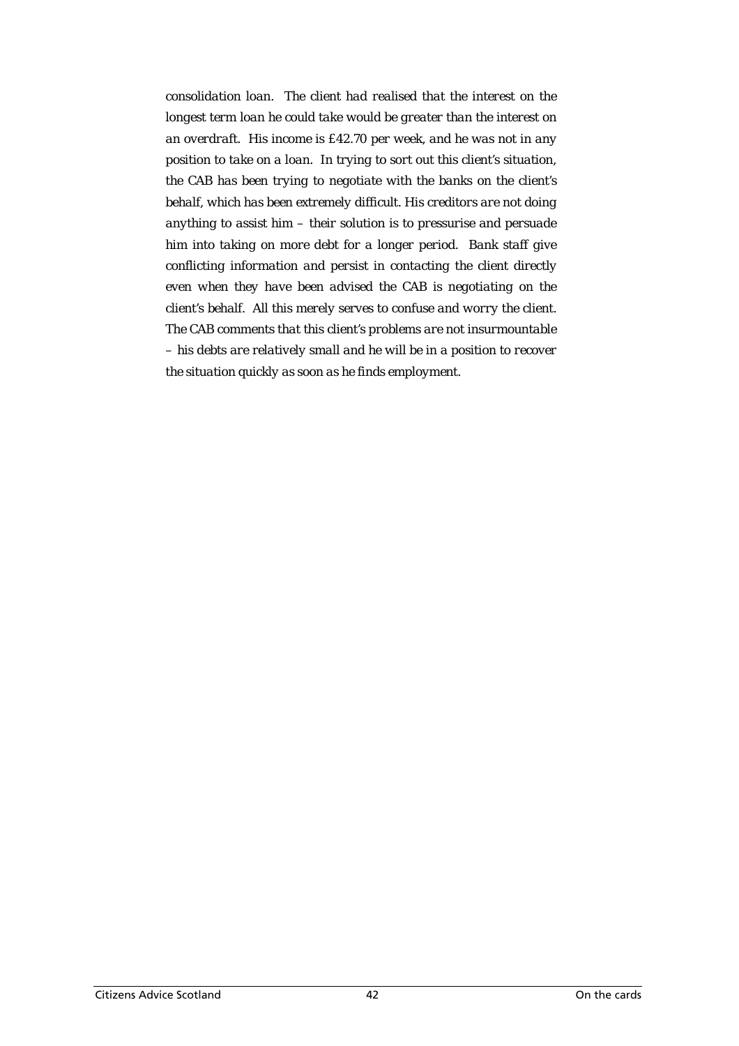*consolidation loan. The client had realised that the interest on the longest term loan he could take would be greater than the interest on an overdraft. His income is £42.70 per week, and he was not in any position to take on a loan. In trying to sort out this client's situation, the CAB has been trying to negotiate with the banks on the client's behalf, which has been extremely difficult. His creditors are not doing anything to assist him – their solution is to pressurise and persuade him into taking on more debt for a longer period. Bank staff give conflicting information and persist in contacting the client directly even when they have been advised the CAB is negotiating on the client's behalf. All this merely serves to confuse and worry the client. The CAB comments that this client's problems are not insurmountable – his debts are relatively small and he will be in a position to recover the situation quickly as soon as he finds employment.*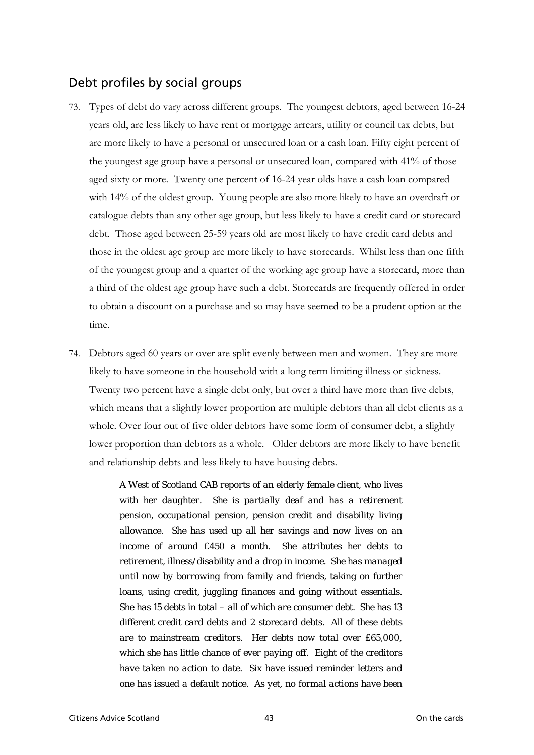## Debt profiles by social groups

73. Types of debt do vary across different groups. The youngest debtors, aged between 16-24 years old, are less likely to have rent or mortgage arrears, utility or council tax debts, but are more likely to have a personal or unsecured loan or a cash loan. Fifty eight percent of the youngest age group have a personal or unsecured loan, compared with 41% of those aged sixty or more. Twenty one percent of 16-24 year olds have a cash loan compared with 14% of the oldest group. Young people are also more likely to have an overdraft or catalogue debts than any other age group, but less likely to have a credit card or storecard debt. Those aged between 25-59 years old are most likely to have credit card debts and those in the oldest age group are more likely to have storecards. Whilst less than one fifth of the youngest group and a quarter of the working age group have a storecard, more than a third of the oldest age group have such a debt. Storecards are frequently offered in order to obtain a discount on a purchase and so may have seemed to be a prudent option at the time.

74. Debtors aged 60 years or over are split evenly between men and women. They are more likely to have someone in the household with a long term limiting illness or sickness. Twenty two percent have a single debt only, but over a third have more than five debts, which means that a slightly lower proportion are multiple debtors than all debt clients as a whole. Over four out of five older debtors have some form of consumer debt, a slightly lower proportion than debtors as a whole. Older debtors are more likely to have benefit and relationship debts and less likely to have housing debts.

> *A West of Scotland CAB reports of an elderly female client, who lives with her daughter. She is partially deaf and has a retirement pension, occupational pension, pension credit and disability living allowance. She has used up all her savings and now lives on an income of around £450 a month. She attributes her debts to retirement, illness/disability and a drop in income. She has managed until now by borrowing from family and friends, taking on further loans, using credit, juggling finances and going without essentials. She has 15 debts in total – all of which are consumer debt. She has 13 different credit card debts and 2 storecard debts. All of these debts are to mainstream creditors. Her debts now total over £65,000, which she has little chance of ever paying off. Eight of the creditors have taken no action to date. Six have issued reminder letters and one has issued a default notice. As yet, no formal actions have been*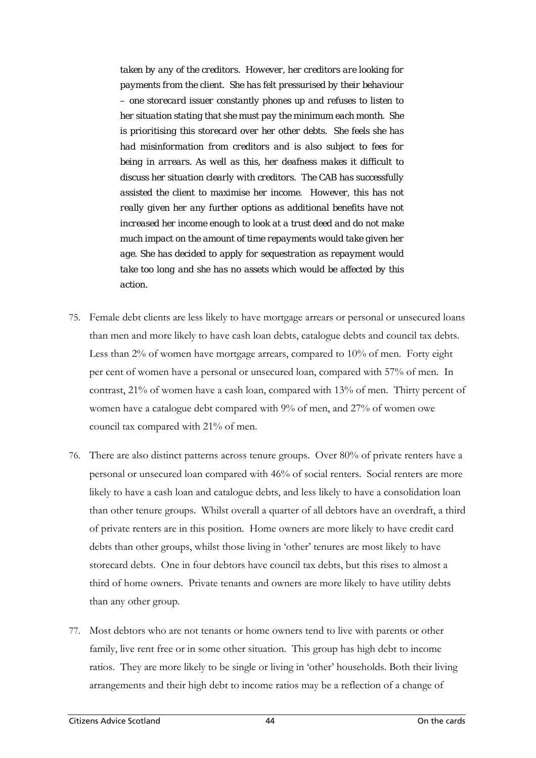*taken by any of the creditors. However, her creditors are looking for payments from the client. She has felt pressurised by their behaviour – one storecard issuer constantly phones up and refuses to listen to her situation stating that she must pay the minimum each month. She is prioritising this storecard over her other debts. She feels she has had misinformation from creditors and is also subject to fees for being in arrears. As well as this, her deafness makes it difficult to discuss her situation clearly with creditors. The CAB has successfully assisted the client to maximise her income. However, this has not really given her any further options as additional benefits have not increased her income enough to look at a trust deed and do not make much impact on the amount of time repayments would take given her age. She has decided to apply for sequestration as repayment would take too long and she has no assets which would be affected by this action.*

75. Female debt clients are less likely to have mortgage arrears or personal or unsecured loans than men and more likely to have cash loan debts, catalogue debts and council tax debts. Less than 2% of women have mortgage arrears, compared to 10% of men. Forty eight per cent of women have a personal or unsecured loan, compared with 57% of men. In contrast, 21% of women have a cash loan, compared with 13% of men. Thirty percent of women have a catalogue debt compared with 9% of men, and 27% of women owe council tax compared with 21% of men.

76. There are also distinct patterns across tenure groups. Over 80% of private renters have a personal or unsecured loan compared with 46% of social renters. Social renters are more likely to have a cash loan and catalogue debts, and less likely to have a consolidation loan than other tenure groups. Whilst overall a quarter of all debtors have an overdraft, a third of private renters are in this position. Home owners are more likely to have credit card debts than other groups, whilst those living in 'other' tenures are most likely to have storecard debts. One in four debtors have council tax debts, but this rises to almost a third of home owners. Private tenants and owners are more likely to have utility debts than any other group.

77. Most debtors who are not tenants or home owners tend to live with parents or other family, live rent free or in some other situation. This group has high debt to income ratios. They are more likely to be single or living in 'other' households. Both their living arrangements and their high debt to income ratios may be a reflection of a change of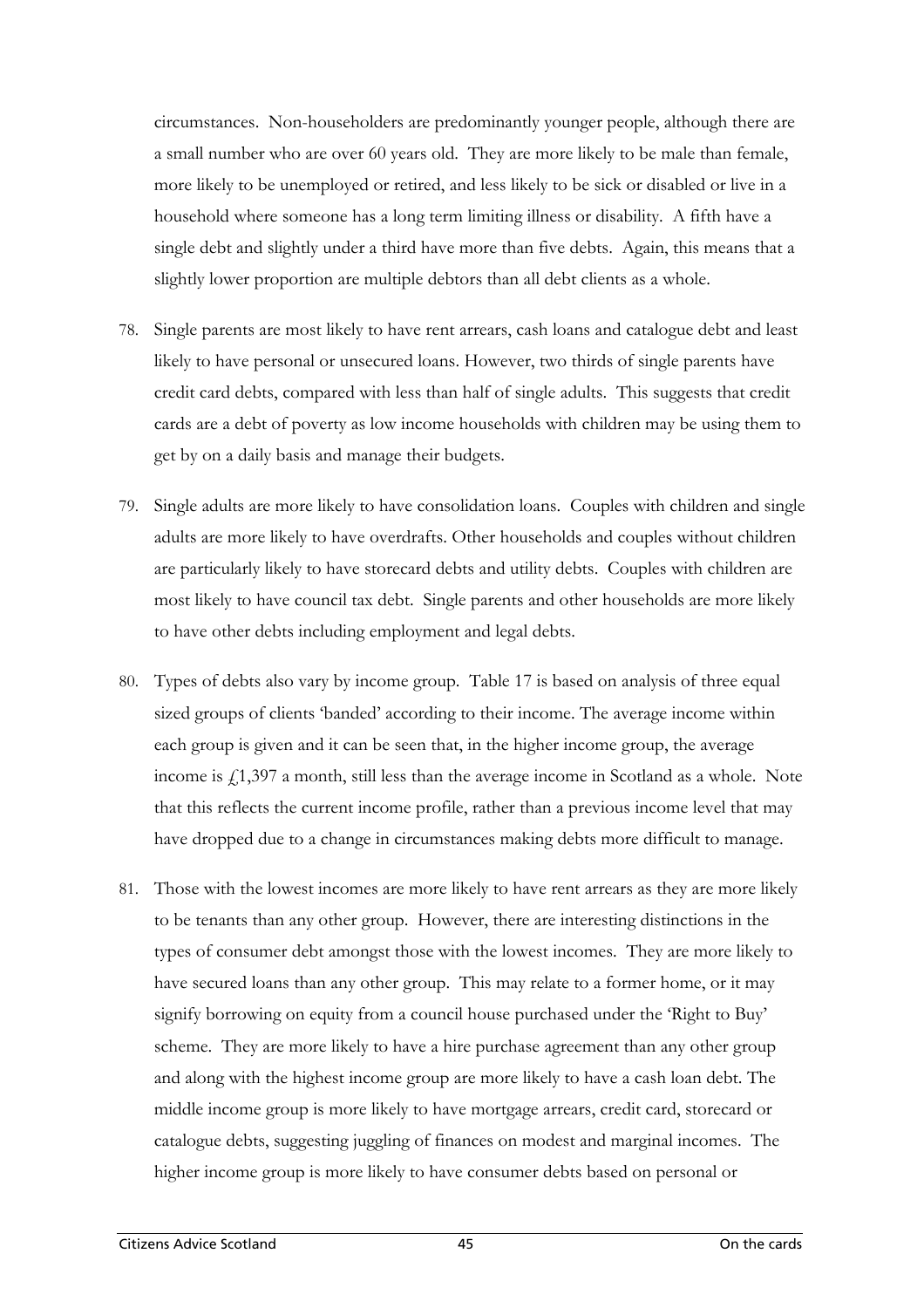circumstances. Non-householders are predominantly younger people, although there are a small number who are over 60 years old. They are more likely to be male than female, more likely to be unemployed or retired, and less likely to be sick or disabled or live in a household where someone has a long term limiting illness or disability. A fifth have a single debt and slightly under a third have more than five debts. Again, this means that a slightly lower proportion are multiple debtors than all debt clients as a whole.

78. Single parents are most likely to have rent arrears, cash loans and catalogue debt and least likely to have personal or unsecured loans. However, two thirds of single parents have credit card debts, compared with less than half of single adults. This suggests that credit cards are a debt of poverty as low income households with children may be using them to get by on a daily basis and manage their budgets.

79. Single adults are more likely to have consolidation loans. Couples with children and single adults are more likely to have overdrafts. Other households and couples without children are particularly likely to have storecard debts and utility debts. Couples with children are most likely to have council tax debt. Single parents and other households are more likely to have other debts including employment and legal debts.

80. Types of debts also vary by income group. Table 17 is based on analysis of three equal sized groups of clients 'banded' according to their income. The average income within each group is given and it can be seen that, in the higher income group, the average income is £1,397 a month, still less than the average income in Scotland as a whole. Note that this reflects the current income profile, rather than a previous income level that may have dropped due to a change in circumstances making debts more difficult to manage.

81. Those with the lowest incomes are more likely to have rent arrears as they are more likely to be tenants than any other group. However, there are interesting distinctions in the types of consumer debt amongst those with the lowest incomes. They are more likely to have secured loans than any other group. This may relate to a former home, or it may signify borrowing on equity from a council house purchased under the 'Right to Buy' scheme. They are more likely to have a hire purchase agreement than any other group and along with the highest income group are more likely to have a cash loan debt. The middle income group is more likely to have mortgage arrears, credit card, storecard or catalogue debts, suggesting juggling of finances on modest and marginal incomes. The higher income group is more likely to have consumer debts based on personal or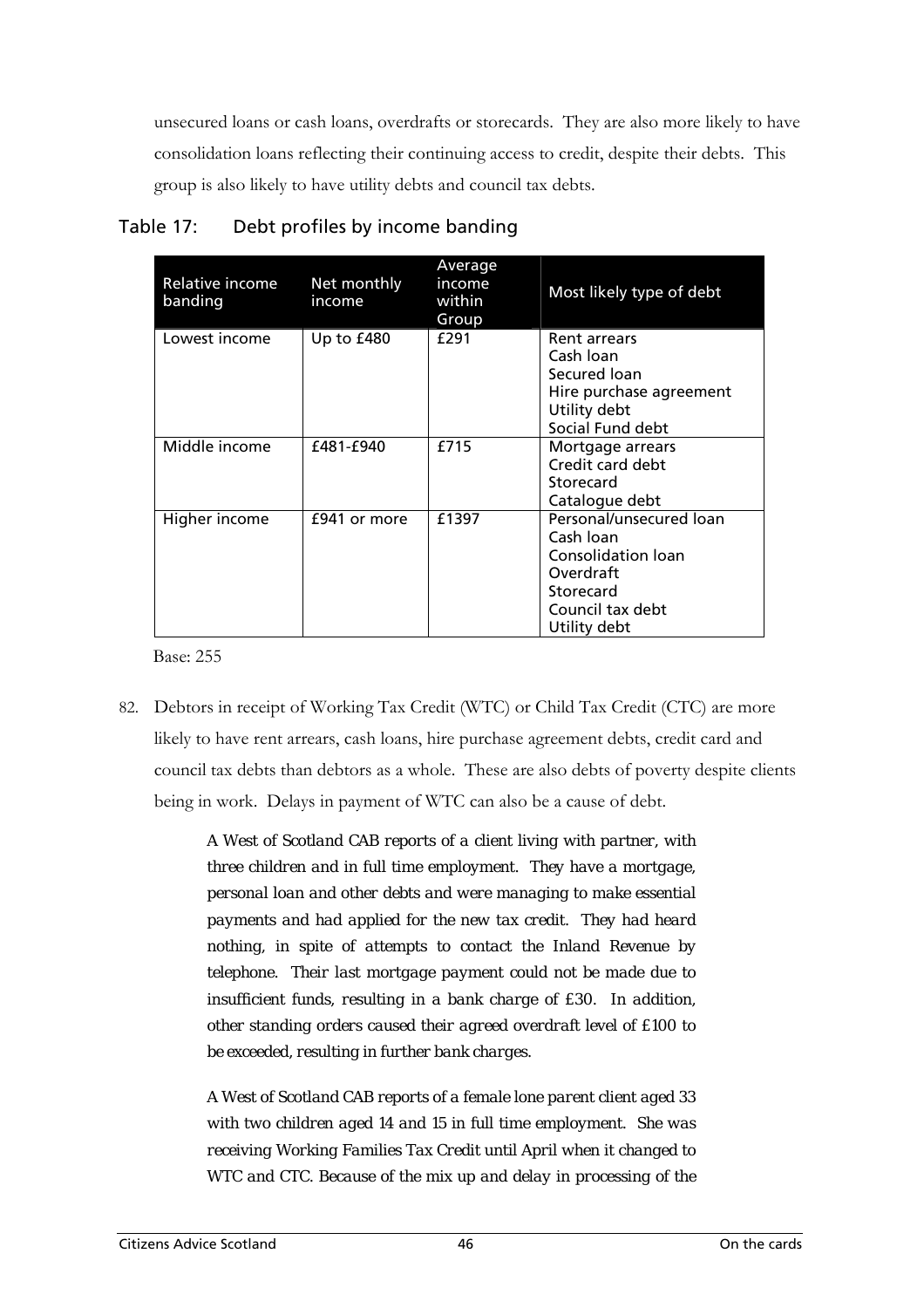unsecured loans or cash loans, overdrafts or storecards. They are also more likely to have consolidation loans reflecting their continuing access to credit, despite their debts. This group is also likely to have utility debts and council tax debts.

Table 17: Debt profiles by income banding

| Relative income banding | Net monthly income | Average income within Group | Most likely type of debt |
|---|---|---|---|
| Lowest income | Up to £480 | £291 | Rent arrears<br>Cash loan<br>Secured loan<br>Hire purchase agreement<br>Utility debt<br>Social Fund debt |
| Middle income | £481-£940 | £715 | Mortgage arrears<br>Credit card debt<br>Storecard<br>Catalogue debt |
| Higher income | £941 or more | £1397 | Personal/unsecured loan<br>Cash loan<br>Consolidation loan<br>Overdraft<br>Storecard<br>Council tax debt<br>Utility debt |

Base: 255

82. Debtors in receipt of Working Tax Credit (WTC) or Child Tax Credit (CTC) are more likely to have rent arrears, cash loans, hire purchase agreement debts, credit card and council tax debts than debtors as a whole. These are also debts of poverty despite clients being in work. Delays in payment of WTC can also be a cause of debt.

> *A West of Scotland CAB reports of a client living with partner, with three children and in full time employment. They have a mortgage, personal loan and other debts and were managing to make essential payments and had applied for the new tax credit. They had heard nothing, in spite of attempts to contact the Inland Revenue by telephone. Their last mortgage payment could not be made due to insufficient funds, resulting in a bank charge of £30. In addition, other standing orders caused their agreed overdraft level of £100 to be exceeded, resulting in further bank charges.*

> *A West of Scotland CAB reports of a female lone parent client aged 33 with two children aged 14 and 15 in full time employment. She was receiving Working Families Tax Credit until April when it changed to WTC and CTC. Because of the mix up and delay in processing of the*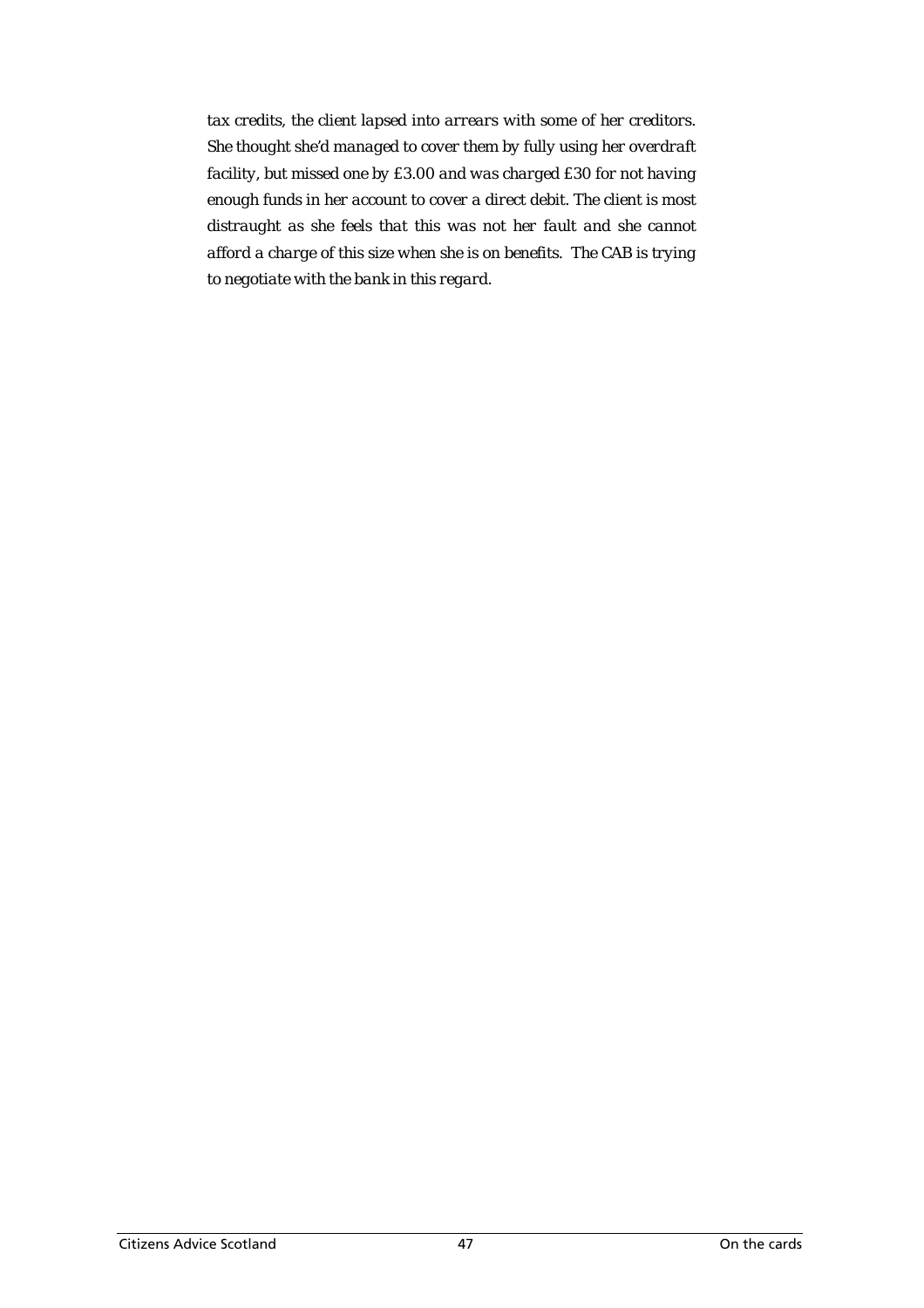*tax credits, the client lapsed into arrears with some of her creditors. She thought she'd managed to cover them by fully using her overdraft facility, but missed one by £3.00 and was charged £30 for not having enough funds in her account to cover a direct debit. The client is most distraught as she feels that this was not her fault and she cannot afford a charge of this size when she is on benefits. The CAB is trying to negotiate with the bank in this regard.*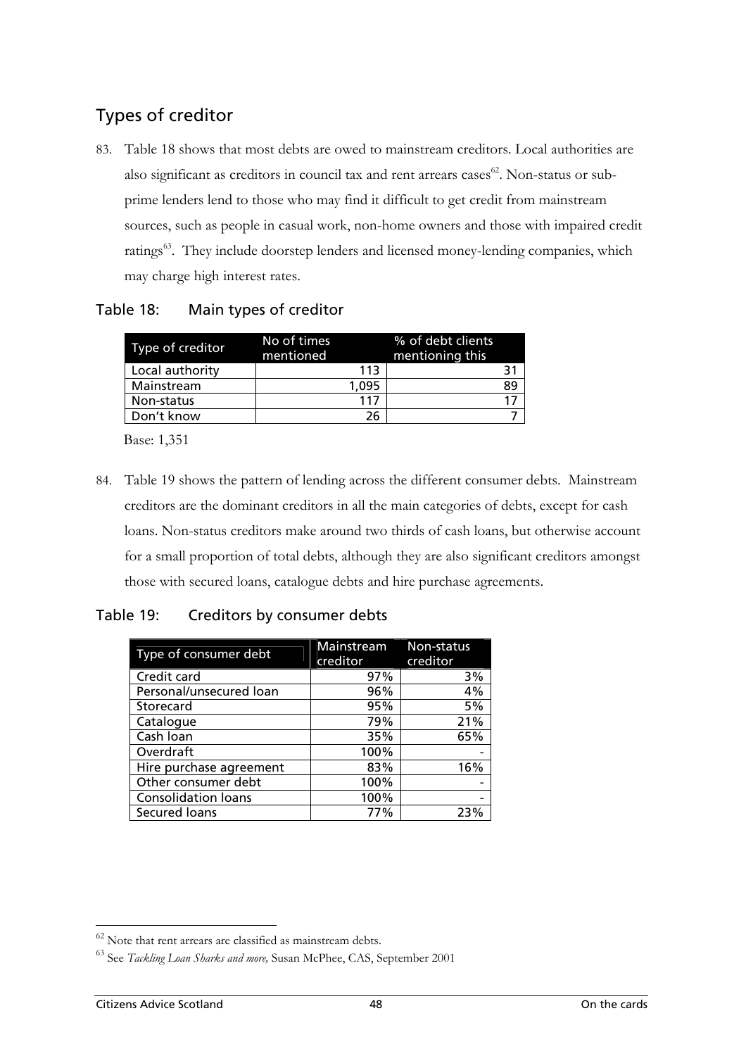## Types of creditor

83. Table 18 shows that most debts are owed to mainstream creditors. Local authorities are also significant as creditors in council tax and rent arrears cases[62]. Non-status or sub-prime lenders lend to those who may find it difficult to get credit from mainstream sources, such as people in casual work, non-home owners and those with impaired credit ratings[63]. They include doorstep lenders and licensed money-lending companies, which may charge high interest rates.

### Table 18: Main types of creditor

| Type of creditor | No of times mentioned | % of debt clients mentioning this |
|---|---|---|
| Local authority | 113 | 31 |
| Mainstream | 1,095 | 89 |
| Non-status | 117 | 17 |
| Don't know | 26 | 7 |

Base: 1,351

84. Table 19 shows the pattern of lending across the different consumer debts. Mainstream creditors are the dominant creditors in all the main categories of debts, except for cash loans. Non-status creditors make around two thirds of cash loans, but otherwise account for a small proportion of total debts, although they are also significant creditors amongst those with secured loans, catalogue debts and hire purchase agreements.

### Table 19: Creditors by consumer debts

| Type of consumer debt | Mainstream creditor | Non-status creditor |
|---|---|---|
| Credit card | 97% | 3% |
| Personal/unsecured loan | 96% | 4% |
| Storecard | 95% | 5% |
| Catalogue | 79% | 21% |
| Cash loan | 35% | 65% |
| Overdraft | 100% | - |
| Hire purchase agreement | 83% | 16% |
| Other consumer debt | 100% | - |
| Consolidation loans | 100% | - |
| Secured loans | 77% | 23% |

[62] Note that rent arrears are classified as mainstream debts.

[63] See *Tackling Loan Sharks and more,* Susan McPhee, CAS, September 2001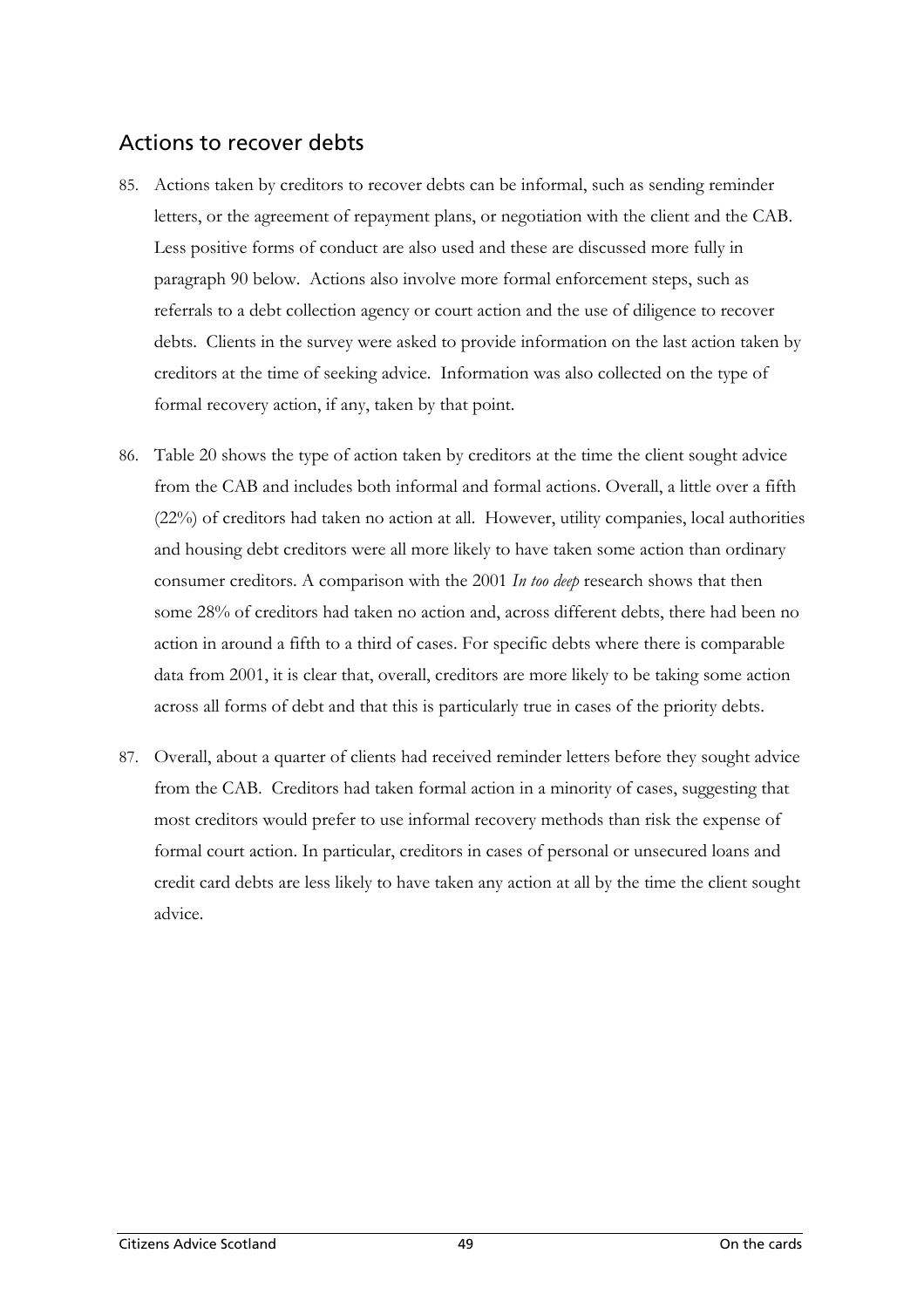## Actions to recover debts

85. Actions taken by creditors to recover debts can be informal, such as sending reminder letters, or the agreement of repayment plans, or negotiation with the client and the CAB. Less positive forms of conduct are also used and these are discussed more fully in paragraph 90 below. Actions also involve more formal enforcement steps, such as referrals to a debt collection agency or court action and the use of diligence to recover debts. Clients in the survey were asked to provide information on the last action taken by creditors at the time of seeking advice. Information was also collected on the type of formal recovery action, if any, taken by that point.

86. Table 20 shows the type of action taken by creditors at the time the client sought advice from the CAB and includes both informal and formal actions. Overall, a little over a fifth (22%) of creditors had taken no action at all. However, utility companies, local authorities and housing debt creditors were all more likely to have taken some action than ordinary consumer creditors. A comparison with the 2001 *In too deep* research shows that then some 28% of creditors had taken no action and, across different debts, there had been no action in around a fifth to a third of cases. For specific debts where there is comparable data from 2001, it is clear that, overall, creditors are more likely to be taking some action across all forms of debt and that this is particularly true in cases of the priority debts.

87. Overall, about a quarter of clients had received reminder letters before they sought advice from the CAB. Creditors had taken formal action in a minority of cases, suggesting that most creditors would prefer to use informal recovery methods than risk the expense of formal court action. In particular, creditors in cases of personal or unsecured loans and credit card debts are less likely to have taken any action at all by the time the client sought advice.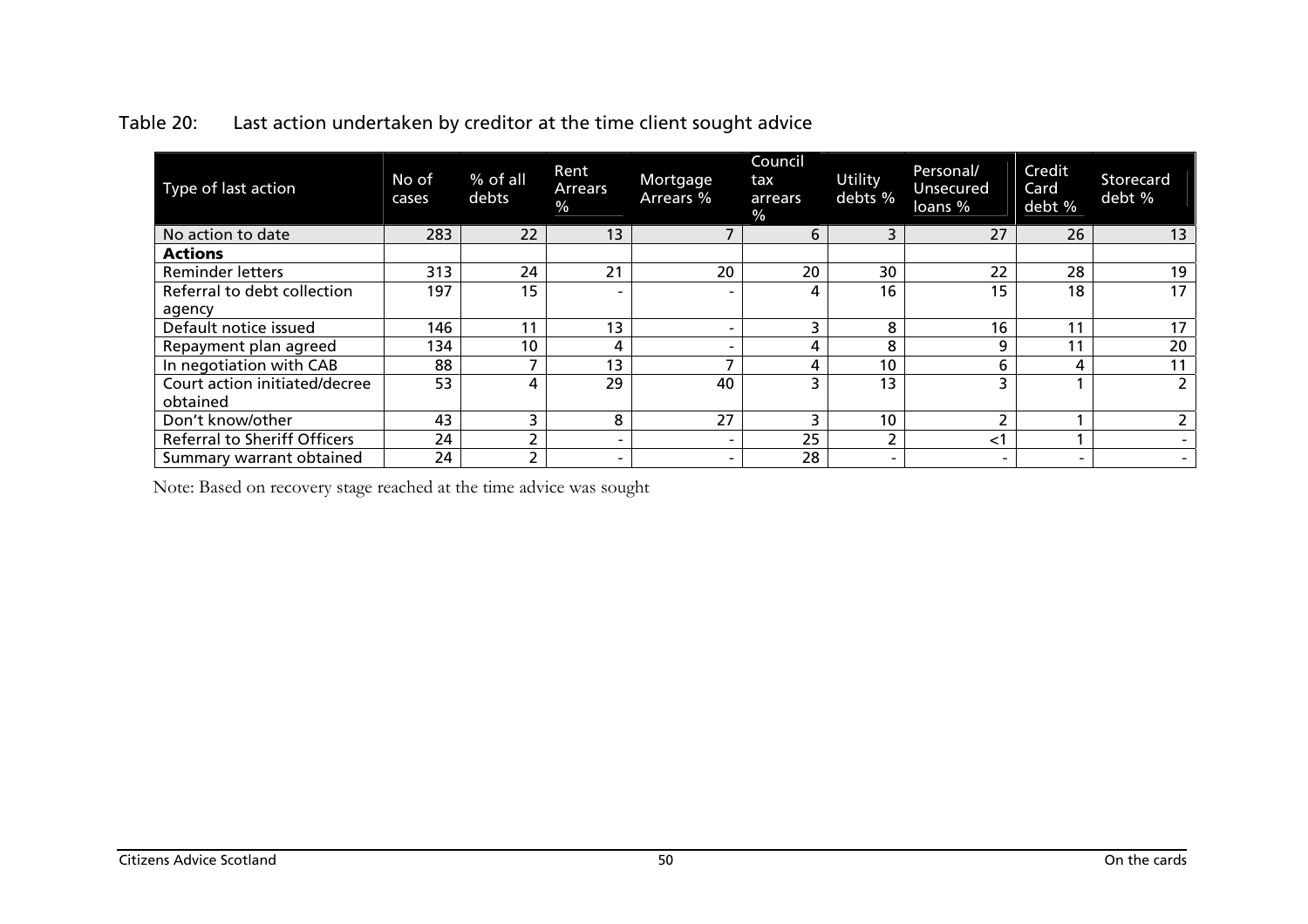Table 20: Last action undertaken by creditor at the time client sought advice

| Type of last action | No of cases | % of all debts | Rent Arrears % | Mortgage Arrears % | Council tax arrears % | Utility debts % | Personal/ Unsecured loans % | Credit Card debt % | Storecard debt % |
|---|---|---|---|---|---|---|---|---|---|
| No action to date | 283 | 22 | 13 | 7 | 6 | 3 | 27 | 26 | 13 |
| **Actions** | | | | | | | | | |
| Reminder letters | 313 | 24 | 21 | 20 | 20 | 30 | 22 | 28 | 19 |
| Referral to debt collection agency | 197 | 15 | - | - | 4 | 16 | 15 | 18 | 17 |
| Default notice issued | 146 | 11 | 13 | - | 3 | 8 | 16 | 11 | 17 |
| Repayment plan agreed | 134 | 10 | 4 | - | 4 | 8 | 9 | 11 | 20 |
| In negotiation with CAB | 88 | 7 | 13 | 7 | 4 | 10 | 6 | 4 | 11 |
| Court action initiated/decree obtained | 53 | 4 | 29 | 40 | 3 | 13 | 3 | 1 | 2 |
| Don't know/other | 43 | 3 | 8 | 27 | 3 | 10 | 2 | 1 | 2 |
| Referral to Sheriff Officers | 24 | 2 | - | - | 25 | 2 | <1 | 1 | - |
| Summary warrant obtained | 24 | 2 | - | - | 28 | - | - | - | - |

Note: Based on recovery stage reached at the time advice was sought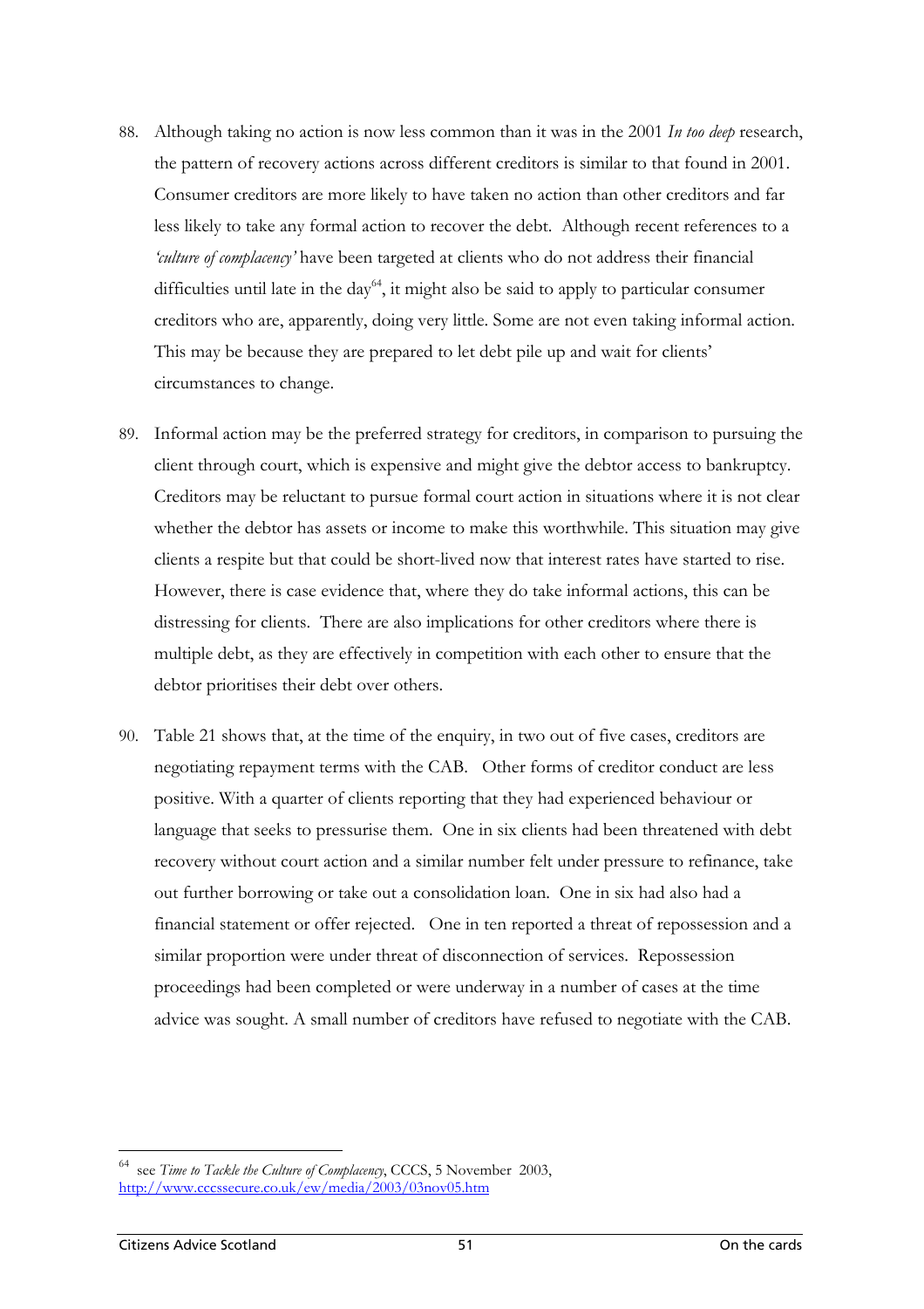88. Although taking no action is now less common than it was in the 2001 *In too deep* research, the pattern of recovery actions across different creditors is similar to that found in 2001. Consumer creditors are more likely to have taken no action than other creditors and far less likely to take any formal action to recover the debt. Although recent references to a *'culture of complacency'* have been targeted at clients who do not address their financial difficulties until late in the day[64], it might also be said to apply to particular consumer creditors who are, apparently, doing very little. Some are not even taking informal action. This may be because they are prepared to let debt pile up and wait for clients' circumstances to change.

89. Informal action may be the preferred strategy for creditors, in comparison to pursuing the client through court, which is expensive and might give the debtor access to bankruptcy. Creditors may be reluctant to pursue formal court action in situations where it is not clear whether the debtor has assets or income to make this worthwhile. This situation may give clients a respite but that could be short-lived now that interest rates have started to rise. However, there is case evidence that, where they do take informal actions, this can be distressing for clients. There are also implications for other creditors where there is multiple debt, as they are effectively in competition with each other to ensure that the debtor prioritises their debt over others.

90. Table 21 shows that, at the time of the enquiry, in two out of five cases, creditors are negotiating repayment terms with the CAB. Other forms of creditor conduct are less positive. With a quarter of clients reporting that they had experienced behaviour or language that seeks to pressurise them. One in six clients had been threatened with debt recovery without court action and a similar number felt under pressure to refinance, take out further borrowing or take out a consolidation loan. One in six had also had a financial statement or offer rejected. One in ten reported a threat of repossession and a similar proportion were under threat of disconnection of services. Repossession proceedings had been completed or were underway in a number of cases at the time advice was sought. A small number of creditors have refused to negotiate with the CAB.

---

[64] see *Time to Tackle the Culture of Complacency*, CCCS, 5 November 2003, http://www.cccssecure.co.uk/ew/media/2003/03nov05.htm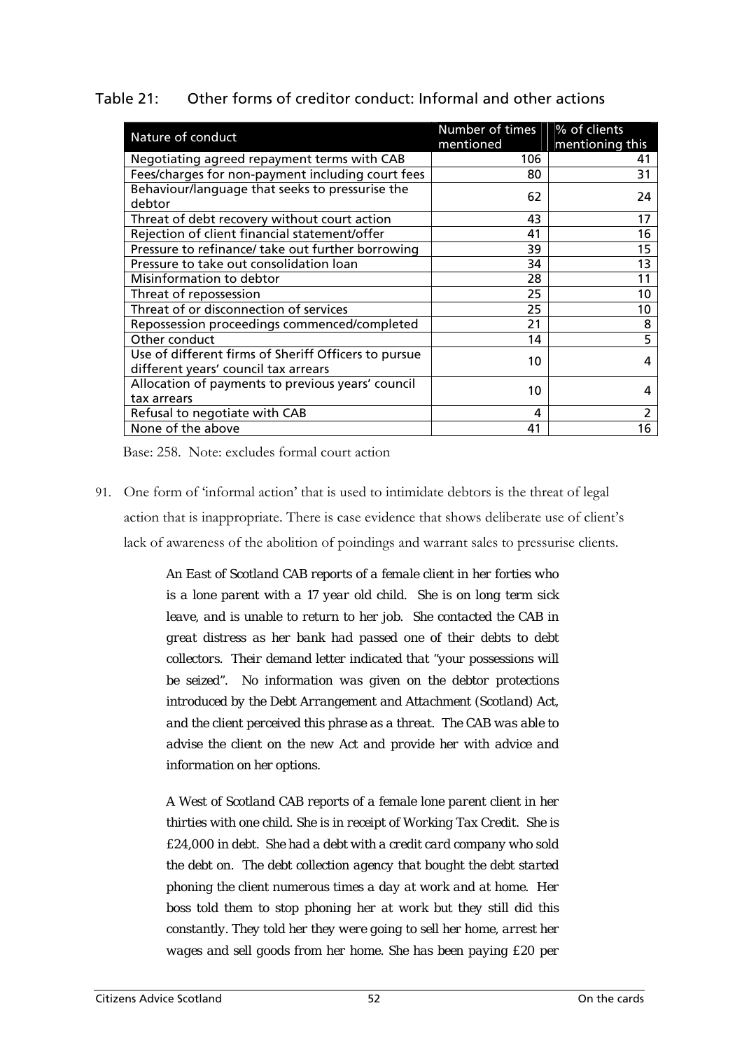Table 21: Other forms of creditor conduct: Informal and other actions

| Nature of conduct | Number of times mentioned | % of clients mentioning this |
|---|---|---|
| Negotiating agreed repayment terms with CAB | 106 | 41 |
| Fees/charges for non-payment including court fees | 80 | 31 |
| Behaviour/language that seeks to pressurise the debtor | 62 | 24 |
| Threat of debt recovery without court action | 43 | 17 |
| Rejection of client financial statement/offer | 41 | 16 |
| Pressure to refinance/ take out further borrowing | 39 | 15 |
| Pressure to take out consolidation loan | 34 | 13 |
| Misinformation to debtor | 28 | 11 |
| Threat of repossession | 25 | 10 |
| Threat of or disconnection of services | 25 | 10 |
| Repossession proceedings commenced/completed | 21 | 8 |
| Other conduct | 14 | 5 |
| Use of different firms of Sheriff Officers to pursue different years' council tax arrears | 10 | 4 |
| Allocation of payments to previous years' council tax arrears | 10 | 4 |
| Refusal to negotiate with CAB | 4 | 2 |
| None of the above | 41 | 16 |

Base: 258. Note: excludes formal court action

91. One form of 'informal action' that is used to intimidate debtors is the threat of legal action that is inappropriate. There is case evidence that shows deliberate use of client's lack of awareness of the abolition of poindings and warrant sales to pressurise clients.

> *An East of Scotland CAB reports of a female client in her forties who is a lone parent with a 17 year old child. She is on long term sick leave, and is unable to return to her job. She contacted the CAB in great distress as her bank had passed one of their debts to debt collectors. Their demand letter indicated that "your possessions will be seized". No information was given on the debtor protections introduced by the Debt Arrangement and Attachment (Scotland) Act, and the client perceived this phrase as a threat. The CAB was able to advise the client on the new Act and provide her with advice and information on her options.*

> *A West of Scotland CAB reports of a female lone parent client in her thirties with one child. She is in receipt of Working Tax Credit. She is £24,000 in debt. She had a debt with a credit card company who sold the debt on. The debt collection agency that bought the debt started phoning the client numerous times a day at work and at home. Her boss told them to stop phoning her at work but they still did this constantly. They told her they were going to sell her home, arrest her wages and sell goods from her home. She has been paying £20 per*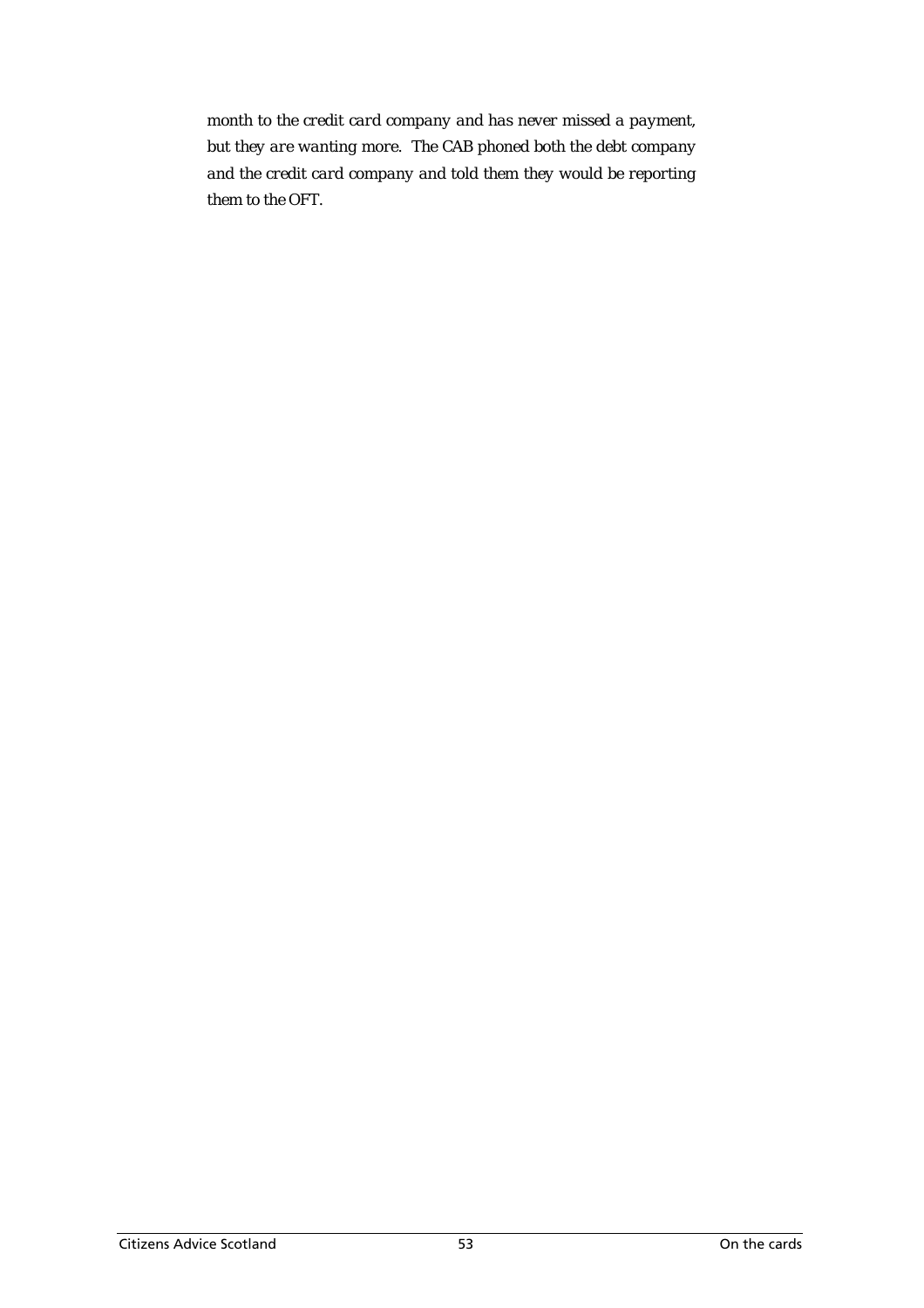*month to the credit card company and has never missed a payment, but they are wanting more. The CAB phoned both the debt company and the credit card company and told them they would be reporting them to the OFT.*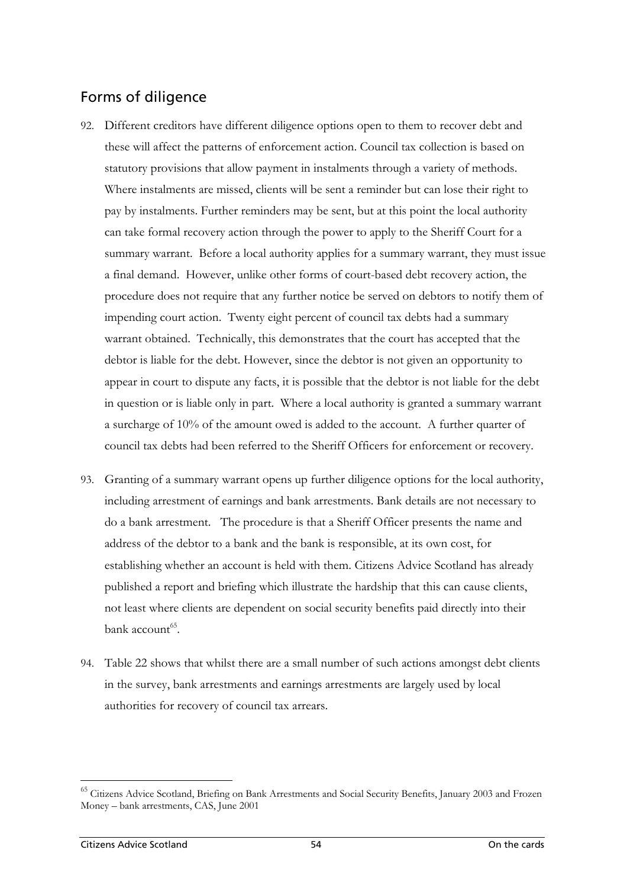## Forms of diligence

92. Different creditors have different diligence options open to them to recover debt and these will affect the patterns of enforcement action. Council tax collection is based on statutory provisions that allow payment in instalments through a variety of methods. Where instalments are missed, clients will be sent a reminder but can lose their right to pay by instalments. Further reminders may be sent, but at this point the local authority can take formal recovery action through the power to apply to the Sheriff Court for a summary warrant. Before a local authority applies for a summary warrant, they must issue a final demand. However, unlike other forms of court-based debt recovery action, the procedure does not require that any further notice be served on debtors to notify them of impending court action. Twenty eight percent of council tax debts had a summary warrant obtained. Technically, this demonstrates that the court has accepted that the debtor is liable for the debt. However, since the debtor is not given an opportunity to appear in court to dispute any facts, it is possible that the debtor is not liable for the debt in question or is liable only in part. Where a local authority is granted a summary warrant a surcharge of 10% of the amount owed is added to the account. A further quarter of council tax debts had been referred to the Sheriff Officers for enforcement or recovery.

93. Granting of a summary warrant opens up further diligence options for the local authority, including arrestment of earnings and bank arrestments. Bank details are not necessary to do a bank arrestment. The procedure is that a Sheriff Officer presents the name and address of the debtor to a bank and the bank is responsible, at its own cost, for establishing whether an account is held with them. Citizens Advice Scotland has already published a report and briefing which illustrate the hardship that this can cause clients, not least where clients are dependent on social security benefits paid directly into their bank account[65].

94. Table 22 shows that whilst there are a small number of such actions amongst debt clients in the survey, bank arrestments and earnings arrestments are largely used by local authorities for recovery of council tax arrears.

[65] Citizens Advice Scotland, Briefing on Bank Arrestments and Social Security Benefits, January 2003 and Frozen Money – bank arrestments, CAS, June 2001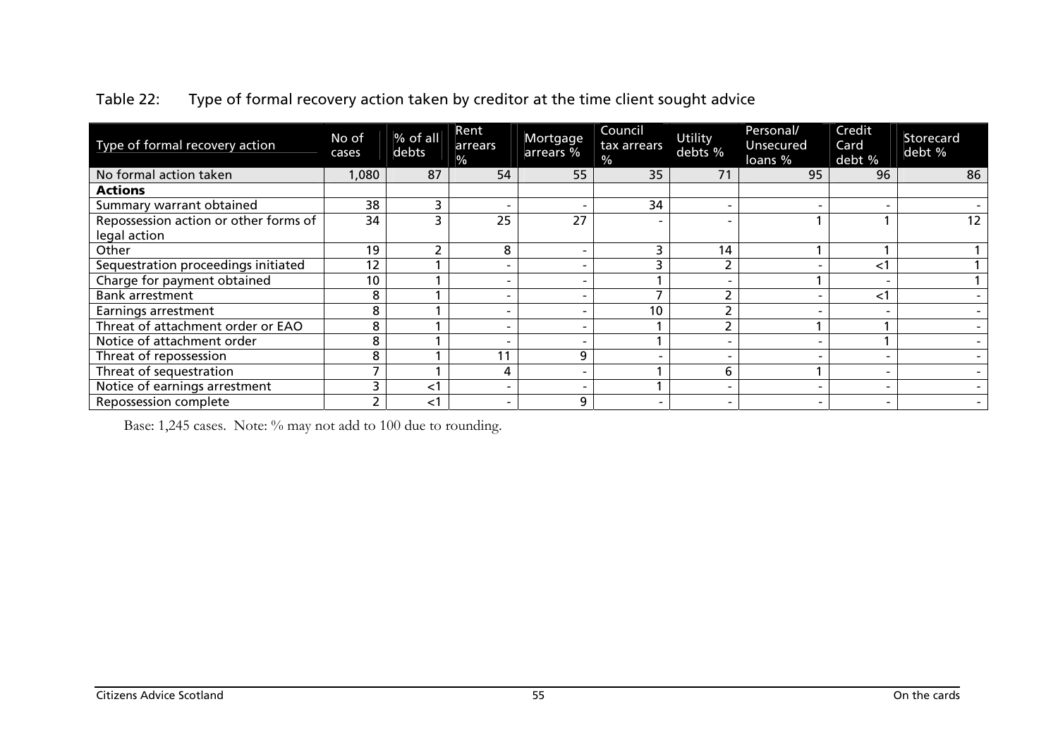Table 22: Type of formal recovery action taken by creditor at the time client sought advice

| Type of formal recovery action | No of cases | % of all debts | Rent arrears % | Mortgage arrears % | Council tax arrears % | Utility debts % | Personal/ Unsecured loans % | Credit Card debt % | Storecard debt % |
|---|---|---|---|---|---|---|---|---|---|
| No formal action taken | 1,080 | 87 | 54 | 55 | 35 | 71 | 95 | 96 | 86 |
| **Actions** | | | | | | | | | |
| Summary warrant obtained | 38 | 3 | - | - | 34 | - | - | - | - |
| Repossession action or other forms of legal action | 34 | 3 | 25 | 27 | - | - | 1 | 1 | 12 |
| Other | 19 | 2 | 8 | - | 3 | 14 | 1 | 1 | 1 |
| Sequestration proceedings initiated | 12 | 1 | - | - | 3 | 2 | - | <1 | 1 |
| Charge for payment obtained | 10 | 1 | - | - | 1 | - | 1 | - | 1 |
| Bank arrestment | 8 | 1 | - | - | 7 | 2 | - | <1 | - |
| Earnings arrestment | 8 | 1 | - | - | 10 | 2 | - | - | - |
| Threat of attachment order or EAO | 8 | 1 | - | - | 1 | 2 | 1 | 1 | - |
| Notice of attachment order | 8 | 1 | - | - | 1 | - | - | 1 | - |
| Threat of repossession | 8 | 1 | 11 | 9 | - | - | - | - | - |
| Threat of sequestration | 7 | 1 | 4 | - | 1 | 6 | 1 | - | - |
| Notice of earnings arrestment | 3 | <1 | - | - | 1 | - | - | - | - |
| Repossession complete | 2 | <1 | - | 9 | - | - | - | - | - |

Base: 1,245 cases. Note: % may not add to 100 due to rounding.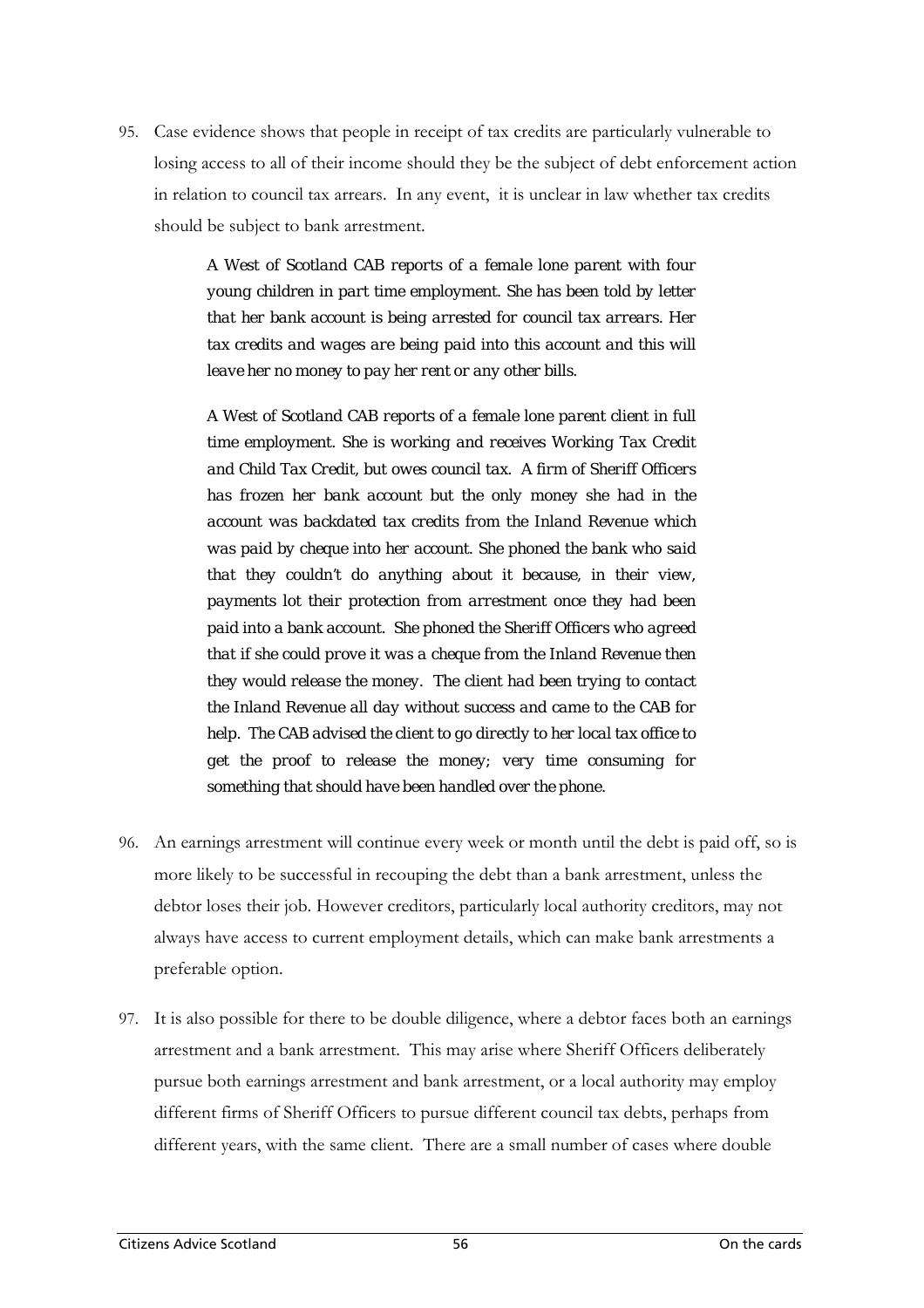95. Case evidence shows that people in receipt of tax credits are particularly vulnerable to losing access to all of their income should they be the subject of debt enforcement action in relation to council tax arrears. In any event, it is unclear in law whether tax credits should be subject to bank arrestment.

> *A West of Scotland CAB reports of a female lone parent with four young children in part time employment. She has been told by letter that her bank account is being arrested for council tax arrears. Her tax credits and wages are being paid into this account and this will leave her no money to pay her rent or any other bills.*

> *A West of Scotland CAB reports of a female lone parent client in full time employment. She is working and receives Working Tax Credit and Child Tax Credit, but owes council tax. A firm of Sheriff Officers has frozen her bank account but the only money she had in the account was backdated tax credits from the Inland Revenue which was paid by cheque into her account. She phoned the bank who said that they couldn't do anything about it because, in their view, payments lot their protection from arrestment once they had been paid into a bank account. She phoned the Sheriff Officers who agreed that if she could prove it was a cheque from the Inland Revenue then they would release the money. The client had been trying to contact the Inland Revenue all day without success and came to the CAB for help. The CAB advised the client to go directly to her local tax office to get the proof to release the money; very time consuming for something that should have been handled over the phone.*

96. An earnings arrestment will continue every week or month until the debt is paid off, so is more likely to be successful in recouping the debt than a bank arrestment, unless the debtor loses their job. However creditors, particularly local authority creditors, may not always have access to current employment details, which can make bank arrestments a preferable option.

97. It is also possible for there to be double diligence, where a debtor faces both an earnings arrestment and a bank arrestment. This may arise where Sheriff Officers deliberately pursue both earnings arrestment and bank arrestment, or a local authority may employ different firms of Sheriff Officers to pursue different council tax debts, perhaps from different years, with the same client. There are a small number of cases where double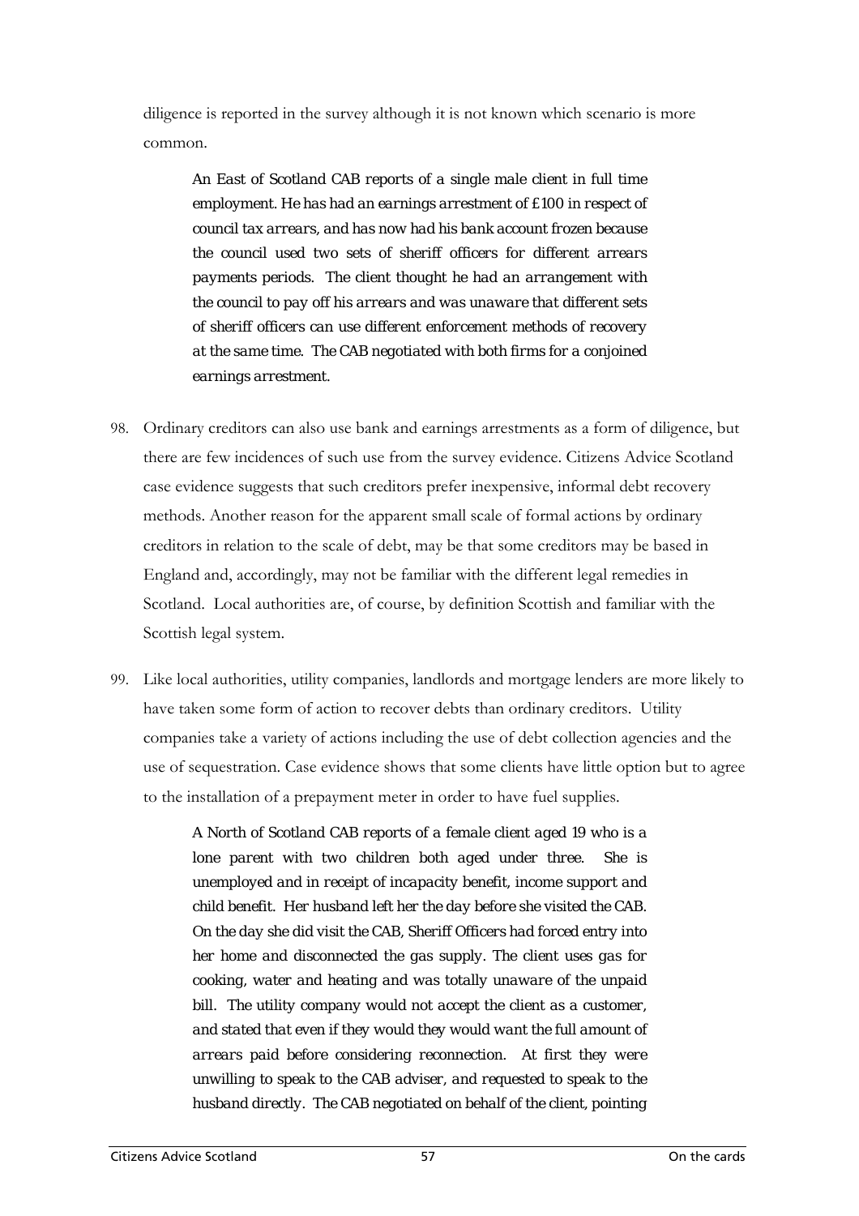diligence is reported in the survey although it is not known which scenario is more common.

> *An East of Scotland CAB reports of a single male client in full time employment. He has had an earnings arrestment of £100 in respect of council tax arrears, and has now had his bank account frozen because the council used two sets of sheriff officers for different arrears payments periods. The client thought he had an arrangement with the council to pay off his arrears and was unaware that different sets of sheriff officers can use different enforcement methods of recovery at the same time. The CAB negotiated with both firms for a conjoined earnings arrestment.*

98. Ordinary creditors can also use bank and earnings arrestments as a form of diligence, but there are few incidences of such use from the survey evidence. Citizens Advice Scotland case evidence suggests that such creditors prefer inexpensive, informal debt recovery methods. Another reason for the apparent small scale of formal actions by ordinary creditors in relation to the scale of debt, may be that some creditors may be based in England and, accordingly, may not be familiar with the different legal remedies in Scotland. Local authorities are, of course, by definition Scottish and familiar with the Scottish legal system.

99. Like local authorities, utility companies, landlords and mortgage lenders are more likely to have taken some form of action to recover debts than ordinary creditors. Utility companies take a variety of actions including the use of debt collection agencies and the use of sequestration. Case evidence shows that some clients have little option but to agree to the installation of a prepayment meter in order to have fuel supplies.

> *A North of Scotland CAB reports of a female client aged 19 who is a lone parent with two children both aged under three. She is unemployed and in receipt of incapacity benefit, income support and child benefit. Her husband left her the day before she visited the CAB. On the day she did visit the CAB, Sheriff Officers had forced entry into her home and disconnected the gas supply. The client uses gas for cooking, water and heating and was totally unaware of the unpaid bill. The utility company would not accept the client as a customer, and stated that even if they would they would want the full amount of arrears paid before considering reconnection. At first they were unwilling to speak to the CAB adviser, and requested to speak to the husband directly. The CAB negotiated on behalf of the client, pointing*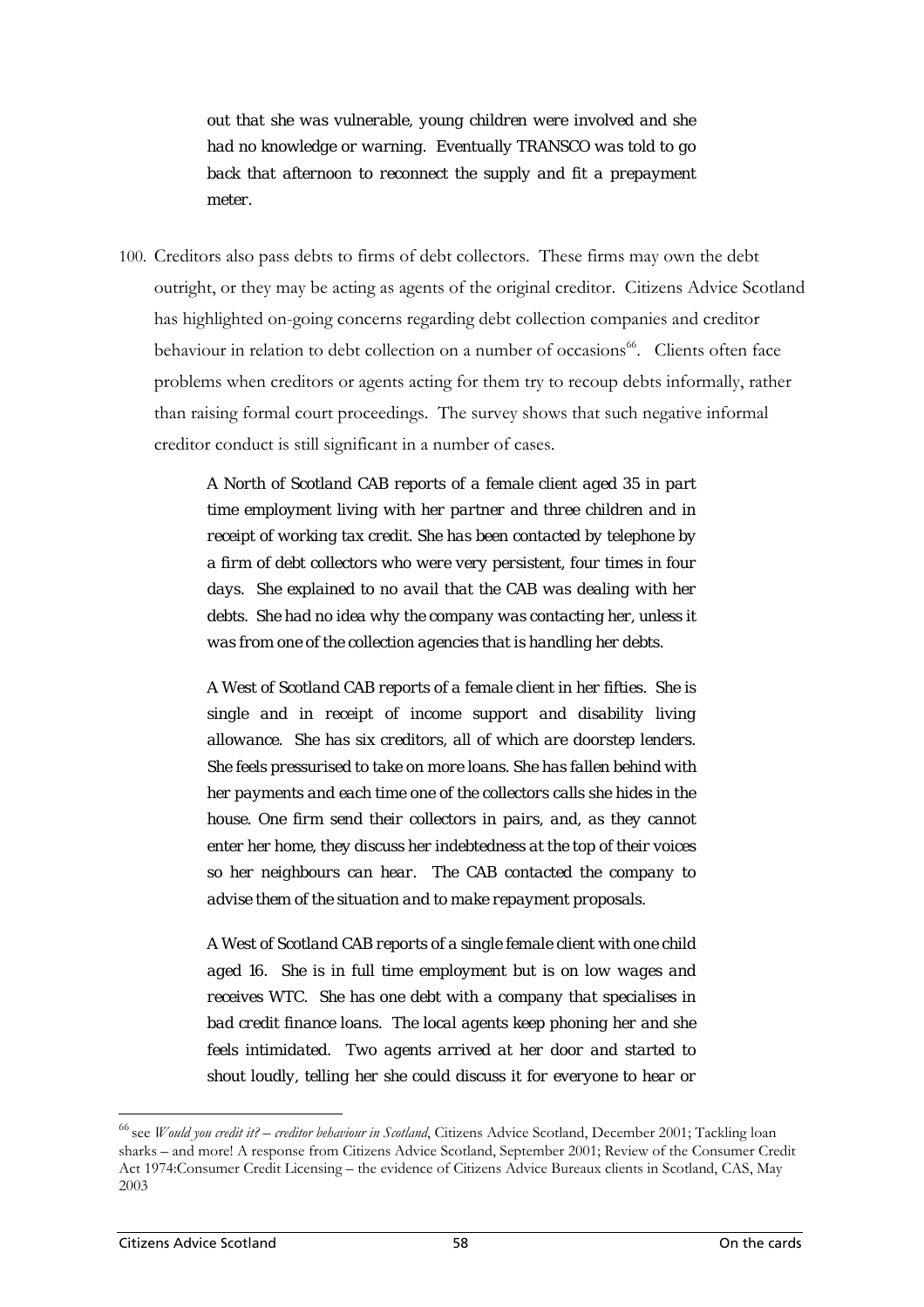*out that she was vulnerable, young children were involved and she had no knowledge or warning. Eventually TRANSCO was told to go back that afternoon to reconnect the supply and fit a prepayment meter.*

100. Creditors also pass debts to firms of debt collectors. These firms may own the debt outright, or they may be acting as agents of the original creditor. Citizens Advice Scotland has highlighted on-going concerns regarding debt collection companies and creditor behaviour in relation to debt collection on a number of occasions[66]. Clients often face problems when creditors or agents acting for them try to recoup debts informally, rather than raising formal court proceedings. The survey shows that such negative informal creditor conduct is still significant in a number of cases.

> *A North of Scotland CAB reports of a female client aged 35 in part time employment living with her partner and three children and in receipt of working tax credit. She has been contacted by telephone by a firm of debt collectors who were very persistent, four times in four days. She explained to no avail that the CAB was dealing with her debts. She had no idea why the company was contacting her, unless it was from one of the collection agencies that is handling her debts.*

> *A West of Scotland CAB reports of a female client in her fifties. She is single and in receipt of income support and disability living allowance. She has six creditors, all of which are doorstep lenders. She feels pressurised to take on more loans. She has fallen behind with her payments and each time one of the collectors calls she hides in the house. One firm send their collectors in pairs, and, as they cannot enter her home, they discuss her indebtedness at the top of their voices so her neighbours can hear. The CAB contacted the company to advise them of the situation and to make repayment proposals.*

> *A West of Scotland CAB reports of a single female client with one child aged 16. She is in full time employment but is on low wages and receives WTC. She has one debt with a company that specialises in bad credit finance loans. The local agents keep phoning her and she feels intimidated. Two agents arrived at her door and started to shout loudly, telling her she could discuss it for everyone to hear or*

---

[66] see *Would you credit it? – creditor behaviour in Scotland*, Citizens Advice Scotland, December 2001; Tackling loan sharks – and more! A response from Citizens Advice Scotland, September 2001; Review of the Consumer Credit Act 1974:Consumer Credit Licensing – the evidence of Citizens Advice Bureaux clients in Scotland, CAS, May 2003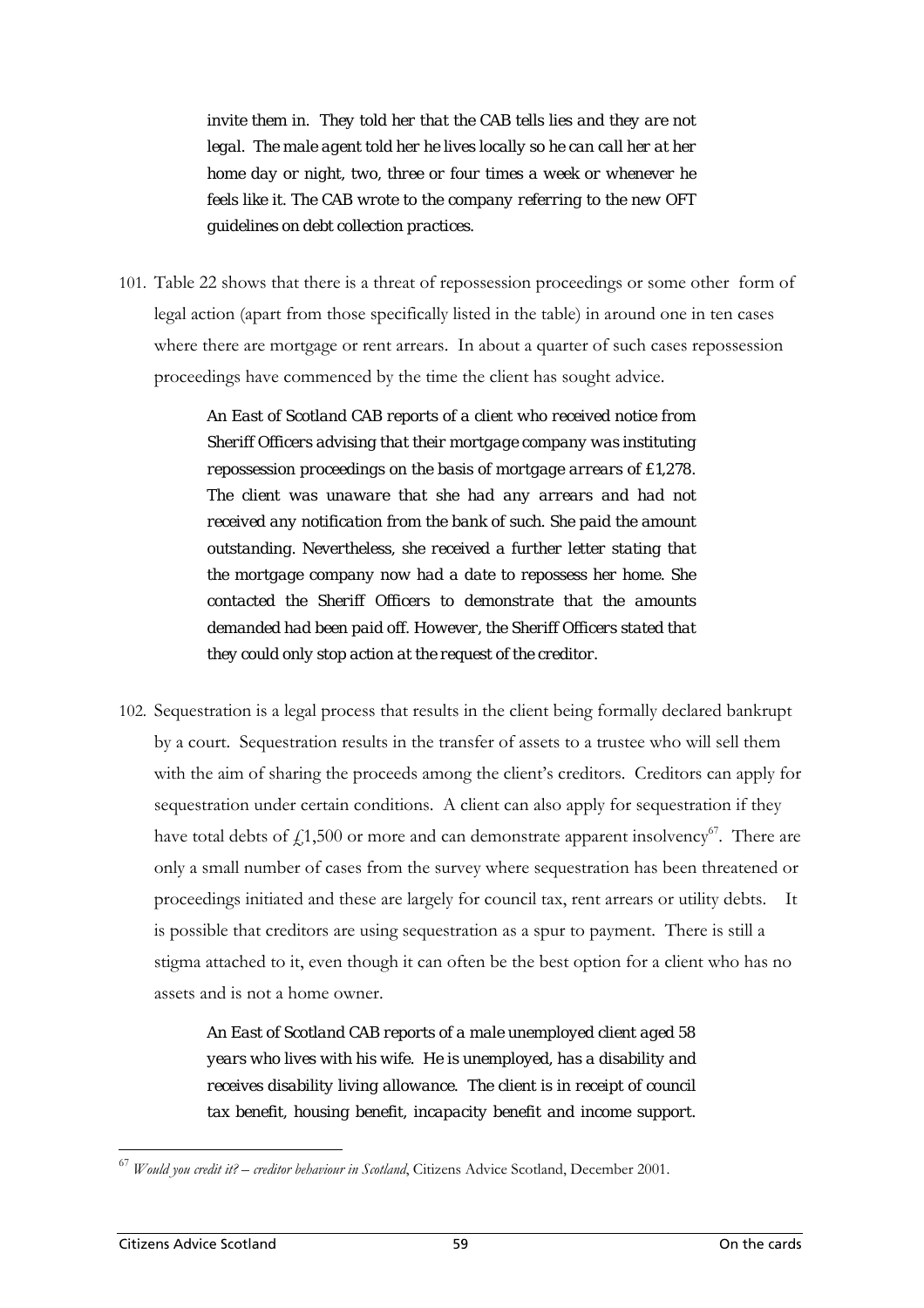*invite them in. They told her that the CAB tells lies and they are not legal. The male agent told her he lives locally so he can call her at her home day or night, two, three or four times a week or whenever he feels like it. The CAB wrote to the company referring to the new OFT guidelines on debt collection practices.*

101. Table 22 shows that there is a threat of repossession proceedings or some other form of legal action (apart from those specifically listed in the table) in around one in ten cases where there are mortgage or rent arrears. In about a quarter of such cases repossession proceedings have commenced by the time the client has sought advice.

> *An East of Scotland CAB reports of a client who received notice from Sheriff Officers advising that their mortgage company was instituting repossession proceedings on the basis of mortgage arrears of £1,278. The client was unaware that she had any arrears and had not received any notification from the bank of such. She paid the amount outstanding. Nevertheless, she received a further letter stating that the mortgage company now had a date to repossess her home. She contacted the Sheriff Officers to demonstrate that the amounts demanded had been paid off. However, the Sheriff Officers stated that they could only stop action at the request of the creditor.*

102. Sequestration is a legal process that results in the client being formally declared bankrupt by a court. Sequestration results in the transfer of assets to a trustee who will sell them with the aim of sharing the proceeds among the client's creditors. Creditors can apply for sequestration under certain conditions. A client can also apply for sequestration if they have total debts of £1,500 or more and can demonstrate apparent insolvency[67]. There are only a small number of cases from the survey where sequestration has been threatened or proceedings initiated and these are largely for council tax, rent arrears or utility debts. It is possible that creditors are using sequestration as a spur to payment. There is still a stigma attached to it, even though it can often be the best option for a client who has no assets and is not a home owner.

> *An East of Scotland CAB reports of a male unemployed client aged 58 years who lives with his wife. He is unemployed, has a disability and receives disability living allowance. The client is in receipt of council tax benefit, housing benefit, incapacity benefit and income support.*

---

[67] *Would you credit it? – creditor behaviour in Scotland*, Citizens Advice Scotland, December 2001.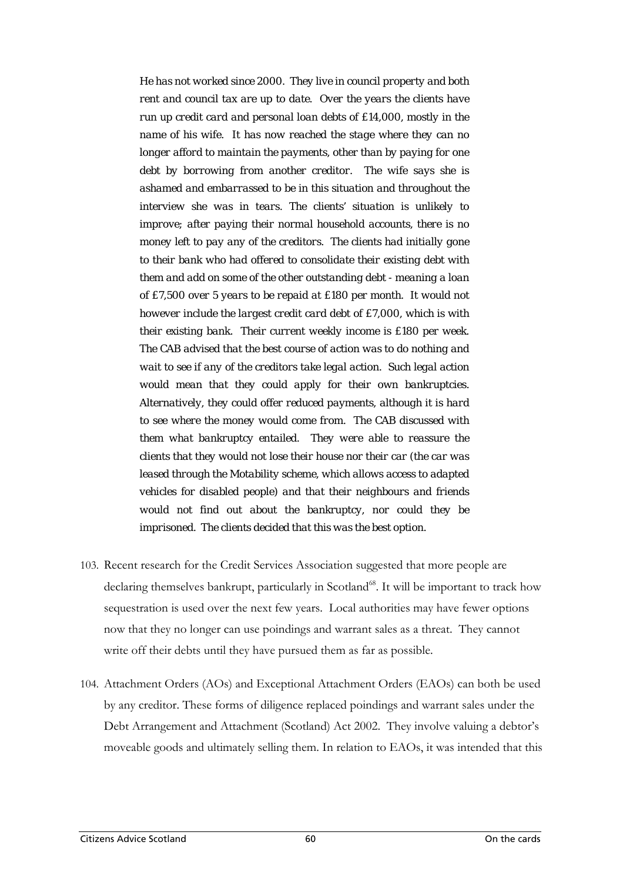*He has not worked since 2000. They live in council property and both rent and council tax are up to date. Over the years the clients have run up credit card and personal loan debts of £14,000, mostly in the name of his wife. It has now reached the stage where they can no longer afford to maintain the payments, other than by paying for one debt by borrowing from another creditor. The wife says she is ashamed and embarrassed to be in this situation and throughout the interview she was in tears. The clients' situation is unlikely to improve; after paying their normal household accounts, there is no money left to pay any of the creditors. The clients had initially gone to their bank who had offered to consolidate their existing debt with them and add on some of the other outstanding debt - meaning a loan of £7,500 over 5 years to be repaid at £180 per month. It would not however include the largest credit card debt of £7,000, which is with their existing bank. Their current weekly income is £180 per week. The CAB advised that the best course of action was to do nothing and wait to see if any of the creditors take legal action. Such legal action would mean that they could apply for their own bankruptcies. Alternatively, they could offer reduced payments, although it is hard to see where the money would come from. The CAB discussed with them what bankruptcy entailed. They were able to reassure the clients that they would not lose their house nor their car (the car was leased through the Motability scheme, which allows access to adapted vehicles for disabled people) and that their neighbours and friends would not find out about the bankruptcy, nor could they be imprisoned. The clients decided that this was the best option.*

103. Recent research for the Credit Services Association suggested that more people are declaring themselves bankrupt, particularly in Scotland[68]. It will be important to track how sequestration is used over the next few years. Local authorities may have fewer options now that they no longer can use poindings and warrant sales as a threat. They cannot write off their debts until they have pursued them as far as possible.

104. Attachment Orders (AOs) and Exceptional Attachment Orders (EAOs) can both be used by any creditor. These forms of diligence replaced poindings and warrant sales under the Debt Arrangement and Attachment (Scotland) Act 2002. They involve valuing a debtor's moveable goods and ultimately selling them. In relation to EAOs, it was intended that this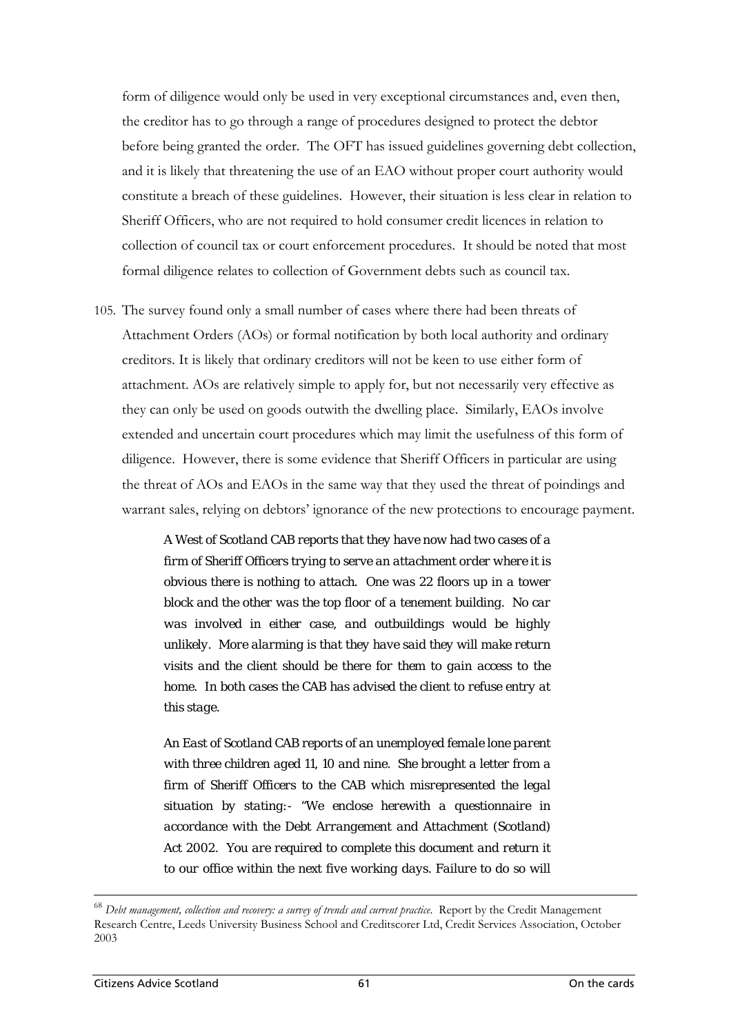form of diligence would only be used in very exceptional circumstances and, even then, the creditor has to go through a range of procedures designed to protect the debtor before being granted the order. The OFT has issued guidelines governing debt collection, and it is likely that threatening the use of an EAO without proper court authority would constitute a breach of these guidelines. However, their situation is less clear in relation to Sheriff Officers, who are not required to hold consumer credit licences in relation to collection of council tax or court enforcement procedures. It should be noted that most formal diligence relates to collection of Government debts such as council tax.

105. The survey found only a small number of cases where there had been threats of Attachment Orders (AOs) or formal notification by both local authority and ordinary creditors. It is likely that ordinary creditors will not be keen to use either form of attachment. AOs are relatively simple to apply for, but not necessarily very effective as they can only be used on goods outwith the dwelling place. Similarly, EAOs involve extended and uncertain court procedures which may limit the usefulness of this form of diligence. However, there is some evidence that Sheriff Officers in particular are using the threat of AOs and EAOs in the same way that they used the threat of poindings and warrant sales, relying on debtors' ignorance of the new protections to encourage payment.

> *A West of Scotland CAB reports that they have now had two cases of a firm of Sheriff Officers trying to serve an attachment order where it is obvious there is nothing to attach. One was 22 floors up in a tower block and the other was the top floor of a tenement building. No car was involved in either case, and outbuildings would be highly unlikely. More alarming is that they have said they will make return visits and the client should be there for them to gain access to the home. In both cases the CAB has advised the client to refuse entry at this stage.*

> *An East of Scotland CAB reports of an unemployed female lone parent with three children aged 11, 10 and nine. She brought a letter from a firm of Sheriff Officers to the CAB which misrepresented the legal situation by stating:- "We enclose herewith a questionnaire in accordance with the Debt Arrangement and Attachment (Scotland) Act 2002. You are required to complete this document and return it to our office within the next five working days. Failure to do so will*

---

[68] *Debt management, collection and recovery: a survey of trends and current practice.* Report by the Credit Management Research Centre, Leeds University Business School and Creditscorer Ltd, Credit Services Association, October 2003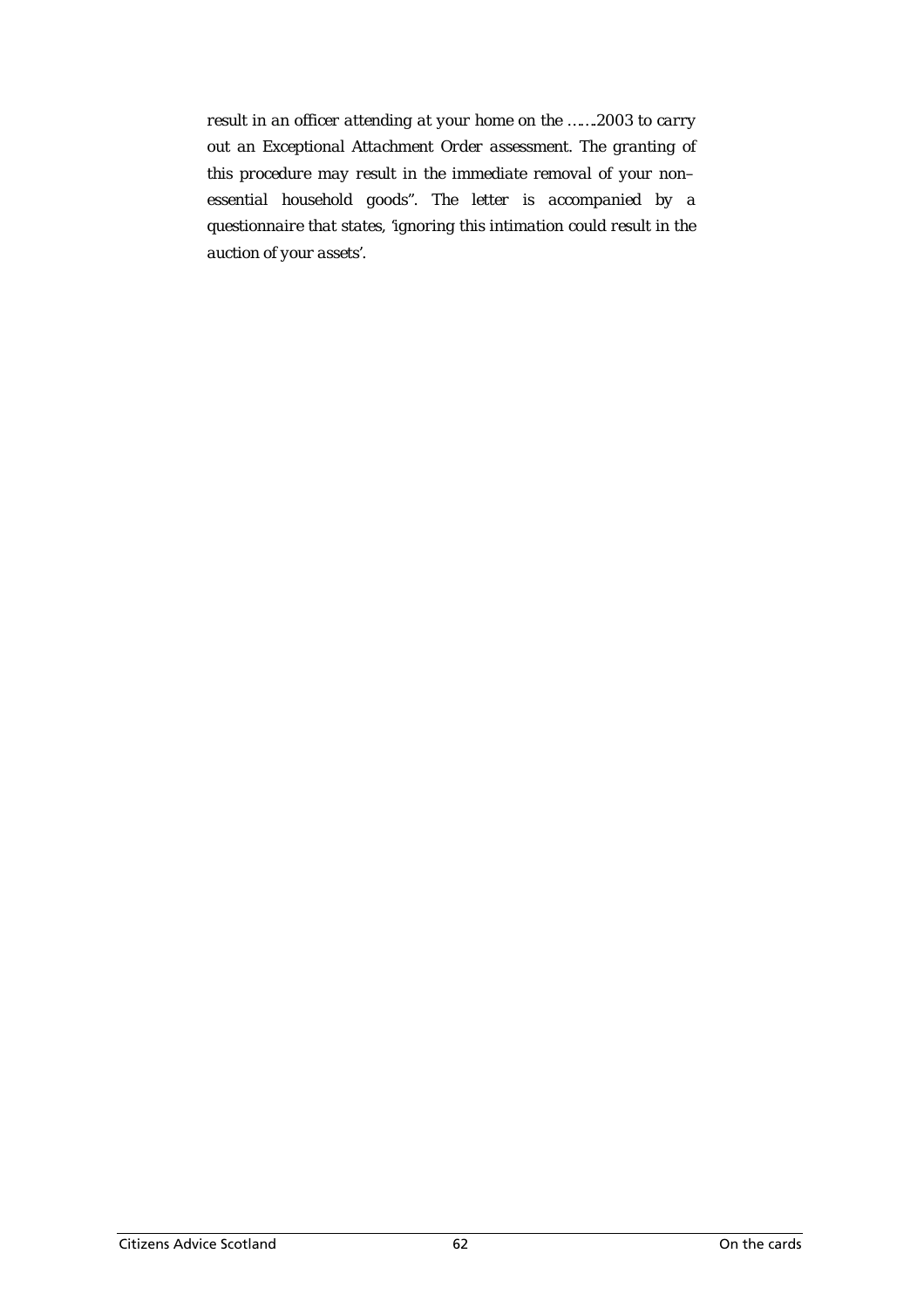*result in an officer attending at your home on the …….2003 to carry out an Exceptional Attachment Order assessment. The granting of this procedure may result in the immediate removal of your non–essential household goods". The letter is accompanied by a questionnaire that states, 'ignoring this intimation could result in the auction of your assets'.*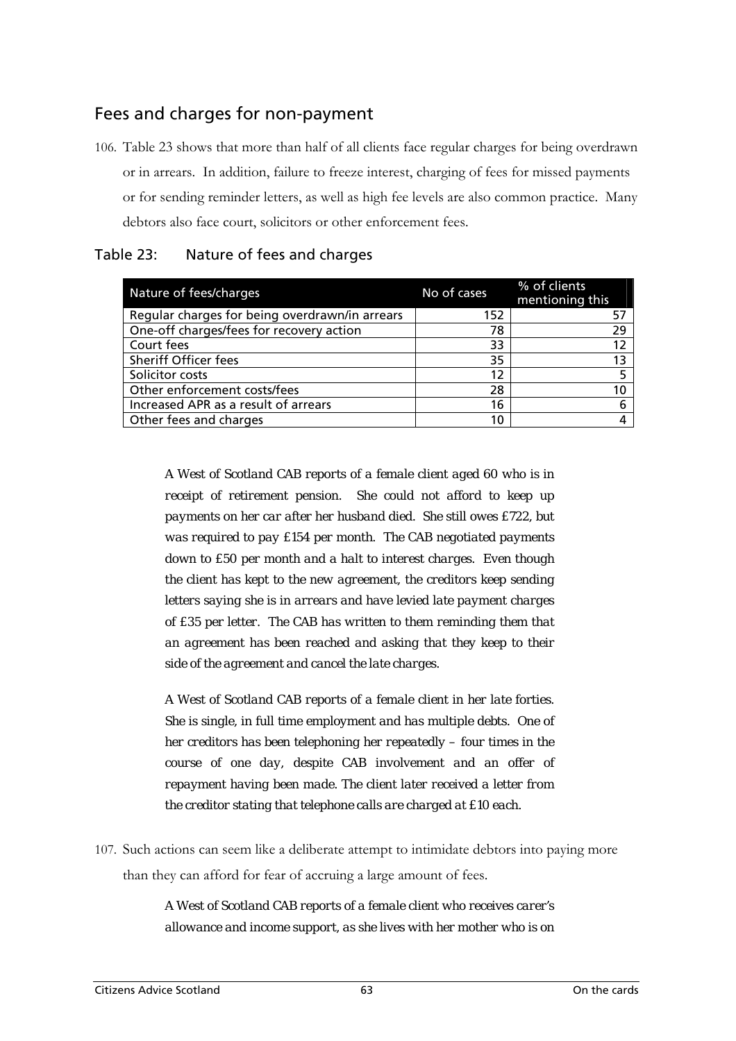## Fees and charges for non-payment

106. Table 23 shows that more than half of all clients face regular charges for being overdrawn or in arrears. In addition, failure to freeze interest, charging of fees for missed payments or for sending reminder letters, as well as high fee levels are also common practice. Many debtors also face court, solicitors or other enforcement fees.

### Table 23: Nature of fees and charges

| Nature of fees/charges | No of cases | % of clients mentioning this |
|---|---|---|
| Regular charges for being overdrawn/in arrears | 152 | 57 |
| One-off charges/fees for recovery action | 78 | 29 |
| Court fees | 33 | 12 |
| Sheriff Officer fees | 35 | 13 |
| Solicitor costs | 12 | 5 |
| Other enforcement costs/fees | 28 | 10 |
| Increased APR as a result of arrears | 16 | 6 |
| Other fees and charges | 10 | 4 |

*A West of Scotland CAB reports of a female client aged 60 who is in receipt of retirement pension. She could not afford to keep up payments on her car after her husband died. She still owes £722, but was required to pay £154 per month. The CAB negotiated payments down to £50 per month and a halt to interest charges. Even though the client has kept to the new agreement, the creditors keep sending letters saying she is in arrears and have levied late payment charges of £35 per letter. The CAB has written to them reminding them that an agreement has been reached and asking that they keep to their side of the agreement and cancel the late charges.*

*A West of Scotland CAB reports of a female client in her late forties. She is single, in full time employment and has multiple debts. One of her creditors has been telephoning her repeatedly – four times in the course of one day, despite CAB involvement and an offer of repayment having been made. The client later received a letter from the creditor stating that telephone calls are charged at £10 each.*

107. Such actions can seem like a deliberate attempt to intimidate debtors into paying more than they can afford for fear of accruing a large amount of fees.

*A West of Scotland CAB reports of a female client who receives carer's allowance and income support, as she lives with her mother who is on*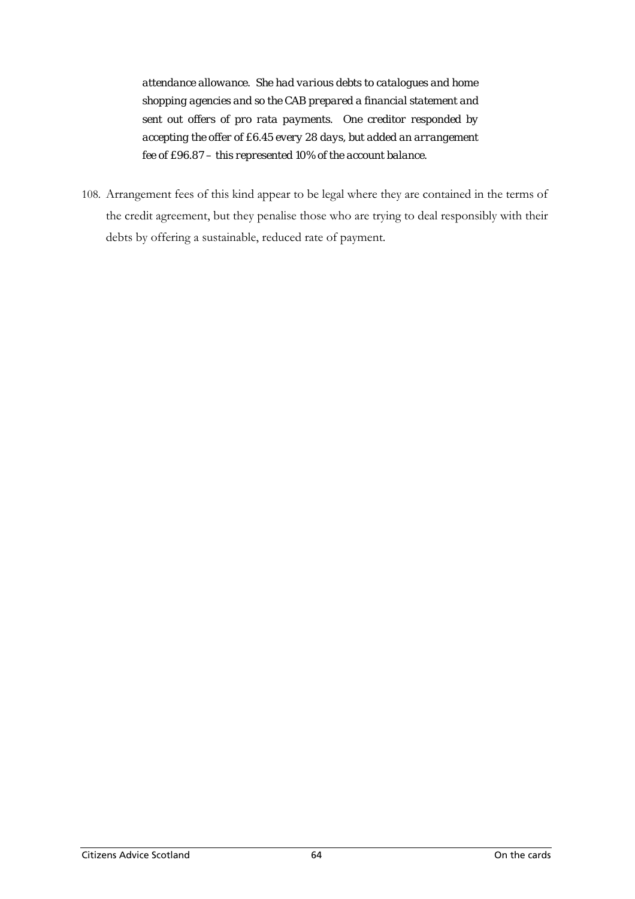*attendance allowance. She had various debts to catalogues and home shopping agencies and so the CAB prepared a financial statement and sent out offers of pro rata payments. One creditor responded by accepting the offer of £6.45 every 28 days, but added an arrangement fee of £96.87 – this represented 10% of the account balance.*

108. Arrangement fees of this kind appear to be legal where they are contained in the terms of the credit agreement, but they penalise those who are trying to deal responsibly with their debts by offering a sustainable, reduced rate of payment.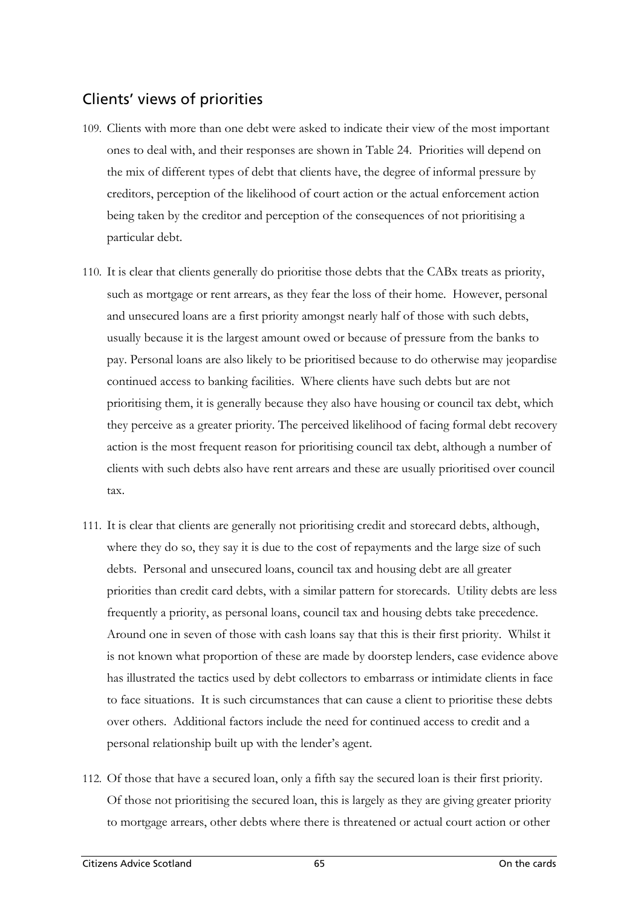## Clients' views of priorities

109. Clients with more than one debt were asked to indicate their view of the most important ones to deal with, and their responses are shown in Table 24. Priorities will depend on the mix of different types of debt that clients have, the degree of informal pressure by creditors, perception of the likelihood of court action or the actual enforcement action being taken by the creditor and perception of the consequences of not prioritising a particular debt.

110. It is clear that clients generally do prioritise those debts that the CABx treats as priority, such as mortgage or rent arrears, as they fear the loss of their home. However, personal and unsecured loans are a first priority amongst nearly half of those with such debts, usually because it is the largest amount owed or because of pressure from the banks to pay. Personal loans are also likely to be prioritised because to do otherwise may jeopardise continued access to banking facilities. Where clients have such debts but are not prioritising them, it is generally because they also have housing or council tax debt, which they perceive as a greater priority. The perceived likelihood of facing formal debt recovery action is the most frequent reason for prioritising council tax debt, although a number of clients with such debts also have rent arrears and these are usually prioritised over council tax.

111. It is clear that clients are generally not prioritising credit and storecard debts, although, where they do so, they say it is due to the cost of repayments and the large size of such debts. Personal and unsecured loans, council tax and housing debt are all greater priorities than credit card debts, with a similar pattern for storecards. Utility debts are less frequently a priority, as personal loans, council tax and housing debts take precedence. Around one in seven of those with cash loans say that this is their first priority. Whilst it is not known what proportion of these are made by doorstep lenders, case evidence above has illustrated the tactics used by debt collectors to embarrass or intimidate clients in face to face situations. It is such circumstances that can cause a client to prioritise these debts over others. Additional factors include the need for continued access to credit and a personal relationship built up with the lender's agent.

112. Of those that have a secured loan, only a fifth say the secured loan is their first priority. Of those not prioritising the secured loan, this is largely as they are giving greater priority to mortgage arrears, other debts where there is threatened or actual court action or other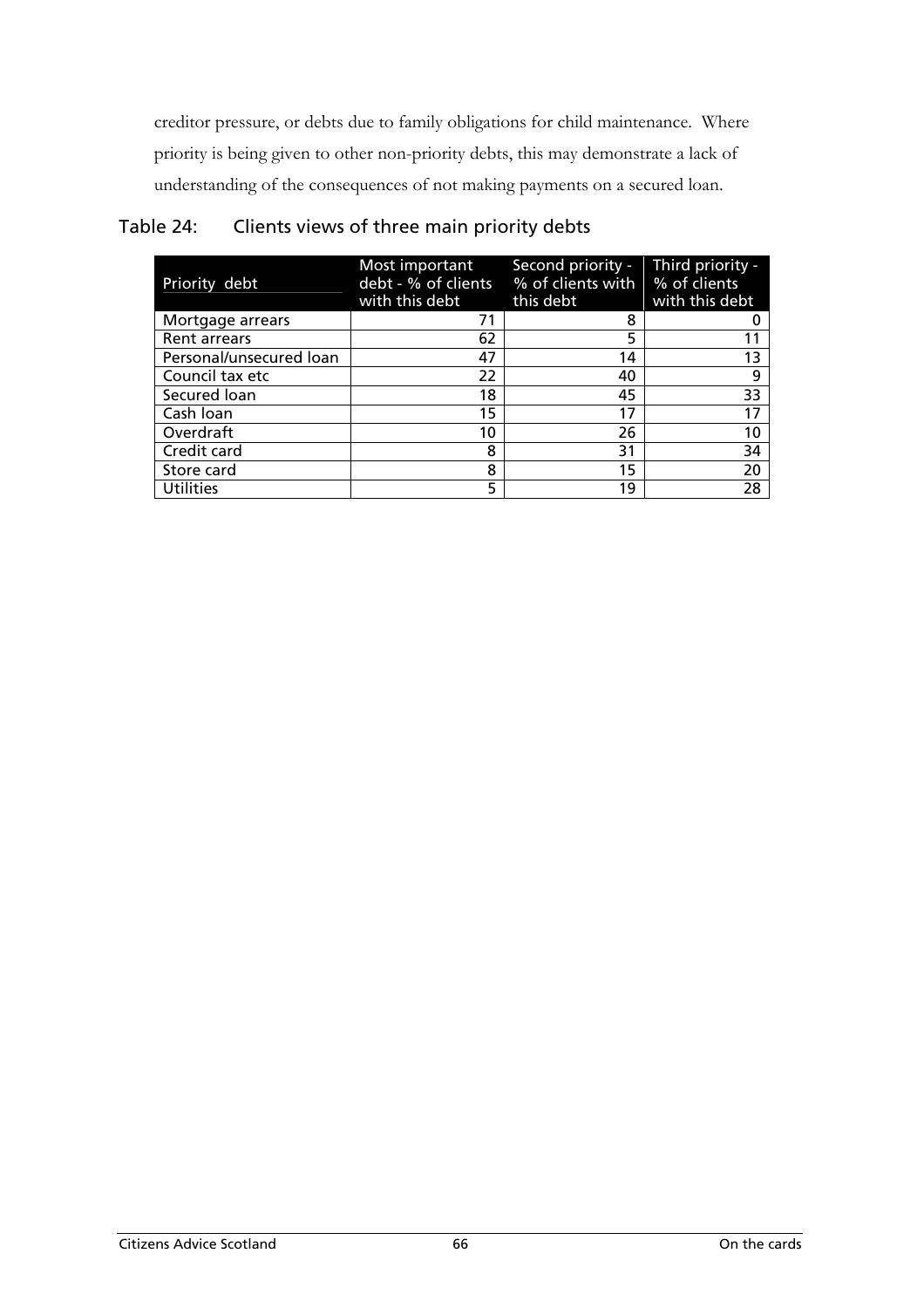creditor pressure, or debts due to family obligations for child maintenance. Where priority is being given to other non-priority debts, this may demonstrate a lack of understanding of the consequences of not making payments on a secured loan.

### Table 24: Clients views of three main priority debts

| Priority debt | Most important debt - % of clients with this debt | Second priority - % of clients with this debt | Third priority - % of clients with this debt |
|---|---|---|---|
| Mortgage arrears | 71 | 8 | 0 |
| Rent arrears | 62 | 5 | 11 |
| Personal/unsecured loan | 47 | 14 | 13 |
| Council tax etc | 22 | 40 | 9 |
| Secured loan | 18 | 45 | 33 |
| Cash loan | 15 | 17 | 17 |
| Overdraft | 10 | 26 | 10 |
| Credit card | 8 | 31 | 34 |
| Store card | 8 | 15 | 20 |
| Utilities | 5 | 19 | 28 |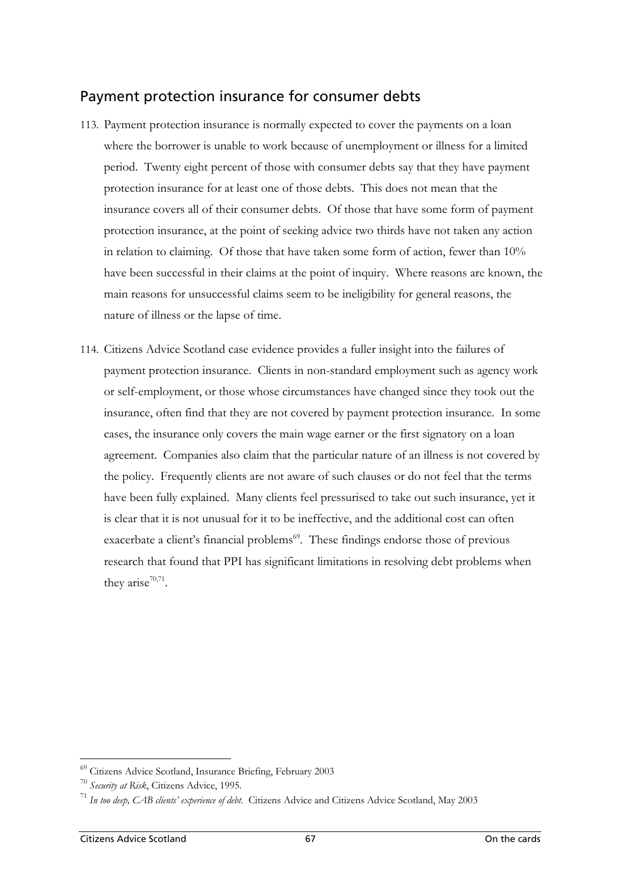## Payment protection insurance for consumer debts

113. Payment protection insurance is normally expected to cover the payments on a loan where the borrower is unable to work because of unemployment or illness for a limited period. Twenty eight percent of those with consumer debts say that they have payment protection insurance for at least one of those debts. This does not mean that the insurance covers all of their consumer debts. Of those that have some form of payment protection insurance, at the point of seeking advice two thirds have not taken any action in relation to claiming. Of those that have taken some form of action, fewer than 10% have been successful in their claims at the point of inquiry. Where reasons are known, the main reasons for unsuccessful claims seem to be ineligibility for general reasons, the nature of illness or the lapse of time.

114. Citizens Advice Scotland case evidence provides a fuller insight into the failures of payment protection insurance. Clients in non-standard employment such as agency work or self-employment, or those whose circumstances have changed since they took out the insurance, often find that they are not covered by payment protection insurance. In some cases, the insurance only covers the main wage earner or the first signatory on a loan agreement. Companies also claim that the particular nature of an illness is not covered by the policy. Frequently clients are not aware of such clauses or do not feel that the terms have been fully explained. Many clients feel pressurised to take out such insurance, yet it is clear that it is not unusual for it to be ineffective, and the additional cost can often exacerbate a client's financial problems[69]. These findings endorse those of previous research that found that PPI has significant limitations in resolving debt problems when they arise[70,71].

---

[69] Citizens Advice Scotland, Insurance Briefing, February 2003

[70] *Security at Risk*, Citizens Advice, 1995.

[71] *In too deep, CAB clients' experience of debt*. Citizens Advice and Citizens Advice Scotland, May 2003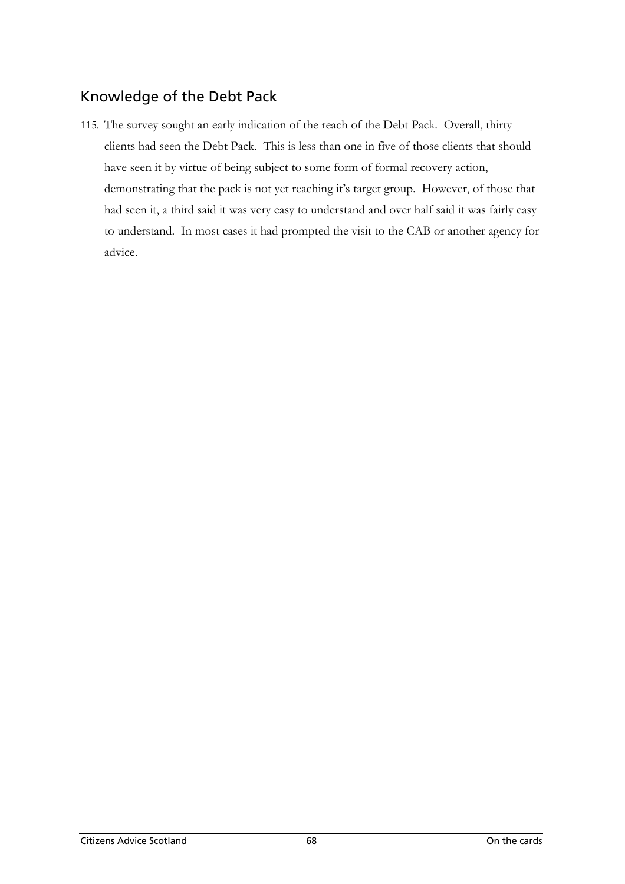## Knowledge of the Debt Pack

115. The survey sought an early indication of the reach of the Debt Pack. Overall, thirty clients had seen the Debt Pack. This is less than one in five of those clients that should have seen it by virtue of being subject to some form of formal recovery action, demonstrating that the pack is not yet reaching it's target group. However, of those that had seen it, a third said it was very easy to understand and over half said it was fairly easy to understand. In most cases it had prompted the visit to the CAB or another agency for advice.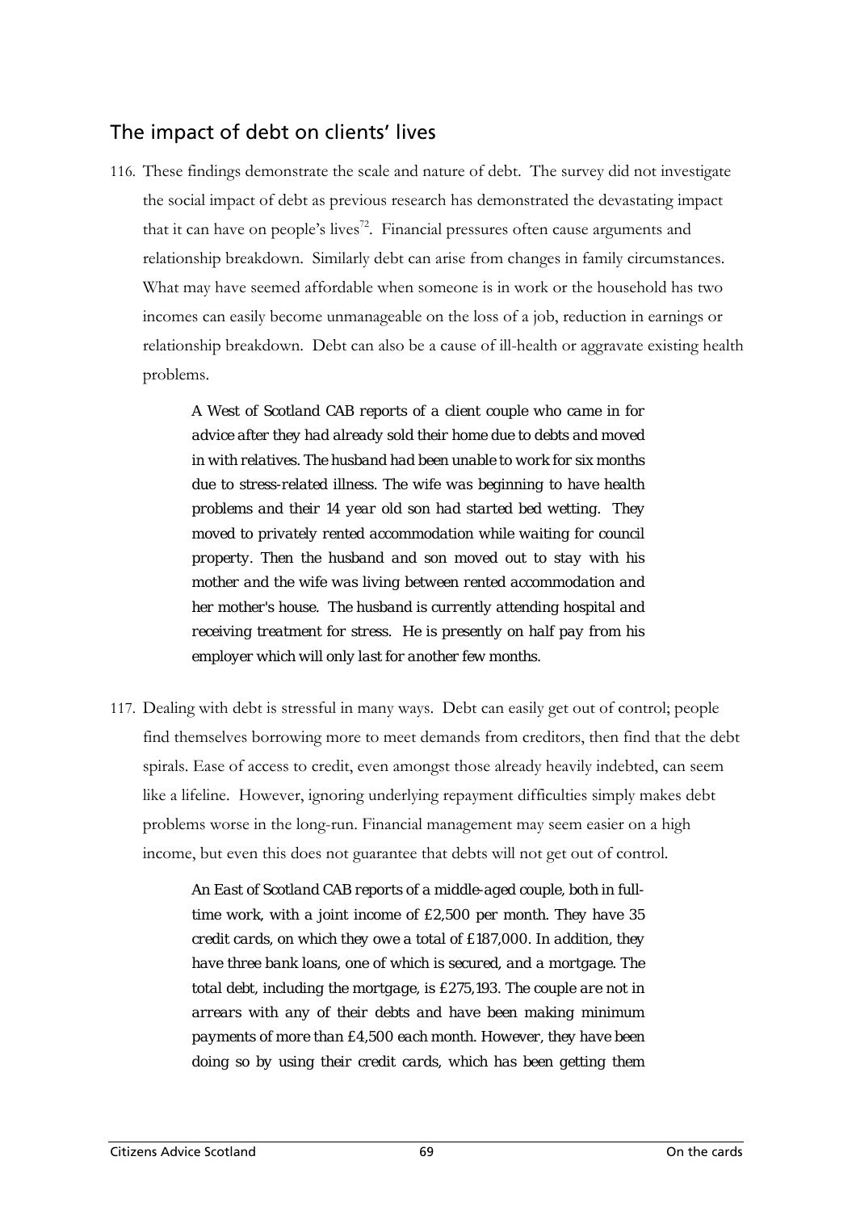## The impact of debt on clients' lives

116. These findings demonstrate the scale and nature of debt. The survey did not investigate the social impact of debt as previous research has demonstrated the devastating impact that it can have on people's lives[72]. Financial pressures often cause arguments and relationship breakdown. Similarly debt can arise from changes in family circumstances. What may have seemed affordable when someone is in work or the household has two incomes can easily become unmanageable on the loss of a job, reduction in earnings or relationship breakdown. Debt can also be a cause of ill-health or aggravate existing health problems.

> *A West of Scotland CAB reports of a client couple who came in for advice after they had already sold their home due to debts and moved in with relatives. The husband had been unable to work for six months due to stress-related illness. The wife was beginning to have health problems and their 14 year old son had started bed wetting. They moved to privately rented accommodation while waiting for council property. Then the husband and son moved out to stay with his mother and the wife was living between rented accommodation and her mother's house. The husband is currently attending hospital and receiving treatment for stress. He is presently on half pay from his employer which will only last for another few months.*

117. Dealing with debt is stressful in many ways. Debt can easily get out of control; people find themselves borrowing more to meet demands from creditors, then find that the debt spirals. Ease of access to credit, even amongst those already heavily indebted, can seem like a lifeline. However, ignoring underlying repayment difficulties simply makes debt problems worse in the long-run. Financial management may seem easier on a high income, but even this does not guarantee that debts will not get out of control.

> *An East of Scotland CAB reports of a middle-aged couple, both in full-time work, with a joint income of £2,500 per month. They have 35 credit cards, on which they owe a total of £187,000. In addition, they have three bank loans, one of which is secured, and a mortgage. The total debt, including the mortgage, is £275,193. The couple are not in arrears with any of their debts and have been making minimum payments of more than £4,500 each month. However, they have been doing so by using their credit cards, which has been getting them*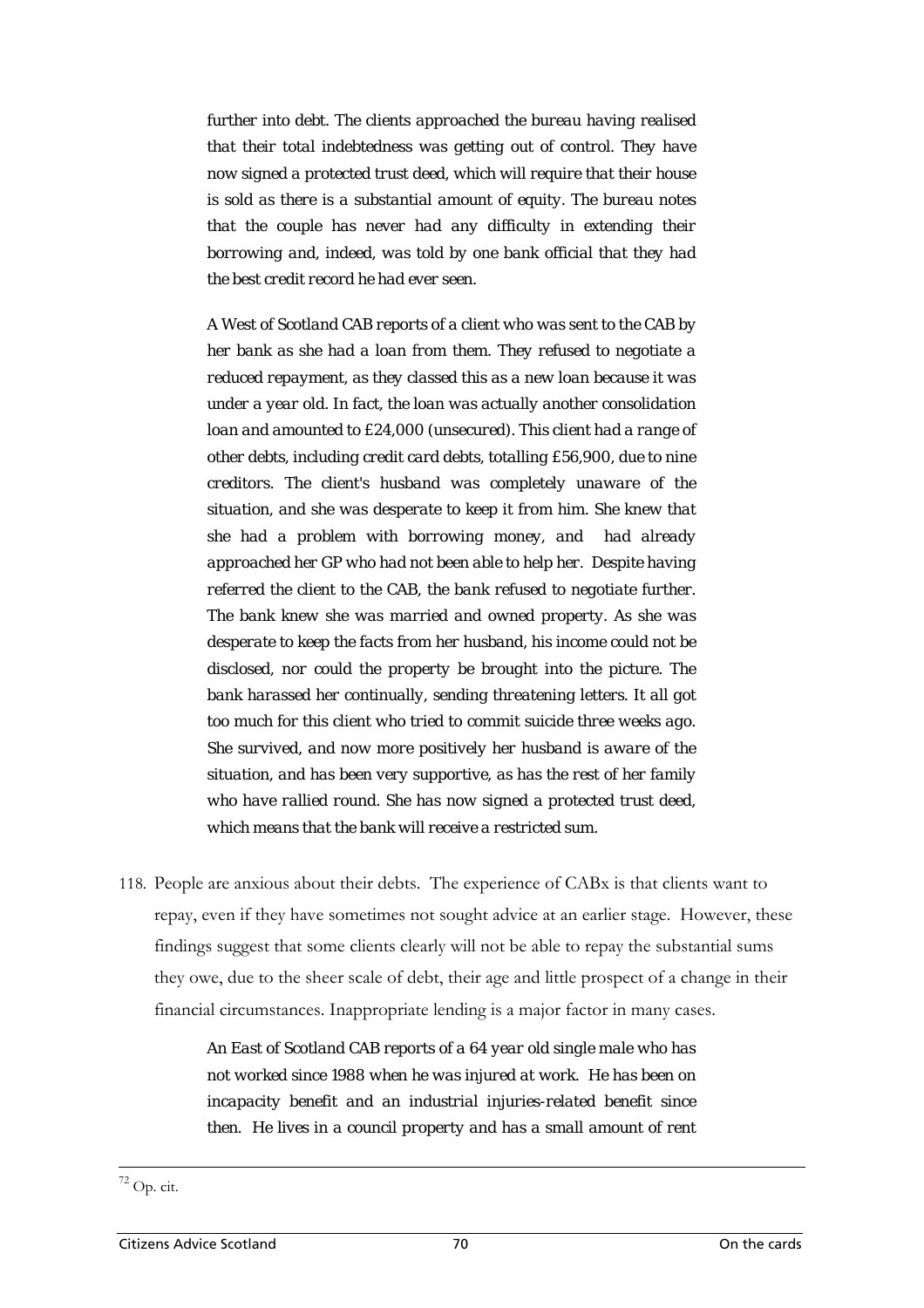*further into debt. The clients approached the bureau having realised that their total indebtedness was getting out of control. They have now signed a protected trust deed, which will require that their house is sold as there is a substantial amount of equity. The bureau notes that the couple has never had any difficulty in extending their borrowing and, indeed, was told by one bank official that they had the best credit record he had ever seen.*

*A West of Scotland CAB reports of a client who was sent to the CAB by her bank as she had a loan from them. They refused to negotiate a reduced repayment, as they classed this as a new loan because it was under a year old. In fact, the loan was actually another consolidation loan and amounted to £24,000 (unsecured). This client had a range of other debts, including credit card debts, totalling £56,900, due to nine creditors. The client's husband was completely unaware of the situation, and she was desperate to keep it from him. She knew that she had a problem with borrowing money, and had already approached her GP who had not been able to help her. Despite having referred the client to the CAB, the bank refused to negotiate further. The bank knew she was married and owned property. As she was desperate to keep the facts from her husband, his income could not be disclosed, nor could the property be brought into the picture. The bank harassed her continually, sending threatening letters. It all got too much for this client who tried to commit suicide three weeks ago. She survived, and now more positively her husband is aware of the situation, and has been very supportive, as has the rest of her family who have rallied round. She has now signed a protected trust deed, which means that the bank will receive a restricted sum.*

118. People are anxious about their debts. The experience of CABx is that clients want to repay, even if they have sometimes not sought advice at an earlier stage. However, these findings suggest that some clients clearly will not be able to repay the substantial sums they owe, due to the sheer scale of debt, their age and little prospect of a change in their financial circumstances. Inappropriate lending is a major factor in many cases.

*An East of Scotland CAB reports of a 64 year old single male who has not worked since 1988 when he was injured at work. He has been on incapacity benefit and an industrial injuries-related benefit since then. He lives in a council property and has a small amount of rent*

[72] Op. cit.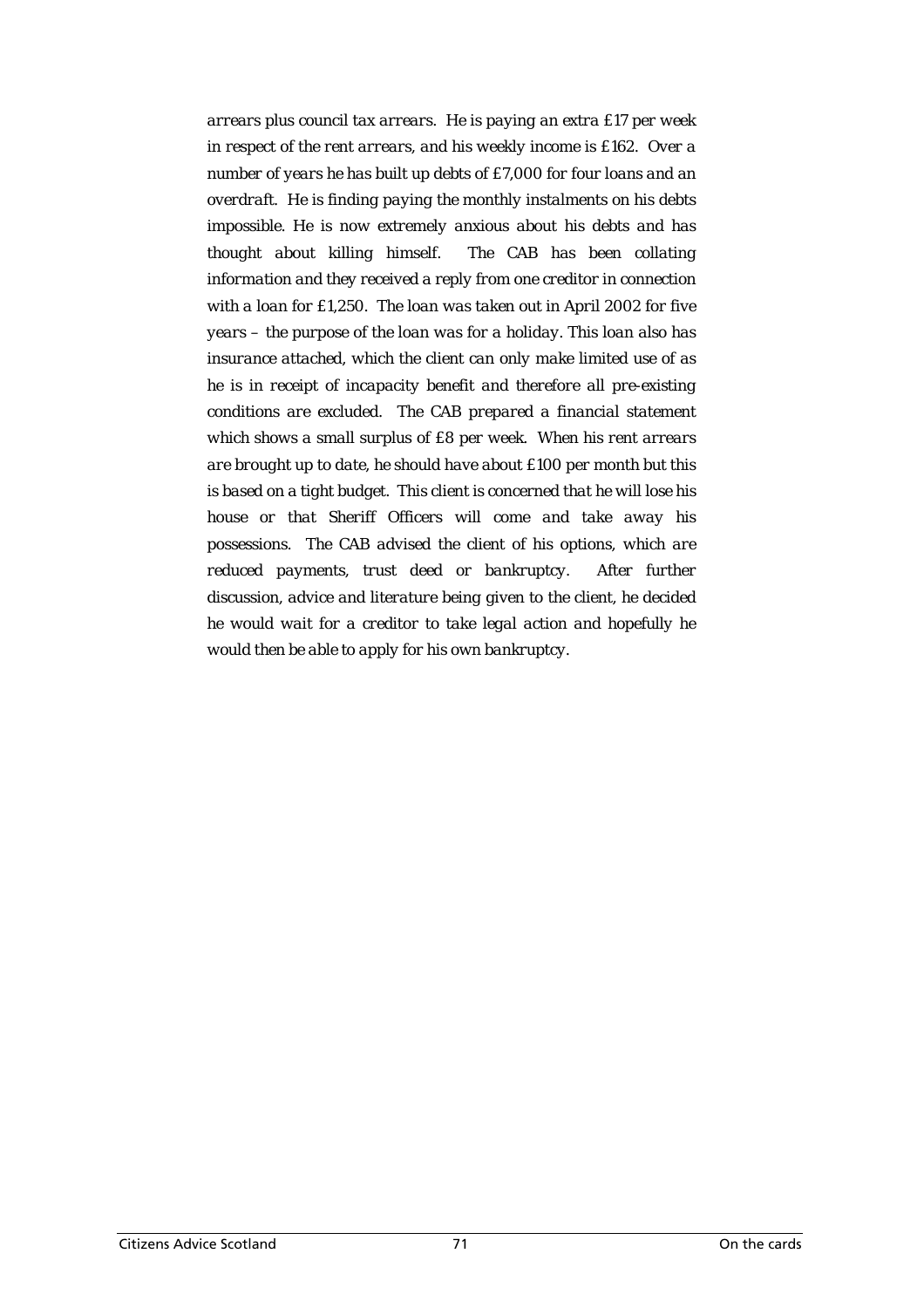*arrears plus council tax arrears. He is paying an extra £17 per week in respect of the rent arrears, and his weekly income is £162. Over a number of years he has built up debts of £7,000 for four loans and an overdraft. He is finding paying the monthly instalments on his debts impossible. He is now extremely anxious about his debts and has thought about killing himself. The CAB has been collating information and they received a reply from one creditor in connection with a loan for £1,250. The loan was taken out in April 2002 for five years – the purpose of the loan was for a holiday. This loan also has insurance attached, which the client can only make limited use of as he is in receipt of incapacity benefit and therefore all pre-existing conditions are excluded. The CAB prepared a financial statement which shows a small surplus of £8 per week. When his rent arrears are brought up to date, he should have about £100 per month but this is based on a tight budget. This client is concerned that he will lose his house or that Sheriff Officers will come and take away his possessions. The CAB advised the client of his options, which are reduced payments, trust deed or bankruptcy. After further discussion, advice and literature being given to the client, he decided he would wait for a creditor to take legal action and hopefully he would then be able to apply for his own bankruptcy.*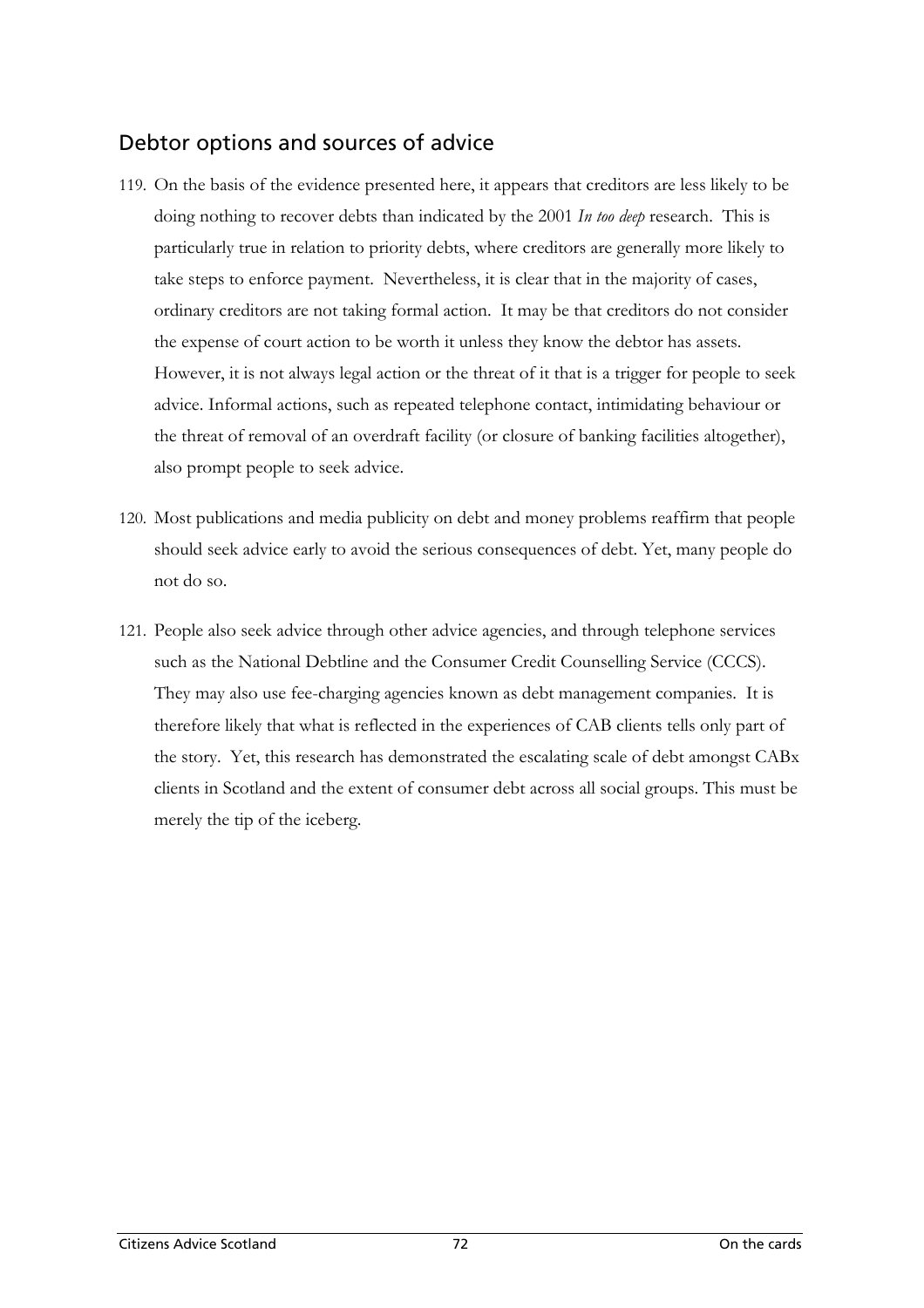## Debtor options and sources of advice

119. On the basis of the evidence presented here, it appears that creditors are less likely to be doing nothing to recover debts than indicated by the 2001 *In too deep* research. This is particularly true in relation to priority debts, where creditors are generally more likely to take steps to enforce payment. Nevertheless, it is clear that in the majority of cases, ordinary creditors are not taking formal action. It may be that creditors do not consider the expense of court action to be worth it unless they know the debtor has assets. However, it is not always legal action or the threat of it that is a trigger for people to seek advice. Informal actions, such as repeated telephone contact, intimidating behaviour or the threat of removal of an overdraft facility (or closure of banking facilities altogether), also prompt people to seek advice.

120. Most publications and media publicity on debt and money problems reaffirm that people should seek advice early to avoid the serious consequences of debt. Yet, many people do not do so.

121. People also seek advice through other advice agencies, and through telephone services such as the National Debtline and the Consumer Credit Counselling Service (CCCS). They may also use fee-charging agencies known as debt management companies. It is therefore likely that what is reflected in the experiences of CAB clients tells only part of the story. Yet, this research has demonstrated the escalating scale of debt amongst CABx clients in Scotland and the extent of consumer debt across all social groups. This must be merely the tip of the iceberg.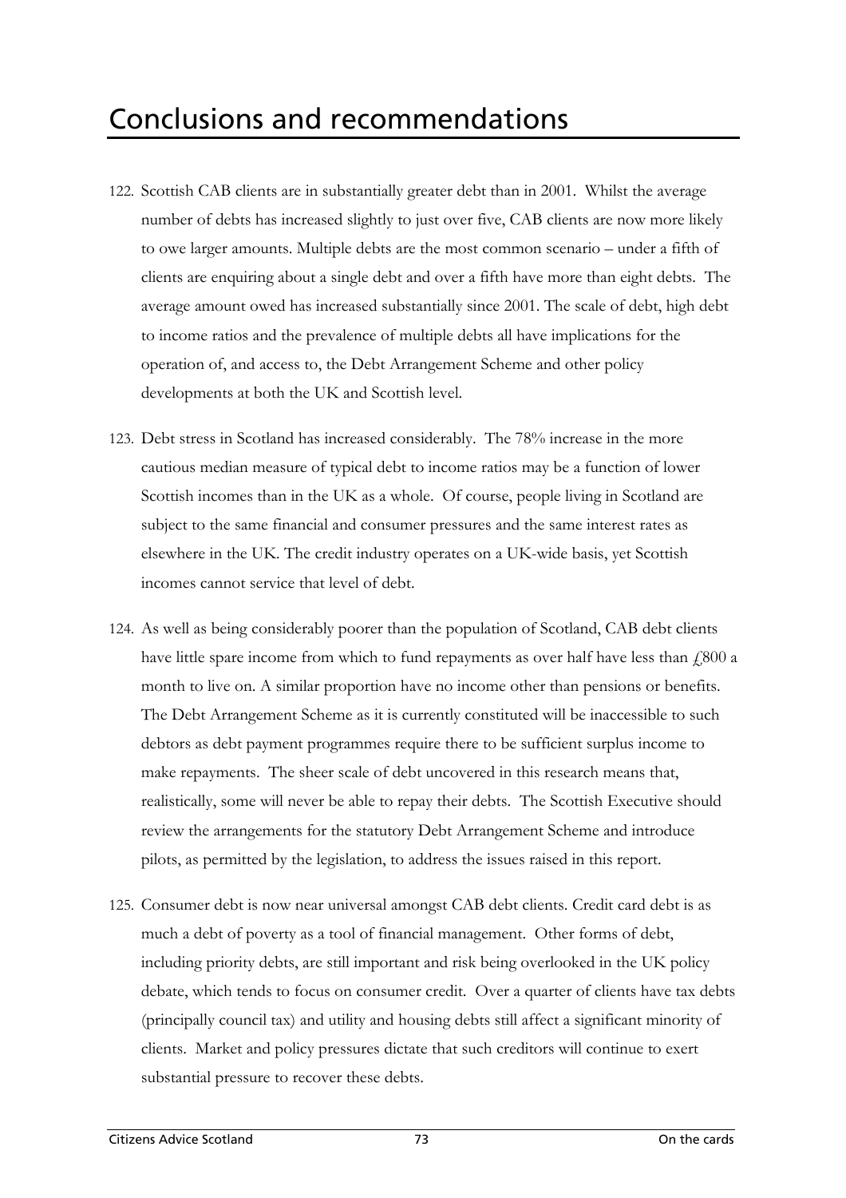# Conclusions and recommendations

122. Scottish CAB clients are in substantially greater debt than in 2001. Whilst the average number of debts has increased slightly to just over five, CAB clients are now more likely to owe larger amounts. Multiple debts are the most common scenario – under a fifth of clients are enquiring about a single debt and over a fifth have more than eight debts. The average amount owed has increased substantially since 2001. The scale of debt, high debt to income ratios and the prevalence of multiple debts all have implications for the operation of, and access to, the Debt Arrangement Scheme and other policy developments at both the UK and Scottish level.

123. Debt stress in Scotland has increased considerably. The 78% increase in the more cautious median measure of typical debt to income ratios may be a function of lower Scottish incomes than in the UK as a whole. Of course, people living in Scotland are subject to the same financial and consumer pressures and the same interest rates as elsewhere in the UK. The credit industry operates on a UK-wide basis, yet Scottish incomes cannot service that level of debt.

124. As well as being considerably poorer than the population of Scotland, CAB debt clients have little spare income from which to fund repayments as over half have less than £800 a month to live on. A similar proportion have no income other than pensions or benefits. The Debt Arrangement Scheme as it is currently constituted will be inaccessible to such debtors as debt payment programmes require there to be sufficient surplus income to make repayments. The sheer scale of debt uncovered in this research means that, realistically, some will never be able to repay their debts. The Scottish Executive should review the arrangements for the statutory Debt Arrangement Scheme and introduce pilots, as permitted by the legislation, to address the issues raised in this report.

125. Consumer debt is now near universal amongst CAB debt clients. Credit card debt is as much a debt of poverty as a tool of financial management. Other forms of debt, including priority debts, are still important and risk being overlooked in the UK policy debate, which tends to focus on consumer credit. Over a quarter of clients have tax debts (principally council tax) and utility and housing debts still affect a significant minority of clients. Market and policy pressures dictate that such creditors will continue to exert substantial pressure to recover these debts.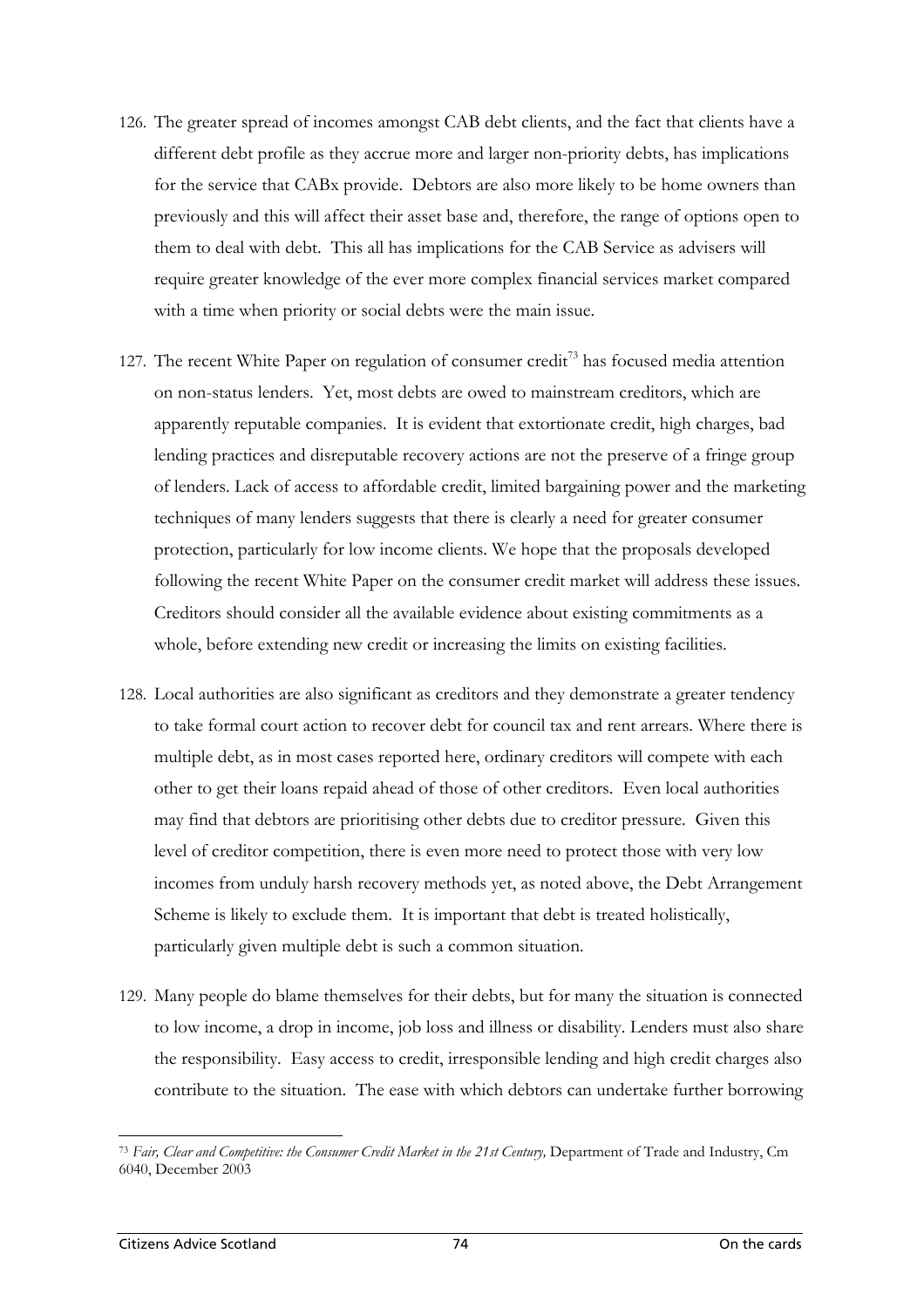126. The greater spread of incomes amongst CAB debt clients, and the fact that clients have a different debt profile as they accrue more and larger non-priority debts, has implications for the service that CABx provide. Debtors are also more likely to be home owners than previously and this will affect their asset base and, therefore, the range of options open to them to deal with debt. This all has implications for the CAB Service as advisers will require greater knowledge of the ever more complex financial services market compared with a time when priority or social debts were the main issue.

127. The recent White Paper on regulation of consumer credit[73] has focused media attention on non-status lenders. Yet, most debts are owed to mainstream creditors, which are apparently reputable companies. It is evident that extortionate credit, high charges, bad lending practices and disreputable recovery actions are not the preserve of a fringe group of lenders. Lack of access to affordable credit, limited bargaining power and the marketing techniques of many lenders suggests that there is clearly a need for greater consumer protection, particularly for low income clients. We hope that the proposals developed following the recent White Paper on the consumer credit market will address these issues. Creditors should consider all the available evidence about existing commitments as a whole, before extending new credit or increasing the limits on existing facilities.

128. Local authorities are also significant as creditors and they demonstrate a greater tendency to take formal court action to recover debt for council tax and rent arrears. Where there is multiple debt, as in most cases reported here, ordinary creditors will compete with each other to get their loans repaid ahead of those of other creditors. Even local authorities may find that debtors are prioritising other debts due to creditor pressure. Given this level of creditor competition, there is even more need to protect those with very low incomes from unduly harsh recovery methods yet, as noted above, the Debt Arrangement Scheme is likely to exclude them. It is important that debt is treated holistically, particularly given multiple debt is such a common situation.

129. Many people do blame themselves for their debts, but for many the situation is connected to low income, a drop in income, job loss and illness or disability. Lenders must also share the responsibility. Easy access to credit, irresponsible lending and high credit charges also contribute to the situation. The ease with which debtors can undertake further borrowing

[73] *Fair, Clear and Competitive: the Consumer Credit Market in the 21st Century,* Department of Trade and Industry, Cm 6040, December 2003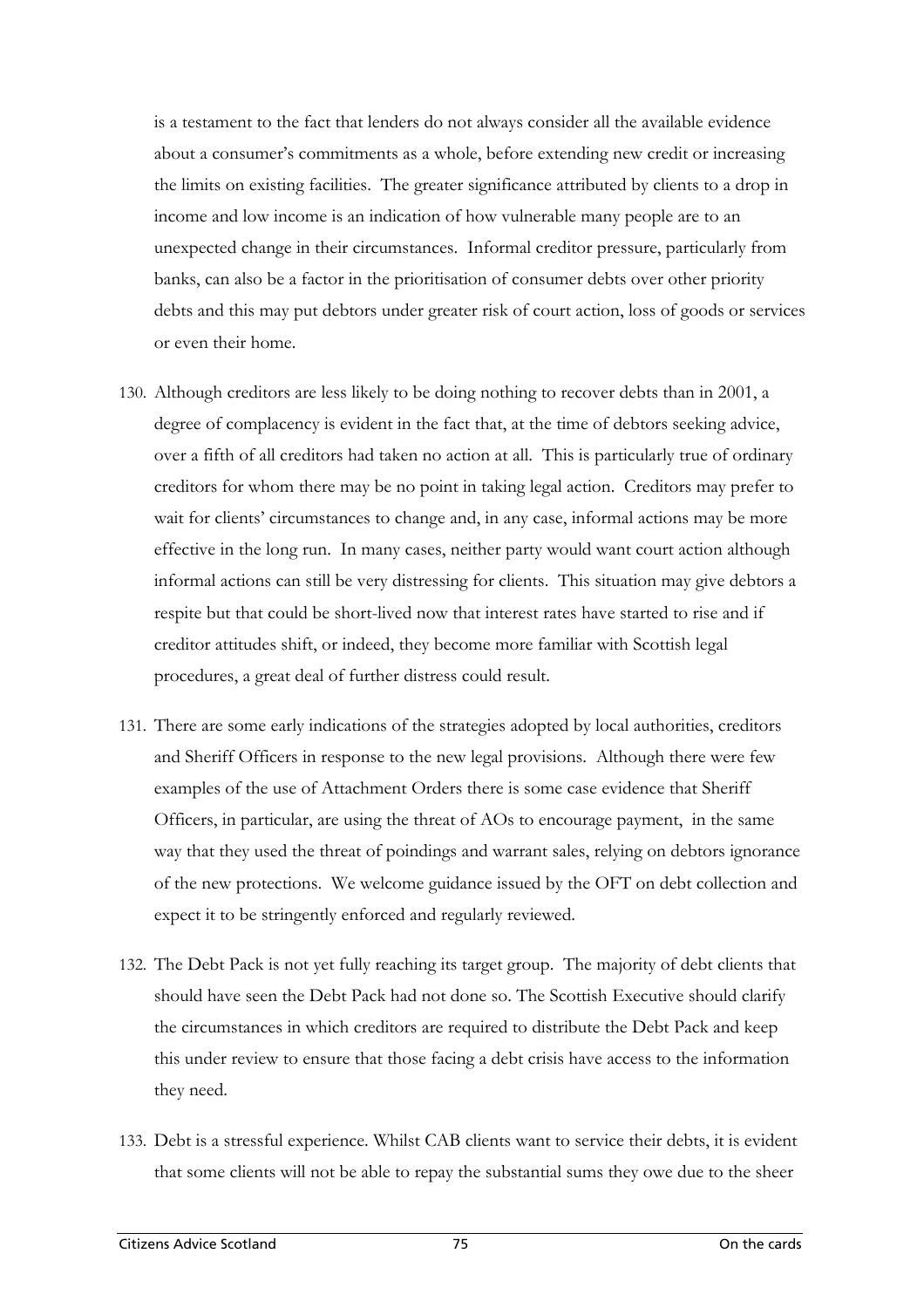is a testament to the fact that lenders do not always consider all the available evidence about a consumer's commitments as a whole, before extending new credit or increasing the limits on existing facilities. The greater significance attributed by clients to a drop in income and low income is an indication of how vulnerable many people are to an unexpected change in their circumstances. Informal creditor pressure, particularly from banks, can also be a factor in the prioritisation of consumer debts over other priority debts and this may put debtors under greater risk of court action, loss of goods or services or even their home.

130. Although creditors are less likely to be doing nothing to recover debts than in 2001, a degree of complacency is evident in the fact that, at the time of debtors seeking advice, over a fifth of all creditors had taken no action at all. This is particularly true of ordinary creditors for whom there may be no point in taking legal action. Creditors may prefer to wait for clients' circumstances to change and, in any case, informal actions may be more effective in the long run. In many cases, neither party would want court action although informal actions can still be very distressing for clients. This situation may give debtors a respite but that could be short-lived now that interest rates have started to rise and if creditor attitudes shift, or indeed, they become more familiar with Scottish legal procedures, a great deal of further distress could result.

131. There are some early indications of the strategies adopted by local authorities, creditors and Sheriff Officers in response to the new legal provisions. Although there were few examples of the use of Attachment Orders there is some case evidence that Sheriff Officers, in particular, are using the threat of AOs to encourage payment, in the same way that they used the threat of poindings and warrant sales, relying on debtors ignorance of the new protections. We welcome guidance issued by the OFT on debt collection and expect it to be stringently enforced and regularly reviewed.

132. The Debt Pack is not yet fully reaching its target group. The majority of debt clients that should have seen the Debt Pack had not done so. The Scottish Executive should clarify the circumstances in which creditors are required to distribute the Debt Pack and keep this under review to ensure that those facing a debt crisis have access to the information they need.

133. Debt is a stressful experience. Whilst CAB clients want to service their debts, it is evident that some clients will not be able to repay the substantial sums they owe due to the sheer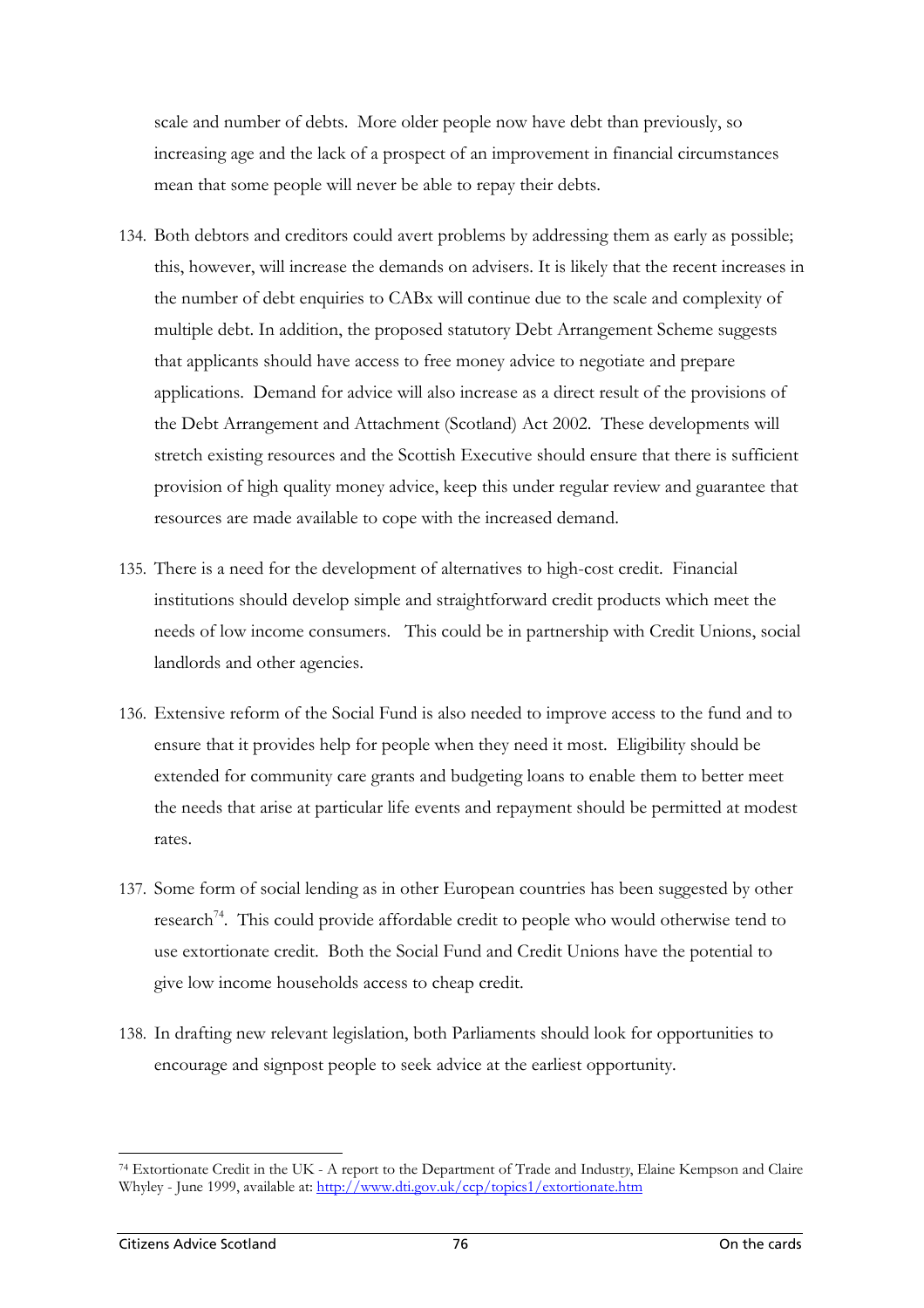scale and number of debts. More older people now have debt than previously, so increasing age and the lack of a prospect of an improvement in financial circumstances mean that some people will never be able to repay their debts.

134. Both debtors and creditors could avert problems by addressing them as early as possible; this, however, will increase the demands on advisers. It is likely that the recent increases in the number of debt enquiries to CABx will continue due to the scale and complexity of multiple debt. In addition, the proposed statutory Debt Arrangement Scheme suggests that applicants should have access to free money advice to negotiate and prepare applications. Demand for advice will also increase as a direct result of the provisions of the Debt Arrangement and Attachment (Scotland) Act 2002. These developments will stretch existing resources and the Scottish Executive should ensure that there is sufficient provision of high quality money advice, keep this under regular review and guarantee that resources are made available to cope with the increased demand.

135. There is a need for the development of alternatives to high-cost credit. Financial institutions should develop simple and straightforward credit products which meet the needs of low income consumers. This could be in partnership with Credit Unions, social landlords and other agencies.

136. Extensive reform of the Social Fund is also needed to improve access to the fund and to ensure that it provides help for people when they need it most. Eligibility should be extended for community care grants and budgeting loans to enable them to better meet the needs that arise at particular life events and repayment should be permitted at modest rates.

137. Some form of social lending as in other European countries has been suggested by other research[74]. This could provide affordable credit to people who would otherwise tend to use extortionate credit. Both the Social Fund and Credit Unions have the potential to give low income households access to cheap credit.

138. In drafting new relevant legislation, both Parliaments should look for opportunities to encourage and signpost people to seek advice at the earliest opportunity.

---

[74] Extortionate Credit in the UK - A report to the Department of Trade and Industry, Elaine Kempson and Claire Whyley - June 1999, available at: http://www.dti.gov.uk/ccp/topics1/extortionate.htm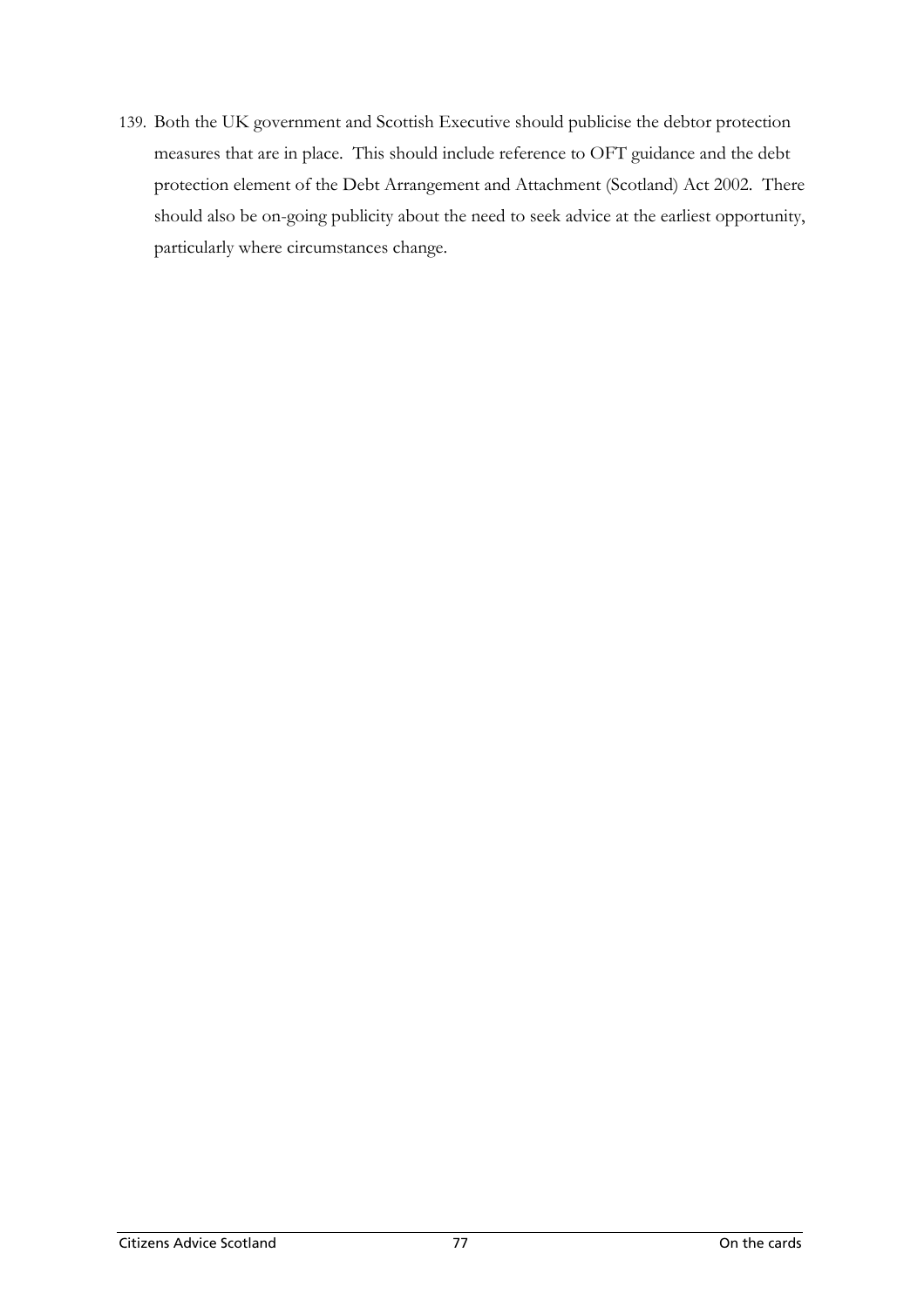139. Both the UK government and Scottish Executive should publicise the debtor protection measures that are in place. This should include reference to OFT guidance and the debt protection element of the Debt Arrangement and Attachment (Scotland) Act 2002. There should also be on-going publicity about the need to seek advice at the earliest opportunity, particularly where circumstances change.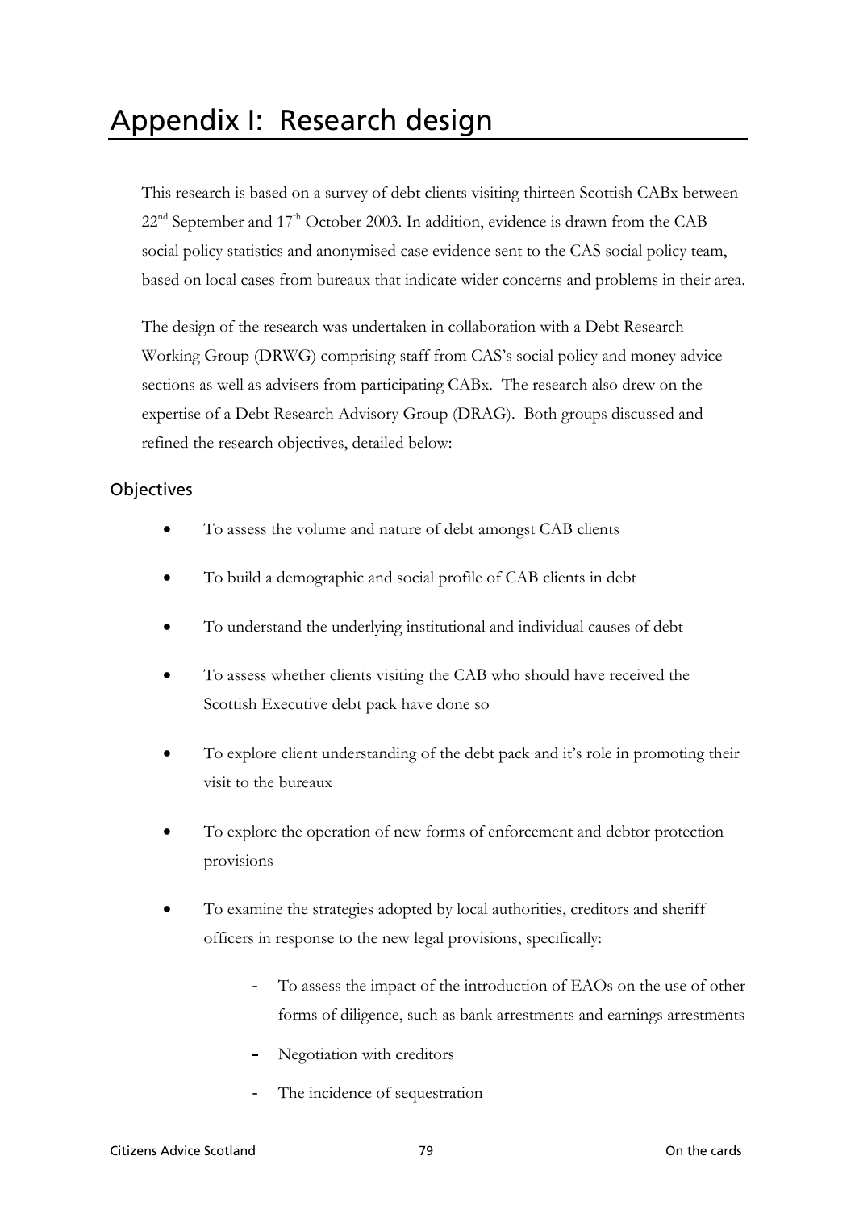# Appendix I: Research design

This research is based on a survey of debt clients visiting thirteen Scottish CABx between 22nd September and 17th October 2003. In addition, evidence is drawn from the CAB social policy statistics and anonymised case evidence sent to the CAS social policy team, based on local cases from bureaux that indicate wider concerns and problems in their area.

The design of the research was undertaken in collaboration with a Debt Research Working Group (DRWG) comprising staff from CAS's social policy and money advice sections as well as advisers from participating CABx. The research also drew on the expertise of a Debt Research Advisory Group (DRAG). Both groups discussed and refined the research objectives, detailed below:

## Objectives

- To assess the volume and nature of debt amongst CAB clients
- To build a demographic and social profile of CAB clients in debt
- To understand the underlying institutional and individual causes of debt
- To assess whether clients visiting the CAB who should have received the Scottish Executive debt pack have done so
- To explore client understanding of the debt pack and it's role in promoting their visit to the bureaux
- To explore the operation of new forms of enforcement and debtor protection provisions
- To examine the strategies adopted by local authorities, creditors and sheriff officers in response to the new legal provisions, specifically:
    - To assess the impact of the introduction of EAOs on the use of other forms of diligence, such as bank arrestments and earnings arrestments
    - Negotiation with creditors
    - The incidence of sequestration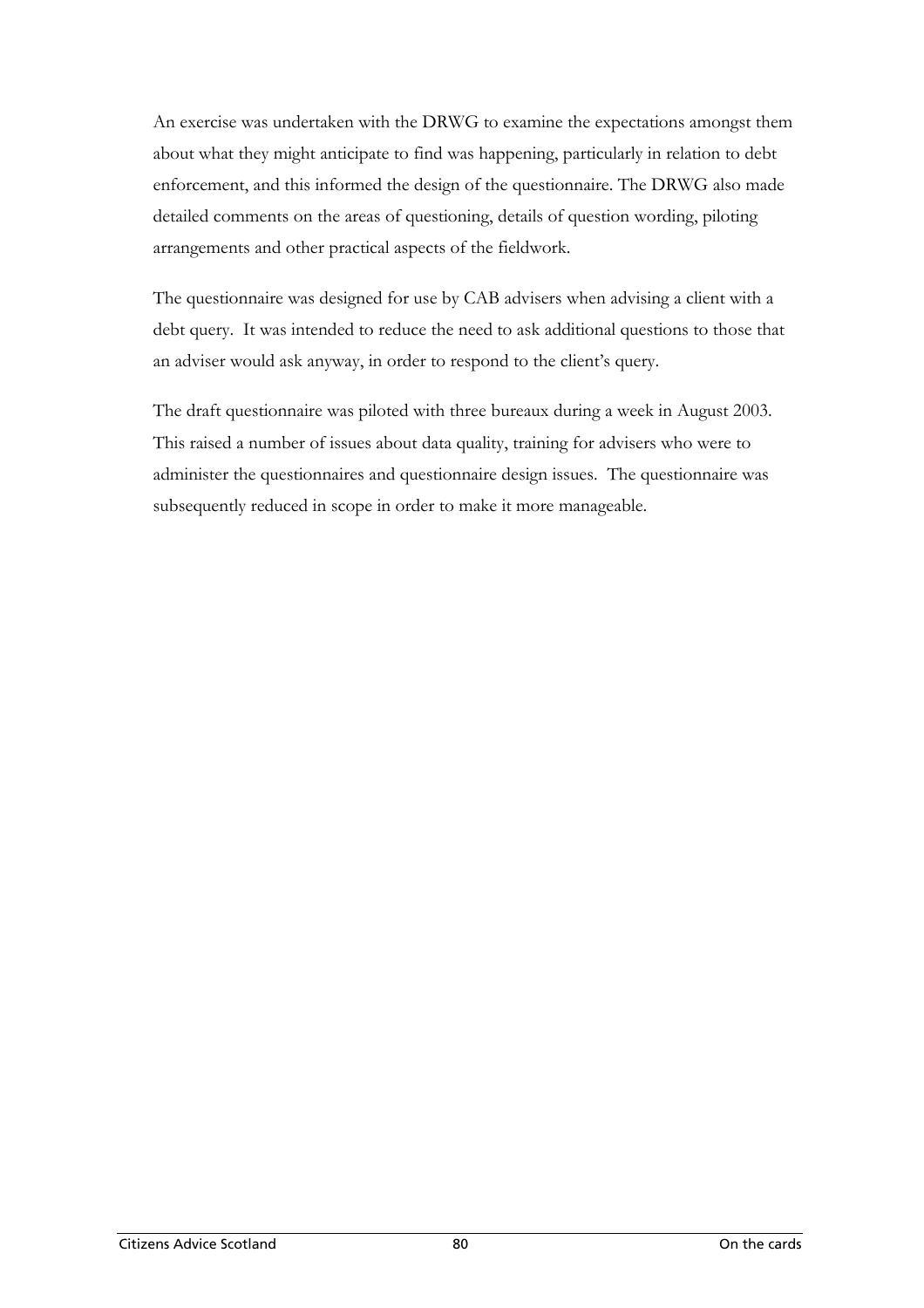An exercise was undertaken with the DRWG to examine the expectations amongst them about what they might anticipate to find was happening, particularly in relation to debt enforcement, and this informed the design of the questionnaire. The DRWG also made detailed comments on the areas of questioning, details of question wording, piloting arrangements and other practical aspects of the fieldwork.

The questionnaire was designed for use by CAB advisers when advising a client with a debt query. It was intended to reduce the need to ask additional questions to those that an adviser would ask anyway, in order to respond to the client's query.

The draft questionnaire was piloted with three bureaux during a week in August 2003. This raised a number of issues about data quality, training for advisers who were to administer the questionnaires and questionnaire design issues. The questionnaire was subsequently reduced in scope in order to make it more manageable.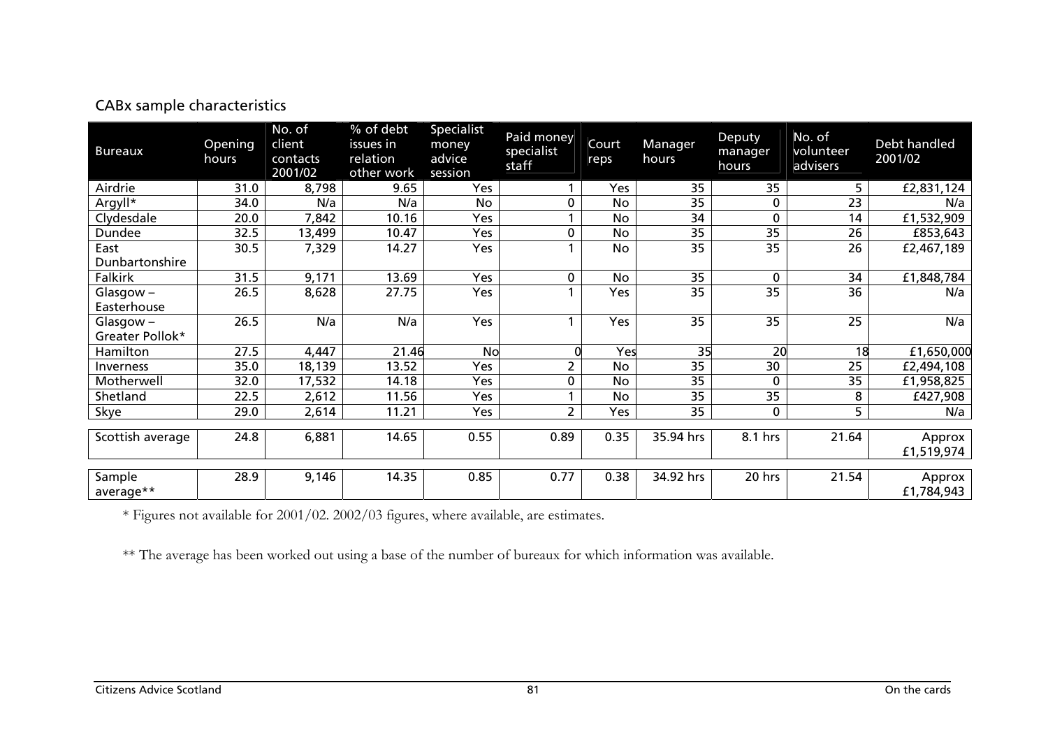CABx sample characteristics

| Bureaux | Opening hours | No. of client contacts 2001/02 | % of debt issues in relation other work | Specialist money advice session | Paid money specialist staff | Court reps | Manager hours | Deputy manager hours | No. of volunteer advisers | Debt handled 2001/02 |
|---|---|---|---|---|---|---|---|---|---|---|
| Airdrie | 31.0 | 8,798 | 9.65 | Yes | 1 | Yes | 35 | 35 | 5 | £2,831,124 |
| Argyll* | 34.0 | N/a | N/a | No | 0 | No | 35 | 0 | 23 | N/a |
| Clydesdale | 20.0 | 7,842 | 10.16 | Yes | 1 | No | 34 | 0 | 14 | £1,532,909 |
| Dundee | 32.5 | 13,499 | 10.47 | Yes | 0 | No | 35 | 35 | 26 | £853,643 |
| East Dunbartonshire | 30.5 | 7,329 | 14.27 | Yes | 1 | No | 35 | 35 | 26 | £2,467,189 |
| Falkirk | 31.5 | 9,171 | 13.69 | Yes | 0 | No | 35 | 0 | 34 | £1,848,784 |
| Glasgow – Easterhouse | 26.5 | 8,628 | 27.75 | Yes | 1 | Yes | 35 | 35 | 36 | N/a |
| Glasgow – Greater Pollok* | 26.5 | N/a | N/a | Yes | 1 | Yes | 35 | 35 | 25 | N/a |
| Hamilton | 27.5 | 4,447 | 21.46 | No | 0 | Yes | 35 | 20 | 18 | £1,650,000 |
| Inverness | 35.0 | 18,139 | 13.52 | Yes | 2 | No | 35 | 30 | 25 | £2,494,108 |
| Motherwell | 32.0 | 17,532 | 14.18 | Yes | 0 | No | 35 | 0 | 35 | £1,958,825 |
| Shetland | 22.5 | 2,612 | 11.56 | Yes | 1 | No | 35 | 35 | 8 | £427,908 |
| Skye | 29.0 | 2,614 | 11.21 | Yes | 2 | Yes | 35 | 0 | 5 | N/a |
| Scottish average | 24.8 | 6,881 | 14.65 | 0.55 | 0.89 | 0.35 | 35.94 hrs | 8.1 hrs | 21.64 | Approx £1,519,974 |
| Sample average** | 28.9 | 9,146 | 14.35 | 0.85 | 0.77 | 0.38 | 34.92 hrs | 20 hrs | 21.54 | Approx £1,784,943 |

\* Figures not available for 2001/02. 2002/03 figures, where available, are estimates.

\*\* The average has been worked out using a base of the number of bureaux for which information was available.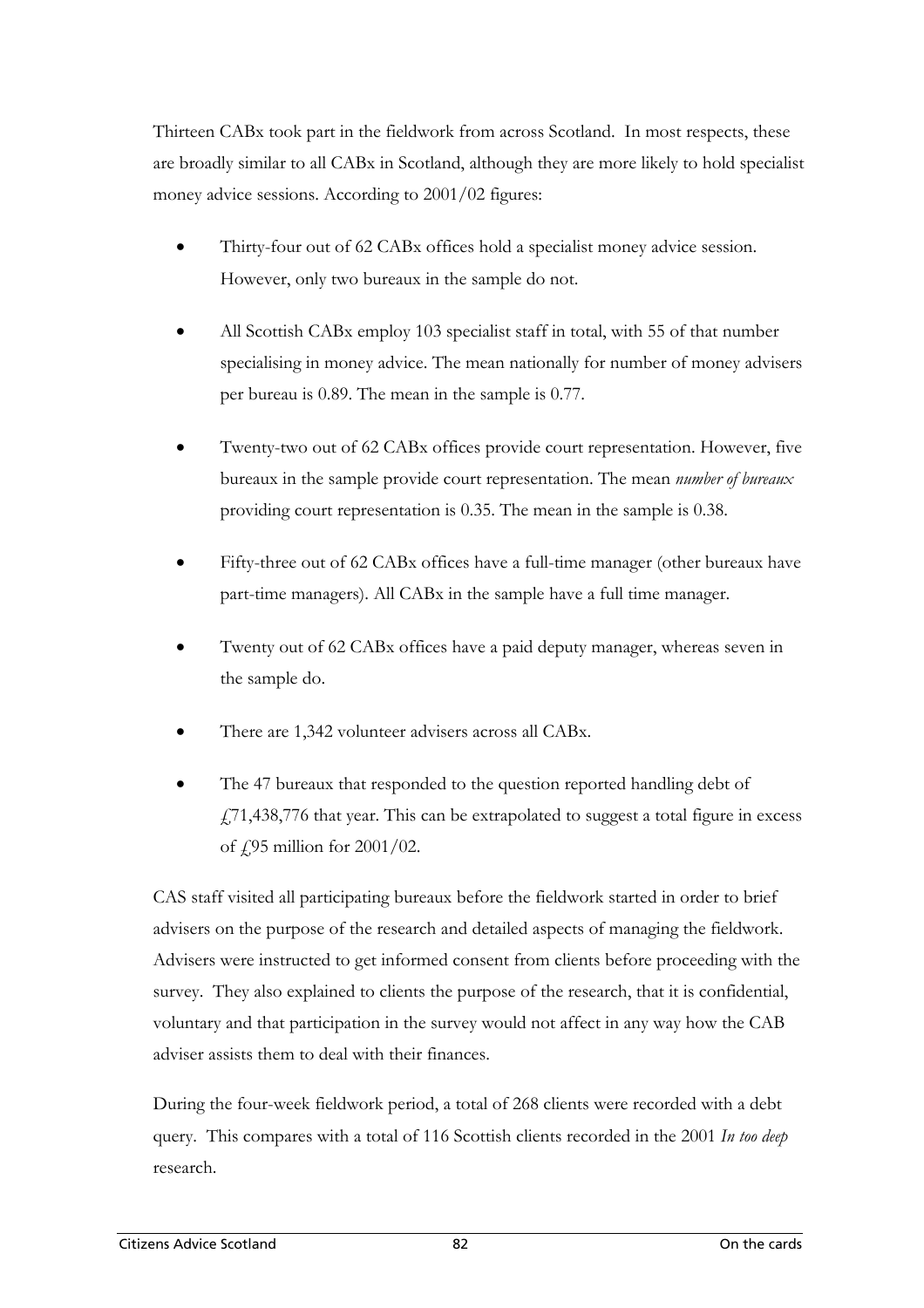Thirteen CABx took part in the fieldwork from across Scotland. In most respects, these are broadly similar to all CABx in Scotland, although they are more likely to hold specialist money advice sessions. According to 2001/02 figures:

- Thirty-four out of 62 CABx offices hold a specialist money advice session. However, only two bureaux in the sample do not.
- All Scottish CABx employ 103 specialist staff in total, with 55 of that number specialising in money advice. The mean nationally for number of money advisers per bureau is 0.89. The mean in the sample is 0.77.
- Twenty-two out of 62 CABx offices provide court representation. However, five bureaux in the sample provide court representation. The mean *number of bureaux* providing court representation is 0.35. The mean in the sample is 0.38.
- Fifty-three out of 62 CABx offices have a full-time manager (other bureaux have part-time managers). All CABx in the sample have a full time manager.
- Twenty out of 62 CABx offices have a paid deputy manager, whereas seven in the sample do.
- There are 1,342 volunteer advisers across all CABx.
- The 47 bureaux that responded to the question reported handling debt of £71,438,776 that year. This can be extrapolated to suggest a total figure in excess of £95 million for 2001/02.

CAS staff visited all participating bureaux before the fieldwork started in order to brief advisers on the purpose of the research and detailed aspects of managing the fieldwork. Advisers were instructed to get informed consent from clients before proceeding with the survey. They also explained to clients the purpose of the research, that it is confidential, voluntary and that participation in the survey would not affect in any way how the CAB adviser assists them to deal with their finances.

During the four-week fieldwork period, a total of 268 clients were recorded with a debt query. This compares with a total of 116 Scottish clients recorded in the 2001 *In too deep* research.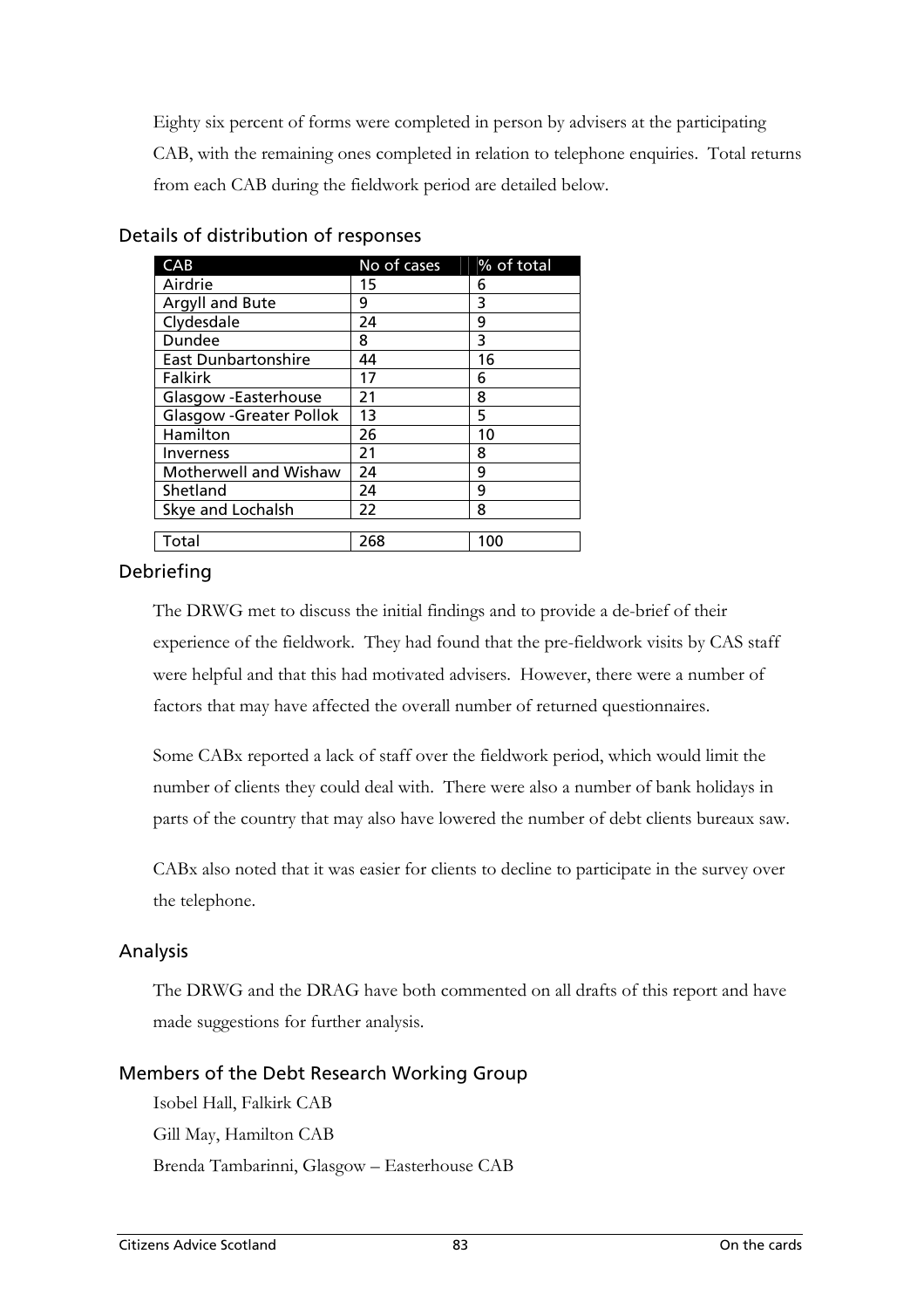Eighty six percent of forms were completed in person by advisers at the participating CAB, with the remaining ones completed in relation to telephone enquiries. Total returns from each CAB during the fieldwork period are detailed below.

## Details of distribution of responses

| CAB | No of cases | % of total |
|---|---|---|
| Airdrie | 15 | 6 |
| Argyll and Bute | 9 | 3 |
| Clydesdale | 24 | 9 |
| Dundee | 8 | 3 |
| East Dunbartonshire | 44 | 16 |
| Falkirk | 17 | 6 |
| Glasgow -Easterhouse | 21 | 8 |
| Glasgow -Greater Pollok | 13 | 5 |
| Hamilton | 26 | 10 |
| Inverness | 21 | 8 |
| Motherwell and Wishaw | 24 | 9 |
| Shetland | 24 | 9 |
| Skye and Lochalsh | 22 | 8 |
| Total | 268 | 100 |

## Debriefing

The DRWG met to discuss the initial findings and to provide a de-brief of their experience of the fieldwork. They had found that the pre-fieldwork visits by CAS staff were helpful and that this had motivated advisers. However, there were a number of factors that may have affected the overall number of returned questionnaires.

Some CABx reported a lack of staff over the fieldwork period, which would limit the number of clients they could deal with. There were also a number of bank holidays in parts of the country that may also have lowered the number of debt clients bureaux saw.

CABx also noted that it was easier for clients to decline to participate in the survey over the telephone.

## Analysis

The DRWG and the DRAG have both commented on all drafts of this report and have made suggestions for further analysis.

## Members of the Debt Research Working Group

Isobel Hall, Falkirk CAB

Gill May, Hamilton CAB

Brenda Tambarinni, Glasgow – Easterhouse CAB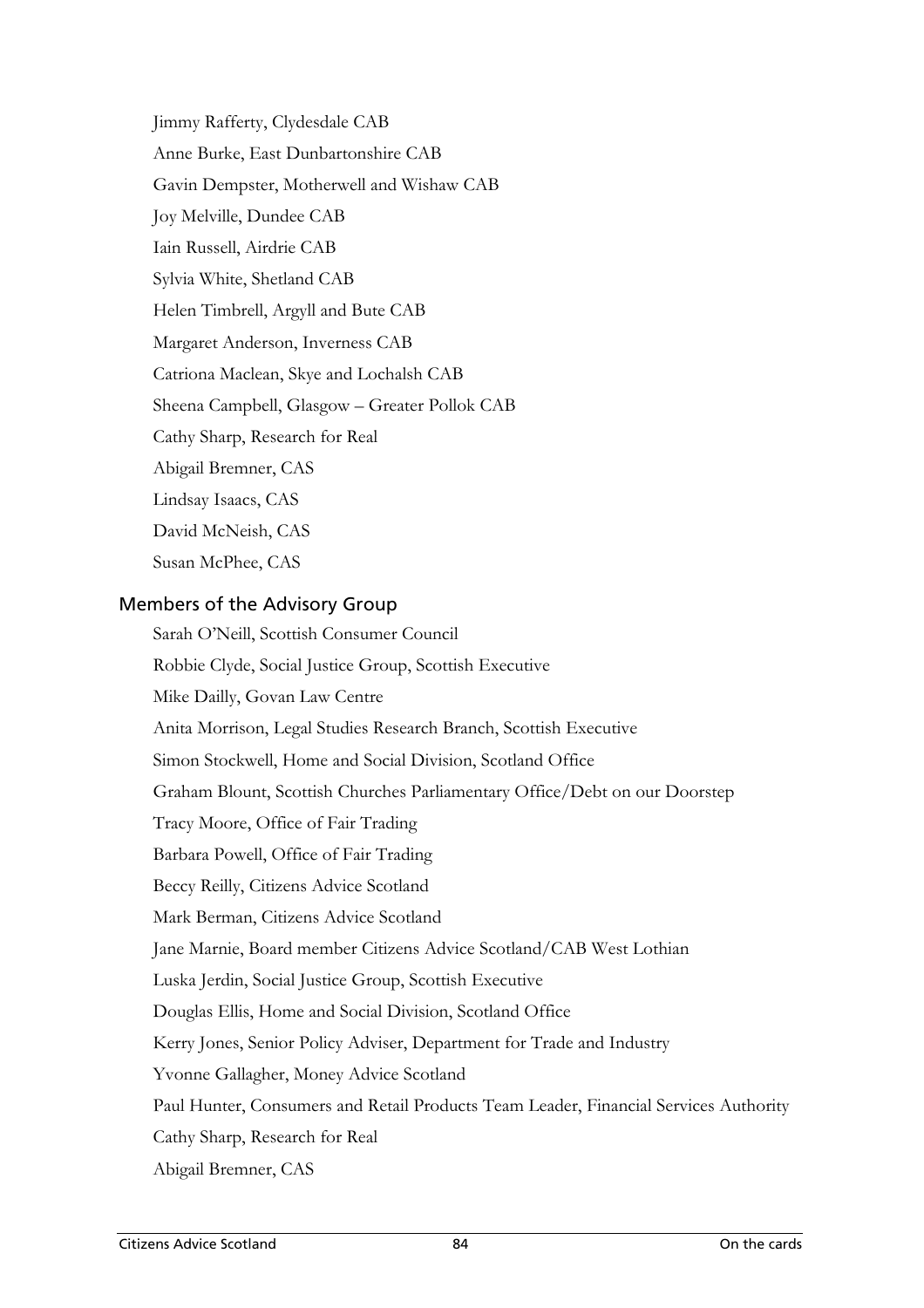Jimmy Rafferty, Clydesdale CAB

Anne Burke, East Dunbartonshire CAB

Gavin Dempster, Motherwell and Wishaw CAB

Joy Melville, Dundee CAB

Iain Russell, Airdrie CAB

Sylvia White, Shetland CAB

Helen Timbrell, Argyll and Bute CAB

Margaret Anderson, Inverness CAB

Catriona Maclean, Skye and Lochalsh CAB

Sheena Campbell, Glasgow – Greater Pollok CAB

Cathy Sharp, Research for Real

Abigail Bremner, CAS

Lindsay Isaacs, CAS

David McNeish, CAS

Susan McPhee, CAS

## Members of the Advisory Group

Sarah O'Neill, Scottish Consumer Council

Robbie Clyde, Social Justice Group, Scottish Executive

Mike Dailly, Govan Law Centre

Anita Morrison, Legal Studies Research Branch, Scottish Executive

Simon Stockwell, Home and Social Division, Scotland Office

Graham Blount, Scottish Churches Parliamentary Office/Debt on our Doorstep

Tracy Moore, Office of Fair Trading

Barbara Powell, Office of Fair Trading

Beccy Reilly, Citizens Advice Scotland

Mark Berman, Citizens Advice Scotland

Jane Marnie, Board member Citizens Advice Scotland/CAB West Lothian

Luska Jerdin, Social Justice Group, Scottish Executive

Douglas Ellis, Home and Social Division, Scotland Office

Kerry Jones, Senior Policy Adviser, Department for Trade and Industry

Yvonne Gallagher, Money Advice Scotland

Paul Hunter, Consumers and Retail Products Team Leader, Financial Services Authority

Cathy Sharp, Research for Real

Abigail Bremner, CAS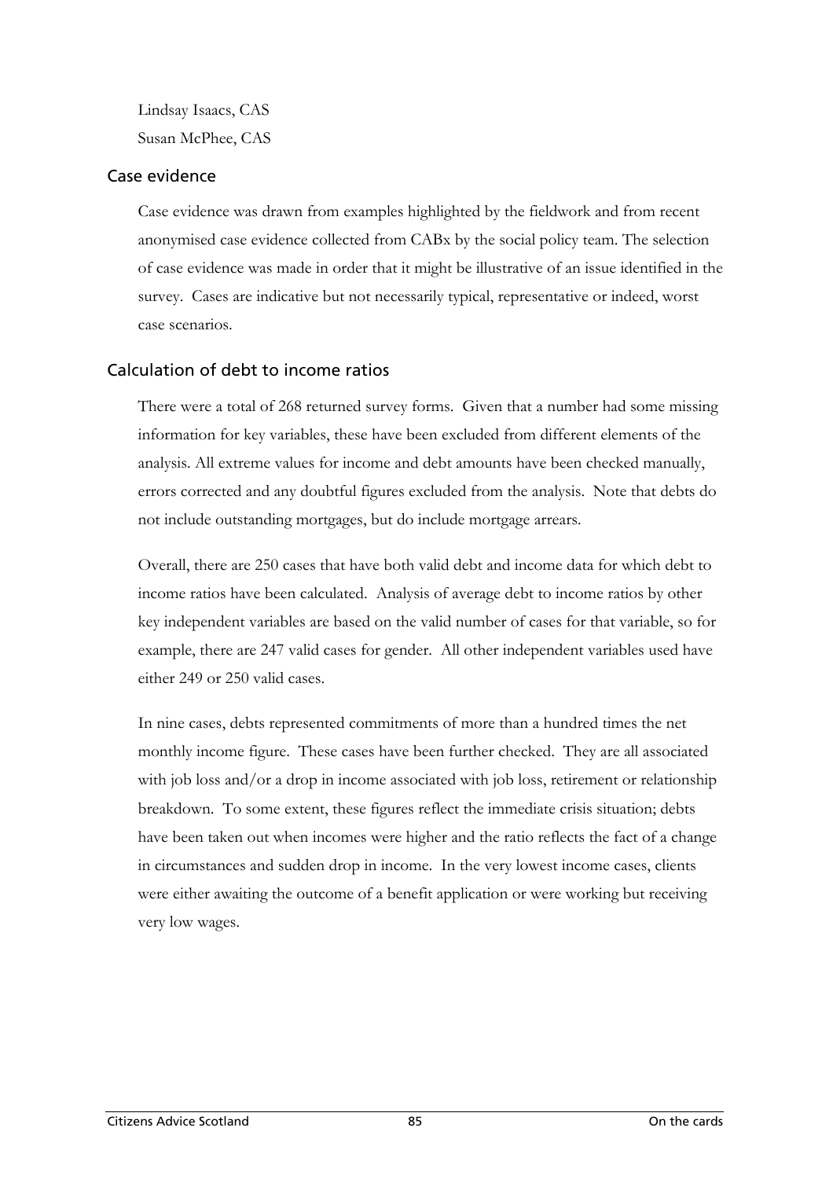Lindsay Isaacs, CAS

Susan McPhee, CAS

## Case evidence

Case evidence was drawn from examples highlighted by the fieldwork and from recent anonymised case evidence collected from CABx by the social policy team. The selection of case evidence was made in order that it might be illustrative of an issue identified in the survey. Cases are indicative but not necessarily typical, representative or indeed, worst case scenarios.

## Calculation of debt to income ratios

There were a total of 268 returned survey forms. Given that a number had some missing information for key variables, these have been excluded from different elements of the analysis. All extreme values for income and debt amounts have been checked manually, errors corrected and any doubtful figures excluded from the analysis. Note that debts do not include outstanding mortgages, but do include mortgage arrears.

Overall, there are 250 cases that have both valid debt and income data for which debt to income ratios have been calculated. Analysis of average debt to income ratios by other key independent variables are based on the valid number of cases for that variable, so for example, there are 247 valid cases for gender. All other independent variables used have either 249 or 250 valid cases.

In nine cases, debts represented commitments of more than a hundred times the net monthly income figure. These cases have been further checked. They are all associated with job loss and/or a drop in income associated with job loss, retirement or relationship breakdown. To some extent, these figures reflect the immediate crisis situation; debts have been taken out when incomes were higher and the ratio reflects the fact of a change in circumstances and sudden drop in income. In the very lowest income cases, clients were either awaiting the outcome of a benefit application or were working but receiving very low wages.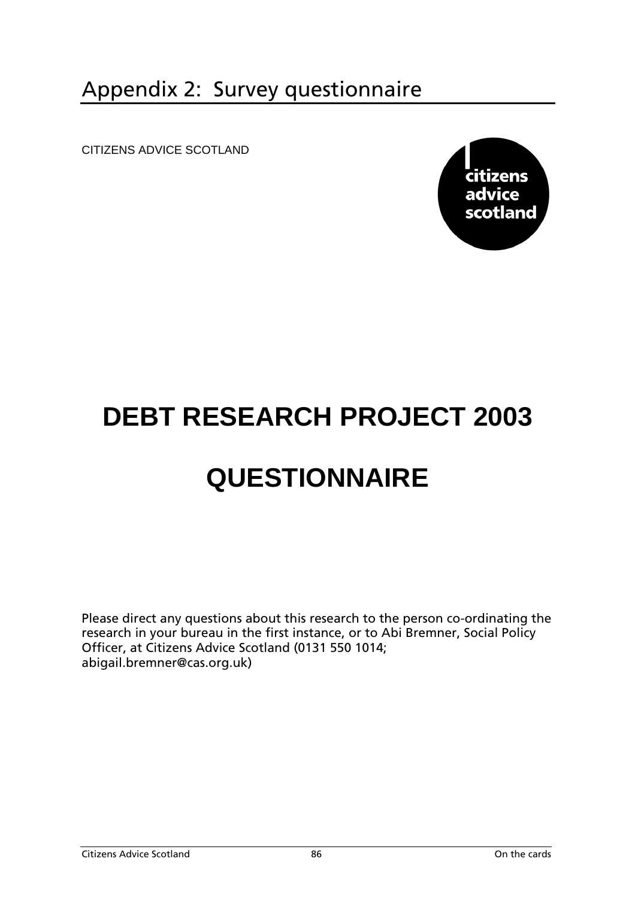# Appendix 2: Survey questionnaire

CITIZENS ADVICE SCOTLAND

citizens advice scotland

# DEBT RESEARCH PROJECT 2003

# QUESTIONNAIRE

Please direct any questions about this research to the person co-ordinating the research in your bureau in the first instance, or to Abi Bremner, Social Policy Officer, at Citizens Advice Scotland (0131 550 1014; abigail.bremner@cas.org.uk)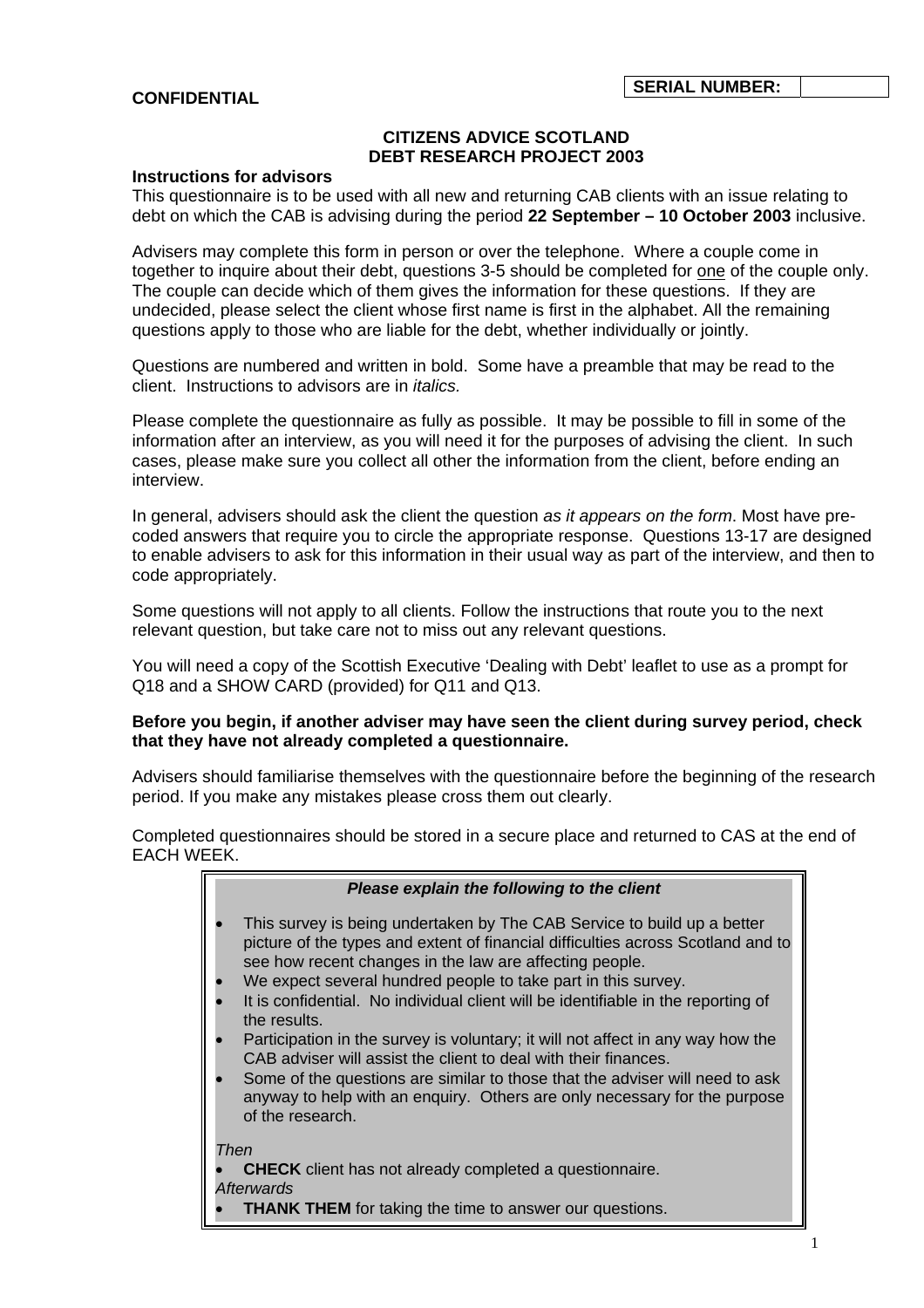**CONFIDENTIAL**

| SERIAL NUMBER: | |
|---|---|

**CITIZENS ADVICE SCOTLAND**
**DEBT RESEARCH PROJECT 2003**

**Instructions for advisors**

This questionnaire is to be used with all new and returning CAB clients with an issue relating to debt on which the CAB is advising during the period **22 September – 10 October 2003** inclusive.

Advisers may complete this form in person or over the telephone. Where a couple come in together to inquire about their debt, questions 3-5 should be completed for <u>one</u> of the couple only. The couple can decide which of them gives the information for these questions. If they are undecided, please select the client whose first name is first in the alphabet. All the remaining questions apply to those who are liable for the debt, whether individually or jointly.

Questions are numbered and written in bold. Some have a preamble that may be read to the client. Instructions to advisors are in *italics.*

Please complete the questionnaire as fully as possible. It may be possible to fill in some of the information after an interview, as you will need it for the purposes of advising the client. In such cases, please make sure you collect all other the information from the client, before ending an interview.

In general, advisers should ask the client the question *as it appears on the form*. Most have pre-coded answers that require you to circle the appropriate response. Questions 13-17 are designed to enable advisers to ask for this information in their usual way as part of the interview, and then to code appropriately.

Some questions will not apply to all clients. Follow the instructions that route you to the next relevant question, but take care not to miss out any relevant questions.

You will need a copy of the Scottish Executive 'Dealing with Debt' leaflet to use as a prompt for Q18 and a SHOW CARD (provided) for Q11 and Q13.

**Before you begin, if another adviser may have seen the client during survey period, check that they have not already completed a questionnaire.**

Advisers should familiarise themselves with the questionnaire before the beginning of the research period. If you make any mistakes please cross them out clearly.

Completed questionnaires should be stored in a secure place and returned to CAS at the end of EACH WEEK.

***Please explain the following to the client***

- This survey is being undertaken by The CAB Service to build up a better picture of the types and extent of financial difficulties across Scotland and to see how recent changes in the law are affecting people.
- We expect several hundred people to take part in this survey.
- It is confidential. No individual client will be identifiable in the reporting of the results.
- Participation in the survey is voluntary; it will not affect in any way how the CAB adviser will assist the client to deal with their finances.
- Some of the questions are similar to those that the adviser will need to ask anyway to help with an enquiry. Others are only necessary for the purpose of the research.

*Then*

- **CHECK** client has not already completed a questionnaire.

*Afterwards*

- **THANK THEM** for taking the time to answer our questions.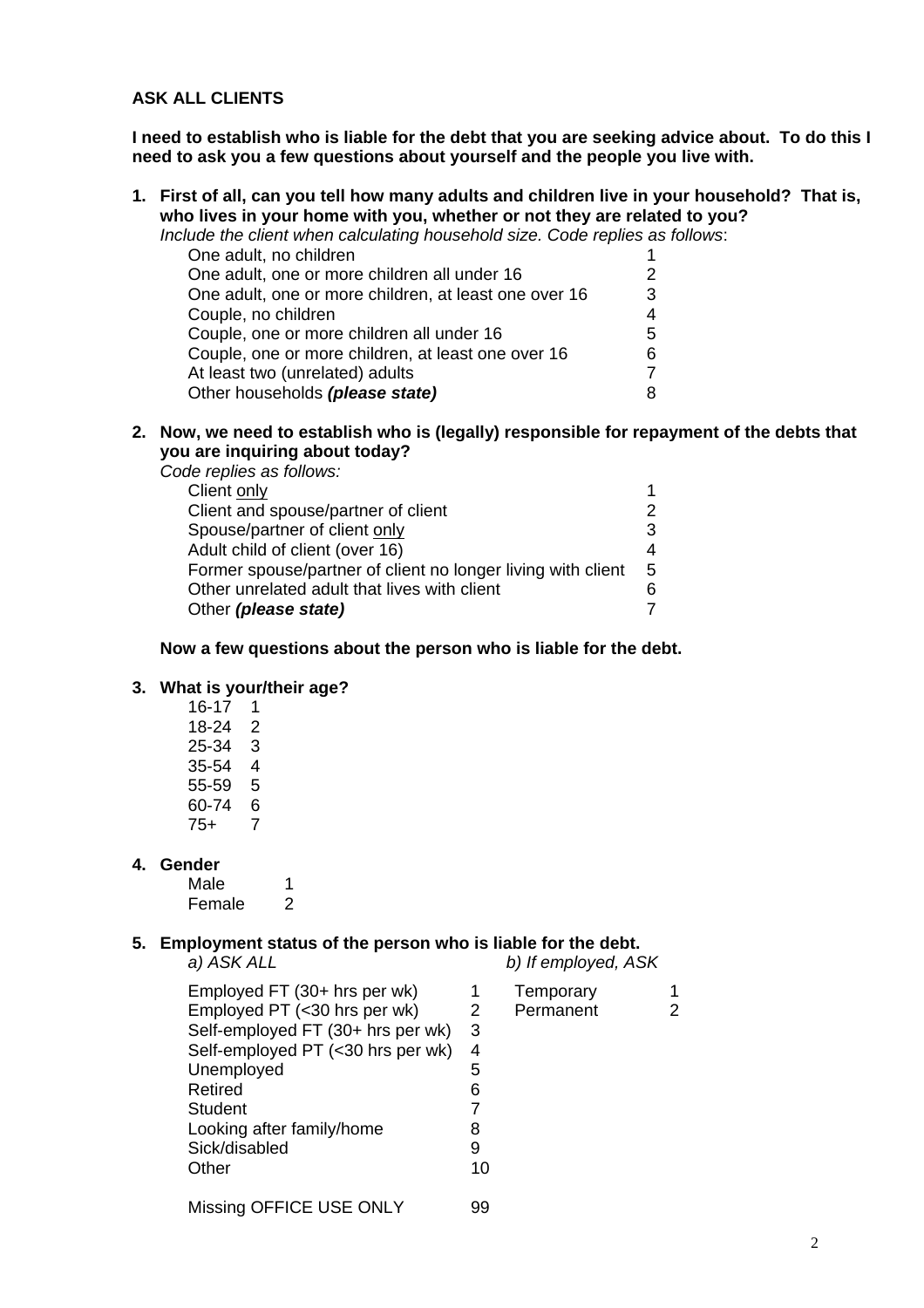**ASK ALL CLIENTS**

**I need to establish who is liable for the debt that you are seeking advice about. To do this I need to ask you a few questions about yourself and the people you live with.**

**1. First of all, can you tell how many adults and children live in your household? That is, who lives in your home with you, whether or not they are related to you?**

*Include the client when calculating household size. Code replies as follows*:

| | |
|---|---|
| One adult, no children | 1 |
| One adult, one or more children all under 16 | 2 |
| One adult, one or more children, at least one over 16 | 3 |
| Couple, no children | 4 |
| Couple, one or more children all under 16 | 5 |
| Couple, one or more children, at least one over 16 | 6 |
| At least two (unrelated) adults | 7 |
| Other households ***(please state)*** | 8 |

**2. Now, we need to establish who is (legally) responsible for repayment of the debts that you are inquiring about today?**

*Code replies as follows:*

| | |
|---|---|
| Client <u>only</u> | 1 |
| Client and spouse/partner of client | 2 |
| Spouse/partner of client <u>only</u> | 3 |
| Adult child of client (over 16) | 4 |
| Former spouse/partner of client no longer living with client | 5 |
| Other unrelated adult that lives with client | 6 |
| Other ***(please state)*** | 7 |

**Now a few questions about the person who is liable for the debt.**

**3. What is your/their age?**

| | |
|---|---|
| 16-17 | 1 |
| 18-24 | 2 |
| 25-34 | 3 |
| 35-54 | 4 |
| 55-59 | 5 |
| 60-74 | 6 |
| 75+ | 7 |

**4. Gender**

| | |
|---|---|
| Male | 1 |
| Female | 2 |

**5. Employment status of the person who is liable for the debt.**

| *a) ASK ALL* | | *b) If employed, ASK* | |
|---|---|---|---|
| Employed FT (30+ hrs per wk) | 1 | Temporary | 1 |
| Employed PT (<30 hrs per wk) | 2 | Permanent | 2 |
| Self-employed FT (30+ hrs per wk) | 3 | | |
| Self-employed PT (<30 hrs per wk) | 4 | | |
| Unemployed | 5 | | |
| Retired | 6 | | |
| Student | 7 | | |
| Looking after family/home | 8 | | |
| Sick/disabled | 9 | | |
| Other | 10 | | |
| Missing OFFICE USE ONLY | 99 | | |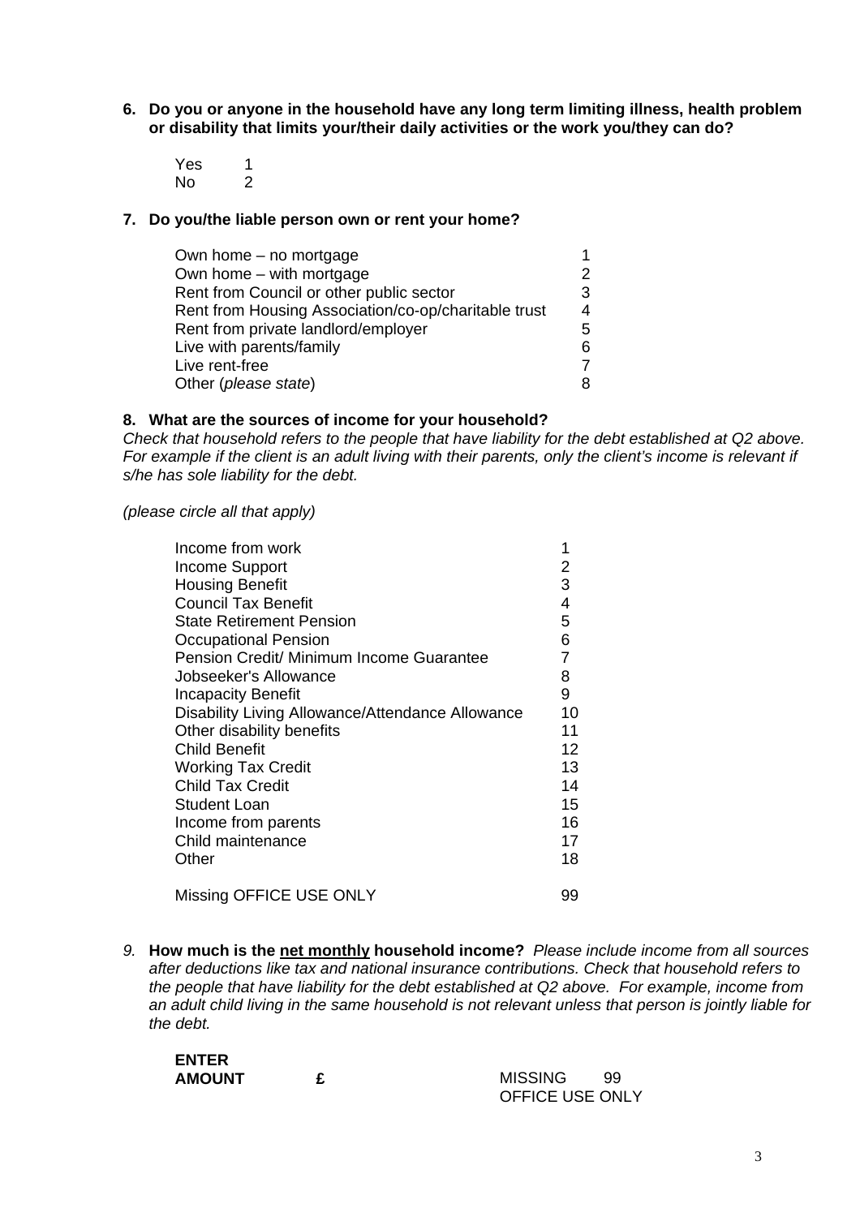**6. Do you or anyone in the household have any long term limiting illness, health problem or disability that limits your/their daily activities or the work you/they can do?**

| | |
|---|---|
| Yes | 1 |
| No | 2 |

**7. Do you/the liable person own or rent your home?**

| | |
|---|---|
| Own home – no mortgage | 1 |
| Own home – with mortgage | 2 |
| Rent from Council or other public sector | 3 |
| Rent from Housing Association/co-op/charitable trust | 4 |
| Rent from private landlord/employer | 5 |
| Live with parents/family | 6 |
| Live rent-free | 7 |
| Other (*please state*) | 8 |

**8. What are the sources of income for your household?**

*Check that household refers to the people that have liability for the debt established at Q2 above. For example if the client is an adult living with their parents, only the client's income is relevant if s/he has sole liability for the debt.*

*(please circle all that apply)*

| | |
|---|---|
| Income from work | 1 |
| Income Support | 2 |
| Housing Benefit | 3 |
| Council Tax Benefit | 4 |
| State Retirement Pension | 5 |
| Occupational Pension | 6 |
| Pension Credit/ Minimum Income Guarantee | 7 |
| Jobseeker's Allowance | 8 |
| Incapacity Benefit | 9 |
| Disability Living Allowance/Attendance Allowance | 10 |
| Other disability benefits | 11 |
| Child Benefit | 12 |
| Working Tax Credit | 13 |
| Child Tax Credit | 14 |
| Student Loan | 15 |
| Income from parents | 16 |
| Child maintenance | 17 |
| Other | 18 |
| Missing OFFICE USE ONLY | 99 |

*9.* **How much is the net monthly household income?** *Please include income from all sources after deductions like tax and national insurance contributions. Check that household refers to the people that have liability for the debt established at Q2 above. For example, income from an adult child living in the same household is not relevant unless that person is jointly liable for the debt.*

**ENTER AMOUNT** **£**

MISSING 99
OFFICE USE ONLY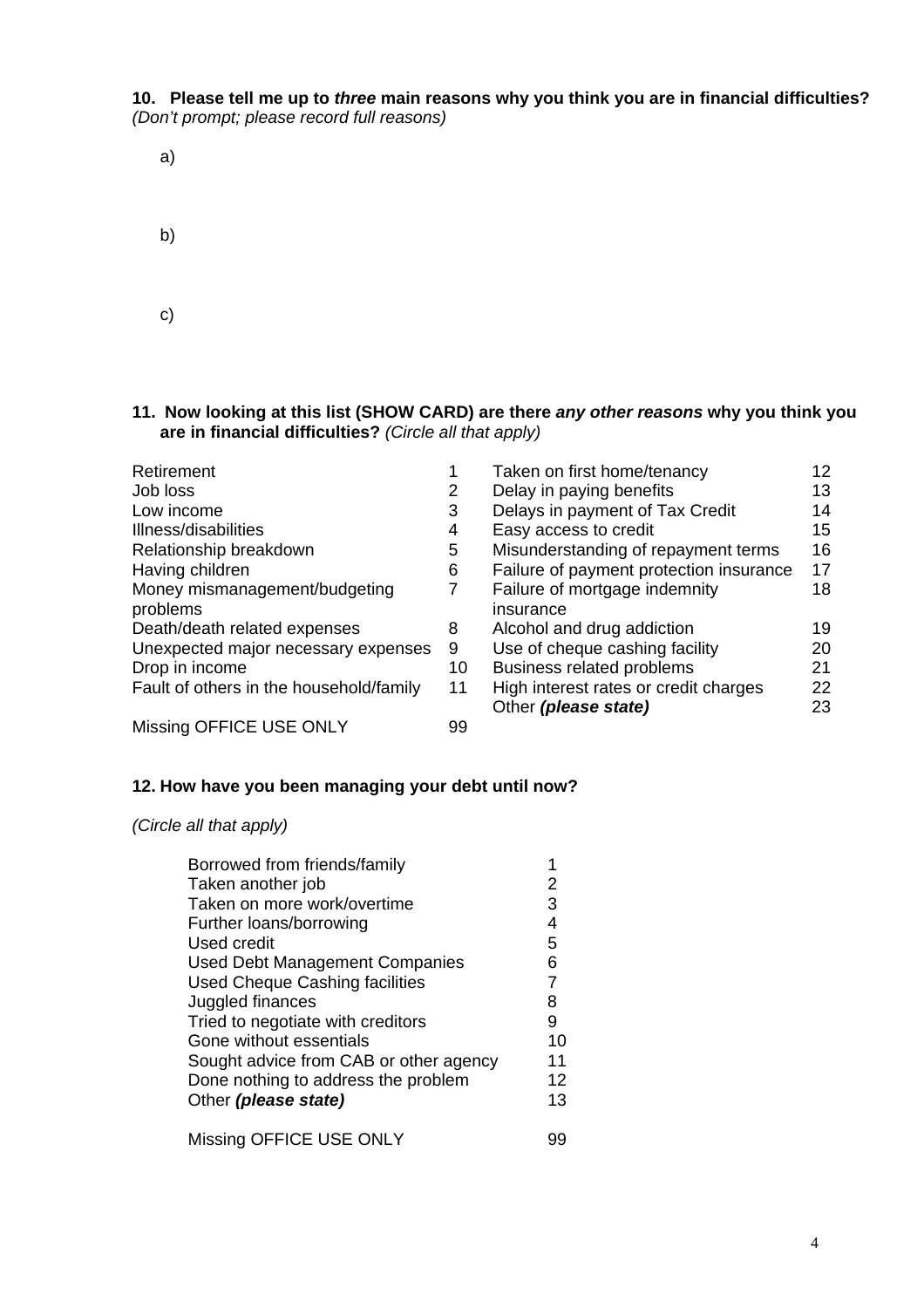**10. Please tell me up to *three* main reasons why you think you are in financial difficulties?**
*(Don't prompt; please record full reasons)*

a)

b)

c)

**11. Now looking at this list (SHOW CARD) are there *any other reasons* why you think you are in financial difficulties?** *(Circle all that apply)*

| | | | |
|---|---|---|---|
| Retirement | 1 | Taken on first home/tenancy | 12 |
| Job loss | 2 | Delay in paying benefits | 13 |
| Low income | 3 | Delays in payment of Tax Credit | 14 |
| Illness/disabilities | 4 | Easy access to credit | 15 |
| Relationship breakdown | 5 | Misunderstanding of repayment terms | 16 |
| Having children | 6 | Failure of payment protection insurance | 17 |
| Money mismanagement/budgeting problems | 7 | Failure of mortgage indemnity insurance | 18 |
| Death/death related expenses | 8 | Alcohol and drug addiction | 19 |
| Unexpected major necessary expenses | 9 | Use of cheque cashing facility | 20 |
| Drop in income | 10 | Business related problems | 21 |
| Fault of others in the household/family | 11 | High interest rates or credit charges | 22 |
| | | Other ***(please state)*** | 23 |
| Missing OFFICE USE ONLY | 99 | | |

**12. How have you been managing your debt until now?**

*(Circle all that apply)*

| | |
|---|---|
| Borrowed from friends/family | 1 |
| Taken another job | 2 |
| Taken on more work/overtime | 3 |
| Further loans/borrowing | 4 |
| Used credit | 5 |
| Used Debt Management Companies | 6 |
| Used Cheque Cashing facilities | 7 |
| Juggled finances | 8 |
| Tried to negotiate with creditors | 9 |
| Gone without essentials | 10 |
| Sought advice from CAB or other agency | 11 |
| Done nothing to address the problem | 12 |
| Other ***(please state)*** | 13 |
| Missing OFFICE USE ONLY | 99 |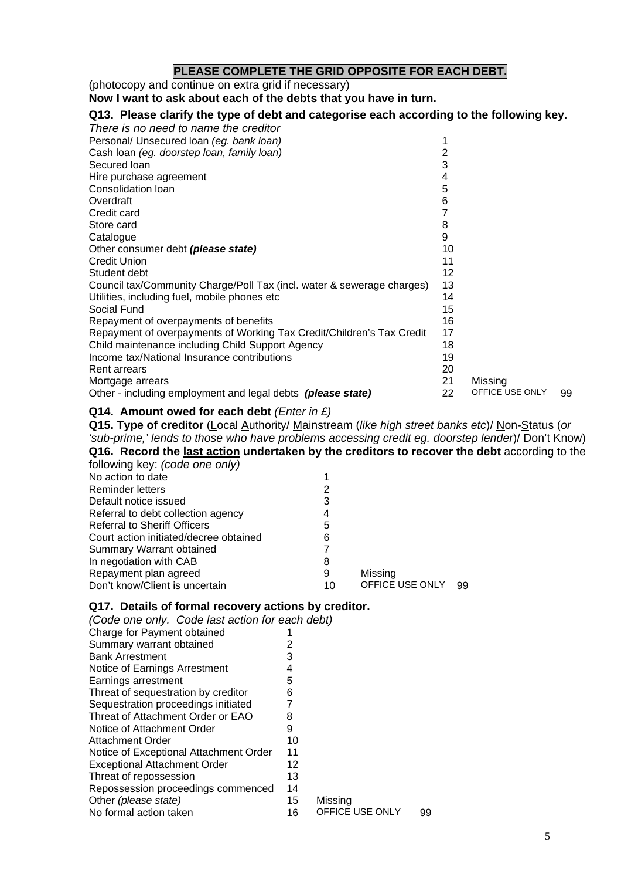**PLEASE COMPLETE THE GRID OPPOSITE FOR EACH DEBT.**

(photocopy and continue on extra grid if necessary)

**Now I want to ask about each of the debts that you have in turn.**

**Q13. Please clarify the type of debt and categorise each according to the following key.**

*There is no need to name the creditor*

| | | | |
|---|---|---|---|
| Personal/ Unsecured loan *(eg. bank loan)* | 1 | | |
| Cash loan *(eg. doorstep loan, family loan)* | 2 | | |
| Secured loan | 3 | | |
| Hire purchase agreement | 4 | | |
| Consolidation loan | 5 | | |
| Overdraft | 6 | | |
| Credit card | 7 | | |
| Store card | 8 | | |
| Catalogue | 9 | | |
| Other consumer debt ***(please state)*** | 10 | | |
| Credit Union | 11 | | |
| Student debt | 12 | | |
| Council tax/Community Charge/Poll Tax (incl. water & sewerage charges) | 13 | | |
| Utilities, including fuel, mobile phones etc | 14 | | |
| Social Fund | 15 | | |
| Repayment of overpayments of benefits | 16 | | |
| Repayment of overpayments of Working Tax Credit/Children's Tax Credit | 17 | | |
| Child maintenance including Child Support Agency | 18 | | |
| Income tax/National Insurance contributions | 19 | | |
| Rent arrears | 20 | | |
| Mortgage arrears | 21 | Missing | |
| Other - including employment and legal debts ***(please state)*** | 22 | OFFICE USE ONLY | 99 |

**Q14. Amount owed for each debt** *(Enter in £)*

**Q15. Type of creditor** (Local Authority/ Mainstream (*like high street banks etc*)/ Non-Status (*or 'sub-prime,' lends to those who have problems accessing credit eg. doorstep lender*)/ Don't Know)

**Q16. Record the last action undertaken by the creditors to recover the debt** according to the following key: *(code one only)*

| | | | |
|---|---|---|---|
| No action to date | 1 | | |
| Reminder letters | 2 | | |
| Default notice issued | 3 | | |
| Referral to debt collection agency | 4 | | |
| Referral to Sheriff Officers | 5 | | |
| Court action initiated/decree obtained | 6 | | |
| Summary Warrant obtained | 7 | | |
| In negotiation with CAB | 8 | | |
| Repayment plan agreed | 9 | Missing | |
| Don't know/Client is uncertain | 10 | OFFICE USE ONLY | 99 |

**Q17. Details of formal recovery actions by creditor.**

*(Code one only. Code last action for each debt)*

| | | | |
|---|---|---|---|
| Charge for Payment obtained | 1 | | |
| Summary warrant obtained | 2 | | |
| Bank Arrestment | 3 | | |
| Notice of Earnings Arrestment | 4 | | |
| Earnings arrestment | 5 | | |
| Threat of sequestration by creditor | 6 | | |
| Sequestration proceedings initiated | 7 | | |
| Threat of Attachment Order or EAO | 8 | | |
| Notice of Attachment Order | 9 | | |
| Attachment Order | 10 | | |
| Notice of Exceptional Attachment Order | 11 | | |
| Exceptional Attachment Order | 12 | | |
| Threat of repossession | 13 | | |
| Repossession proceedings commenced | 14 | | |
| Other *(please state)* | 15 | Missing | |
| No formal action taken | 16 | OFFICE USE ONLY | 99 |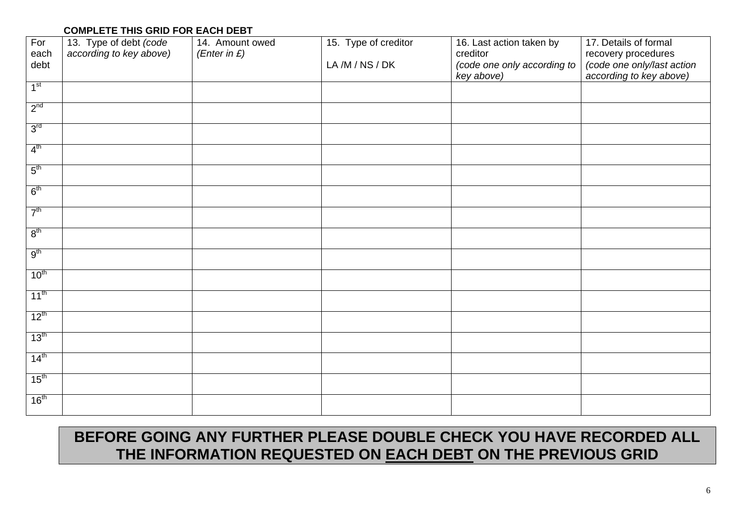**COMPLETE THIS GRID FOR EACH DEBT**

| For each debt | 13. Type of debt *(code according to key above)* | 14. Amount owed *(Enter in £)* | 15. Type of creditor LA /M / NS / DK | 16. Last action taken by creditor *(code one only according to key above)* | 17. Details of formal recovery procedures *(code one only/last action according to key above)* |
|---|---|---|---|---|---|
| 1st | | | | | |
| 2nd | | | | | |
| 3rd | | | | | |
| 4th | | | | | |
| 5th | | | | | |
| 6th | | | | | |
| 7th | | | | | |
| 8th | | | | | |
| 9th | | | | | |
| 10th | | | | | |
| 11th | | | | | |
| 12th | | | | | |
| 13th | | | | | |
| 14th | | | | | |
| 15th | | | | | |
| 16th | | | | | |

**BEFORE GOING ANY FURTHER PLEASE DOUBLE CHECK YOU HAVE RECORDED ALL THE INFORMATION REQUESTED ON EACH DEBT ON THE PREVIOUS GRID**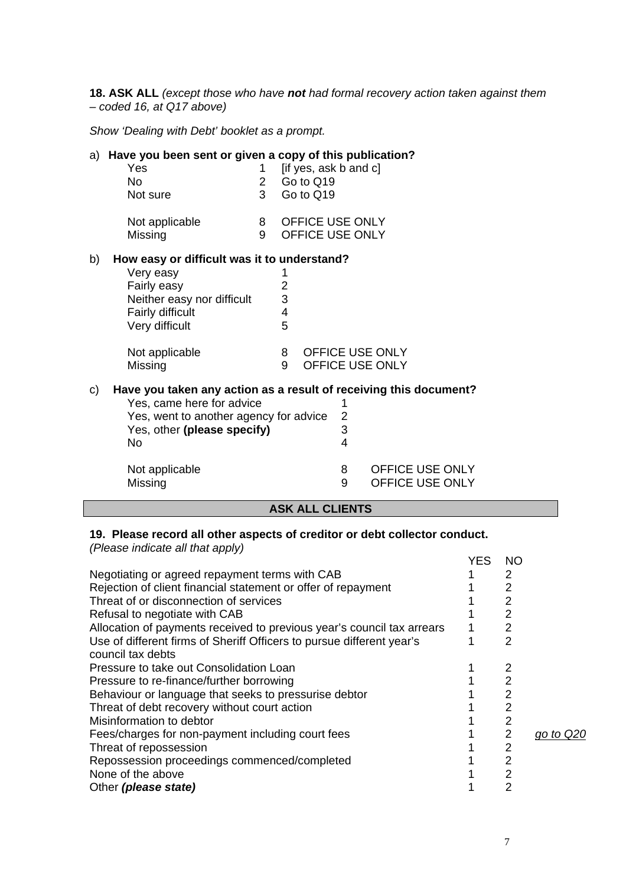**18. ASK ALL** *(except those who have **not** had formal recovery action taken against them – coded 16, at Q17 above)*

*Show 'Dealing with Debt' booklet as a prompt.*

a) **Have you been sent or given a copy of this publication?**

| | | |
|---|---|---|
| Yes | 1 | [if yes, ask b and c] |
| No | 2 | Go to Q19 |
| Not sure | 3 | Go to Q19 |
| Not applicable | 8 | OFFICE USE ONLY |
| Missing | 9 | OFFICE USE ONLY |

b) **How easy or difficult was it to understand?**

| | | |
|---|---|---|
| Very easy | 1 | |
| Fairly easy | 2 | |
| Neither easy nor difficult | 3 | |
| Fairly difficult | 4 | |
| Very difficult | 5 | |
| Not applicable | 8 | OFFICE USE ONLY |
| Missing | 9 | OFFICE USE ONLY |

c) **Have you taken any action as a result of receiving this document?**

| | | |
|---|---|---|
| Yes, came here for advice | 1 | |
| Yes, went to another agency for advice | 2 | |
| Yes, other **(please specify)** | 3 | |
| No | 4 | |
| Not applicable | 8 | OFFICE USE ONLY |
| Missing | 9 | OFFICE USE ONLY |

**ASK ALL CLIENTS**

**19. Please record all other aspects of creditor or debt collector conduct.**
*(Please indicate all that apply)*

| | YES | NO | |
|---|---|---|---|
| Negotiating or agreed repayment terms with CAB | 1 | 2 | |
| Rejection of client financial statement or offer of repayment | 1 | 2 | |
| Threat of or disconnection of services | 1 | 2 | |
| Refusal to negotiate with CAB | 1 | 2 | |
| Allocation of payments received to previous year's council tax arrears | 1 | 2 | |
| Use of different firms of Sheriff Officers to pursue different year's council tax debts | 1 | 2 | |
| Pressure to take out Consolidation Loan | 1 | 2 | |
| Pressure to re-finance/further borrowing | 1 | 2 | |
| Behaviour or language that seeks to pressurise debtor | 1 | 2 | |
| Threat of debt recovery without court action | 1 | 2 | |
| Misinformation to debtor | 1 | 2 | |
| Fees/charges for non-payment including court fees | 1 | 2 | *go to Q20* |
| Threat of repossession | 1 | 2 | |
| Repossession proceedings commenced/completed | 1 | 2 | |
| None of the above | 1 | 2 | |
| Other ***(please state)*** | 1 | 2 | |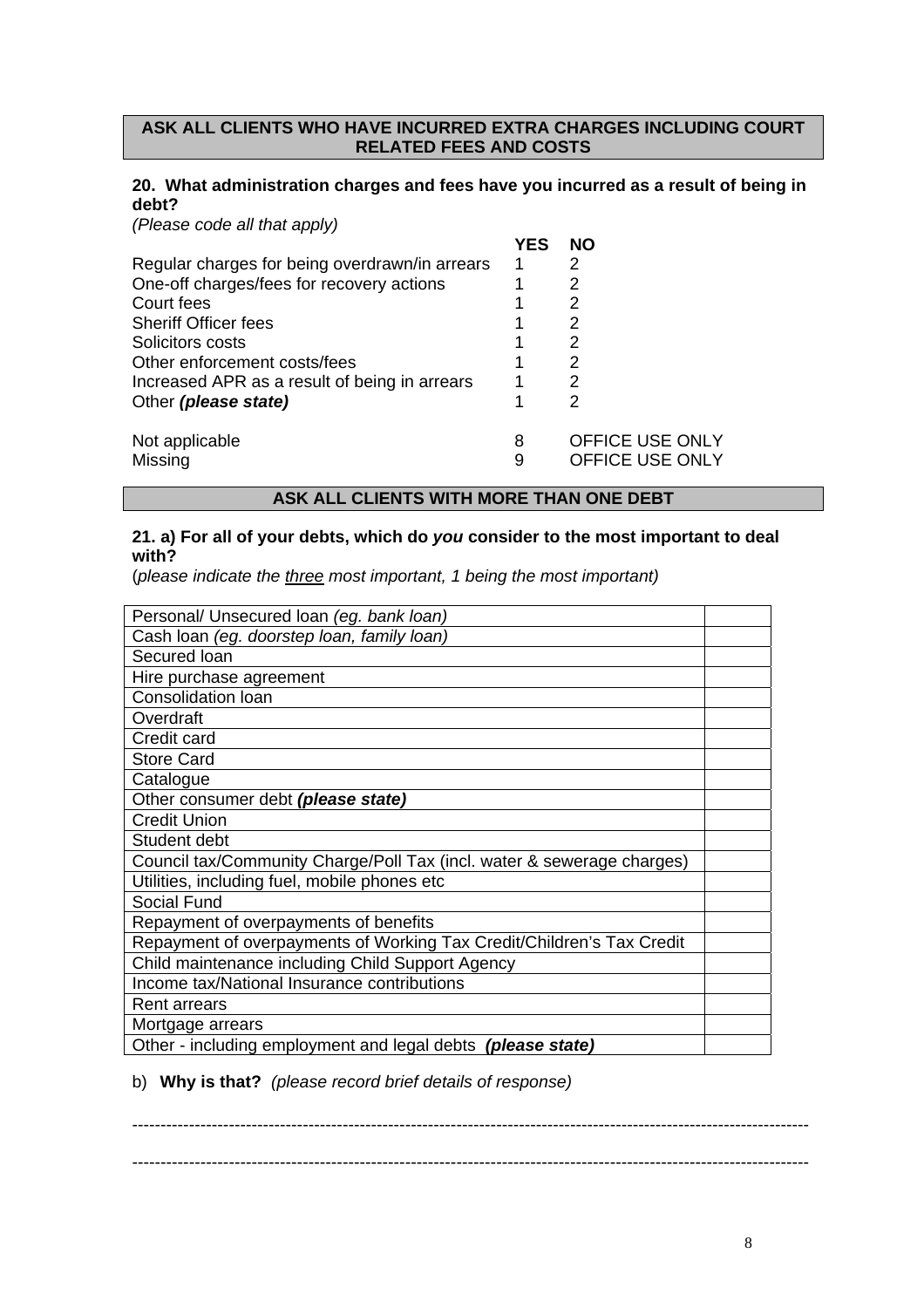**ASK ALL CLIENTS WHO HAVE INCURRED EXTRA CHARGES INCLUDING COURT RELATED FEES AND COSTS**

**20. What administration charges and fees have you incurred as a result of being in debt?**

*(Please code all that apply)*

| | **YES** | **NO** |
|---|---|---|
| Regular charges for being overdrawn/in arrears | 1 | 2 |
| One-off charges/fees for recovery actions | 1 | 2 |
| Court fees | 1 | 2 |
| Sheriff Officer fees | 1 | 2 |
| Solicitors costs | 1 | 2 |
| Other enforcement costs/fees | 1 | 2 |
| Increased APR as a result of being in arrears | 1 | 2 |
| Other ***(please state)*** | 1 | 2 |
| | | |
| Not applicable | 8 | OFFICE USE ONLY |
| Missing | 9 | OFFICE USE ONLY |

**ASK ALL CLIENTS WITH MORE THAN ONE DEBT**

**21. a) For all of your debts, which do *you* consider to the most important to deal with?**

(*please indicate the three most important, 1 being the most important)*

| | |
|---|---|
| Personal/ Unsecured loan *(eg. bank loan)* | |
| Cash loan *(eg. doorstep loan, family loan)* | |
| Secured loan | |
| Hire purchase agreement | |
| Consolidation loan | |
| Overdraft | |
| Credit card | |
| Store Card | |
| Catalogue | |
| Other consumer debt ***(please state)*** | |
| Credit Union | |
| Student debt | |
| Council tax/Community Charge/Poll Tax (incl. water & sewerage charges) | |
| Utilities, including fuel, mobile phones etc | |
| Social Fund | |
| Repayment of overpayments of benefits | |
| Repayment of overpayments of Working Tax Credit/Children's Tax Credit | |
| Child maintenance including Child Support Agency | |
| Income tax/National Insurance contributions | |
| Rent arrears | |
| Mortgage arrears | |
| Other - including employment and legal debts ***(please state)*** | |

b) **Why is that?** *(please record brief details of response)*

---------------------------------------------------------------------------------------------------------------------

---------------------------------------------------------------------------------------------------------------------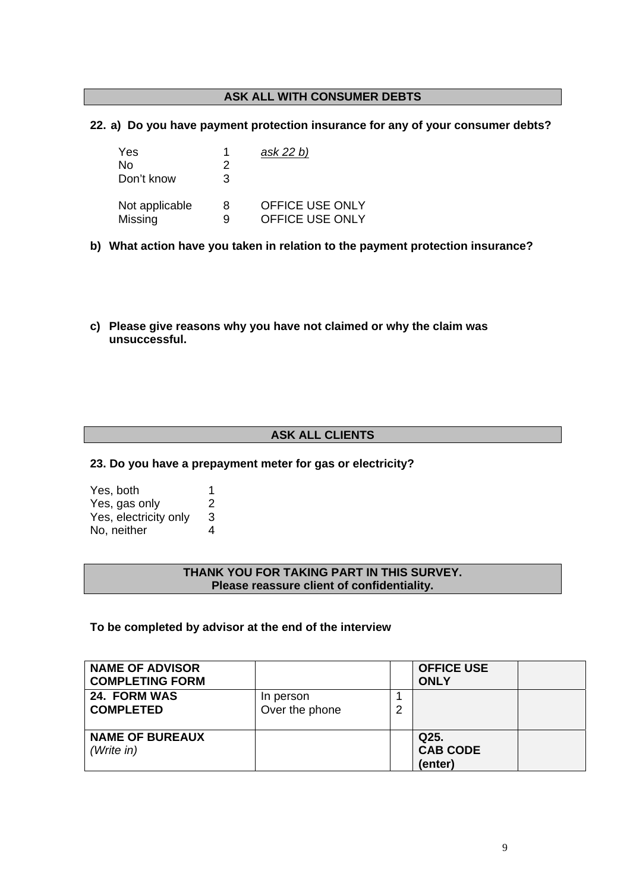**ASK ALL WITH CONSUMER DEBTS**

**22. a) Do you have payment protection insurance for any of your consumer debts?**

| | | |
|---|---|---|
| Yes | 1 | *ask 22 b)* |
| No | 2 | |
| Don't know | 3 | |
| Not applicable | 8 | OFFICE USE ONLY |
| Missing | 9 | OFFICE USE ONLY |

**b) What action have you taken in relation to the payment protection insurance?**

**c) Please give reasons why you have not claimed or why the claim was unsuccessful.**

**ASK ALL CLIENTS**

**23. Do you have a prepayment meter for gas or electricity?**

| | |
|---|---|
| Yes, both | 1 |
| Yes, gas only | 2 |
| Yes, electricity only | 3 |
| No, neither | 4 |

**THANK YOU FOR TAKING PART IN THIS SURVEY.**
**Please reassure client of confidentiality.**

**To be completed by advisor at the end of the interview**

| **NAME OF ADVISOR COMPLETING FORM** | | | **OFFICE USE ONLY** | |
|---|---|---|---|---|
| **24. FORM WAS COMPLETED** | In person<br>Over the phone | 1<br>2 | | |
| **NAME OF BUREAUX** *(Write in)* | | | **Q25. CAB CODE (enter)** | |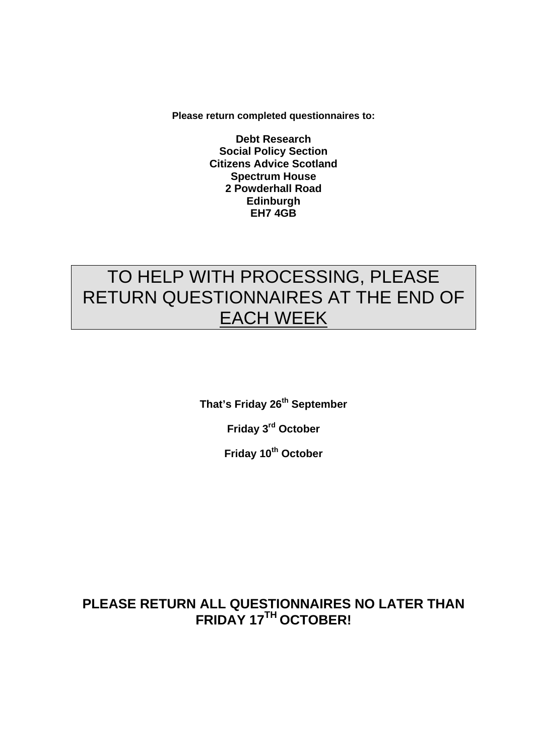**Please return completed questionnaires to:**

**Debt Research**
**Social Policy Section**
**Citizens Advice Scotland**
**Spectrum House**
**2 Powderhall Road**
**Edinburgh**
**EH7 4GB**

TO HELP WITH PROCESSING, PLEASE RETURN QUESTIONNAIRES AT THE END OF EACH WEEK

**That's Friday 26th September**

**Friday 3rd October**

**Friday 10th October**

**PLEASE RETURN ALL QUESTIONNAIRES NO LATER THAN FRIDAY 17TH OCTOBER!**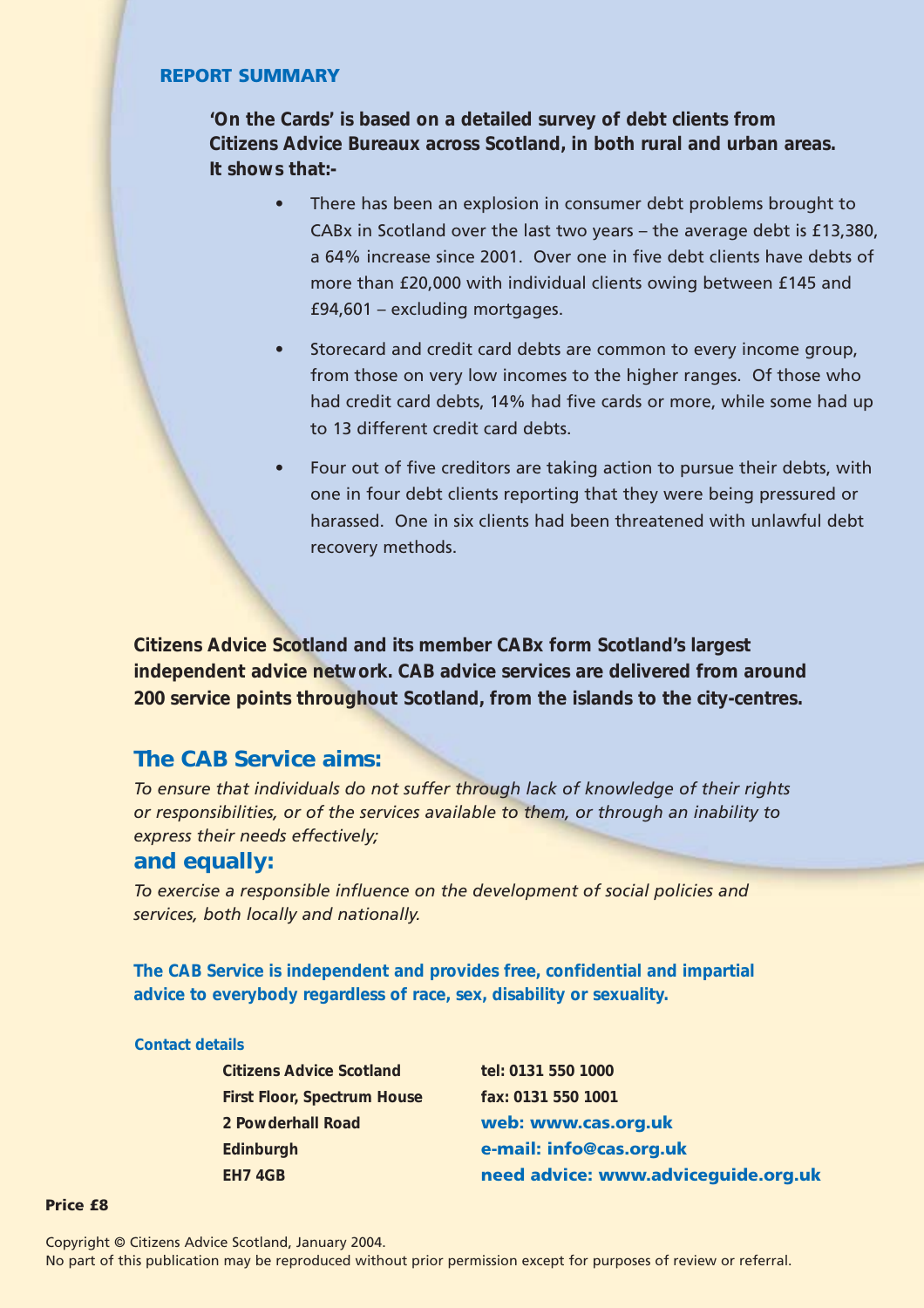## REPORT SUMMARY

**'On the Cards' is based on a detailed survey of debt clients from Citizens Advice Bureaux across Scotland, in both rural and urban areas. It shows that:-**

- There has been an explosion in consumer debt problems brought to CABx in Scotland over the last two years – the average debt is £13,380, a 64% increase since 2001. Over one in five debt clients have debts of more than £20,000 with individual clients owing between £145 and £94,601 – excluding mortgages.
- Storecard and credit card debts are common to every income group, from those on very low incomes to the higher ranges. Of those who had credit card debts, 14% had five cards or more, while some had up to 13 different credit card debts.
- Four out of five creditors are taking action to pursue their debts, with one in four debt clients reporting that they were being pressured or harassed. One in six clients had been threatened with unlawful debt recovery methods.

**Citizens Advice Scotland and its member CABx form Scotland's largest independent advice network. CAB advice services are delivered from around 200 service points throughout Scotland, from the islands to the city-centres.**

## The CAB Service aims:

*To ensure that individuals do not suffer through lack of knowledge of their rights or responsibilities, or of the services available to them, or through an inability to express their needs effectively;*

## and equally:

*To exercise a responsible influence on the development of social policies and services, both locally and nationally.*

**The CAB Service is independent and provides free, confidential and impartial advice to everybody regardless of race, sex, disability or sexuality.**

**Contact details**

**Citizens Advice Scotland**
**First Floor, Spectrum House**
**2 Powderhall Road**
**Edinburgh**
**EH7 4GB**

**tel: 0131 550 1000**
**fax: 0131 550 1001**
**web: www.cas.org.uk**
**e-mail: info@cas.org.uk**
**need advice: www.adviceguide.org.uk**

**Price £8**

Copyright © Citizens Advice Scotland, January 2004.
No part of this publication may be reproduced without prior permission except for purposes of review or referral.